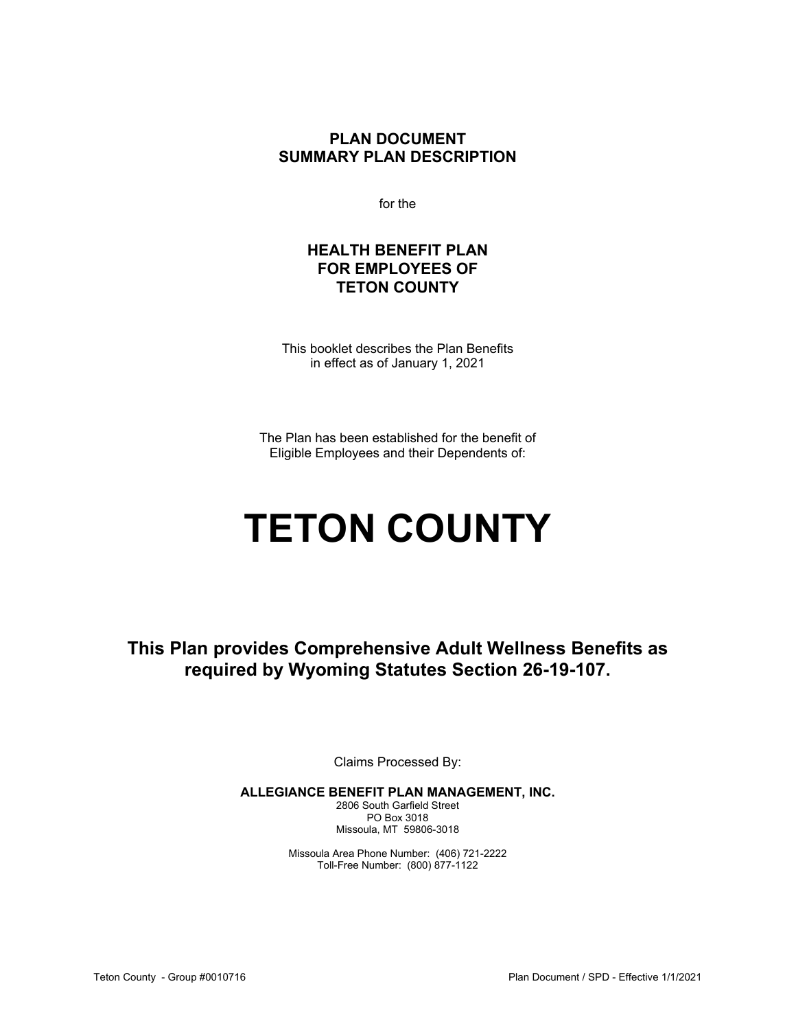# PLAN DOCUMENT
# SUMMARY PLAN DESCRIPTION

for the

## HEALTH BENEFIT PLAN FOR EMPLOYEES OF TETON COUNTY

This booklet describes the Plan Benefits
in effect as of January 1, 2021

The Plan has been established for the benefit of
Eligible Employees and their Dependents of:

# TETON COUNTY

**This Plan provides Comprehensive Adult Wellness Benefits as required by Wyoming Statutes Section 26-19-107.**

Claims Processed By:

**ALLEGIANCE BENEFIT PLAN MANAGEMENT, INC.**
2806 South Garfield Street
PO Box 3018
Missoula, MT 59806-3018

Missoula Area Phone Number: (406) 721-2222
Toll-Free Number: (800) 877-1122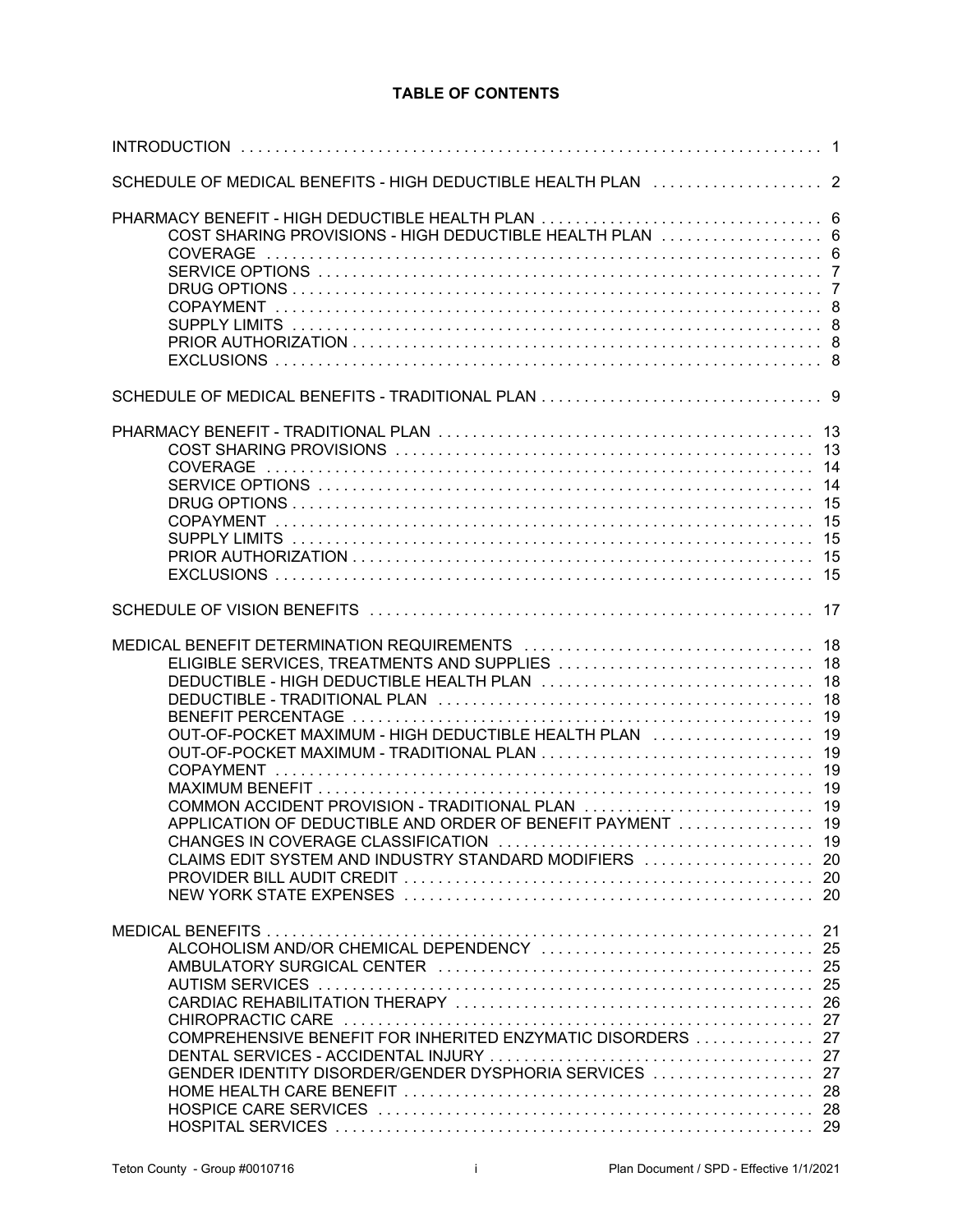# TABLE OF CONTENTS

| | |
|---|---|
| INTRODUCTION | 1 |
| SCHEDULE OF MEDICAL BENEFITS - HIGH DEDUCTIBLE HEALTH PLAN | 2 |
| PHARMACY BENEFIT - HIGH DEDUCTIBLE HEALTH PLAN | 6 |
| COST SHARING PROVISIONS - HIGH DEDUCTIBLE HEALTH PLAN | 6 |
| COVERAGE | 6 |
| SERVICE OPTIONS | 7 |
| DRUG OPTIONS | 7 |
| COPAYMENT | 8 |
| SUPPLY LIMITS | 8 |
| PRIOR AUTHORIZATION | 8 |
| EXCLUSIONS | 8 |
| SCHEDULE OF MEDICAL BENEFITS - TRADITIONAL PLAN | 9 |
| PHARMACY BENEFIT - TRADITIONAL PLAN | 13 |
| COST SHARING PROVISIONS | 13 |
| COVERAGE | 14 |
| SERVICE OPTIONS | 14 |
| DRUG OPTIONS | 15 |
| COPAYMENT | 15 |
| SUPPLY LIMITS | 15 |
| PRIOR AUTHORIZATION | 15 |
| EXCLUSIONS | 15 |
| SCHEDULE OF VISION BENEFITS | 17 |
| MEDICAL BENEFIT DETERMINATION REQUIREMENTS | 18 |
| ELIGIBLE SERVICES, TREATMENTS AND SUPPLIES | 18 |
| DEDUCTIBLE - HIGH DEDUCTIBLE HEALTH PLAN | 18 |
| DEDUCTIBLE - TRADITIONAL PLAN | 18 |
| BENEFIT PERCENTAGE | 19 |
| OUT-OF-POCKET MAXIMUM - HIGH DEDUCTIBLE HEALTH PLAN | 19 |
| OUT-OF-POCKET MAXIMUM - TRADITIONAL PLAN | 19 |
| COPAYMENT | 19 |
| MAXIMUM BENEFIT | 19 |
| COMMON ACCIDENT PROVISION - TRADITIONAL PLAN | 19 |
| APPLICATION OF DEDUCTIBLE AND ORDER OF BENEFIT PAYMENT | 19 |
| CHANGES IN COVERAGE CLASSIFICATION | 19 |
| CLAIMS EDIT SYSTEM AND INDUSTRY STANDARD MODIFIERS | 20 |
| PROVIDER BILL AUDIT CREDIT | 20 |
| NEW YORK STATE EXPENSES | 20 |
| MEDICAL BENEFITS | 21 |
| ALCOHOLISM AND/OR CHEMICAL DEPENDENCY | 25 |
| AMBULATORY SURGICAL CENTER | 25 |
| AUTISM SERVICES | 25 |
| CARDIAC REHABILITATION THERAPY | 26 |
| CHIROPRACTIC CARE | 27 |
| COMPREHENSIVE BENEFIT FOR INHERITED ENZYMATIC DISORDERS | 27 |
| DENTAL SERVICES - ACCIDENTAL INJURY | 27 |
| GENDER IDENTITY DISORDER/GENDER DYSPHORIA SERVICES | 27 |
| HOME HEALTH CARE BENEFIT | 28 |
| HOSPICE CARE SERVICES | 28 |
| HOSPITAL SERVICES | 29 |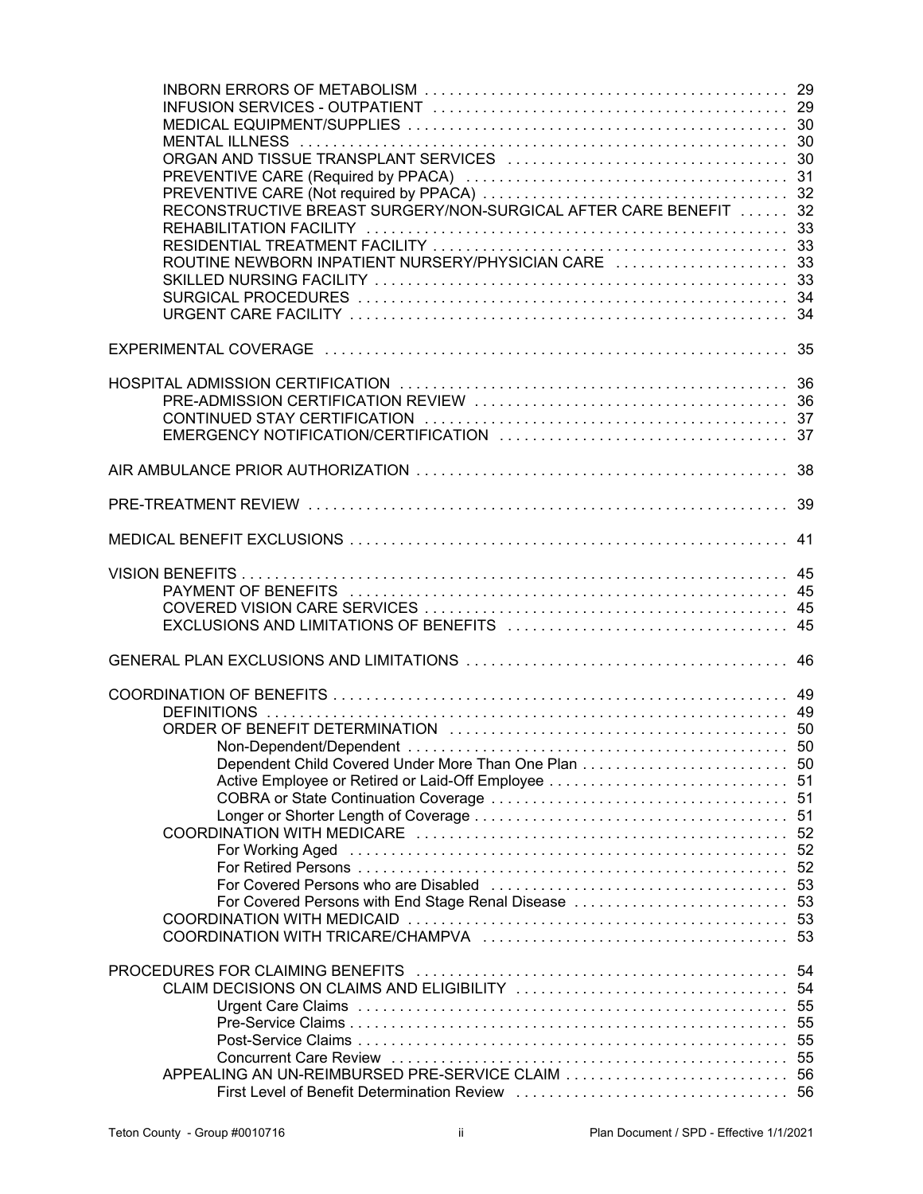INBORN ERRORS OF METABOLISM . . . . . . . . . . . . . . . . . . . . . . . . . . . . . . . . . . . . . . . . . . 29
INFUSION SERVICES - OUTPATIENT . . . . . . . . . . . . . . . . . . . . . . . . . . . . . . . . . . . . . . . . . 29
MEDICAL EQUIPMENT/SUPPLIES . . . . . . . . . . . . . . . . . . . . . . . . . . . . . . . . . . . . . . . . . . . . 30
MENTAL ILLNESS . . . . . . . . . . . . . . . . . . . . . . . . . . . . . . . . . . . . . . . . . . . . . . . . . . . . . . . 30
ORGAN AND TISSUE TRANSPLANT SERVICES . . . . . . . . . . . . . . . . . . . . . . . . . . . . . . . . . 30
PREVENTIVE CARE (Required by PPACA) . . . . . . . . . . . . . . . . . . . . . . . . . . . . . . . . . . . . . 31
PREVENTIVE CARE (Not required by PPACA) . . . . . . . . . . . . . . . . . . . . . . . . . . . . . . . . . . . 32
RECONSTRUCTIVE BREAST SURGERY/NON-SURGICAL AFTER CARE BENEFIT . . . . . . 32
REHABILITATION FACILITY . . . . . . . . . . . . . . . . . . . . . . . . . . . . . . . . . . . . . . . . . . . . . . . . 33
RESIDENTIAL TREATMENT FACILITY . . . . . . . . . . . . . . . . . . . . . . . . . . . . . . . . . . . . . . . . 33
ROUTINE NEWBORN INPATIENT NURSERY/PHYSICIAN CARE . . . . . . . . . . . . . . . . . . . . 33
SKILLED NURSING FACILITY . . . . . . . . . . . . . . . . . . . . . . . . . . . . . . . . . . . . . . . . . . . . . . . 33
SURGICAL PROCEDURES . . . . . . . . . . . . . . . . . . . . . . . . . . . . . . . . . . . . . . . . . . . . . . . . . 34
URGENT CARE FACILITY . . . . . . . . . . . . . . . . . . . . . . . . . . . . . . . . . . . . . . . . . . . . . . . . . . 34

EXPERIMENTAL COVERAGE . . . . . . . . . . . . . . . . . . . . . . . . . . . . . . . . . . . . . . . . . . . . . . . . . . . 35

HOSPITAL ADMISSION CERTIFICATION . . . . . . . . . . . . . . . . . . . . . . . . . . . . . . . . . . . . . . . . . . . 36
PRE-ADMISSION CERTIFICATION REVIEW . . . . . . . . . . . . . . . . . . . . . . . . . . . . . . . . . . . . 36
CONTINUED STAY CERTIFICATION . . . . . . . . . . . . . . . . . . . . . . . . . . . . . . . . . . . . . . . . . . 37
EMERGENCY NOTIFICATION/CERTIFICATION . . . . . . . . . . . . . . . . . . . . . . . . . . . . . . . . . 37

AIR AMBULANCE PRIOR AUTHORIZATION . . . . . . . . . . . . . . . . . . . . . . . . . . . . . . . . . . . . . . . . 38

PRE-TREATMENT REVIEW . . . . . . . . . . . . . . . . . . . . . . . . . . . . . . . . . . . . . . . . . . . . . . . . . . . . . 39

MEDICAL BENEFIT EXCLUSIONS . . . . . . . . . . . . . . . . . . . . . . . . . . . . . . . . . . . . . . . . . . . . . . . . 41

VISION BENEFITS . . . . . . . . . . . . . . . . . . . . . . . . . . . . . . . . . . . . . . . . . . . . . . . . . . . . . . . . . . . 45
PAYMENT OF BENEFITS . . . . . . . . . . . . . . . . . . . . . . . . . . . . . . . . . . . . . . . . . . . . . . . . . . . 45
COVERED VISION CARE SERVICES . . . . . . . . . . . . . . . . . . . . . . . . . . . . . . . . . . . . . . . . . . 45
EXCLUSIONS AND LIMITATIONS OF BENEFITS . . . . . . . . . . . . . . . . . . . . . . . . . . . . . . . . . 45

GENERAL PLAN EXCLUSIONS AND LIMITATIONS . . . . . . . . . . . . . . . . . . . . . . . . . . . . . . . . . . 46

COORDINATION OF BENEFITS . . . . . . . . . . . . . . . . . . . . . . . . . . . . . . . . . . . . . . . . . . . . . . . . . 49
DEFINITIONS . . . . . . . . . . . . . . . . . . . . . . . . . . . . . . . . . . . . . . . . . . . . . . . . . . . . . . . . . . . 49
ORDER OF BENEFIT DETERMINATION . . . . . . . . . . . . . . . . . . . . . . . . . . . . . . . . . . . . . . . 50
Non-Dependent/Dependent . . . . . . . . . . . . . . . . . . . . . . . . . . . . . . . . . . . . . . . . . . . . . 50
Dependent Child Covered Under More Than One Plan . . . . . . . . . . . . . . . . . . . . . . . . 50
Active Employee or Retired or Laid-Off Employee . . . . . . . . . . . . . . . . . . . . . . . . . . . 51
COBRA or State Continuation Coverage . . . . . . . . . . . . . . . . . . . . . . . . . . . . . . . . . . . 51
Longer or Shorter Length of Coverage . . . . . . . . . . . . . . . . . . . . . . . . . . . . . . . . . . . . . 51
COORDINATION WITH MEDICARE . . . . . . . . . . . . . . . . . . . . . . . . . . . . . . . . . . . . . . . . . . . 52
For Working Aged . . . . . . . . . . . . . . . . . . . . . . . . . . . . . . . . . . . . . . . . . . . . . . . . . . . . 52
For Retired Persons . . . . . . . . . . . . . . . . . . . . . . . . . . . . . . . . . . . . . . . . . . . . . . . . . . . 52
For Covered Persons who are Disabled . . . . . . . . . . . . . . . . . . . . . . . . . . . . . . . . . . . 53
For Covered Persons with End Stage Renal Disease . . . . . . . . . . . . . . . . . . . . . . . . . 53
COORDINATION WITH MEDICAID . . . . . . . . . . . . . . . . . . . . . . . . . . . . . . . . . . . . . . . . . . . . 53
COORDINATION WITH TRICARE/CHAMPVA . . . . . . . . . . . . . . . . . . . . . . . . . . . . . . . . . . . 53

PROCEDURES FOR CLAIMING BENEFITS . . . . . . . . . . . . . . . . . . . . . . . . . . . . . . . . . . . . . . . . . 54
CLAIM DECISIONS ON CLAIMS AND ELIGIBILITY . . . . . . . . . . . . . . . . . . . . . . . . . . . . . . . . 54
Urgent Care Claims . . . . . . . . . . . . . . . . . . . . . . . . . . . . . . . . . . . . . . . . . . . . . . . . . . . 55
Pre-Service Claims . . . . . . . . . . . . . . . . . . . . . . . . . . . . . . . . . . . . . . . . . . . . . . . . . . . . 55
Post-Service Claims . . . . . . . . . . . . . . . . . . . . . . . . . . . . . . . . . . . . . . . . . . . . . . . . . . . 55
Concurrent Care Review . . . . . . . . . . . . . . . . . . . . . . . . . . . . . . . . . . . . . . . . . . . . . . . 55
APPEALING AN UN-REIMBURSED PRE-SERVICE CLAIM . . . . . . . . . . . . . . . . . . . . . . . . . . 56
First Level of Benefit Determination Review . . . . . . . . . . . . . . . . . . . . . . . . . . . . . . . . 56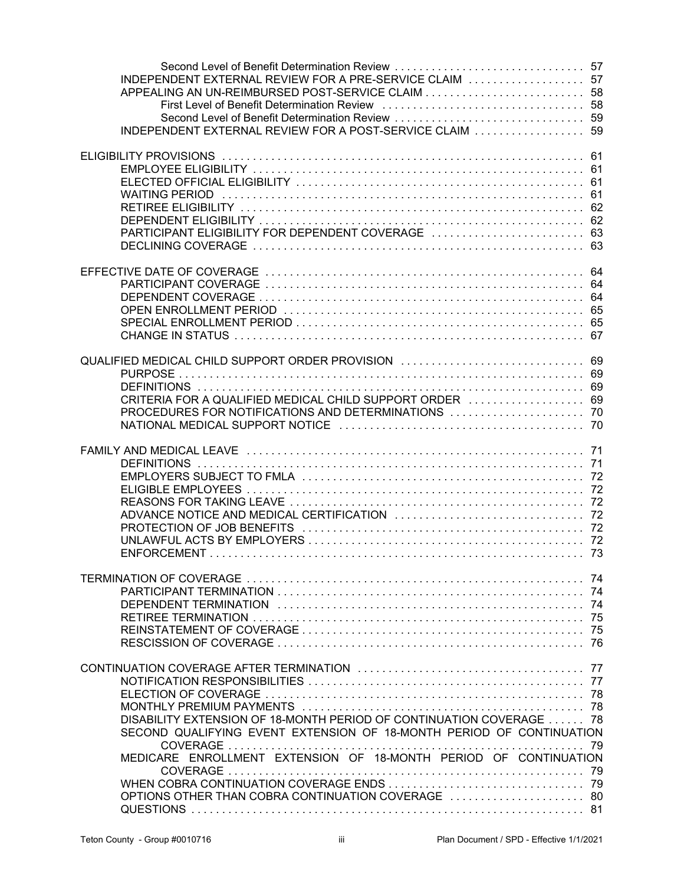- Second Level of Benefit Determination Review ..... 57
- INDEPENDENT EXTERNAL REVIEW FOR A PRE-SERVICE CLAIM ..... 57
- APPEALING AN UN-REIMBURSED POST-SERVICE CLAIM ..... 58
  - First Level of Benefit Determination Review ..... 58
  - Second Level of Benefit Determination Review ..... 59
- INDEPENDENT EXTERNAL REVIEW FOR A POST-SERVICE CLAIM ..... 59

ELIGIBILITY PROVISIONS ..... 61
- EMPLOYEE ELIGIBILITY ..... 61
- ELECTED OFFICIAL ELIGIBILITY ..... 61
- WAITING PERIOD ..... 61
- RETIREE ELIGIBILITY ..... 62
- DEPENDENT ELIGIBILITY ..... 62
- PARTICIPANT ELIGIBILITY FOR DEPENDENT COVERAGE ..... 63
- DECLINING COVERAGE ..... 63

EFFECTIVE DATE OF COVERAGE ..... 64
- PARTICIPANT COVERAGE ..... 64
- DEPENDENT COVERAGE ..... 64
- OPEN ENROLLMENT PERIOD ..... 65
- SPECIAL ENROLLMENT PERIOD ..... 65
- CHANGE IN STATUS ..... 67

QUALIFIED MEDICAL CHILD SUPPORT ORDER PROVISION ..... 69
- PURPOSE ..... 69
- DEFINITIONS ..... 69
- CRITERIA FOR A QUALIFIED MEDICAL CHILD SUPPORT ORDER ..... 69
- PROCEDURES FOR NOTIFICATIONS AND DETERMINATIONS ..... 70
- NATIONAL MEDICAL SUPPORT NOTICE ..... 70

FAMILY AND MEDICAL LEAVE ..... 71
- DEFINITIONS ..... 71
- EMPLOYERS SUBJECT TO FMLA ..... 72
- ELIGIBLE EMPLOYEES ..... 72
- REASONS FOR TAKING LEAVE ..... 72
- ADVANCE NOTICE AND MEDICAL CERTIFICATION ..... 72
- PROTECTION OF JOB BENEFITS ..... 72
- UNLAWFUL ACTS BY EMPLOYERS ..... 72
- ENFORCEMENT ..... 73

TERMINATION OF COVERAGE ..... 74
- PARTICIPANT TERMINATION ..... 74
- DEPENDENT TERMINATION ..... 74
- RETIREE TERMINATION ..... 75
- REINSTATEMENT OF COVERAGE ..... 75
- RESCISSION OF COVERAGE ..... 76

CONTINUATION COVERAGE AFTER TERMINATION ..... 77
- NOTIFICATION RESPONSIBILITIES ..... 77
- ELECTION OF COVERAGE ..... 78
- MONTHLY PREMIUM PAYMENTS ..... 78
- DISABILITY EXTENSION OF 18-MONTH PERIOD OF CONTINUATION COVERAGE ..... 78
- SECOND QUALIFYING EVENT EXTENSION OF 18-MONTH PERIOD OF CONTINUATION COVERAGE ..... 79
- MEDICARE ENROLLMENT EXTENSION OF 18-MONTH PERIOD OF CONTINUATION COVERAGE ..... 79
- WHEN COBRA CONTINUATION COVERAGE ENDS ..... 79
- OPTIONS OTHER THAN COBRA CONTINUATION COVERAGE ..... 80
- QUESTIONS ..... 81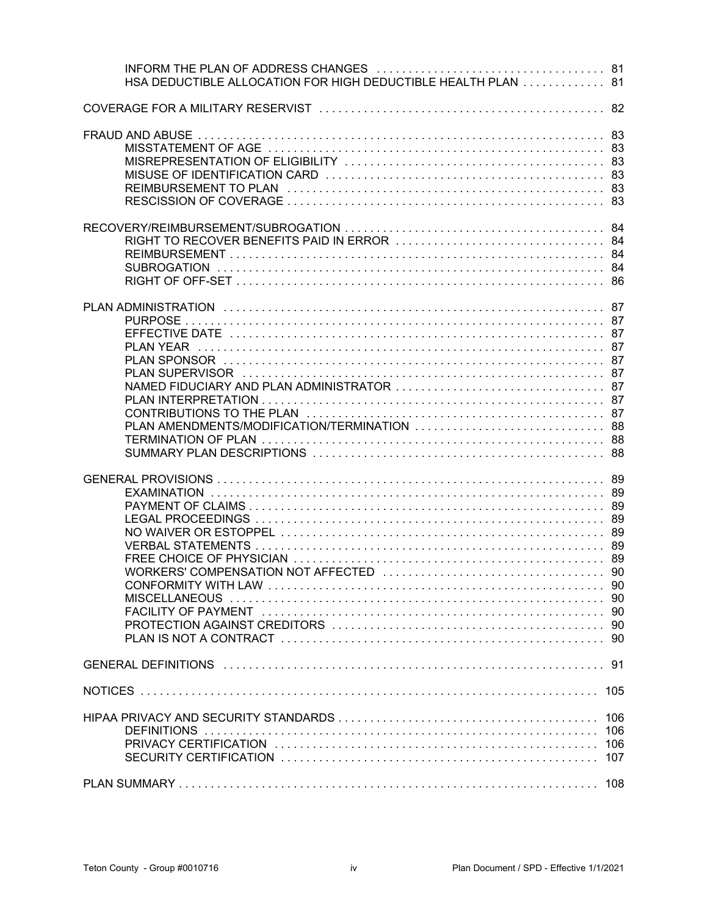INFORM THE PLAN OF ADDRESS CHANGES . . . . . . . . . . . . . . . . . . . . . . . . . . . . . . . . . . . 81
HSA DEDUCTIBLE ALLOCATION FOR HIGH DEDUCTIBLE HEALTH PLAN . . . . . . . . . . . . . 81

COVERAGE FOR A MILITARY RESERVIST . . . . . . . . . . . . . . . . . . . . . . . . . . . . . . . . . . . . . . . . . . . 82

FRAUD AND ABUSE . . . . . . . . . . . . . . . . . . . . . . . . . . . . . . . . . . . . . . . . . . . . . . . . . . . . . . . . . . . 83
- MISSTATEMENT OF AGE . . . . . . . . . . . . . . . . . . . . . . . . . . . . . . . . . . . . . . . . . . . . . . . . . . 83
- MISREPRESENTATION OF ELIGIBILITY . . . . . . . . . . . . . . . . . . . . . . . . . . . . . . . . . . . . . . . 83
- MISUSE OF IDENTIFICATION CARD . . . . . . . . . . . . . . . . . . . . . . . . . . . . . . . . . . . . . . . . . 83
- REIMBURSEMENT TO PLAN . . . . . . . . . . . . . . . . . . . . . . . . . . . . . . . . . . . . . . . . . . . . . . . . 83
- RESCISSION OF COVERAGE . . . . . . . . . . . . . . . . . . . . . . . . . . . . . . . . . . . . . . . . . . . . . . . 83

RECOVERY/REIMBURSEMENT/SUBROGATION . . . . . . . . . . . . . . . . . . . . . . . . . . . . . . . . . . . . . . . 84
- RIGHT TO RECOVER BENEFITS PAID IN ERROR . . . . . . . . . . . . . . . . . . . . . . . . . . . . . . . 84
- REIMBURSEMENT . . . . . . . . . . . . . . . . . . . . . . . . . . . . . . . . . . . . . . . . . . . . . . . . . . . . . . . 84
- SUBROGATION . . . . . . . . . . . . . . . . . . . . . . . . . . . . . . . . . . . . . . . . . . . . . . . . . . . . . . . . . 84
- RIGHT OF OFF-SET . . . . . . . . . . . . . . . . . . . . . . . . . . . . . . . . . . . . . . . . . . . . . . . . . . . . . . . 86

PLAN ADMINISTRATION . . . . . . . . . . . . . . . . . . . . . . . . . . . . . . . . . . . . . . . . . . . . . . . . . . . . . . . . . . 87
- PURPOSE . . . . . . . . . . . . . . . . . . . . . . . . . . . . . . . . . . . . . . . . . . . . . . . . . . . . . . . . . . . . . . . 87
- EFFECTIVE DATE . . . . . . . . . . . . . . . . . . . . . . . . . . . . . . . . . . . . . . . . . . . . . . . . . . . . . . . . . 87
- PLAN YEAR . . . . . . . . . . . . . . . . . . . . . . . . . . . . . . . . . . . . . . . . . . . . . . . . . . . . . . . . . . . . . 87
- PLAN SPONSOR . . . . . . . . . . . . . . . . . . . . . . . . . . . . . . . . . . . . . . . . . . . . . . . . . . . . . . . . . . 87
- PLAN SUPERVISOR . . . . . . . . . . . . . . . . . . . . . . . . . . . . . . . . . . . . . . . . . . . . . . . . . . . . . . . 87
- NAMED FIDUCIARY AND PLAN ADMINISTRATOR . . . . . . . . . . . . . . . . . . . . . . . . . . . . . . . 87
- PLAN INTERPRETATION . . . . . . . . . . . . . . . . . . . . . . . . . . . . . . . . . . . . . . . . . . . . . . . . . . . 87
- CONTRIBUTIONS TO THE PLAN . . . . . . . . . . . . . . . . . . . . . . . . . . . . . . . . . . . . . . . . . . . . . 87
- PLAN AMENDMENTS/MODIFICATION/TERMINATION . . . . . . . . . . . . . . . . . . . . . . . . . . . . . 88
- TERMINATION OF PLAN . . . . . . . . . . . . . . . . . . . . . . . . . . . . . . . . . . . . . . . . . . . . . . . . . . . 88
- SUMMARY PLAN DESCRIPTIONS . . . . . . . . . . . . . . . . . . . . . . . . . . . . . . . . . . . . . . . . . . . . 88

GENERAL PROVISIONS . . . . . . . . . . . . . . . . . . . . . . . . . . . . . . . . . . . . . . . . . . . . . . . . . . . . . . . . . . 89
- EXAMINATION . . . . . . . . . . . . . . . . . . . . . . . . . . . . . . . . . . . . . . . . . . . . . . . . . . . . . . . . . . . 89
- PAYMENT OF CLAIMS . . . . . . . . . . . . . . . . . . . . . . . . . . . . . . . . . . . . . . . . . . . . . . . . . . . . . 89
- LEGAL PROCEEDINGS . . . . . . . . . . . . . . . . . . . . . . . . . . . . . . . . . . . . . . . . . . . . . . . . . . . . . 89
- NO WAIVER OR ESTOPPEL . . . . . . . . . . . . . . . . . . . . . . . . . . . . . . . . . . . . . . . . . . . . . . . . . 89
- VERBAL STATEMENTS . . . . . . . . . . . . . . . . . . . . . . . . . . . . . . . . . . . . . . . . . . . . . . . . . . . . 89
- FREE CHOICE OF PHYSICIAN . . . . . . . . . . . . . . . . . . . . . . . . . . . . . . . . . . . . . . . . . . . . . . 89
- WORKERS' COMPENSATION NOT AFFECTED . . . . . . . . . . . . . . . . . . . . . . . . . . . . . . . . . 90
- CONFORMITY WITH LAW . . . . . . . . . . . . . . . . . . . . . . . . . . . . . . . . . . . . . . . . . . . . . . . . . . 90
- MISCELLANEOUS . . . . . . . . . . . . . . . . . . . . . . . . . . . . . . . . . . . . . . . . . . . . . . . . . . . . . . . . 90
- FACILITY OF PAYMENT . . . . . . . . . . . . . . . . . . . . . . . . . . . . . . . . . . . . . . . . . . . . . . . . . . . . 90
- PROTECTION AGAINST CREDITORS . . . . . . . . . . . . . . . . . . . . . . . . . . . . . . . . . . . . . . . . . 90
- PLAN IS NOT A CONTRACT . . . . . . . . . . . . . . . . . . . . . . . . . . . . . . . . . . . . . . . . . . . . . . . . 90

GENERAL DEFINITIONS . . . . . . . . . . . . . . . . . . . . . . . . . . . . . . . . . . . . . . . . . . . . . . . . . . . . . . . . . . 91

NOTICES . . . . . . . . . . . . . . . . . . . . . . . . . . . . . . . . . . . . . . . . . . . . . . . . . . . . . . . . . . . . . . . . . . . . 105

HIPAA PRIVACY AND SECURITY STANDARDS . . . . . . . . . . . . . . . . . . . . . . . . . . . . . . . . . . . . . . . 106
- DEFINITIONS . . . . . . . . . . . . . . . . . . . . . . . . . . . . . . . . . . . . . . . . . . . . . . . . . . . . . . . . . . . . 106
- PRIVACY CERTIFICATION . . . . . . . . . . . . . . . . . . . . . . . . . . . . . . . . . . . . . . . . . . . . . . . . . . 106
- SECURITY CERTIFICATION . . . . . . . . . . . . . . . . . . . . . . . . . . . . . . . . . . . . . . . . . . . . . . . . . 107

PLAN SUMMARY . . . . . . . . . . . . . . . . . . . . . . . . . . . . . . . . . . . . . . . . . . . . . . . . . . . . . . . . . . . . . . 108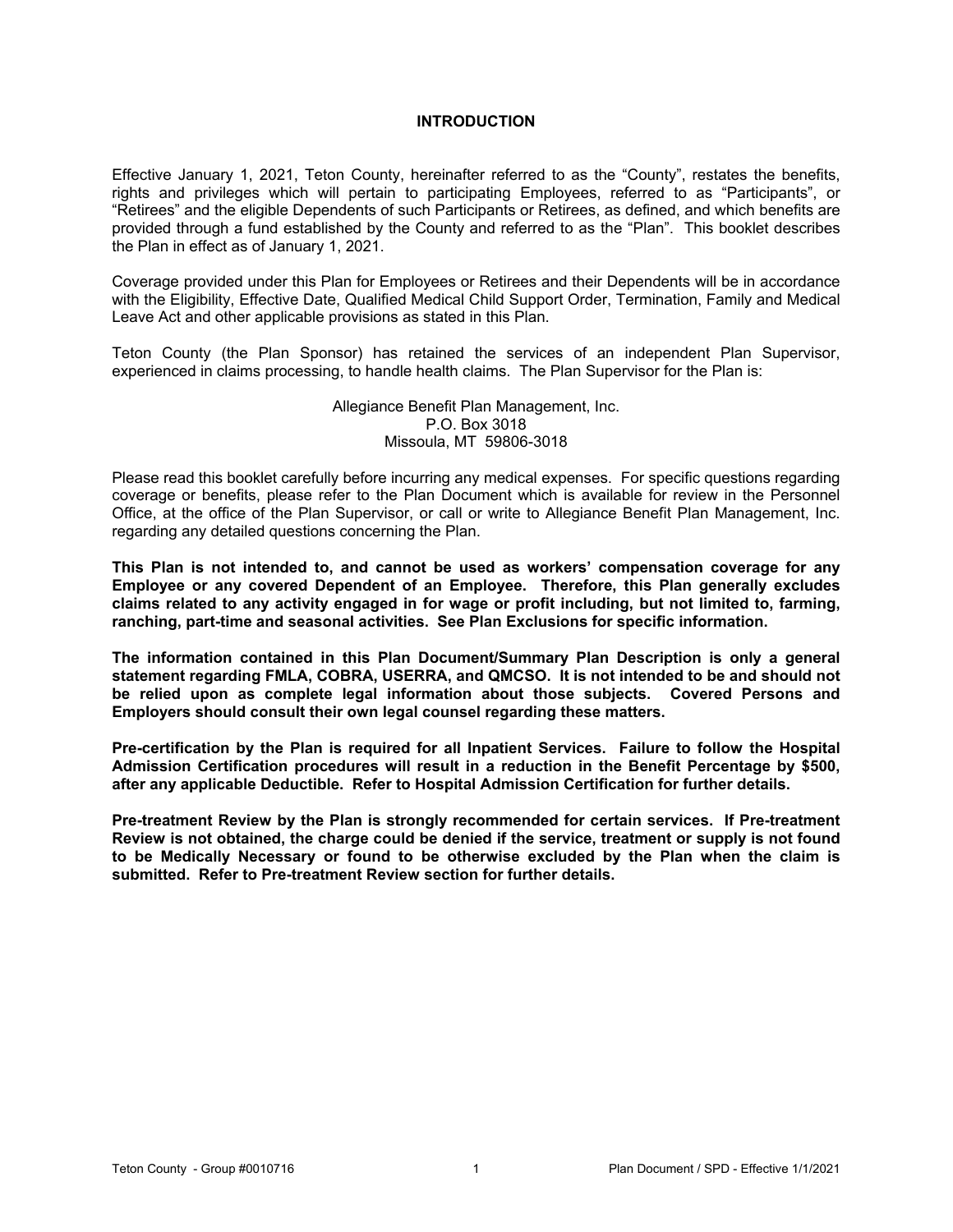# INTRODUCTION

Effective January 1, 2021, Teton County, hereinafter referred to as the "County", restates the benefits, rights and privileges which will pertain to participating Employees, referred to as "Participants", or "Retirees" and the eligible Dependents of such Participants or Retirees, as defined, and which benefits are provided through a fund established by the County and referred to as the "Plan". This booklet describes the Plan in effect as of January 1, 2021.

Coverage provided under this Plan for Employees or Retirees and their Dependents will be in accordance with the Eligibility, Effective Date, Qualified Medical Child Support Order, Termination, Family and Medical Leave Act and other applicable provisions as stated in this Plan.

Teton County (the Plan Sponsor) has retained the services of an independent Plan Supervisor, experienced in claims processing, to handle health claims. The Plan Supervisor for the Plan is:

Allegiance Benefit Plan Management, Inc.
P.O. Box 3018
Missoula, MT 59806-3018

Please read this booklet carefully before incurring any medical expenses. For specific questions regarding coverage or benefits, please refer to the Plan Document which is available for review in the Personnel Office, at the office of the Plan Supervisor, or call or write to Allegiance Benefit Plan Management, Inc. regarding any detailed questions concerning the Plan.

**This Plan is not intended to, and cannot be used as workers' compensation coverage for any Employee or any covered Dependent of an Employee. Therefore, this Plan generally excludes claims related to any activity engaged in for wage or profit including, but not limited to, farming, ranching, part-time and seasonal activities. See Plan Exclusions for specific information.**

**The information contained in this Plan Document/Summary Plan Description is only a general statement regarding FMLA, COBRA, USERRA, and QMCSO. It is not intended to be and should not be relied upon as complete legal information about those subjects. Covered Persons and Employers should consult their own legal counsel regarding these matters.**

**Pre-certification by the Plan is required for all Inpatient Services. Failure to follow the Hospital Admission Certification procedures will result in a reduction in the Benefit Percentage by $500, after any applicable Deductible. Refer to Hospital Admission Certification for further details.**

**Pre-treatment Review by the Plan is strongly recommended for certain services. If Pre-treatment Review is not obtained, the charge could be denied if the service, treatment or supply is not found to be Medically Necessary or found to be otherwise excluded by the Plan when the claim is submitted. Refer to Pre-treatment Review section for further details.**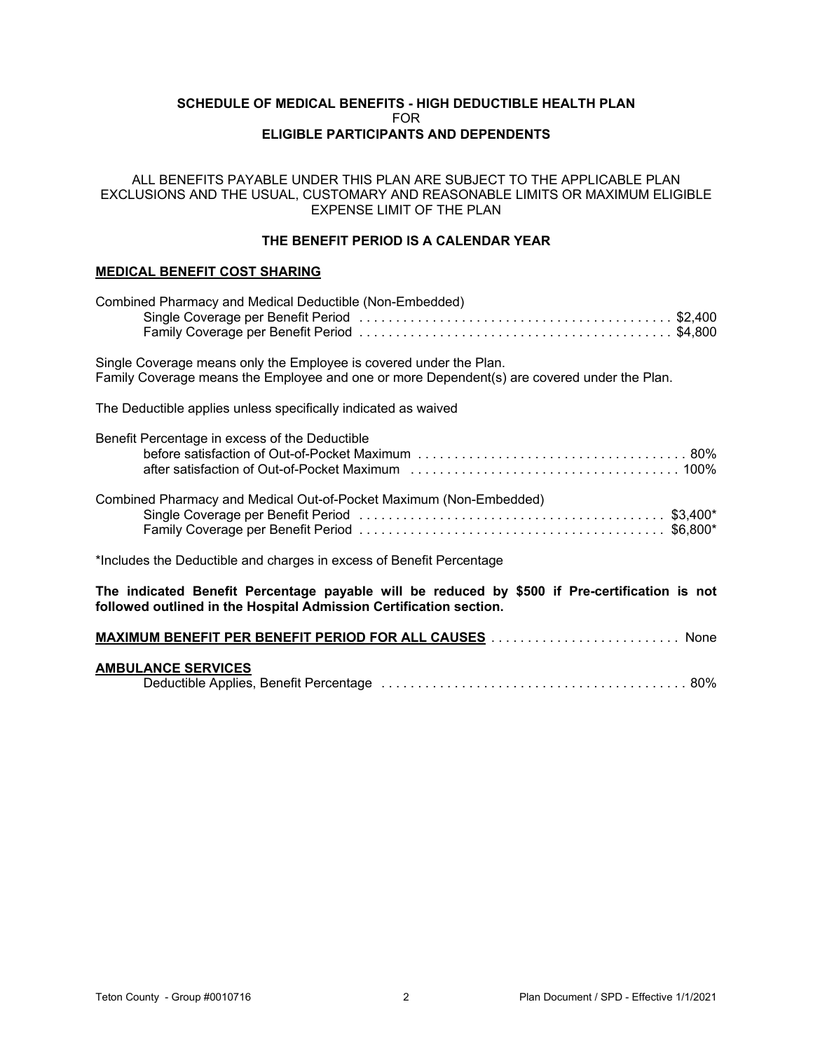## SCHEDULE OF MEDICAL BENEFITS - HIGH DEDUCTIBLE HEALTH PLAN
FOR
## ELIGIBLE PARTICIPANTS AND DEPENDENTS

ALL BENEFITS PAYABLE UNDER THIS PLAN ARE SUBJECT TO THE APPLICABLE PLAN EXCLUSIONS AND THE USUAL, CUSTOMARY AND REASONABLE LIMITS OR MAXIMUM ELIGIBLE EXPENSE LIMIT OF THE PLAN

**THE BENEFIT PERIOD IS A CALENDAR YEAR**

### MEDICAL BENEFIT COST SHARING

Combined Pharmacy and Medical Deductible (Non-Embedded)

| | |
|---|---|
| Single Coverage per Benefit Period | $2,400 |
| Family Coverage per Benefit Period | $4,800 |

Single Coverage means only the Employee is covered under the Plan.
Family Coverage means the Employee and one or more Dependent(s) are covered under the Plan.

The Deductible applies unless specifically indicated as waived

Benefit Percentage in excess of the Deductible

| | |
|---|---|
| before satisfaction of Out-of-Pocket Maximum | 80% |
| after satisfaction of Out-of-Pocket Maximum | 100% |

Combined Pharmacy and Medical Out-of-Pocket Maximum (Non-Embedded)

| | |
|---|---|
| Single Coverage per Benefit Period | $3,400* |
| Family Coverage per Benefit Period | $6,800* |

*Includes the Deductible and charges in excess of Benefit Percentage

**The indicated Benefit Percentage payable will be reduced by $500 if Pre-certification is not followed outlined in the Hospital Admission Certification section.**

**MAXIMUM BENEFIT PER BENEFIT PERIOD FOR ALL CAUSES** . . . . . . . . . . None

### AMBULANCE SERVICES

| | |
|---|---|
| Deductible Applies, Benefit Percentage | 80% |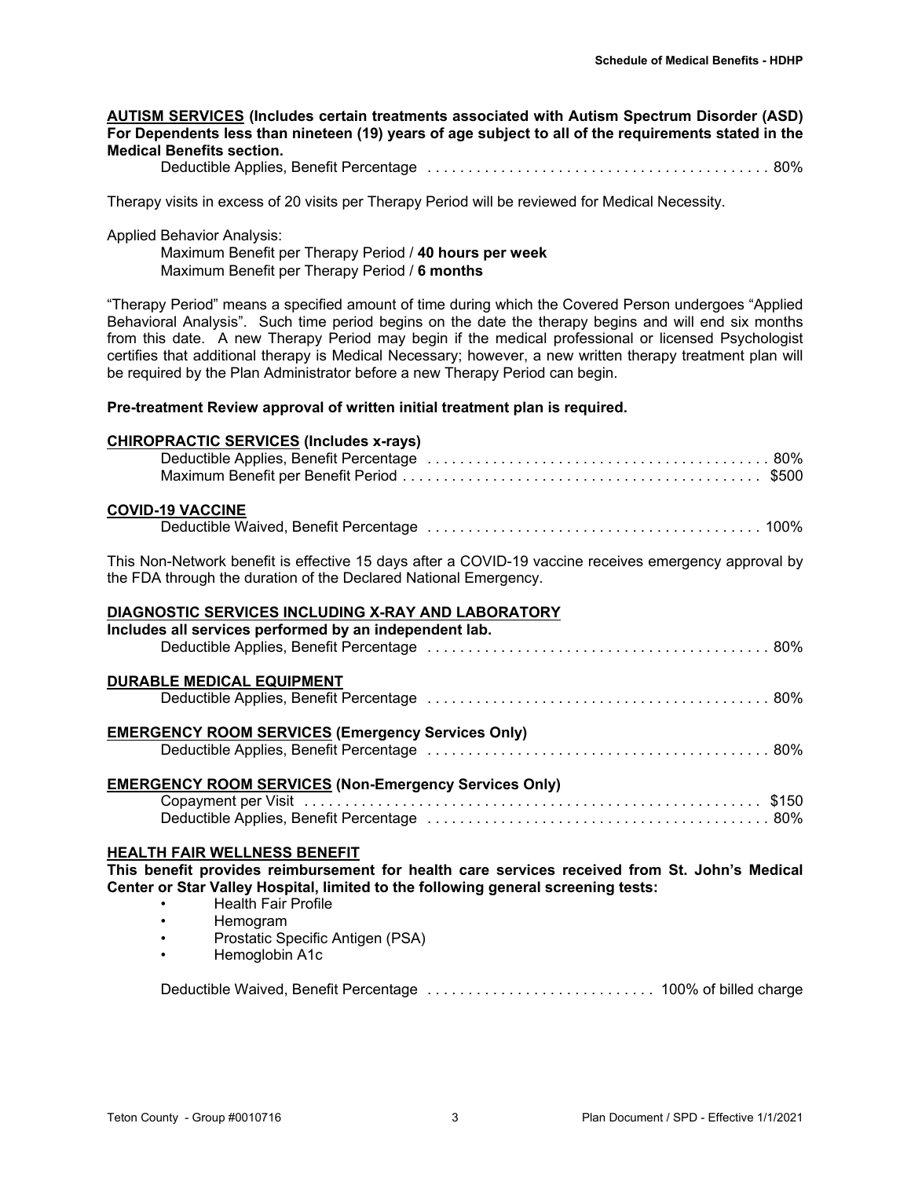**AUTISM SERVICES (Includes certain treatments associated with Autism Spectrum Disorder (ASD) For Dependents less than nineteen (19) years of age subject to all of the requirements stated in the Medical Benefits section.**

Deductible Applies, Benefit Percentage . . . . . . . . . . . . . . . . . . . . . . . . . . . . . . . . . . . . . . . . 80%

Therapy visits in excess of 20 visits per Therapy Period will be reviewed for Medical Necessity.

Applied Behavior Analysis:

Maximum Benefit per Therapy Period / **40 hours per week**
Maximum Benefit per Therapy Period / **6 months**

"Therapy Period" means a specified amount of time during which the Covered Person undergoes "Applied Behavioral Analysis". Such time period begins on the date the therapy begins and will end six months from this date. A new Therapy Period may begin if the medical professional or licensed Psychologist certifies that additional therapy is Medical Necessary; however, a new written therapy treatment plan will be required by the Plan Administrator before a new Therapy Period can begin.

**Pre-treatment Review approval of written initial treatment plan is required.**

**CHIROPRACTIC SERVICES (Includes x-rays)**

Deductible Applies, Benefit Percentage . . . . . . . . . . . . . . . . . . . . . . . . . . . . . . . . . . . . . . . . 80%
Maximum Benefit per Benefit Period . . . . . . . . . . . . . . . . . . . . . . . . . . . . . . . . . . . . . . . . . . $500

**COVID-19 VACCINE**

Deductible Waived, Benefit Percentage . . . . . . . . . . . . . . . . . . . . . . . . . . . . . . . . . . . . . . . 100%

This Non-Network benefit is effective 15 days after a COVID-19 vaccine receives emergency approval by the FDA through the duration of the Declared National Emergency.

**DIAGNOSTIC SERVICES INCLUDING X-RAY AND LABORATORY**
**Includes all services performed by an independent lab.**

Deductible Applies, Benefit Percentage . . . . . . . . . . . . . . . . . . . . . . . . . . . . . . . . . . . . . . . . 80%

**DURABLE MEDICAL EQUIPMENT**

Deductible Applies, Benefit Percentage . . . . . . . . . . . . . . . . . . . . . . . . . . . . . . . . . . . . . . . . 80%

**EMERGENCY ROOM SERVICES (Emergency Services Only)**

Deductible Applies, Benefit Percentage . . . . . . . . . . . . . . . . . . . . . . . . . . . . . . . . . . . . . . . . 80%

**EMERGENCY ROOM SERVICES (Non-Emergency Services Only)**

Copayment per Visit . . . . . . . . . . . . . . . . . . . . . . . . . . . . . . . . . . . . . . . . . . . . . . . . . . . . . $150
Deductible Applies, Benefit Percentage . . . . . . . . . . . . . . . . . . . . . . . . . . . . . . . . . . . . . . . . 80%

**HEALTH FAIR WELLNESS BENEFIT**
**This benefit provides reimbursement for health care services received from St. John's Medical Center or Star Valley Hospital, limited to the following general screening tests:**

- Health Fair Profile
- Hemogram
- Prostatic Specific Antigen (PSA)
- Hemoglobin A1c

Deductible Waived, Benefit Percentage . . . . . . . . . . . . . . . . . . . . . . . . . . . 100% of billed charge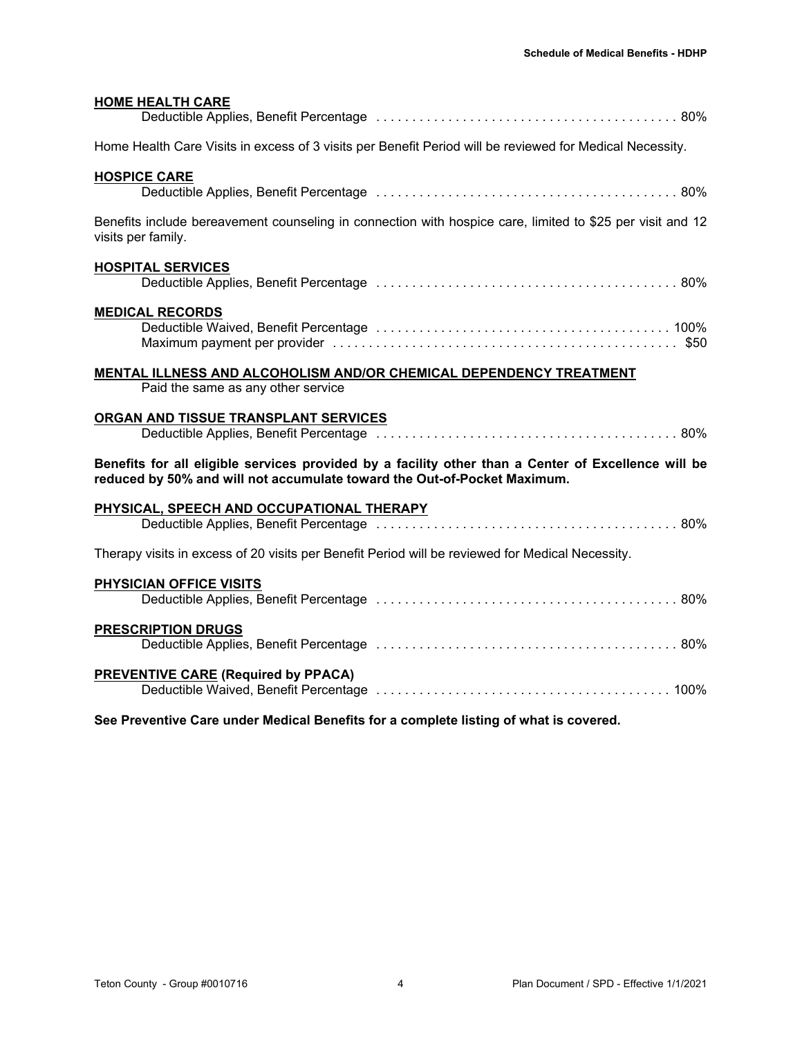**HOME HEALTH CARE**

Deductible Applies, Benefit Percentage . . . . . . . . . . . . . . . . . . . . . . . . . . . . . . . . . . . . . . . . . 80%

Home Health Care Visits in excess of 3 visits per Benefit Period will be reviewed for Medical Necessity.

**HOSPICE CARE**

Deductible Applies, Benefit Percentage . . . . . . . . . . . . . . . . . . . . . . . . . . . . . . . . . . . . . . . . . 80%

Benefits include bereavement counseling in connection with hospice care, limited to $25 per visit and 12 visits per family.

**HOSPITAL SERVICES**

Deductible Applies, Benefit Percentage . . . . . . . . . . . . . . . . . . . . . . . . . . . . . . . . . . . . . . . . . 80%

**MEDICAL RECORDS**

Deductible Waived, Benefit Percentage . . . . . . . . . . . . . . . . . . . . . . . . . . . . . . . . . . . . . . . . 100%
Maximum payment per provider . . . . . . . . . . . . . . . . . . . . . . . . . . . . . . . . . . . . . . . . . . . . . . . $50

**MENTAL ILLNESS AND ALCOHOLISM AND/OR CHEMICAL DEPENDENCY TREATMENT**

Paid the same as any other service

**ORGAN AND TISSUE TRANSPLANT SERVICES**

Deductible Applies, Benefit Percentage . . . . . . . . . . . . . . . . . . . . . . . . . . . . . . . . . . . . . . . . . 80%

**Benefits for all eligible services provided by a facility other than a Center of Excellence will be reduced by 50% and will not accumulate toward the Out-of-Pocket Maximum.**

**PHYSICAL, SPEECH AND OCCUPATIONAL THERAPY**

Deductible Applies, Benefit Percentage . . . . . . . . . . . . . . . . . . . . . . . . . . . . . . . . . . . . . . . . . 80%

Therapy visits in excess of 20 visits per Benefit Period will be reviewed for Medical Necessity.

**PHYSICIAN OFFICE VISITS**

Deductible Applies, Benefit Percentage . . . . . . . . . . . . . . . . . . . . . . . . . . . . . . . . . . . . . . . . . 80%

**PRESCRIPTION DRUGS**

Deductible Applies, Benefit Percentage . . . . . . . . . . . . . . . . . . . . . . . . . . . . . . . . . . . . . . . . . 80%

**PREVENTIVE CARE (Required by PPACA)**

Deductible Waived, Benefit Percentage . . . . . . . . . . . . . . . . . . . . . . . . . . . . . . . . . . . . . . . . 100%

**See Preventive Care under Medical Benefits for a complete listing of what is covered.**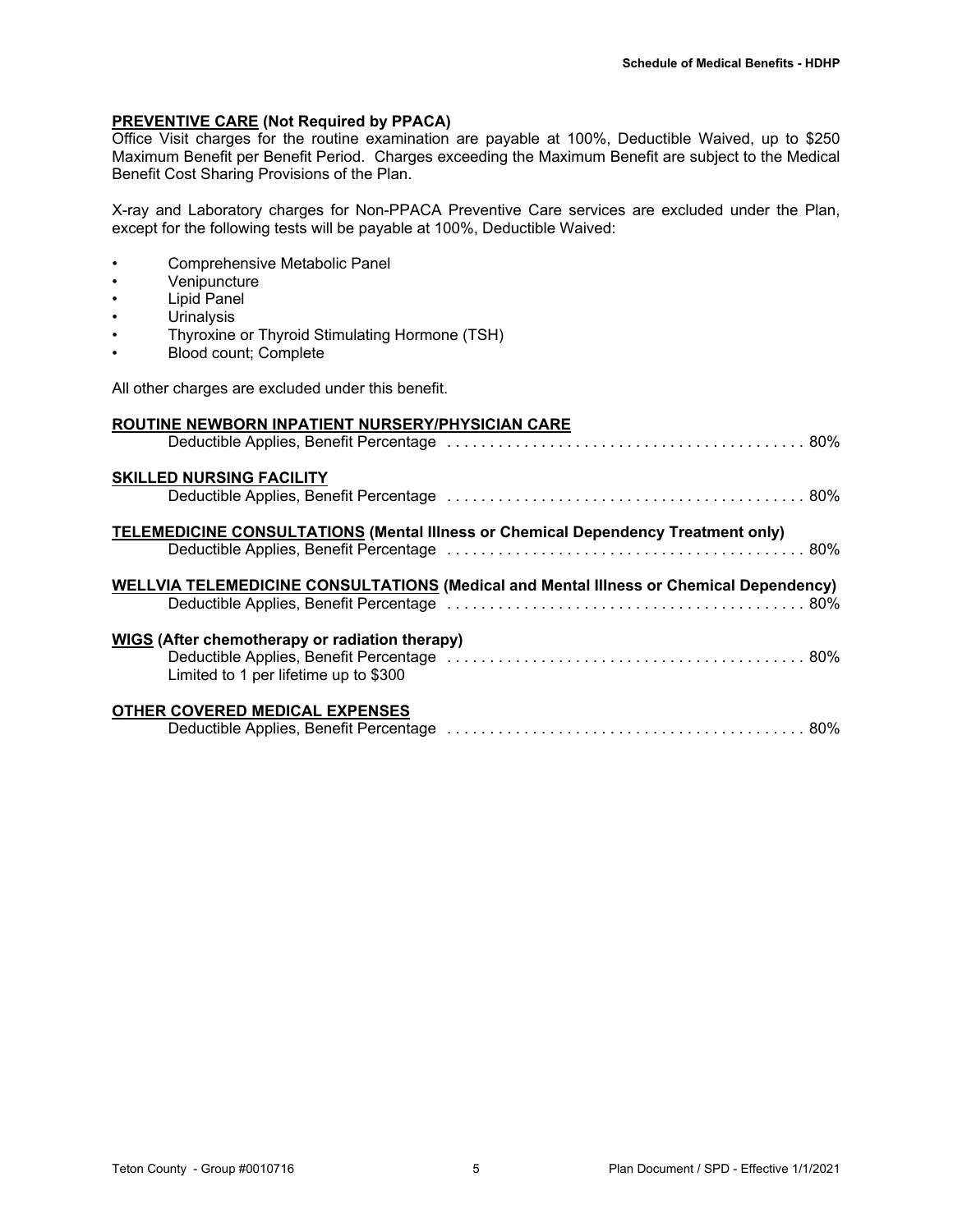**PREVENTIVE CARE (Not Required by PPACA)**

Office Visit charges for the routine examination are payable at 100%, Deductible Waived, up to $250 Maximum Benefit per Benefit Period. Charges exceeding the Maximum Benefit are subject to the Medical Benefit Cost Sharing Provisions of the Plan.

X-ray and Laboratory charges for Non-PPACA Preventive Care services are excluded under the Plan, except for the following tests will be payable at 100%, Deductible Waived:

- Comprehensive Metabolic Panel
- Venipuncture
- Lipid Panel
- Urinalysis
- Thyroxine or Thyroid Stimulating Hormone (TSH)
- Blood count; Complete

All other charges are excluded under this benefit.

**ROUTINE NEWBORN INPATIENT NURSERY/PHYSICIAN CARE**

Deductible Applies, Benefit Percentage . . . . . . . . . . 80%

**SKILLED NURSING FACILITY**

Deductible Applies, Benefit Percentage . . . . . . . . . . 80%

**TELEMEDICINE CONSULTATIONS (Mental Illness or Chemical Dependency Treatment only)**

Deductible Applies, Benefit Percentage . . . . . . . . . . 80%

**WELLVIA TELEMEDICINE CONSULTATIONS (Medical and Mental Illness or Chemical Dependency)**

Deductible Applies, Benefit Percentage . . . . . . . . . . 80%

**WIGS (After chemotherapy or radiation therapy)**

Deductible Applies, Benefit Percentage . . . . . . . . . . 80%
Limited to 1 per lifetime up to $300

**OTHER COVERED MEDICAL EXPENSES**

Deductible Applies, Benefit Percentage . . . . . . . . . . 80%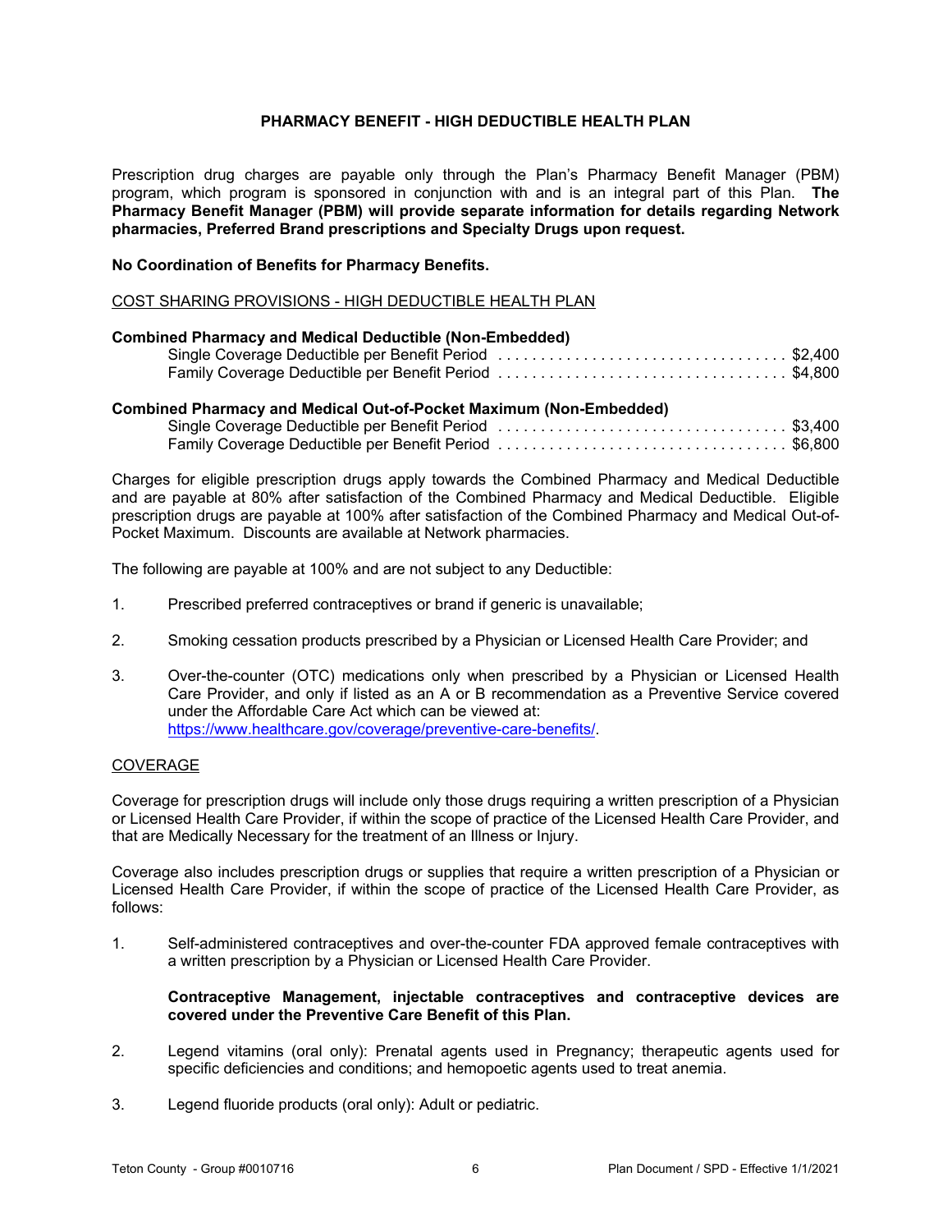## PHARMACY BENEFIT - HIGH DEDUCTIBLE HEALTH PLAN

Prescription drug charges are payable only through the Plan's Pharmacy Benefit Manager (PBM) program, which program is sponsored in conjunction with and is an integral part of this Plan. **The Pharmacy Benefit Manager (PBM) will provide separate information for details regarding Network pharmacies, Preferred Brand prescriptions and Specialty Drugs upon request.**

**No Coordination of Benefits for Pharmacy Benefits.**

COST SHARING PROVISIONS - HIGH DEDUCTIBLE HEALTH PLAN

**Combined Pharmacy and Medical Deductible (Non-Embedded)**

| | |
|---|---|
| Single Coverage Deductible per Benefit Period | $2,400 |
| Family Coverage Deductible per Benefit Period | $4,800 |

**Combined Pharmacy and Medical Out-of-Pocket Maximum (Non-Embedded)**

| | |
|---|---|
| Single Coverage Deductible per Benefit Period | $3,400 |
| Family Coverage Deductible per Benefit Period | $6,800 |

Charges for eligible prescription drugs apply towards the Combined Pharmacy and Medical Deductible and are payable at 80% after satisfaction of the Combined Pharmacy and Medical Deductible. Eligible prescription drugs are payable at 100% after satisfaction of the Combined Pharmacy and Medical Out-of-Pocket Maximum. Discounts are available at Network pharmacies.

The following are payable at 100% and are not subject to any Deductible:

1. Prescribed preferred contraceptives or brand if generic is unavailable;
2. Smoking cessation products prescribed by a Physician or Licensed Health Care Provider; and
3. Over-the-counter (OTC) medications only when prescribed by a Physician or Licensed Health Care Provider, and only if listed as an A or B recommendation as a Preventive Service covered under the Affordable Care Act which can be viewed at: https://www.healthcare.gov/coverage/preventive-care-benefits/.

COVERAGE

Coverage for prescription drugs will include only those drugs requiring a written prescription of a Physician or Licensed Health Care Provider, if within the scope of practice of the Licensed Health Care Provider, and that are Medically Necessary for the treatment of an Illness or Injury.

Coverage also includes prescription drugs or supplies that require a written prescription of a Physician or Licensed Health Care Provider, if within the scope of practice of the Licensed Health Care Provider, as follows:

1. Self-administered contraceptives and over-the-counter FDA approved female contraceptives with a written prescription by a Physician or Licensed Health Care Provider.

   **Contraceptive Management, injectable contraceptives and contraceptive devices are covered under the Preventive Care Benefit of this Plan.**

2. Legend vitamins (oral only): Prenatal agents used in Pregnancy; therapeutic agents used for specific deficiencies and conditions; and hemopoetic agents used to treat anemia.
3. Legend fluoride products (oral only): Adult or pediatric.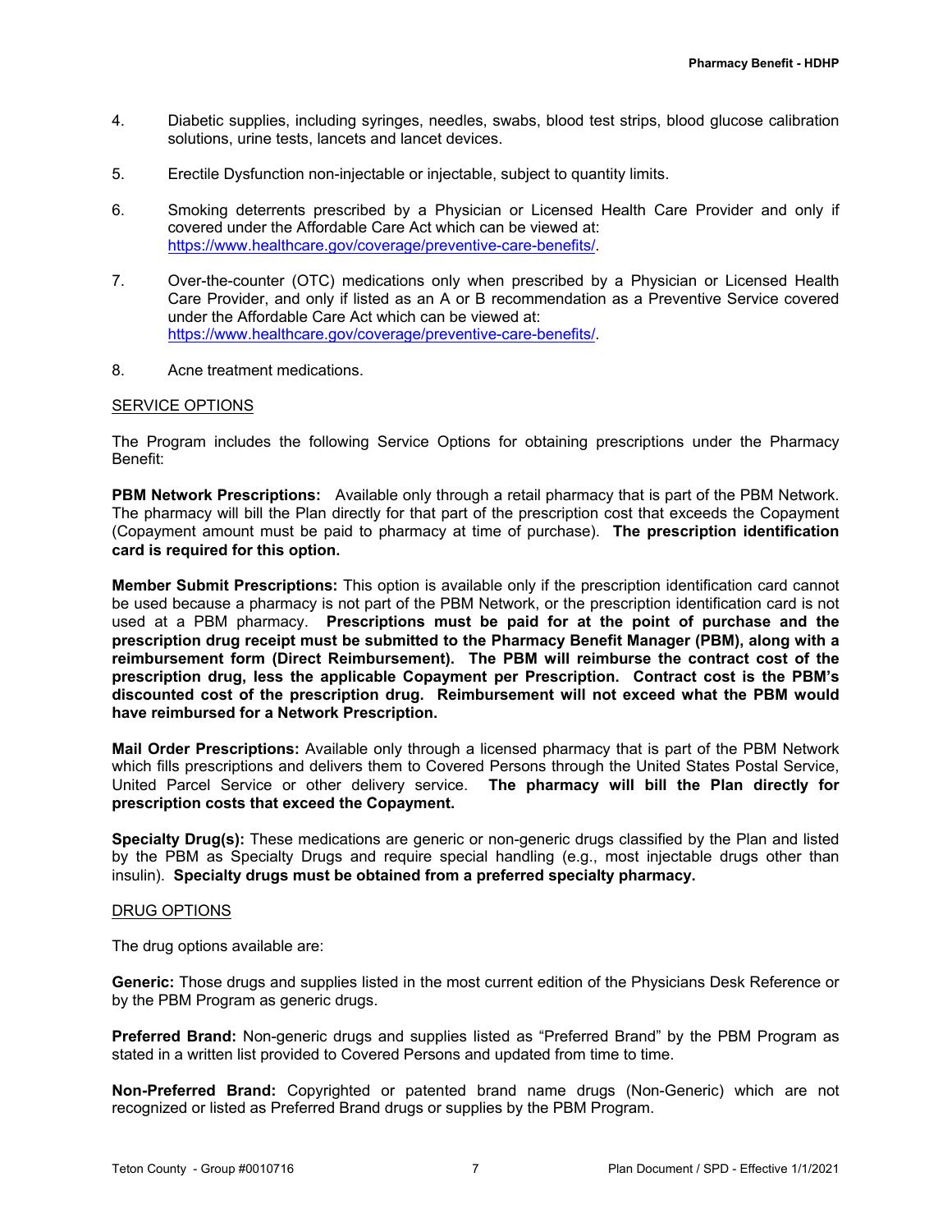4. Diabetic supplies, including syringes, needles, swabs, blood test strips, blood glucose calibration solutions, urine tests, lancets and lancet devices.

5. Erectile Dysfunction non-injectable or injectable, subject to quantity limits.

6. Smoking deterrents prescribed by a Physician or Licensed Health Care Provider and only if covered under the Affordable Care Act which can be viewed at: https://www.healthcare.gov/coverage/preventive-care-benefits/.

7. Over-the-counter (OTC) medications only when prescribed by a Physician or Licensed Health Care Provider, and only if listed as an A or B recommendation as a Preventive Service covered under the Affordable Care Act which can be viewed at: https://www.healthcare.gov/coverage/preventive-care-benefits/.

8. Acne treatment medications.

SERVICE OPTIONS

The Program includes the following Service Options for obtaining prescriptions under the Pharmacy Benefit:

**PBM Network Prescriptions:** Available only through a retail pharmacy that is part of the PBM Network. The pharmacy will bill the Plan directly for that part of the prescription cost that exceeds the Copayment (Copayment amount must be paid to pharmacy at time of purchase). **The prescription identification card is required for this option.**

**Member Submit Prescriptions:** This option is available only if the prescription identification card cannot be used because a pharmacy is not part of the PBM Network, or the prescription identification card is not used at a PBM pharmacy. **Prescriptions must be paid for at the point of purchase and the prescription drug receipt must be submitted to the Pharmacy Benefit Manager (PBM), along with a reimbursement form (Direct Reimbursement). The PBM will reimburse the contract cost of the prescription drug, less the applicable Copayment per Prescription. Contract cost is the PBM's discounted cost of the prescription drug. Reimbursement will not exceed what the PBM would have reimbursed for a Network Prescription.**

**Mail Order Prescriptions:** Available only through a licensed pharmacy that is part of the PBM Network which fills prescriptions and delivers them to Covered Persons through the United States Postal Service, United Parcel Service or other delivery service. **The pharmacy will bill the Plan directly for prescription costs that exceed the Copayment.**

**Specialty Drug(s):** These medications are generic or non-generic drugs classified by the Plan and listed by the PBM as Specialty Drugs and require special handling (e.g., most injectable drugs other than insulin). **Specialty drugs must be obtained from a preferred specialty pharmacy.**

DRUG OPTIONS

The drug options available are:

**Generic:** Those drugs and supplies listed in the most current edition of the Physicians Desk Reference or by the PBM Program as generic drugs.

**Preferred Brand:** Non-generic drugs and supplies listed as "Preferred Brand" by the PBM Program as stated in a written list provided to Covered Persons and updated from time to time.

**Non-Preferred Brand:** Copyrighted or patented brand name drugs (Non-Generic) which are not recognized or listed as Preferred Brand drugs or supplies by the PBM Program.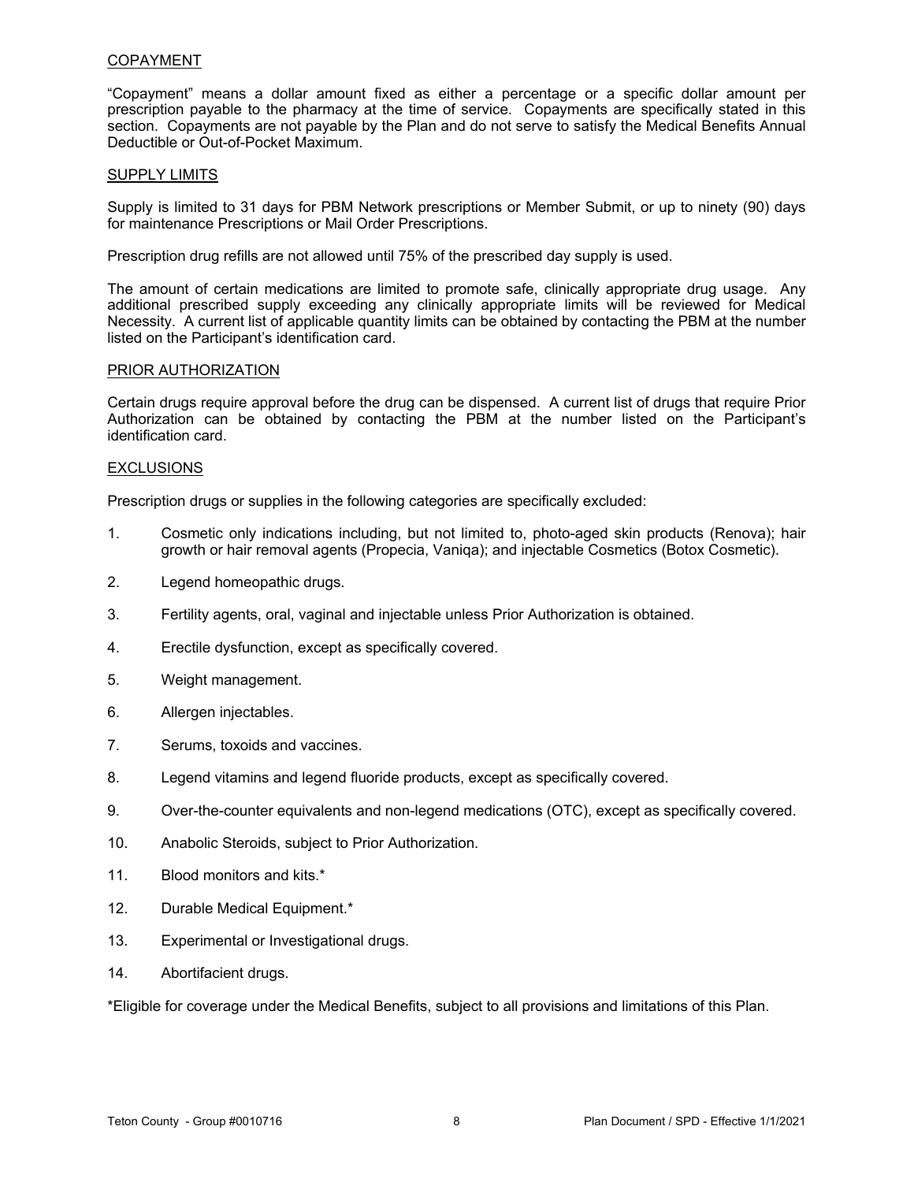## COPAYMENT

"Copayment" means a dollar amount fixed as either a percentage or a specific dollar amount per prescription payable to the pharmacy at the time of service. Copayments are specifically stated in this section. Copayments are not payable by the Plan and do not serve to satisfy the Medical Benefits Annual Deductible or Out-of-Pocket Maximum.

## SUPPLY LIMITS

Supply is limited to 31 days for PBM Network prescriptions or Member Submit, or up to ninety (90) days for maintenance Prescriptions or Mail Order Prescriptions.

Prescription drug refills are not allowed until 75% of the prescribed day supply is used.

The amount of certain medications are limited to promote safe, clinically appropriate drug usage. Any additional prescribed supply exceeding any clinically appropriate limits will be reviewed for Medical Necessity. A current list of applicable quantity limits can be obtained by contacting the PBM at the number listed on the Participant's identification card.

## PRIOR AUTHORIZATION

Certain drugs require approval before the drug can be dispensed. A current list of drugs that require Prior Authorization can be obtained by contacting the PBM at the number listed on the Participant's identification card.

## EXCLUSIONS

Prescription drugs or supplies in the following categories are specifically excluded:

1. Cosmetic only indications including, but not limited to, photo-aged skin products (Renova); hair growth or hair removal agents (Propecia, Vaniqa); and injectable Cosmetics (Botox Cosmetic).
2. Legend homeopathic drugs.
3. Fertility agents, oral, vaginal and injectable unless Prior Authorization is obtained.
4. Erectile dysfunction, except as specifically covered.
5. Weight management.
6. Allergen injectables.
7. Serums, toxoids and vaccines.
8. Legend vitamins and legend fluoride products, except as specifically covered.
9. Over-the-counter equivalents and non-legend medications (OTC), except as specifically covered.
10. Anabolic Steroids, subject to Prior Authorization.
11. Blood monitors and kits.*
12. Durable Medical Equipment.*
13. Experimental or Investigational drugs.
14. Abortifacient drugs.

*Eligible for coverage under the Medical Benefits, subject to all provisions and limitations of this Plan.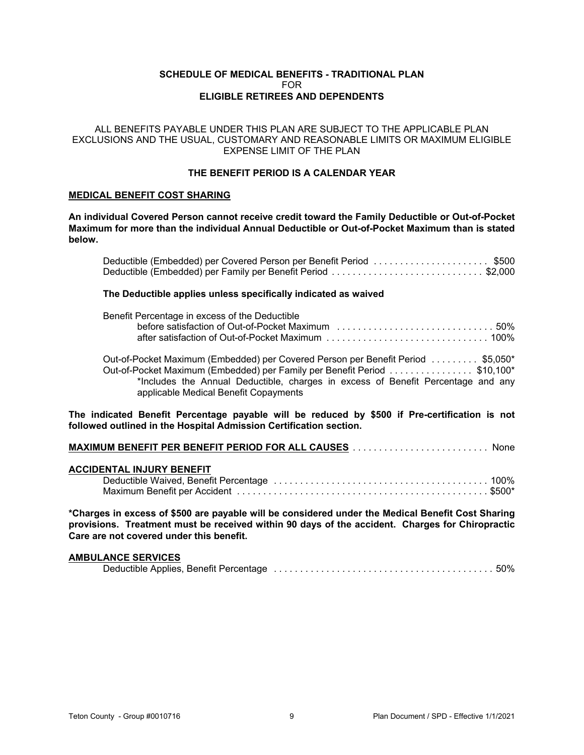# SCHEDULE OF MEDICAL BENEFITS - TRADITIONAL PLAN
FOR
**ELIGIBLE RETIREES AND DEPENDENTS**

ALL BENEFITS PAYABLE UNDER THIS PLAN ARE SUBJECT TO THE APPLICABLE PLAN EXCLUSIONS AND THE USUAL, CUSTOMARY AND REASONABLE LIMITS OR MAXIMUM ELIGIBLE EXPENSE LIMIT OF THE PLAN

**THE BENEFIT PERIOD IS A CALENDAR YEAR**

## MEDICAL BENEFIT COST SHARING

**An individual Covered Person cannot receive credit toward the Family Deductible or Out-of-Pocket Maximum for more than the individual Annual Deductible or Out-of-Pocket Maximum than is stated below.**

| | |
|---|---|
| Deductible (Embedded) per Covered Person per Benefit Period | $500 |
| Deductible (Embedded) per Family per Benefit Period | $2,000 |

**The Deductible applies unless specifically indicated as waived**

| | |
|---|---|
| Benefit Percentage in excess of the Deductible | |
| before satisfaction of Out-of-Pocket Maximum | 50% |
| after satisfaction of Out-of-Pocket Maximum | 100% |

| | |
|---|---|
| Out-of-Pocket Maximum (Embedded) per Covered Person per Benefit Period | $5,050* |
| Out-of-Pocket Maximum (Embedded) per Family per Benefit Period | $10,100* |

*Includes the Annual Deductible, charges in excess of Benefit Percentage and any applicable Medical Benefit Copayments

**The indicated Benefit Percentage payable will be reduced by $500 if Pre-certification is not followed outlined in the Hospital Admission Certification section.**

| | |
|---|---|
| **MAXIMUM BENEFIT PER BENEFIT PERIOD FOR ALL CAUSES** | None |

## ACCIDENTAL INJURY BENEFIT

| | |
|---|---|
| Deductible Waived, Benefit Percentage | 100% |
| Maximum Benefit per Accident | $500* |

**\*Charges in excess of $500 are payable will be considered under the Medical Benefit Cost Sharing provisions. Treatment must be received within 90 days of the accident. Charges for Chiropractic Care are not covered under this benefit.**

## AMBULANCE SERVICES

| | |
|---|---|
| Deductible Applies, Benefit Percentage | 50% |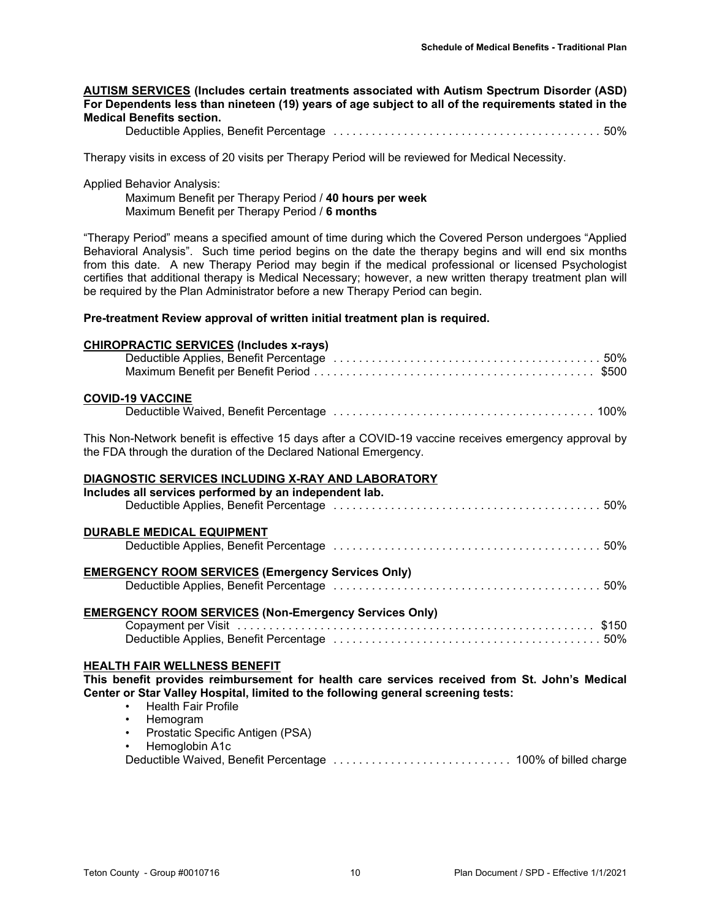**AUTISM SERVICES (Includes certain treatments associated with Autism Spectrum Disorder (ASD) For Dependents less than nineteen (19) years of age subject to all of the requirements stated in the Medical Benefits section.**

Deductible Applies, Benefit Percentage . . . . . . . . . . 50%

Therapy visits in excess of 20 visits per Therapy Period will be reviewed for Medical Necessity.

Applied Behavior Analysis:

Maximum Benefit per Therapy Period / **40 hours per week**
Maximum Benefit per Therapy Period / **6 months**

"Therapy Period" means a specified amount of time during which the Covered Person undergoes "Applied Behavioral Analysis". Such time period begins on the date the therapy begins and will end six months from this date. A new Therapy Period may begin if the medical professional or licensed Psychologist certifies that additional therapy is Medical Necessary; however, a new written therapy treatment plan will be required by the Plan Administrator before a new Therapy Period can begin.

**Pre-treatment Review approval of written initial treatment plan is required.**

**CHIROPRACTIC SERVICES (Includes x-rays)**

Deductible Applies, Benefit Percentage . . . . . . . . . . 50%
Maximum Benefit per Benefit Period . . . . . . . . . . $500

**COVID-19 VACCINE**

Deductible Waived, Benefit Percentage . . . . . . . . . . 100%

This Non-Network benefit is effective 15 days after a COVID-19 vaccine receives emergency approval by the FDA through the duration of the Declared National Emergency.

**DIAGNOSTIC SERVICES INCLUDING X-RAY AND LABORATORY**
**Includes all services performed by an independent lab.**

Deductible Applies, Benefit Percentage . . . . . . . . . . 50%

**DURABLE MEDICAL EQUIPMENT**

Deductible Applies, Benefit Percentage . . . . . . . . . . 50%

**EMERGENCY ROOM SERVICES (Emergency Services Only)**

Deductible Applies, Benefit Percentage . . . . . . . . . . 50%

**EMERGENCY ROOM SERVICES (Non-Emergency Services Only)**

Copayment per Visit . . . . . . . . . . $150
Deductible Applies, Benefit Percentage . . . . . . . . . . 50%

**HEALTH FAIR WELLNESS BENEFIT**
**This benefit provides reimbursement for health care services received from St. John's Medical Center or Star Valley Hospital, limited to the following general screening tests:**

- Health Fair Profile
- Hemogram
- Prostatic Specific Antigen (PSA)
- Hemoglobin A1c

Deductible Waived, Benefit Percentage . . . . . . . . . . 100% of billed charge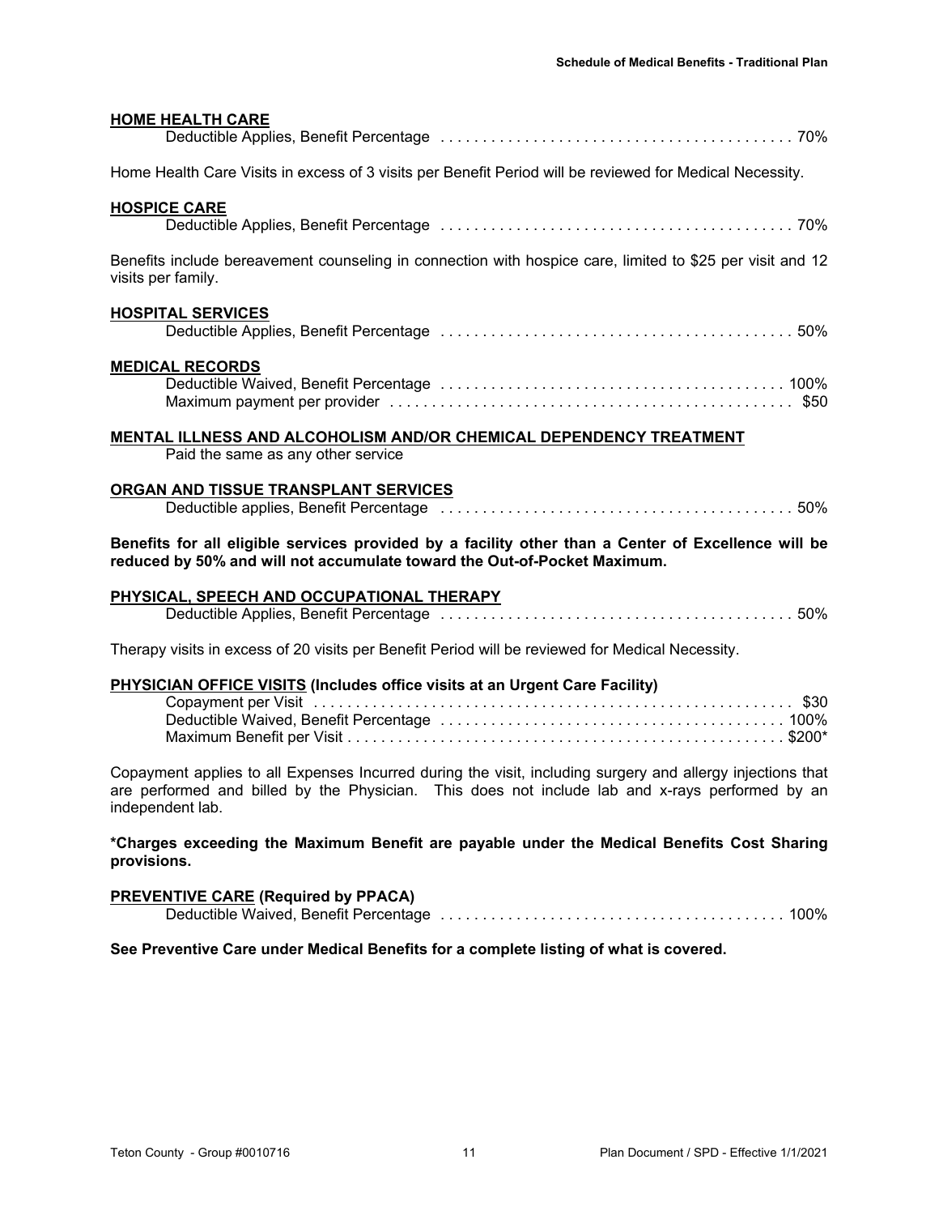**HOME HEALTH CARE**

Deductible Applies, Benefit Percentage . . . . . . . . . . . . . . . . . . . . . . . . . . . . . . . . . . . . . . . . . 70%

Home Health Care Visits in excess of 3 visits per Benefit Period will be reviewed for Medical Necessity.

**HOSPICE CARE**

Deductible Applies, Benefit Percentage . . . . . . . . . . . . . . . . . . . . . . . . . . . . . . . . . . . . . . . . . 70%

Benefits include bereavement counseling in connection with hospice care, limited to $25 per visit and 12 visits per family.

**HOSPITAL SERVICES**

Deductible Applies, Benefit Percentage . . . . . . . . . . . . . . . . . . . . . . . . . . . . . . . . . . . . . . . . . 50%

**MEDICAL RECORDS**

Deductible Waived, Benefit Percentage . . . . . . . . . . . . . . . . . . . . . . . . . . . . . . . . . . . . . . . . 100%
Maximum payment per provider . . . . . . . . . . . . . . . . . . . . . . . . . . . . . . . . . . . . . . . . . . . . . . . $50

**MENTAL ILLNESS AND ALCOHOLISM AND/OR CHEMICAL DEPENDENCY TREATMENT**

Paid the same as any other service

**ORGAN AND TISSUE TRANSPLANT SERVICES**

Deductible applies, Benefit Percentage . . . . . . . . . . . . . . . . . . . . . . . . . . . . . . . . . . . . . . . . . 50%

**Benefits for all eligible services provided by a facility other than a Center of Excellence will be reduced by 50% and will not accumulate toward the Out-of-Pocket Maximum.**

**PHYSICAL, SPEECH AND OCCUPATIONAL THERAPY**

Deductible Applies, Benefit Percentage . . . . . . . . . . . . . . . . . . . . . . . . . . . . . . . . . . . . . . . . . 50%

Therapy visits in excess of 20 visits per Benefit Period will be reviewed for Medical Necessity.

**PHYSICIAN OFFICE VISITS (Includes office visits at an Urgent Care Facility)**

Copayment per Visit . . . . . . . . . . . . . . . . . . . . . . . . . . . . . . . . . . . . . . . . . . . . . . . . . . . . . . . . $30
Deductible Waived, Benefit Percentage . . . . . . . . . . . . . . . . . . . . . . . . . . . . . . . . . . . . . . . . 100%
Maximum Benefit per Visit . . . . . . . . . . . . . . . . . . . . . . . . . . . . . . . . . . . . . . . . . . . . . . . . . . $200*

Copayment applies to all Expenses Incurred during the visit, including surgery and allergy injections that are performed and billed by the Physician. This does not include lab and x-rays performed by an independent lab.

**\*Charges exceeding the Maximum Benefit are payable under the Medical Benefits Cost Sharing provisions.**

**PREVENTIVE CARE (Required by PPACA)**

Deductible Waived, Benefit Percentage . . . . . . . . . . . . . . . . . . . . . . . . . . . . . . . . . . . . . . . . 100%

**See Preventive Care under Medical Benefits for a complete listing of what is covered.**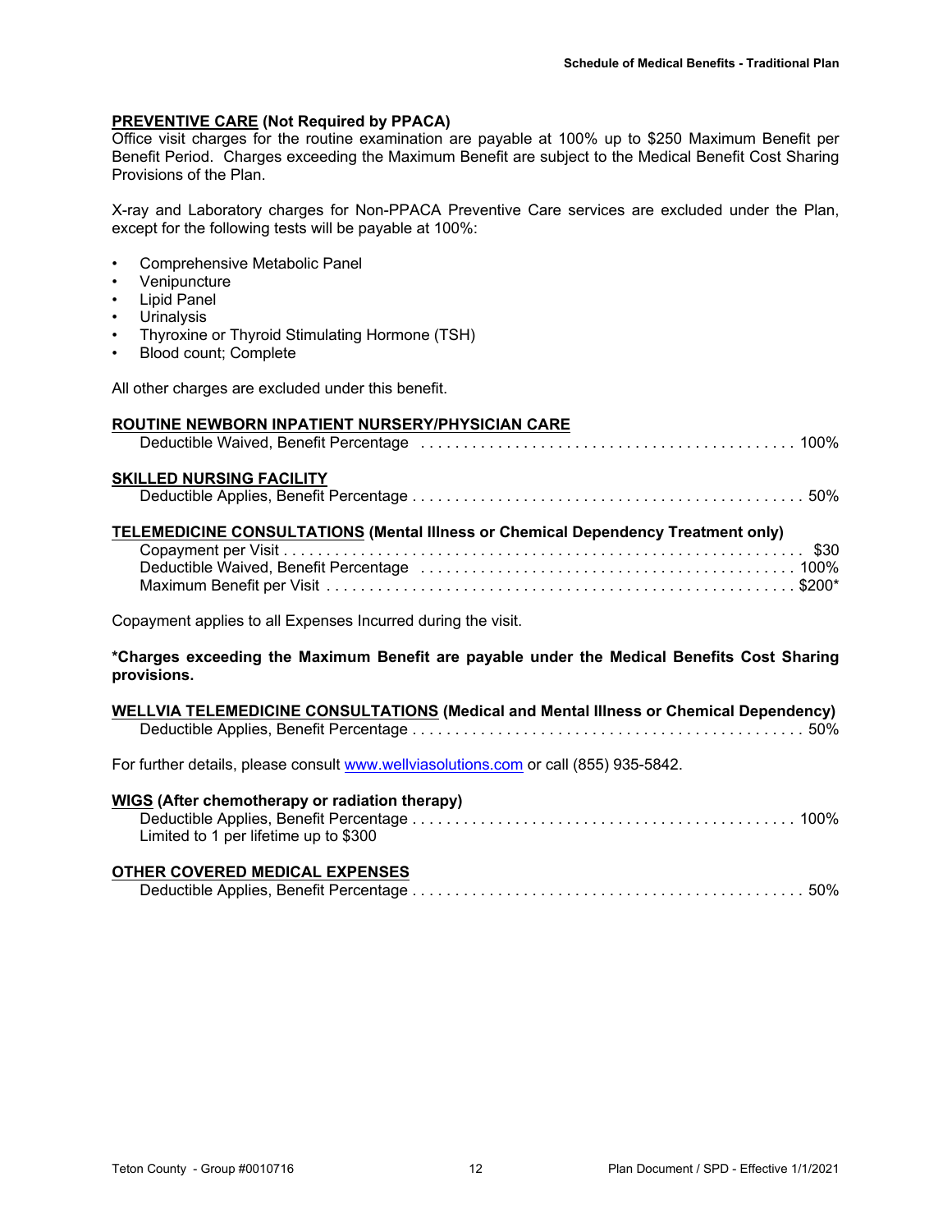**PREVENTIVE CARE (Not Required by PPACA)**
Office visit charges for the routine examination are payable at 100% up to $250 Maximum Benefit per Benefit Period. Charges exceeding the Maximum Benefit are subject to the Medical Benefit Cost Sharing Provisions of the Plan.

X-ray and Laboratory charges for Non-PPACA Preventive Care services are excluded under the Plan, except for the following tests will be payable at 100%:

- Comprehensive Metabolic Panel
- Venipuncture
- Lipid Panel
- Urinalysis
- Thyroxine or Thyroid Stimulating Hormone (TSH)
- Blood count; Complete

All other charges are excluded under this benefit.

**ROUTINE NEWBORN INPATIENT NURSERY/PHYSICIAN CARE**

| | |
|---|---|
| Deductible Waived, Benefit Percentage | 100% |

**SKILLED NURSING FACILITY**

| | |
|---|---|
| Deductible Applies, Benefit Percentage | 50% |

**TELEMEDICINE CONSULTATIONS (Mental Illness or Chemical Dependency Treatment only)**

| | |
|---|---|
| Copayment per Visit | $30 |
| Deductible Waived, Benefit Percentage | 100% |
| Maximum Benefit per Visit | $200* |

Copayment applies to all Expenses Incurred during the visit.

**\*Charges exceeding the Maximum Benefit are payable under the Medical Benefits Cost Sharing provisions.**

**WELLVIA TELEMEDICINE CONSULTATIONS (Medical and Mental Illness or Chemical Dependency)**

| | |
|---|---|
| Deductible Applies, Benefit Percentage | 50% |

For further details, please consult www.wellviasolutions.com or call (855) 935-5842.

**WIGS (After chemotherapy or radiation therapy)**

| | |
|---|---|
| Deductible Applies, Benefit Percentage | 100% |
| Limited to 1 per lifetime up to $300 | |

**OTHER COVERED MEDICAL EXPENSES**

| | |
|---|---|
| Deductible Applies, Benefit Percentage | 50% |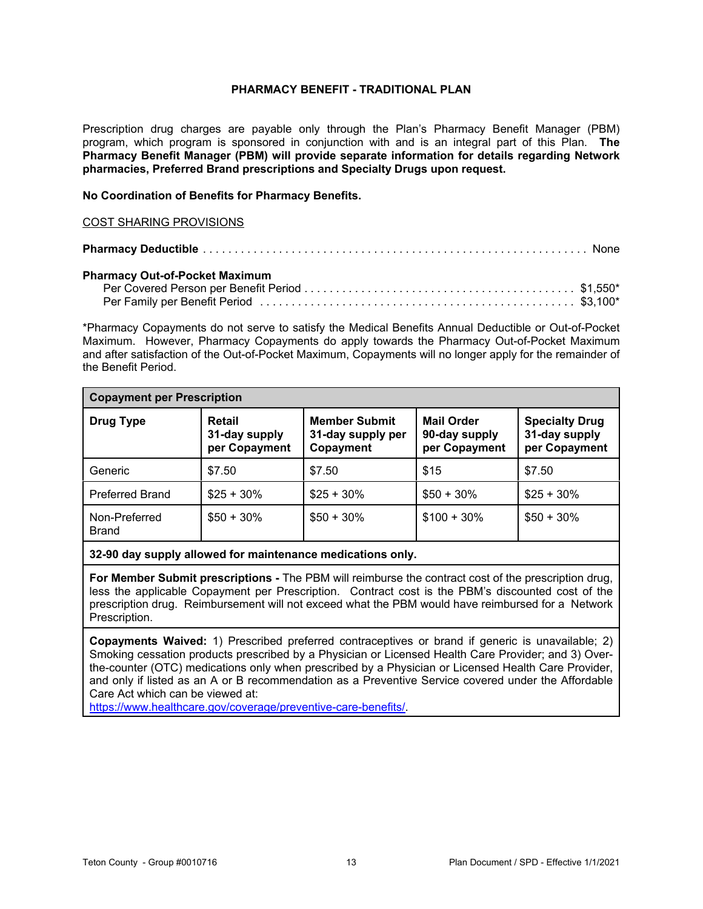## PHARMACY BENEFIT - TRADITIONAL PLAN

Prescription drug charges are payable only through the Plan's Pharmacy Benefit Manager (PBM) program, which program is sponsored in conjunction with and is an integral part of this Plan. **The Pharmacy Benefit Manager (PBM) will provide separate information for details regarding Network pharmacies, Preferred Brand prescriptions and Specialty Drugs upon request.**

**No Coordination of Benefits for Pharmacy Benefits.**

COST SHARING PROVISIONS

**Pharmacy Deductible** .......... None

**Pharmacy Out-of-Pocket Maximum**

Per Covered Person per Benefit Period .......... $1,550*

Per Family per Benefit Period .......... $3,100*

*Pharmacy Copayments do not serve to satisfy the Medical Benefits Annual Deductible or Out-of-Pocket Maximum. However, Pharmacy Copayments do apply towards the Pharmacy Out-of-Pocket Maximum and after satisfaction of the Out-of-Pocket Maximum, Copayments will no longer apply for the remainder of the Benefit Period.

| **Copayment per Prescription** | | | | |
|---|---|---|---|---|
| **Drug Type** | **Retail 31-day supply per Copayment** | **Member Submit 31-day supply per Copayment** | **Mail Order 90-day supply per Copayment** | **Specialty Drug 31-day supply per Copayment** |
| Generic | $7.50 | $7.50 | $15 | $7.50 |
| Preferred Brand | $25 + 30% | $25 + 30% | $50 + 30% | $25 + 30% |
| Non-Preferred Brand | $50 + 30% | $50 + 30% | $100 + 30% | $50 + 30% |

**32-90 day supply allowed for maintenance medications only.**

**For Member Submit prescriptions -** The PBM will reimburse the contract cost of the prescription drug, less the applicable Copayment per Prescription. Contract cost is the PBM's discounted cost of the prescription drug. Reimbursement will not exceed what the PBM would have reimbursed for a Network Prescription.

**Copayments Waived:** 1) Prescribed preferred contraceptives or brand if generic is unavailable; 2) Smoking cessation products prescribed by a Physician or Licensed Health Care Provider; and 3) Over-the-counter (OTC) medications only when prescribed by a Physician or Licensed Health Care Provider, and only if listed as an A or B recommendation as a Preventive Service covered under the Affordable Care Act which can be viewed at:
https://www.healthcare.gov/coverage/preventive-care-benefits/.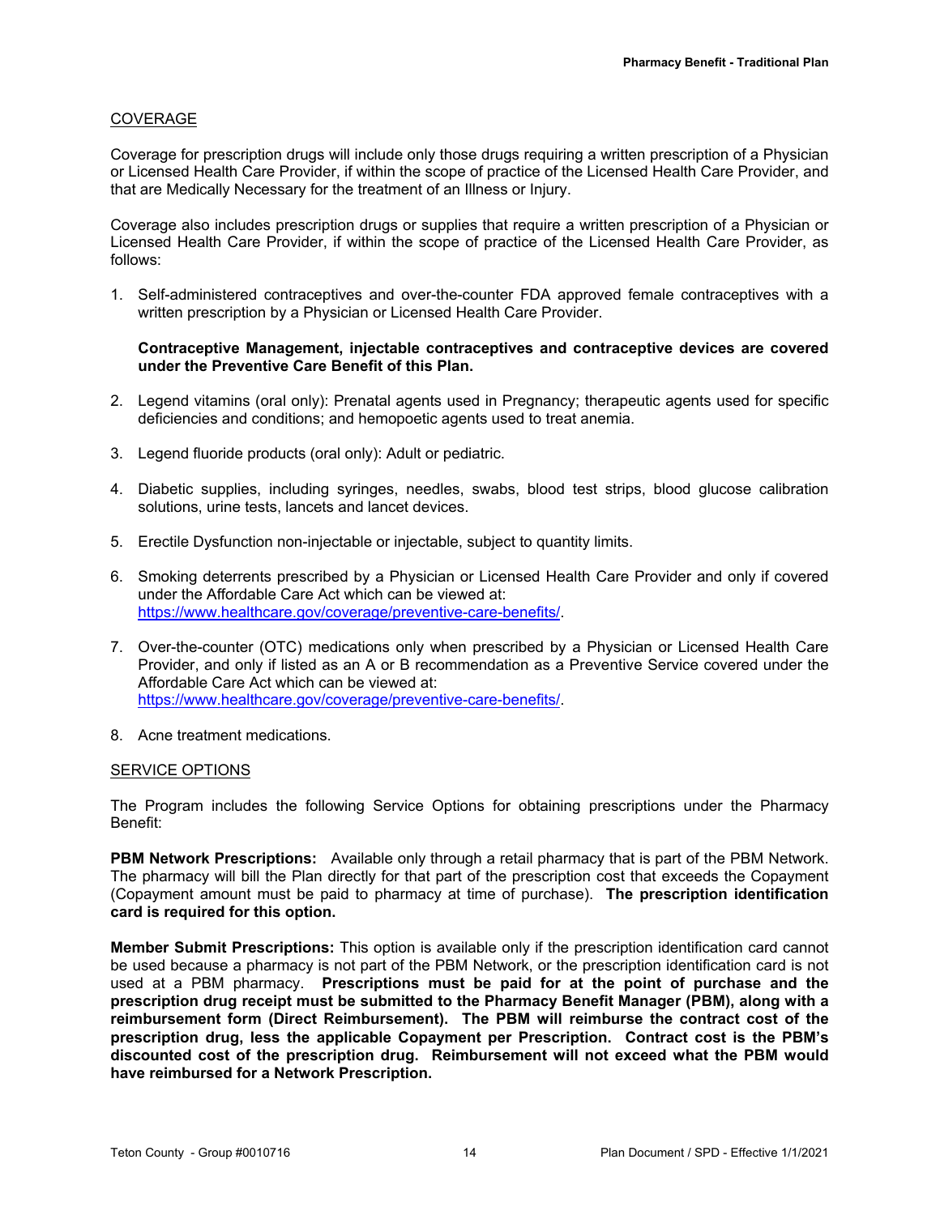COVERAGE

Coverage for prescription drugs will include only those drugs requiring a written prescription of a Physician or Licensed Health Care Provider, if within the scope of practice of the Licensed Health Care Provider, and that are Medically Necessary for the treatment of an Illness or Injury.

Coverage also includes prescription drugs or supplies that require a written prescription of a Physician or Licensed Health Care Provider, if within the scope of practice of the Licensed Health Care Provider, as follows:

1. Self-administered contraceptives and over-the-counter FDA approved female contraceptives with a written prescription by a Physician or Licensed Health Care Provider.

   **Contraceptive Management, injectable contraceptives and contraceptive devices are covered under the Preventive Care Benefit of this Plan.**

2. Legend vitamins (oral only): Prenatal agents used in Pregnancy; therapeutic agents used for specific deficiencies and conditions; and hemopoetic agents used to treat anemia.

3. Legend fluoride products (oral only): Adult or pediatric.

4. Diabetic supplies, including syringes, needles, swabs, blood test strips, blood glucose calibration solutions, urine tests, lancets and lancet devices.

5. Erectile Dysfunction non-injectable or injectable, subject to quantity limits.

6. Smoking deterrents prescribed by a Physician or Licensed Health Care Provider and only if covered under the Affordable Care Act which can be viewed at: https://www.healthcare.gov/coverage/preventive-care-benefits/.

7. Over-the-counter (OTC) medications only when prescribed by a Physician or Licensed Health Care Provider, and only if listed as an A or B recommendation as a Preventive Service covered under the Affordable Care Act which can be viewed at: https://www.healthcare.gov/coverage/preventive-care-benefits/.

8. Acne treatment medications.

SERVICE OPTIONS

The Program includes the following Service Options for obtaining prescriptions under the Pharmacy Benefit:

**PBM Network Prescriptions:** Available only through a retail pharmacy that is part of the PBM Network. The pharmacy will bill the Plan directly for that part of the prescription cost that exceeds the Copayment (Copayment amount must be paid to pharmacy at time of purchase). **The prescription identification card is required for this option.**

**Member Submit Prescriptions:** This option is available only if the prescription identification card cannot be used because a pharmacy is not part of the PBM Network, or the prescription identification card is not used at a PBM pharmacy. **Prescriptions must be paid for at the point of purchase and the prescription drug receipt must be submitted to the Pharmacy Benefit Manager (PBM), along with a reimbursement form (Direct Reimbursement). The PBM will reimburse the contract cost of the prescription drug, less the applicable Copayment per Prescription. Contract cost is the PBM's discounted cost of the prescription drug. Reimbursement will not exceed what the PBM would have reimbursed for a Network Prescription.**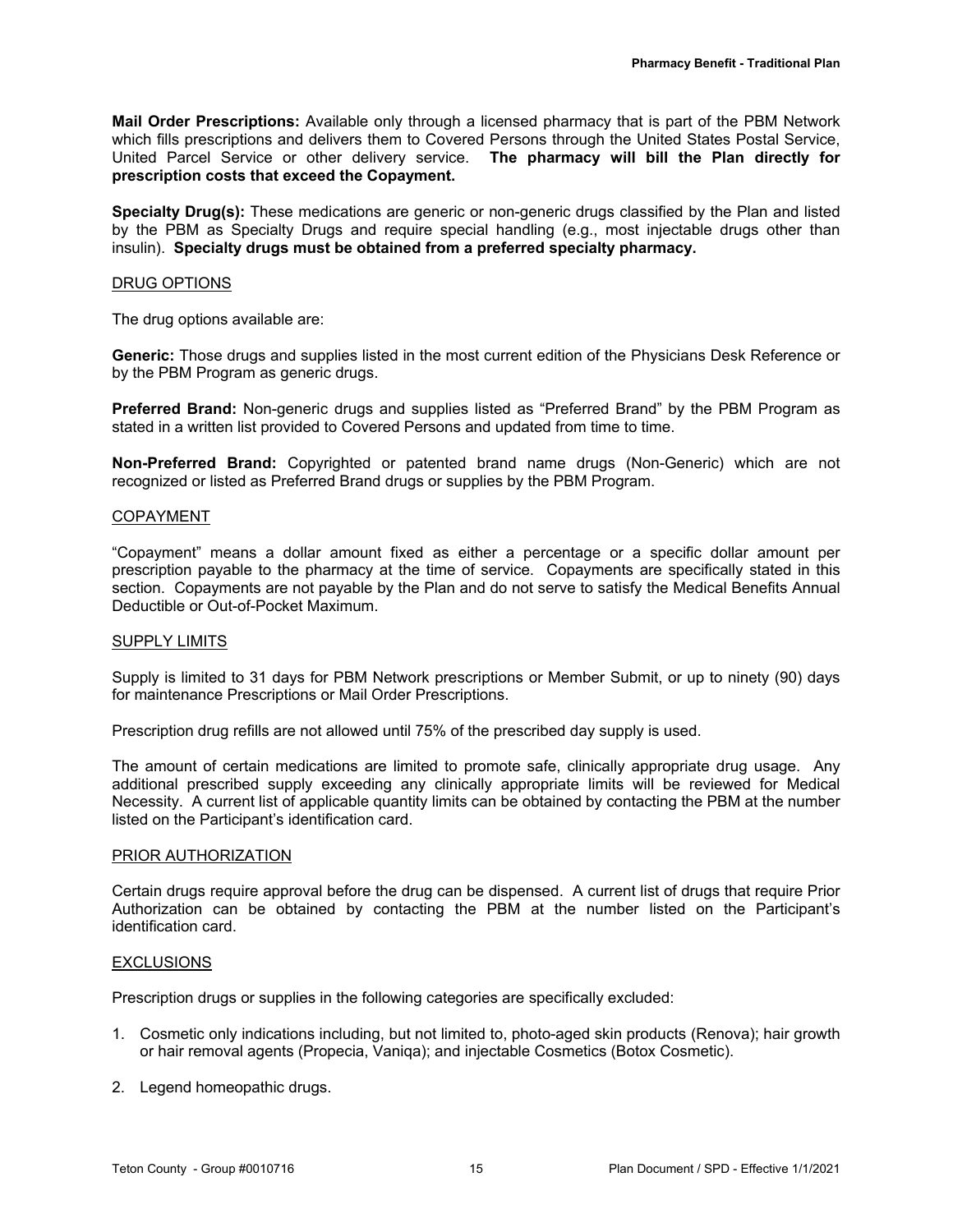**Mail Order Prescriptions:** Available only through a licensed pharmacy that is part of the PBM Network which fills prescriptions and delivers them to Covered Persons through the United States Postal Service, United Parcel Service or other delivery service. **The pharmacy will bill the Plan directly for prescription costs that exceed the Copayment.**

**Specialty Drug(s):** These medications are generic or non-generic drugs classified by the Plan and listed by the PBM as Specialty Drugs and require special handling (e.g., most injectable drugs other than insulin). **Specialty drugs must be obtained from a preferred specialty pharmacy.**

## DRUG OPTIONS

The drug options available are:

**Generic:** Those drugs and supplies listed in the most current edition of the Physicians Desk Reference or by the PBM Program as generic drugs.

**Preferred Brand:** Non-generic drugs and supplies listed as "Preferred Brand" by the PBM Program as stated in a written list provided to Covered Persons and updated from time to time.

**Non-Preferred Brand:** Copyrighted or patented brand name drugs (Non-Generic) which are not recognized or listed as Preferred Brand drugs or supplies by the PBM Program.

## COPAYMENT

"Copayment" means a dollar amount fixed as either a percentage or a specific dollar amount per prescription payable to the pharmacy at the time of service. Copayments are specifically stated in this section. Copayments are not payable by the Plan and do not serve to satisfy the Medical Benefits Annual Deductible or Out-of-Pocket Maximum.

## SUPPLY LIMITS

Supply is limited to 31 days for PBM Network prescriptions or Member Submit, or up to ninety (90) days for maintenance Prescriptions or Mail Order Prescriptions.

Prescription drug refills are not allowed until 75% of the prescribed day supply is used.

The amount of certain medications are limited to promote safe, clinically appropriate drug usage. Any additional prescribed supply exceeding any clinically appropriate limits will be reviewed for Medical Necessity. A current list of applicable quantity limits can be obtained by contacting the PBM at the number listed on the Participant's identification card.

## PRIOR AUTHORIZATION

Certain drugs require approval before the drug can be dispensed. A current list of drugs that require Prior Authorization can be obtained by contacting the PBM at the number listed on the Participant's identification card.

## EXCLUSIONS

Prescription drugs or supplies in the following categories are specifically excluded:

1. Cosmetic only indications including, but not limited to, photo-aged skin products (Renova); hair growth or hair removal agents (Propecia, Vaniqa); and injectable Cosmetics (Botox Cosmetic).

2. Legend homeopathic drugs.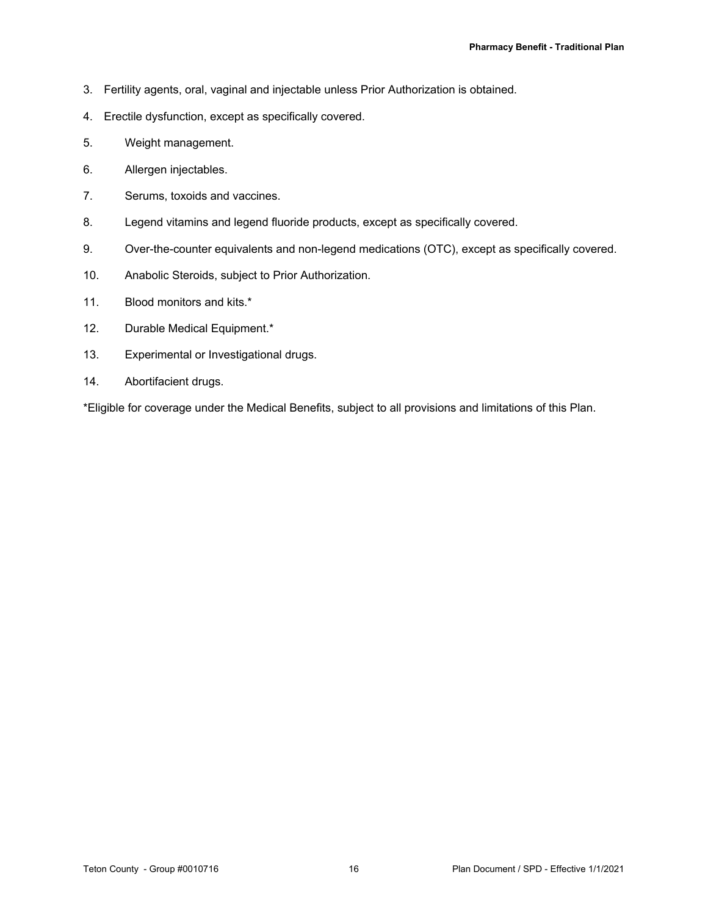3. Fertility agents, oral, vaginal and injectable unless Prior Authorization is obtained.
4. Erectile dysfunction, except as specifically covered.
5. Weight management.
6. Allergen injectables.
7. Serums, toxoids and vaccines.
8. Legend vitamins and legend fluoride products, except as specifically covered.
9. Over-the-counter equivalents and non-legend medications (OTC), except as specifically covered.
10. Anabolic Steroids, subject to Prior Authorization.
11. Blood monitors and kits.*
12. Durable Medical Equipment.*
13. Experimental or Investigational drugs.
14. Abortifacient drugs.

*Eligible for coverage under the Medical Benefits, subject to all provisions and limitations of this Plan.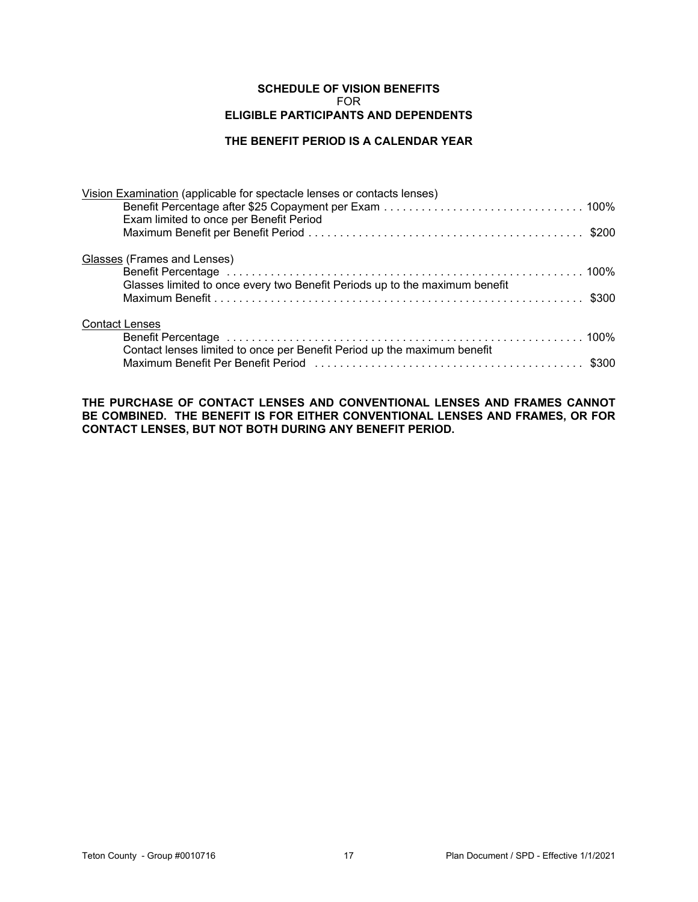**SCHEDULE OF VISION BENEFITS**
FOR
**ELIGIBLE PARTICIPANTS AND DEPENDENTS**

**THE BENEFIT PERIOD IS A CALENDAR YEAR**

Vision Examination (applicable for spectacle lenses or contacts lenses)

| | |
|---|---|
| Benefit Percentage after $25 Copayment per Exam | 100% |
| Exam limited to once per Benefit Period | |
| Maximum Benefit per Benefit Period | $200 |

Glasses (Frames and Lenses)

| | |
|---|---|
| Benefit Percentage | 100% |
| Glasses limited to once every two Benefit Periods up to the maximum benefit | |
| Maximum Benefit | $300 |

Contact Lenses

| | |
|---|---|
| Benefit Percentage | 100% |
| Contact lenses limited to once per Benefit Period up the maximum benefit | |
| Maximum Benefit Per Benefit Period | $300 |

**THE PURCHASE OF CONTACT LENSES AND CONVENTIONAL LENSES AND FRAMES CANNOT BE COMBINED. THE BENEFIT IS FOR EITHER CONVENTIONAL LENSES AND FRAMES, OR FOR CONTACT LENSES, BUT NOT BOTH DURING ANY BENEFIT PERIOD.**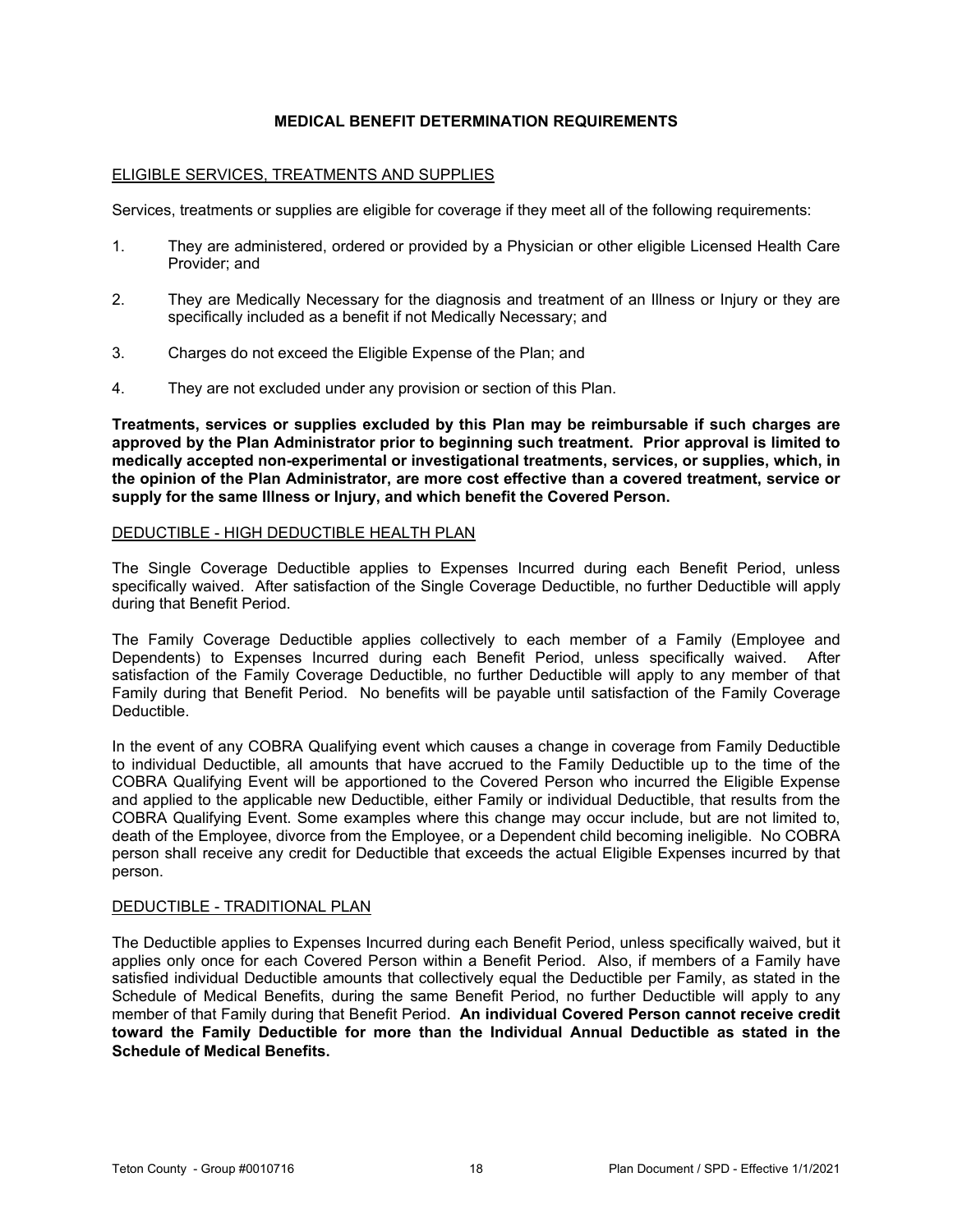## MEDICAL BENEFIT DETERMINATION REQUIREMENTS

### ELIGIBLE SERVICES, TREATMENTS AND SUPPLIES

Services, treatments or supplies are eligible for coverage if they meet all of the following requirements:

1. They are administered, ordered or provided by a Physician or other eligible Licensed Health Care Provider; and
2. They are Medically Necessary for the diagnosis and treatment of an Illness or Injury or they are specifically included as a benefit if not Medically Necessary; and
3. Charges do not exceed the Eligible Expense of the Plan; and
4. They are not excluded under any provision or section of this Plan.

**Treatments, services or supplies excluded by this Plan may be reimbursable if such charges are approved by the Plan Administrator prior to beginning such treatment. Prior approval is limited to medically accepted non-experimental or investigational treatments, services, or supplies, which, in the opinion of the Plan Administrator, are more cost effective than a covered treatment, service or supply for the same Illness or Injury, and which benefit the Covered Person.**

### DEDUCTIBLE - HIGH DEDUCTIBLE HEALTH PLAN

The Single Coverage Deductible applies to Expenses Incurred during each Benefit Period, unless specifically waived. After satisfaction of the Single Coverage Deductible, no further Deductible will apply during that Benefit Period.

The Family Coverage Deductible applies collectively to each member of a Family (Employee and Dependents) to Expenses Incurred during each Benefit Period, unless specifically waived. After satisfaction of the Family Coverage Deductible, no further Deductible will apply to any member of that Family during that Benefit Period. No benefits will be payable until satisfaction of the Family Coverage Deductible.

In the event of any COBRA Qualifying event which causes a change in coverage from Family Deductible to individual Deductible, all amounts that have accrued to the Family Deductible up to the time of the COBRA Qualifying Event will be apportioned to the Covered Person who incurred the Eligible Expense and applied to the applicable new Deductible, either Family or individual Deductible, that results from the COBRA Qualifying Event. Some examples where this change may occur include, but are not limited to, death of the Employee, divorce from the Employee, or a Dependent child becoming ineligible. No COBRA person shall receive any credit for Deductible that exceeds the actual Eligible Expenses incurred by that person.

### DEDUCTIBLE - TRADITIONAL PLAN

The Deductible applies to Expenses Incurred during each Benefit Period, unless specifically waived, but it applies only once for each Covered Person within a Benefit Period. Also, if members of a Family have satisfied individual Deductible amounts that collectively equal the Deductible per Family, as stated in the Schedule of Medical Benefits, during the same Benefit Period, no further Deductible will apply to any member of that Family during that Benefit Period. **An individual Covered Person cannot receive credit toward the Family Deductible for more than the Individual Annual Deductible as stated in the Schedule of Medical Benefits.**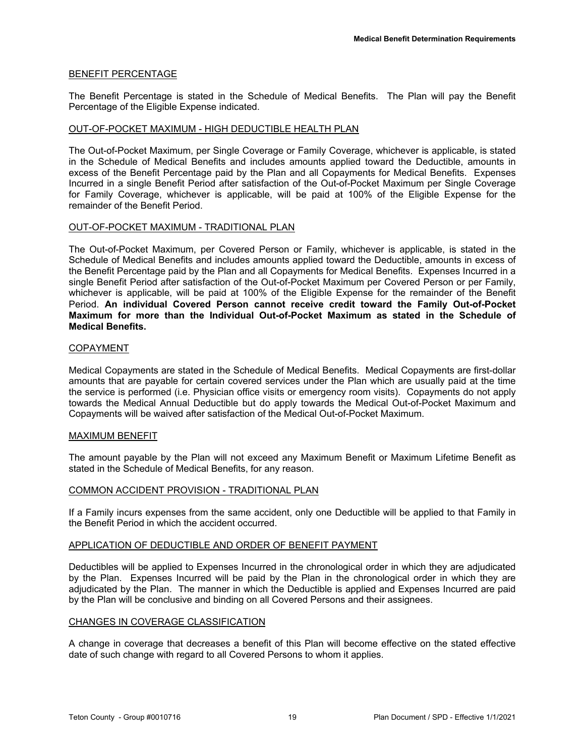## BENEFIT PERCENTAGE

The Benefit Percentage is stated in the Schedule of Medical Benefits. The Plan will pay the Benefit Percentage of the Eligible Expense indicated.

## OUT-OF-POCKET MAXIMUM - HIGH DEDUCTIBLE HEALTH PLAN

The Out-of-Pocket Maximum, per Single Coverage or Family Coverage, whichever is applicable, is stated in the Schedule of Medical Benefits and includes amounts applied toward the Deductible, amounts in excess of the Benefit Percentage paid by the Plan and all Copayments for Medical Benefits. Expenses Incurred in a single Benefit Period after satisfaction of the Out-of-Pocket Maximum per Single Coverage for Family Coverage, whichever is applicable, will be paid at 100% of the Eligible Expense for the remainder of the Benefit Period.

## OUT-OF-POCKET MAXIMUM - TRADITIONAL PLAN

The Out-of-Pocket Maximum, per Covered Person or Family, whichever is applicable, is stated in the Schedule of Medical Benefits and includes amounts applied toward the Deductible, amounts in excess of the Benefit Percentage paid by the Plan and all Copayments for Medical Benefits. Expenses Incurred in a single Benefit Period after satisfaction of the Out-of-Pocket Maximum per Covered Person or per Family, whichever is applicable, will be paid at 100% of the Eligible Expense for the remainder of the Benefit Period. **An individual Covered Person cannot receive credit toward the Family Out-of-Pocket Maximum for more than the Individual Out-of-Pocket Maximum as stated in the Schedule of Medical Benefits.**

## COPAYMENT

Medical Copayments are stated in the Schedule of Medical Benefits. Medical Copayments are first-dollar amounts that are payable for certain covered services under the Plan which are usually paid at the time the service is performed (i.e. Physician office visits or emergency room visits). Copayments do not apply towards the Medical Annual Deductible but do apply towards the Medical Out-of-Pocket Maximum and Copayments will be waived after satisfaction of the Medical Out-of-Pocket Maximum.

## MAXIMUM BENEFIT

The amount payable by the Plan will not exceed any Maximum Benefit or Maximum Lifetime Benefit as stated in the Schedule of Medical Benefits, for any reason.

## COMMON ACCIDENT PROVISION - TRADITIONAL PLAN

If a Family incurs expenses from the same accident, only one Deductible will be applied to that Family in the Benefit Period in which the accident occurred.

## APPLICATION OF DEDUCTIBLE AND ORDER OF BENEFIT PAYMENT

Deductibles will be applied to Expenses Incurred in the chronological order in which they are adjudicated by the Plan. Expenses Incurred will be paid by the Plan in the chronological order in which they are adjudicated by the Plan. The manner in which the Deductible is applied and Expenses Incurred are paid by the Plan will be conclusive and binding on all Covered Persons and their assignees.

## CHANGES IN COVERAGE CLASSIFICATION

A change in coverage that decreases a benefit of this Plan will become effective on the stated effective date of such change with regard to all Covered Persons to whom it applies.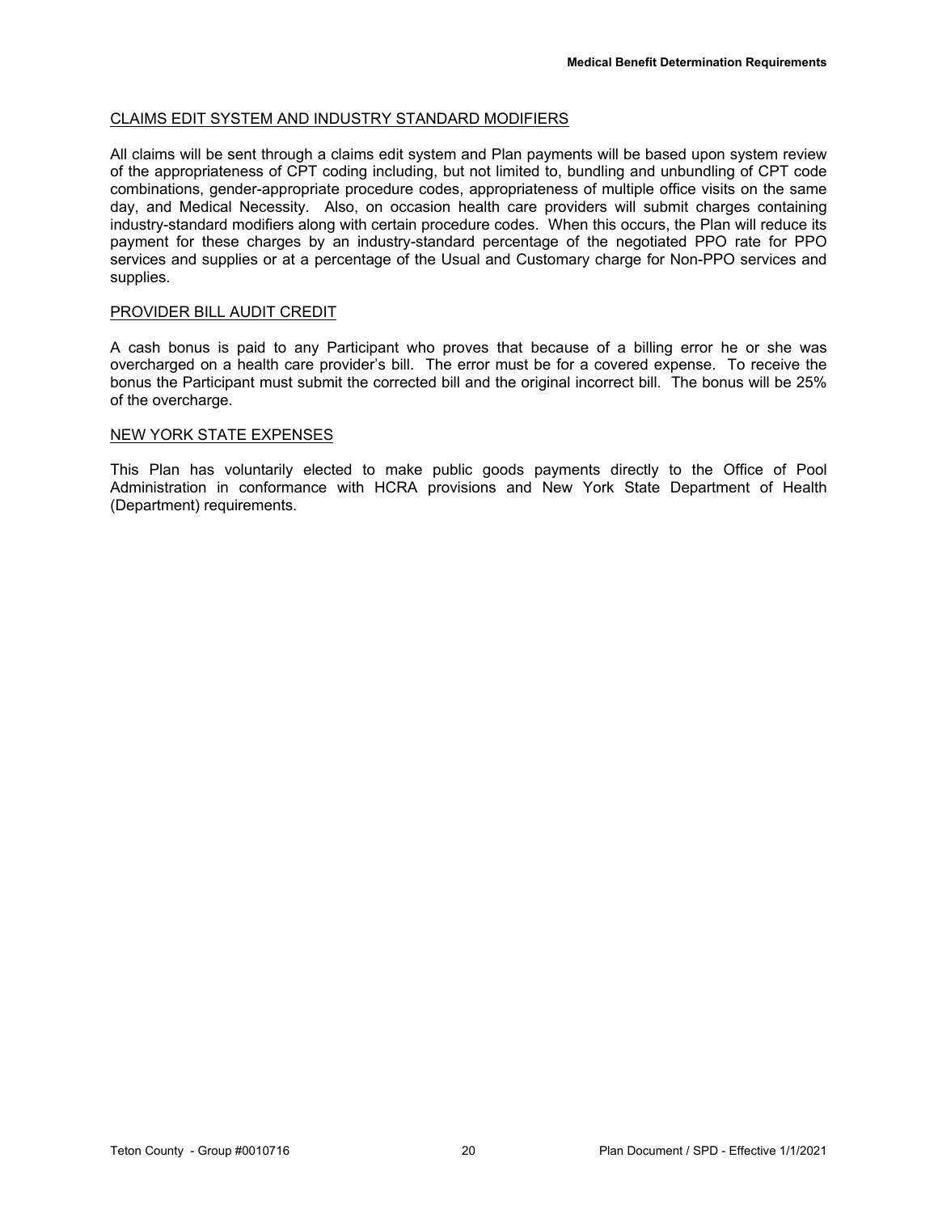## CLAIMS EDIT SYSTEM AND INDUSTRY STANDARD MODIFIERS

All claims will be sent through a claims edit system and Plan payments will be based upon system review of the appropriateness of CPT coding including, but not limited to, bundling and unbundling of CPT code combinations, gender-appropriate procedure codes, appropriateness of multiple office visits on the same day, and Medical Necessity. Also, on occasion health care providers will submit charges containing industry-standard modifiers along with certain procedure codes. When this occurs, the Plan will reduce its payment for these charges by an industry-standard percentage of the negotiated PPO rate for PPO services and supplies or at a percentage of the Usual and Customary charge for Non-PPO services and supplies.

## PROVIDER BILL AUDIT CREDIT

A cash bonus is paid to any Participant who proves that because of a billing error he or she was overcharged on a health care provider's bill. The error must be for a covered expense. To receive the bonus the Participant must submit the corrected bill and the original incorrect bill. The bonus will be 25% of the overcharge.

## NEW YORK STATE EXPENSES

This Plan has voluntarily elected to make public goods payments directly to the Office of Pool Administration in conformance with HCRA provisions and New York State Department of Health (Department) requirements.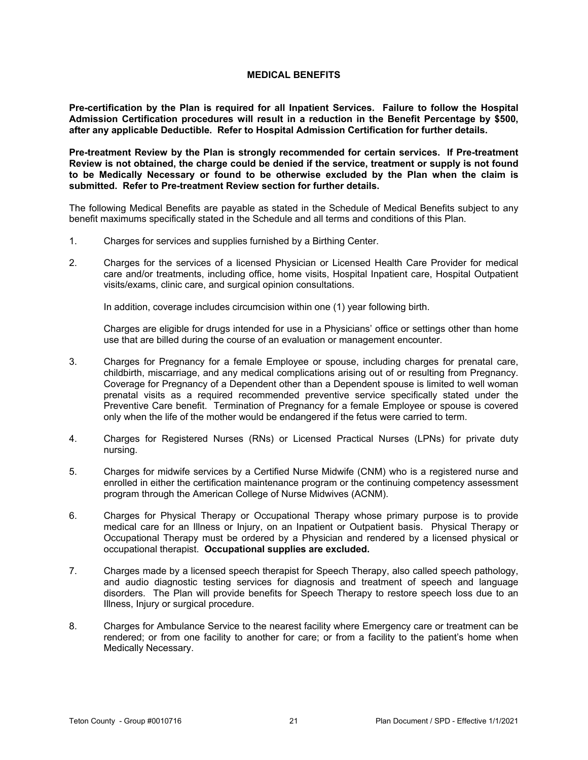# MEDICAL BENEFITS

**Pre-certification by the Plan is required for all Inpatient Services. Failure to follow the Hospital Admission Certification procedures will result in a reduction in the Benefit Percentage by $500, after any applicable Deductible. Refer to Hospital Admission Certification for further details.**

**Pre-treatment Review by the Plan is strongly recommended for certain services. If Pre-treatment Review is not obtained, the charge could be denied if the service, treatment or supply is not found to be Medically Necessary or found to be otherwise excluded by the Plan when the claim is submitted. Refer to Pre-treatment Review section for further details.**

The following Medical Benefits are payable as stated in the Schedule of Medical Benefits subject to any benefit maximums specifically stated in the Schedule and all terms and conditions of this Plan.

1. Charges for services and supplies furnished by a Birthing Center.

2. Charges for the services of a licensed Physician or Licensed Health Care Provider for medical care and/or treatments, including office, home visits, Hospital Inpatient care, Hospital Outpatient visits/exams, clinic care, and surgical opinion consultations.

   In addition, coverage includes circumcision within one (1) year following birth.

   Charges are eligible for drugs intended for use in a Physicians' office or settings other than home use that are billed during the course of an evaluation or management encounter.

3. Charges for Pregnancy for a female Employee or spouse, including charges for prenatal care, childbirth, miscarriage, and any medical complications arising out of or resulting from Pregnancy. Coverage for Pregnancy of a Dependent other than a Dependent spouse is limited to well woman prenatal visits as a required recommended preventive service specifically stated under the Preventive Care benefit. Termination of Pregnancy for a female Employee or spouse is covered only when the life of the mother would be endangered if the fetus were carried to term.

4. Charges for Registered Nurses (RNs) or Licensed Practical Nurses (LPNs) for private duty nursing.

5. Charges for midwife services by a Certified Nurse Midwife (CNM) who is a registered nurse and enrolled in either the certification maintenance program or the continuing competency assessment program through the American College of Nurse Midwives (ACNM).

6. Charges for Physical Therapy or Occupational Therapy whose primary purpose is to provide medical care for an Illness or Injury, on an Inpatient or Outpatient basis. Physical Therapy or Occupational Therapy must be ordered by a Physician and rendered by a licensed physical or occupational therapist. **Occupational supplies are excluded.**

7. Charges made by a licensed speech therapist for Speech Therapy, also called speech pathology, and audio diagnostic testing services for diagnosis and treatment of speech and language disorders. The Plan will provide benefits for Speech Therapy to restore speech loss due to an Illness, Injury or surgical procedure.

8. Charges for Ambulance Service to the nearest facility where Emergency care or treatment can be rendered; or from one facility to another for care; or from a facility to the patient's home when Medically Necessary.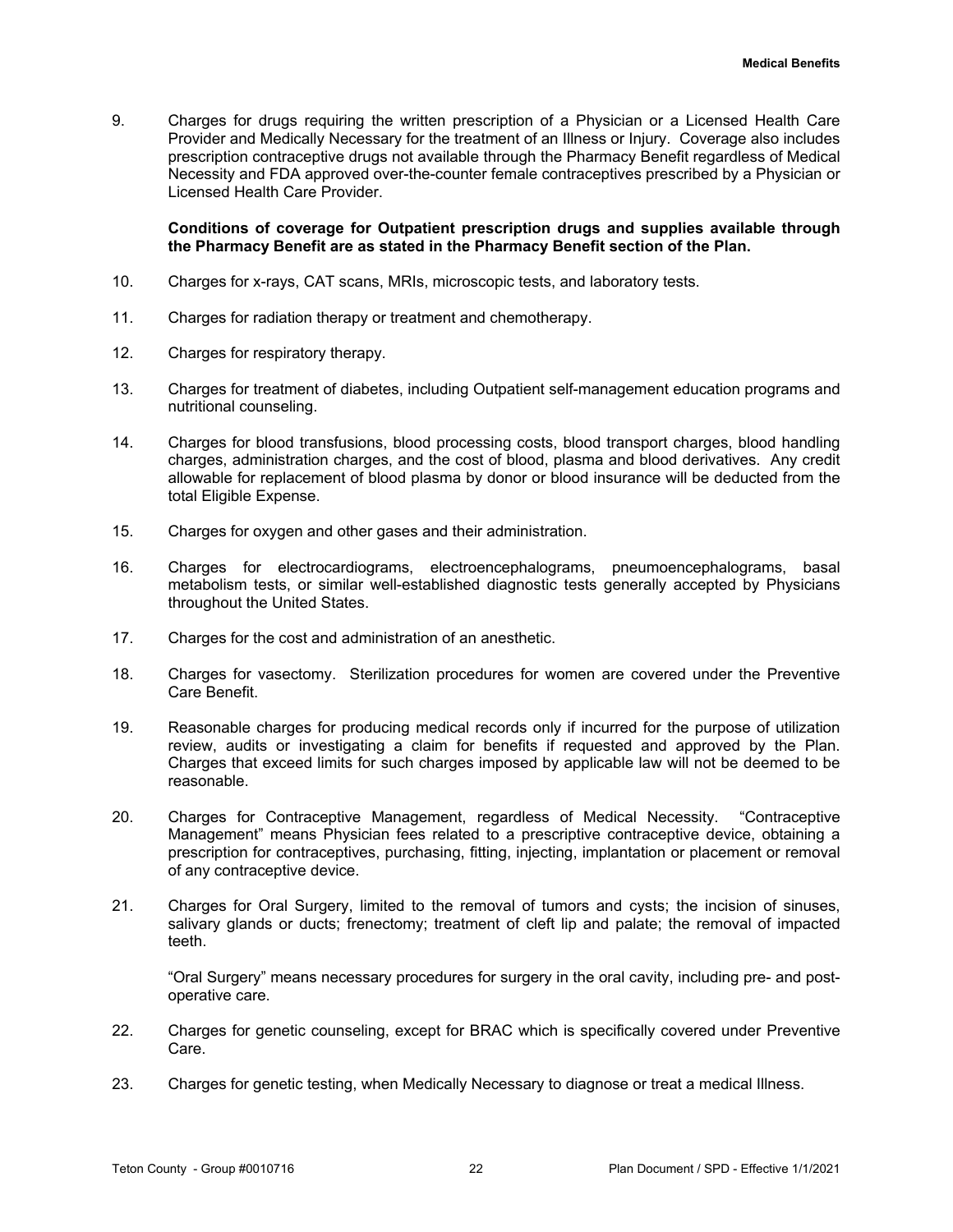9. Charges for drugs requiring the written prescription of a Physician or a Licensed Health Care Provider and Medically Necessary for the treatment of an Illness or Injury. Coverage also includes prescription contraceptive drugs not available through the Pharmacy Benefit regardless of Medical Necessity and FDA approved over-the-counter female contraceptives prescribed by a Physician or Licensed Health Care Provider.

   **Conditions of coverage for Outpatient prescription drugs and supplies available through the Pharmacy Benefit are as stated in the Pharmacy Benefit section of the Plan.**

10. Charges for x-rays, CAT scans, MRIs, microscopic tests, and laboratory tests.

11. Charges for radiation therapy or treatment and chemotherapy.

12. Charges for respiratory therapy.

13. Charges for treatment of diabetes, including Outpatient self-management education programs and nutritional counseling.

14. Charges for blood transfusions, blood processing costs, blood transport charges, blood handling charges, administration charges, and the cost of blood, plasma and blood derivatives. Any credit allowable for replacement of blood plasma by donor or blood insurance will be deducted from the total Eligible Expense.

15. Charges for oxygen and other gases and their administration.

16. Charges for electrocardiograms, electroencephalograms, pneumoencephalograms, basal metabolism tests, or similar well-established diagnostic tests generally accepted by Physicians throughout the United States.

17. Charges for the cost and administration of an anesthetic.

18. Charges for vasectomy. Sterilization procedures for women are covered under the Preventive Care Benefit.

19. Reasonable charges for producing medical records only if incurred for the purpose of utilization review, audits or investigating a claim for benefits if requested and approved by the Plan. Charges that exceed limits for such charges imposed by applicable law will not be deemed to be reasonable.

20. Charges for Contraceptive Management, regardless of Medical Necessity. "Contraceptive Management" means Physician fees related to a prescriptive contraceptive device, obtaining a prescription for contraceptives, purchasing, fitting, injecting, implantation or placement or removal of any contraceptive device.

21. Charges for Oral Surgery, limited to the removal of tumors and cysts; the incision of sinuses, salivary glands or ducts; frenectomy; treatment of cleft lip and palate; the removal of impacted teeth.

   "Oral Surgery" means necessary procedures for surgery in the oral cavity, including pre- and post-operative care.

22. Charges for genetic counseling, except for BRAC which is specifically covered under Preventive Care.

23. Charges for genetic testing, when Medically Necessary to diagnose or treat a medical Illness.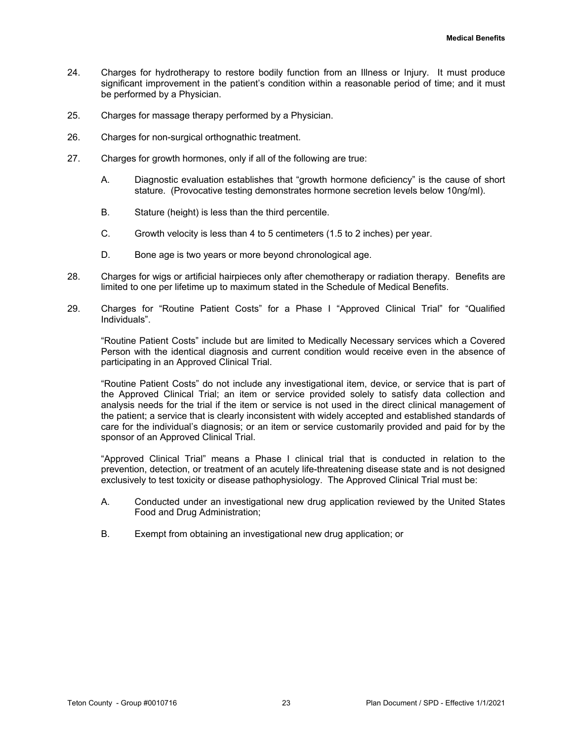24. Charges for hydrotherapy to restore bodily function from an Illness or Injury. It must produce significant improvement in the patient's condition within a reasonable period of time; and it must be performed by a Physician.

25. Charges for massage therapy performed by a Physician.

26. Charges for non-surgical orthognathic treatment.

27. Charges for growth hormones, only if all of the following are true:

    A. Diagnostic evaluation establishes that "growth hormone deficiency" is the cause of short stature. (Provocative testing demonstrates hormone secretion levels below 10ng/ml).

    B. Stature (height) is less than the third percentile.

    C. Growth velocity is less than 4 to 5 centimeters (1.5 to 2 inches) per year.

    D. Bone age is two years or more beyond chronological age.

28. Charges for wigs or artificial hairpieces only after chemotherapy or radiation therapy. Benefits are limited to one per lifetime up to maximum stated in the Schedule of Medical Benefits.

29. Charges for "Routine Patient Costs" for a Phase I "Approved Clinical Trial" for "Qualified Individuals".

    "Routine Patient Costs" include but are limited to Medically Necessary services which a Covered Person with the identical diagnosis and current condition would receive even in the absence of participating in an Approved Clinical Trial.

    "Routine Patient Costs" do not include any investigational item, device, or service that is part of the Approved Clinical Trial; an item or service provided solely to satisfy data collection and analysis needs for the trial if the item or service is not used in the direct clinical management of the patient; a service that is clearly inconsistent with widely accepted and established standards of care for the individual's diagnosis; or an item or service customarily provided and paid for by the sponsor of an Approved Clinical Trial.

    "Approved Clinical Trial" means a Phase I clinical trial that is conducted in relation to the prevention, detection, or treatment of an acutely life-threatening disease state and is not designed exclusively to test toxicity or disease pathophysiology. The Approved Clinical Trial must be:

    A. Conducted under an investigational new drug application reviewed by the United States Food and Drug Administration;

    B. Exempt from obtaining an investigational new drug application; or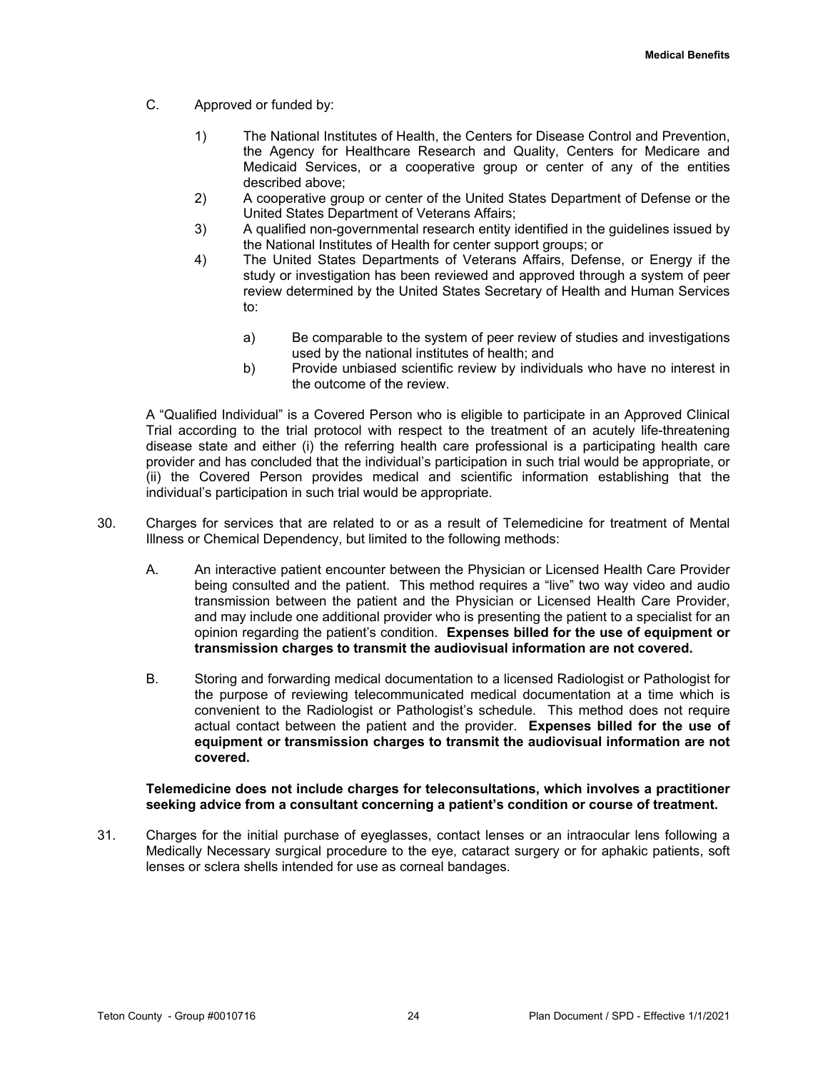C. Approved or funded by:

1) The National Institutes of Health, the Centers for Disease Control and Prevention, the Agency for Healthcare Research and Quality, Centers for Medicare and Medicaid Services, or a cooperative group or center of any of the entities described above;
2) A cooperative group or center of the United States Department of Defense or the United States Department of Veterans Affairs;
3) A qualified non-governmental research entity identified in the guidelines issued by the National Institutes of Health for center support groups; or
4) The United States Departments of Veterans Affairs, Defense, or Energy if the study or investigation has been reviewed and approved through a system of peer review determined by the United States Secretary of Health and Human Services to:

   a) Be comparable to the system of peer review of studies and investigations used by the national institutes of health; and
   b) Provide unbiased scientific review by individuals who have no interest in the outcome of the review.

A "Qualified Individual" is a Covered Person who is eligible to participate in an Approved Clinical Trial according to the trial protocol with respect to the treatment of an acutely life-threatening disease state and either (i) the referring health care professional is a participating health care provider and has concluded that the individual's participation in such trial would be appropriate, or (ii) the Covered Person provides medical and scientific information establishing that the individual's participation in such trial would be appropriate.

30. Charges for services that are related to or as a result of Telemedicine for treatment of Mental Illness or Chemical Dependency, but limited to the following methods:

A. An interactive patient encounter between the Physician or Licensed Health Care Provider being consulted and the patient. This method requires a "live" two way video and audio transmission between the patient and the Physician or Licensed Health Care Provider, and may include one additional provider who is presenting the patient to a specialist for an opinion regarding the patient's condition. **Expenses billed for the use of equipment or transmission charges to transmit the audiovisual information are not covered.**

B. Storing and forwarding medical documentation to a licensed Radiologist or Pathologist for the purpose of reviewing telecommunicated medical documentation at a time which is convenient to the Radiologist or Pathologist's schedule. This method does not require actual contact between the patient and the provider. **Expenses billed for the use of equipment or transmission charges to transmit the audiovisual information are not covered.**

**Telemedicine does not include charges for teleconsultations, which involves a practitioner seeking advice from a consultant concerning a patient's condition or course of treatment.**

31. Charges for the initial purchase of eyeglasses, contact lenses or an intraocular lens following a Medically Necessary surgical procedure to the eye, cataract surgery or for aphakic patients, soft lenses or sclera shells intended for use as corneal bandages.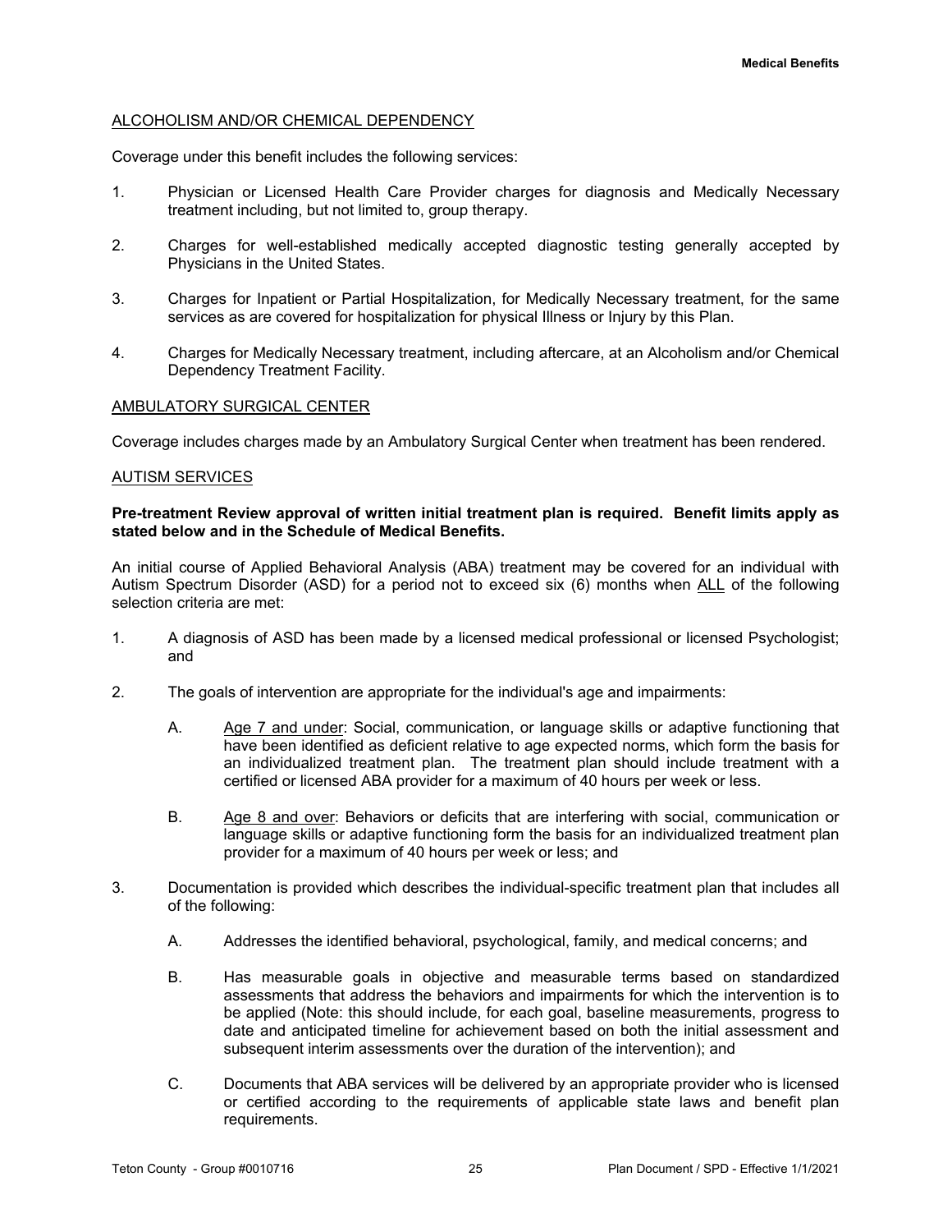## ALCOHOLISM AND/OR CHEMICAL DEPENDENCY

Coverage under this benefit includes the following services:

1. Physician or Licensed Health Care Provider charges for diagnosis and Medically Necessary treatment including, but not limited to, group therapy.
2. Charges for well-established medically accepted diagnostic testing generally accepted by Physicians in the United States.
3. Charges for Inpatient or Partial Hospitalization, for Medically Necessary treatment, for the same services as are covered for hospitalization for physical Illness or Injury by this Plan.
4. Charges for Medically Necessary treatment, including aftercare, at an Alcoholism and/or Chemical Dependency Treatment Facility.

## AMBULATORY SURGICAL CENTER

Coverage includes charges made by an Ambulatory Surgical Center when treatment has been rendered.

## AUTISM SERVICES

**Pre-treatment Review approval of written initial treatment plan is required. Benefit limits apply as stated below and in the Schedule of Medical Benefits.**

An initial course of Applied Behavioral Analysis (ABA) treatment may be covered for an individual with Autism Spectrum Disorder (ASD) for a period not to exceed six (6) months when ALL of the following selection criteria are met:

1. A diagnosis of ASD has been made by a licensed medical professional or licensed Psychologist; and
2. The goals of intervention are appropriate for the individual's age and impairments:
   - A. Age 7 and under: Social, communication, or language skills or adaptive functioning that have been identified as deficient relative to age expected norms, which form the basis for an individualized treatment plan. The treatment plan should include treatment with a certified or licensed ABA provider for a maximum of 40 hours per week or less.
   - B. Age 8 and over: Behaviors or deficits that are interfering with social, communication or language skills or adaptive functioning form the basis for an individualized treatment plan provider for a maximum of 40 hours per week or less; and
3. Documentation is provided which describes the individual-specific treatment plan that includes all of the following:
   - A. Addresses the identified behavioral, psychological, family, and medical concerns; and
   - B. Has measurable goals in objective and measurable terms based on standardized assessments that address the behaviors and impairments for which the intervention is to be applied (Note: this should include, for each goal, baseline measurements, progress to date and anticipated timeline for achievement based on both the initial assessment and subsequent interim assessments over the duration of the intervention); and
   - C. Documents that ABA services will be delivered by an appropriate provider who is licensed or certified according to the requirements of applicable state laws and benefit plan requirements.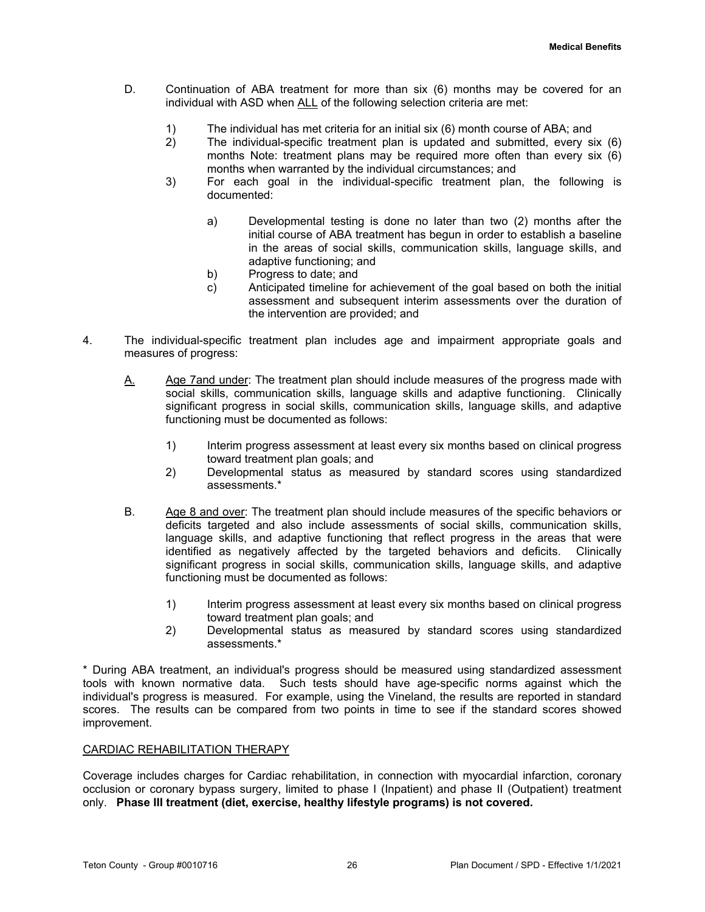D. Continuation of ABA treatment for more than six (6) months may be covered for an individual with ASD when <u>ALL</u> of the following selection criteria are met:

1) The individual has met criteria for an initial six (6) month course of ABA; and
2) The individual-specific treatment plan is updated and submitted, every six (6) months Note: treatment plans may be required more often than every six (6) months when warranted by the individual circumstances; and
3) For each goal in the individual-specific treatment plan, the following is documented:

   a) Developmental testing is done no later than two (2) months after the initial course of ABA treatment has begun in order to establish a baseline in the areas of social skills, communication skills, language skills, and adaptive functioning; and
   b) Progress to date; and
   c) Anticipated timeline for achievement of the goal based on both the initial assessment and subsequent interim assessments over the duration of the intervention are provided; and

4. The individual-specific treatment plan includes age and impairment appropriate goals and measures of progress:

   <u>A.</u> <u>Age 7and under</u>: The treatment plan should include measures of the progress made with social skills, communication skills, language skills and adaptive functioning. Clinically significant progress in social skills, communication skills, language skills, and adaptive functioning must be documented as follows:

   1) Interim progress assessment at least every six months based on clinical progress toward treatment plan goals; and
   2) Developmental status as measured by standard scores using standardized assessments.*

   B. <u>Age 8 and over</u>: The treatment plan should include measures of the specific behaviors or deficits targeted and also include assessments of social skills, communication skills, language skills, and adaptive functioning that reflect progress in the areas that were identified as negatively affected by the targeted behaviors and deficits. Clinically significant progress in social skills, communication skills, language skills, and adaptive functioning must be documented as follows:

   1) Interim progress assessment at least every six months based on clinical progress toward treatment plan goals; and
   2) Developmental status as measured by standard scores using standardized assessments.*

* During ABA treatment, an individual's progress should be measured using standardized assessment tools with known normative data. Such tests should have age-specific norms against which the individual's progress is measured. For example, using the Vineland, the results are reported in standard scores. The results can be compared from two points in time to see if the standard scores showed improvement.

<u>CARDIAC REHABILITATION THERAPY</u>

Coverage includes charges for Cardiac rehabilitation, in connection with myocardial infarction, coronary occlusion or coronary bypass surgery, limited to phase I (Inpatient) and phase II (Outpatient) treatment only. **Phase III treatment (diet, exercise, healthy lifestyle programs) is not covered.**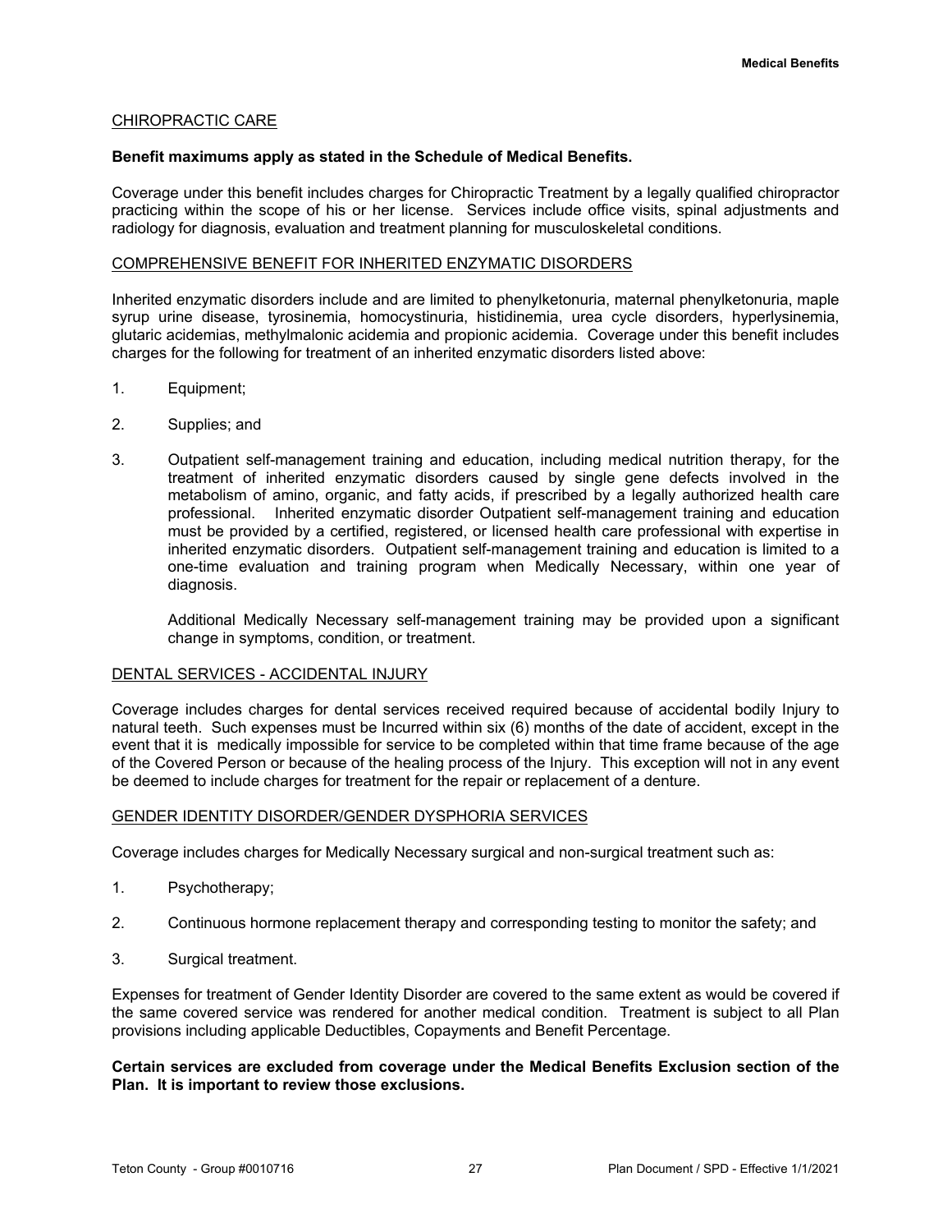## CHIROPRACTIC CARE

**Benefit maximums apply as stated in the Schedule of Medical Benefits.**

Coverage under this benefit includes charges for Chiropractic Treatment by a legally qualified chiropractor practicing within the scope of his or her license. Services include office visits, spinal adjustments and radiology for diagnosis, evaluation and treatment planning for musculoskeletal conditions.

## COMPREHENSIVE BENEFIT FOR INHERITED ENZYMATIC DISORDERS

Inherited enzymatic disorders include and are limited to phenylketonuria, maternal phenylketonuria, maple syrup urine disease, tyrosinemia, homocystinuria, histidinemia, urea cycle disorders, hyperlysinemia, glutaric acidemias, methylmalonic acidemia and propionic acidemia. Coverage under this benefit includes charges for the following for treatment of an inherited enzymatic disorders listed above:

1. Equipment;
2. Supplies; and
3. Outpatient self-management training and education, including medical nutrition therapy, for the treatment of inherited enzymatic disorders caused by single gene defects involved in the metabolism of amino, organic, and fatty acids, if prescribed by a legally authorized health care professional. Inherited enzymatic disorder Outpatient self-management training and education must be provided by a certified, registered, or licensed health care professional with expertise in inherited enzymatic disorders. Outpatient self-management training and education is limited to a one-time evaluation and training program when Medically Necessary, within one year of diagnosis.

   Additional Medically Necessary self-management training may be provided upon a significant change in symptoms, condition, or treatment.

## DENTAL SERVICES - ACCIDENTAL INJURY

Coverage includes charges for dental services received required because of accidental bodily Injury to natural teeth. Such expenses must be Incurred within six (6) months of the date of accident, except in the event that it is medically impossible for service to be completed within that time frame because of the age of the Covered Person or because of the healing process of the Injury. This exception will not in any event be deemed to include charges for treatment for the repair or replacement of a denture.

## GENDER IDENTITY DISORDER/GENDER DYSPHORIA SERVICES

Coverage includes charges for Medically Necessary surgical and non-surgical treatment such as:

1. Psychotherapy;
2. Continuous hormone replacement therapy and corresponding testing to monitor the safety; and
3. Surgical treatment.

Expenses for treatment of Gender Identity Disorder are covered to the same extent as would be covered if the same covered service was rendered for another medical condition. Treatment is subject to all Plan provisions including applicable Deductibles, Copayments and Benefit Percentage.

**Certain services are excluded from coverage under the Medical Benefits Exclusion section of the Plan. It is important to review those exclusions.**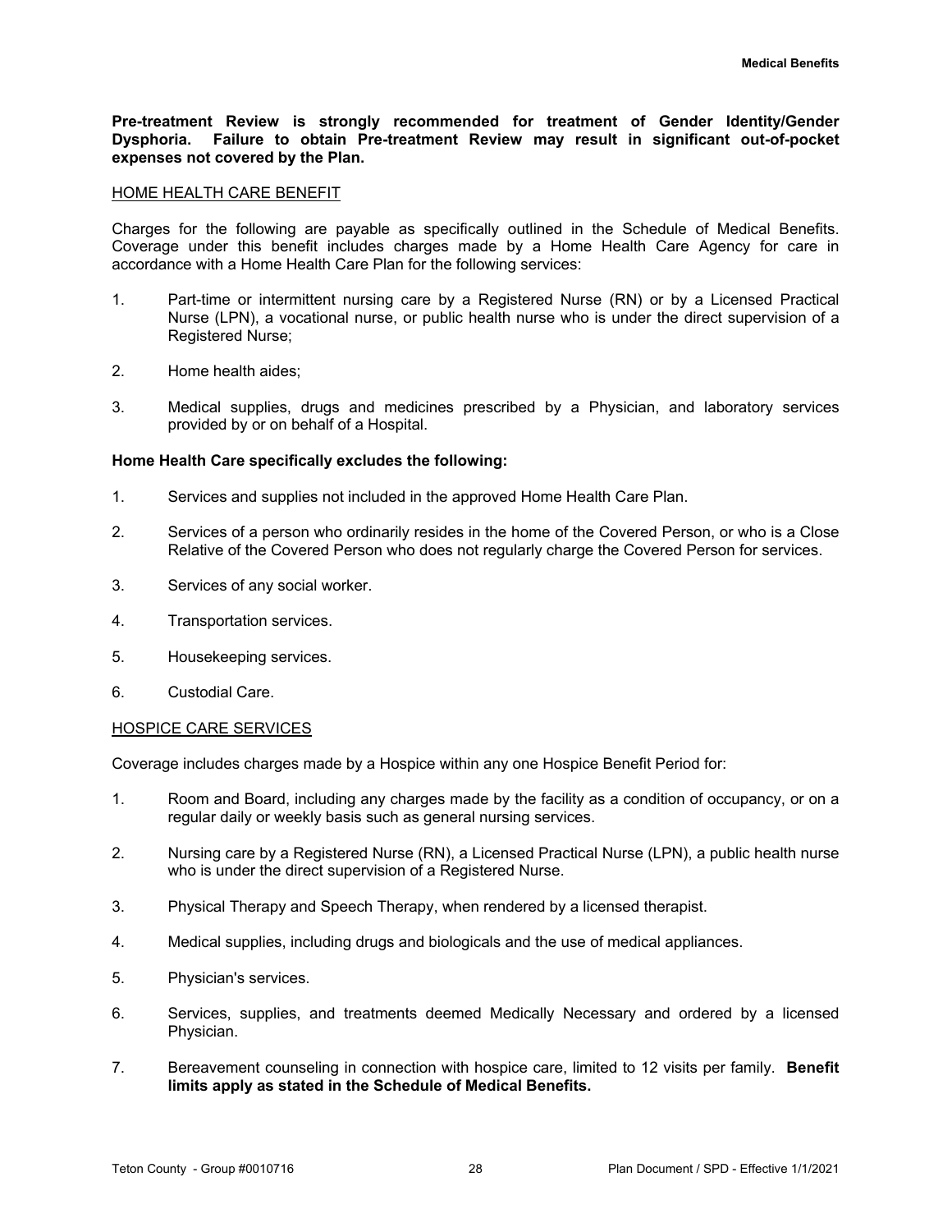**Pre-treatment Review is strongly recommended for treatment of Gender Identity/Gender Dysphoria. Failure to obtain Pre-treatment Review may result in significant out-of-pocket expenses not covered by the Plan.**

HOME HEALTH CARE BENEFIT

Charges for the following are payable as specifically outlined in the Schedule of Medical Benefits. Coverage under this benefit includes charges made by a Home Health Care Agency for care in accordance with a Home Health Care Plan for the following services:

1. Part-time or intermittent nursing care by a Registered Nurse (RN) or by a Licensed Practical Nurse (LPN), a vocational nurse, or public health nurse who is under the direct supervision of a Registered Nurse;
2. Home health aides;
3. Medical supplies, drugs and medicines prescribed by a Physician, and laboratory services provided by or on behalf of a Hospital.

**Home Health Care specifically excludes the following:**

1. Services and supplies not included in the approved Home Health Care Plan.
2. Services of a person who ordinarily resides in the home of the Covered Person, or who is a Close Relative of the Covered Person who does not regularly charge the Covered Person for services.
3. Services of any social worker.
4. Transportation services.
5. Housekeeping services.
6. Custodial Care.

HOSPICE CARE SERVICES

Coverage includes charges made by a Hospice within any one Hospice Benefit Period for:

1. Room and Board, including any charges made by the facility as a condition of occupancy, or on a regular daily or weekly basis such as general nursing services.
2. Nursing care by a Registered Nurse (RN), a Licensed Practical Nurse (LPN), a public health nurse who is under the direct supervision of a Registered Nurse.
3. Physical Therapy and Speech Therapy, when rendered by a licensed therapist.
4. Medical supplies, including drugs and biologicals and the use of medical appliances.
5. Physician's services.
6. Services, supplies, and treatments deemed Medically Necessary and ordered by a licensed Physician.
7. Bereavement counseling in connection with hospice care, limited to 12 visits per family. **Benefit limits apply as stated in the Schedule of Medical Benefits.**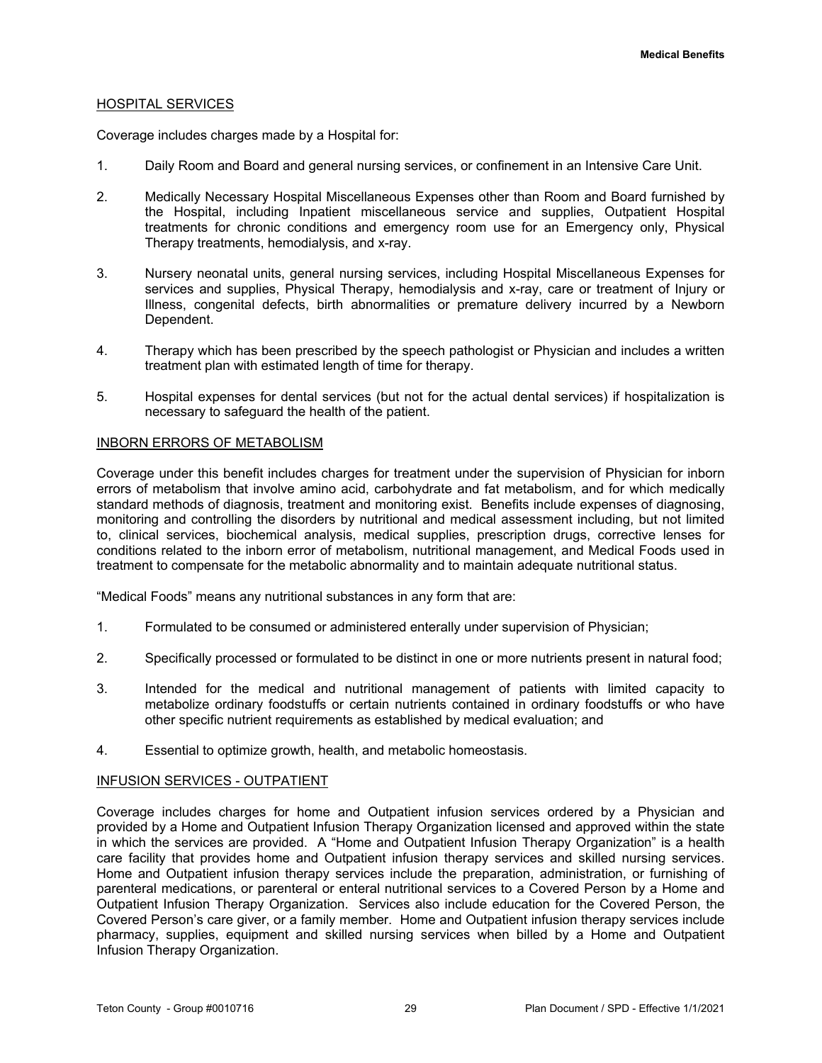## HOSPITAL SERVICES

Coverage includes charges made by a Hospital for:

1. Daily Room and Board and general nursing services, or confinement in an Intensive Care Unit.

2. Medically Necessary Hospital Miscellaneous Expenses other than Room and Board furnished by the Hospital, including Inpatient miscellaneous service and supplies, Outpatient Hospital treatments for chronic conditions and emergency room use for an Emergency only, Physical Therapy treatments, hemodialysis, and x-ray.

3. Nursery neonatal units, general nursing services, including Hospital Miscellaneous Expenses for services and supplies, Physical Therapy, hemodialysis and x-ray, care or treatment of Injury or Illness, congenital defects, birth abnormalities or premature delivery incurred by a Newborn Dependent.

4. Therapy which has been prescribed by the speech pathologist or Physician and includes a written treatment plan with estimated length of time for therapy.

5. Hospital expenses for dental services (but not for the actual dental services) if hospitalization is necessary to safeguard the health of the patient.

## INBORN ERRORS OF METABOLISM

Coverage under this benefit includes charges for treatment under the supervision of Physician for inborn errors of metabolism that involve amino acid, carbohydrate and fat metabolism, and for which medically standard methods of diagnosis, treatment and monitoring exist. Benefits include expenses of diagnosing, monitoring and controlling the disorders by nutritional and medical assessment including, but not limited to, clinical services, biochemical analysis, medical supplies, prescription drugs, corrective lenses for conditions related to the inborn error of metabolism, nutritional management, and Medical Foods used in treatment to compensate for the metabolic abnormality and to maintain adequate nutritional status.

"Medical Foods" means any nutritional substances in any form that are:

1. Formulated to be consumed or administered enterally under supervision of Physician;

2. Specifically processed or formulated to be distinct in one or more nutrients present in natural food;

3. Intended for the medical and nutritional management of patients with limited capacity to metabolize ordinary foodstuffs or certain nutrients contained in ordinary foodstuffs or who have other specific nutrient requirements as established by medical evaluation; and

4. Essential to optimize growth, health, and metabolic homeostasis.

## INFUSION SERVICES - OUTPATIENT

Coverage includes charges for home and Outpatient infusion services ordered by a Physician and provided by a Home and Outpatient Infusion Therapy Organization licensed and approved within the state in which the services are provided. A "Home and Outpatient Infusion Therapy Organization" is a health care facility that provides home and Outpatient infusion therapy services and skilled nursing services. Home and Outpatient infusion therapy services include the preparation, administration, or furnishing of parenteral medications, or parenteral or enteral nutritional services to a Covered Person by a Home and Outpatient Infusion Therapy Organization. Services also include education for the Covered Person, the Covered Person's care giver, or a family member. Home and Outpatient infusion therapy services include pharmacy, supplies, equipment and skilled nursing services when billed by a Home and Outpatient Infusion Therapy Organization.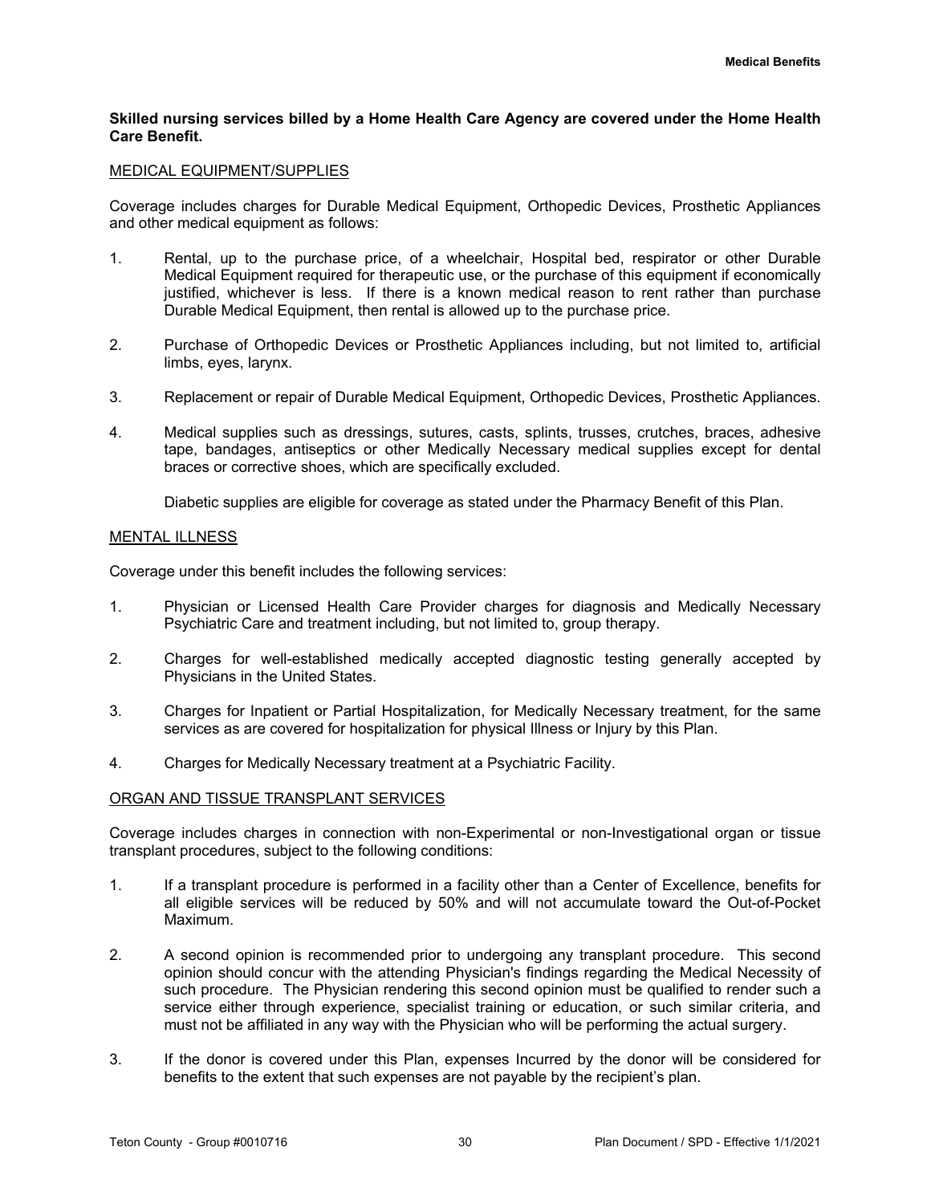**Skilled nursing services billed by a Home Health Care Agency are covered under the Home Health Care Benefit.**

MEDICAL EQUIPMENT/SUPPLIES

Coverage includes charges for Durable Medical Equipment, Orthopedic Devices, Prosthetic Appliances and other medical equipment as follows:

1. Rental, up to the purchase price, of a wheelchair, Hospital bed, respirator or other Durable Medical Equipment required for therapeutic use, or the purchase of this equipment if economically justified, whichever is less. If there is a known medical reason to rent rather than purchase Durable Medical Equipment, then rental is allowed up to the purchase price.

2. Purchase of Orthopedic Devices or Prosthetic Appliances including, but not limited to, artificial limbs, eyes, larynx.

3. Replacement or repair of Durable Medical Equipment, Orthopedic Devices, Prosthetic Appliances.

4. Medical supplies such as dressings, sutures, casts, splints, trusses, crutches, braces, adhesive tape, bandages, antiseptics or other Medically Necessary medical supplies except for dental braces or corrective shoes, which are specifically excluded.

   Diabetic supplies are eligible for coverage as stated under the Pharmacy Benefit of this Plan.

MENTAL ILLNESS

Coverage under this benefit includes the following services:

1. Physician or Licensed Health Care Provider charges for diagnosis and Medically Necessary Psychiatric Care and treatment including, but not limited to, group therapy.

2. Charges for well-established medically accepted diagnostic testing generally accepted by Physicians in the United States.

3. Charges for Inpatient or Partial Hospitalization, for Medically Necessary treatment, for the same services as are covered for hospitalization for physical Illness or Injury by this Plan.

4. Charges for Medically Necessary treatment at a Psychiatric Facility.

ORGAN AND TISSUE TRANSPLANT SERVICES

Coverage includes charges in connection with non-Experimental or non-Investigational organ or tissue transplant procedures, subject to the following conditions:

1. If a transplant procedure is performed in a facility other than a Center of Excellence, benefits for all eligible services will be reduced by 50% and will not accumulate toward the Out-of-Pocket Maximum.

2. A second opinion is recommended prior to undergoing any transplant procedure. This second opinion should concur with the attending Physician's findings regarding the Medical Necessity of such procedure. The Physician rendering this second opinion must be qualified to render such a service either through experience, specialist training or education, or such similar criteria, and must not be affiliated in any way with the Physician who will be performing the actual surgery.

3. If the donor is covered under this Plan, expenses Incurred by the donor will be considered for benefits to the extent that such expenses are not payable by the recipient's plan.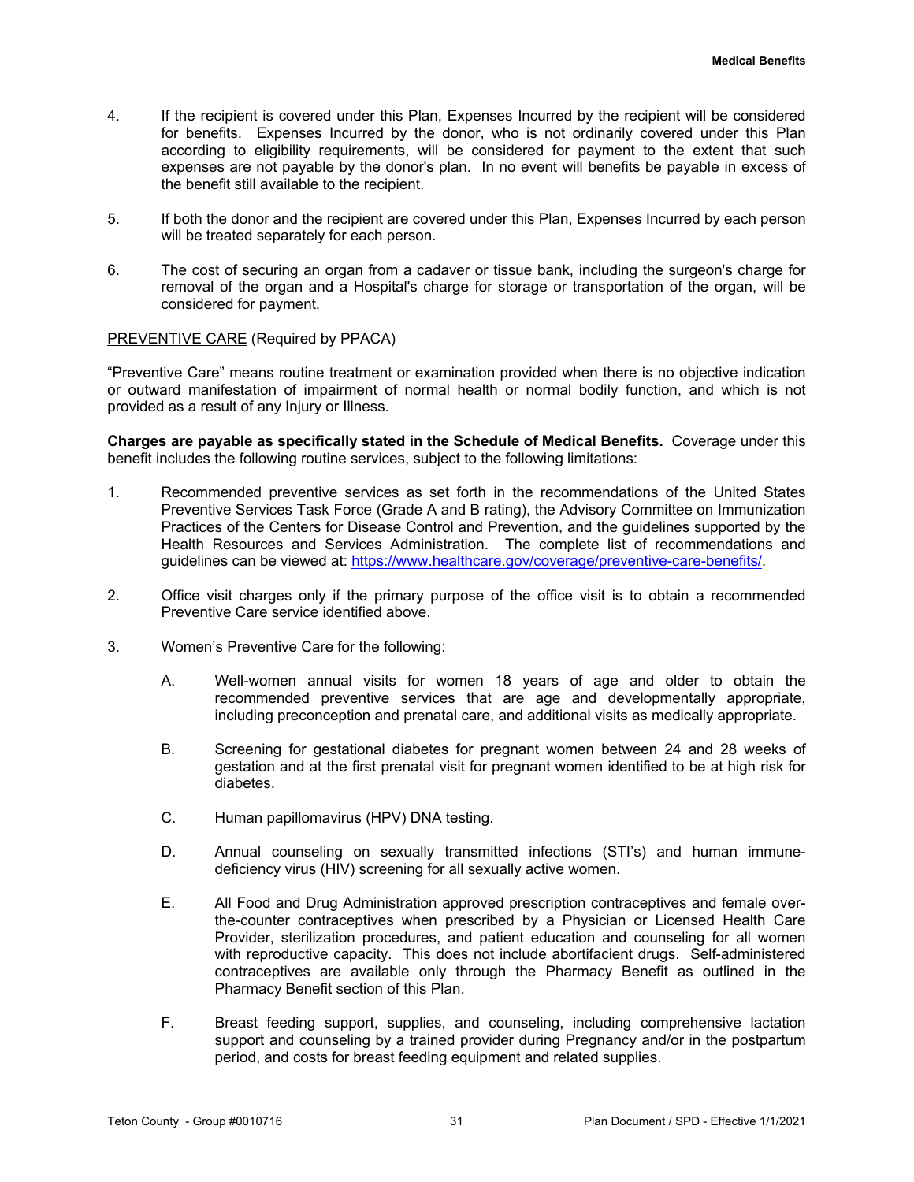4. If the recipient is covered under this Plan, Expenses Incurred by the recipient will be considered for benefits. Expenses Incurred by the donor, who is not ordinarily covered under this Plan according to eligibility requirements, will be considered for payment to the extent that such expenses are not payable by the donor's plan. In no event will benefits be payable in excess of the benefit still available to the recipient.

5. If both the donor and the recipient are covered under this Plan, Expenses Incurred by each person will be treated separately for each person.

6. The cost of securing an organ from a cadaver or tissue bank, including the surgeon's charge for removal of the organ and a Hospital's charge for storage or transportation of the organ, will be considered for payment.

PREVENTIVE CARE (Required by PPACA)

"Preventive Care" means routine treatment or examination provided when there is no objective indication or outward manifestation of impairment of normal health or normal bodily function, and which is not provided as a result of any Injury or Illness.

**Charges are payable as specifically stated in the Schedule of Medical Benefits.** Coverage under this benefit includes the following routine services, subject to the following limitations:

1. Recommended preventive services as set forth in the recommendations of the United States Preventive Services Task Force (Grade A and B rating), the Advisory Committee on Immunization Practices of the Centers for Disease Control and Prevention, and the guidelines supported by the Health Resources and Services Administration. The complete list of recommendations and guidelines can be viewed at: https://www.healthcare.gov/coverage/preventive-care-benefits/.

2. Office visit charges only if the primary purpose of the office visit is to obtain a recommended Preventive Care service identified above.

3. Women's Preventive Care for the following:

   A. Well-women annual visits for women 18 years of age and older to obtain the recommended preventive services that are age and developmentally appropriate, including preconception and prenatal care, and additional visits as medically appropriate.

   B. Screening for gestational diabetes for pregnant women between 24 and 28 weeks of gestation and at the first prenatal visit for pregnant women identified to be at high risk for diabetes.

   C. Human papillomavirus (HPV) DNA testing.

   D. Annual counseling on sexually transmitted infections (STI's) and human immune-deficiency virus (HIV) screening for all sexually active women.

   E. All Food and Drug Administration approved prescription contraceptives and female over-the-counter contraceptives when prescribed by a Physician or Licensed Health Care Provider, sterilization procedures, and patient education and counseling for all women with reproductive capacity. This does not include abortifacient drugs. Self-administered contraceptives are available only through the Pharmacy Benefit as outlined in the Pharmacy Benefit section of this Plan.

   F. Breast feeding support, supplies, and counseling, including comprehensive lactation support and counseling by a trained provider during Pregnancy and/or in the postpartum period, and costs for breast feeding equipment and related supplies.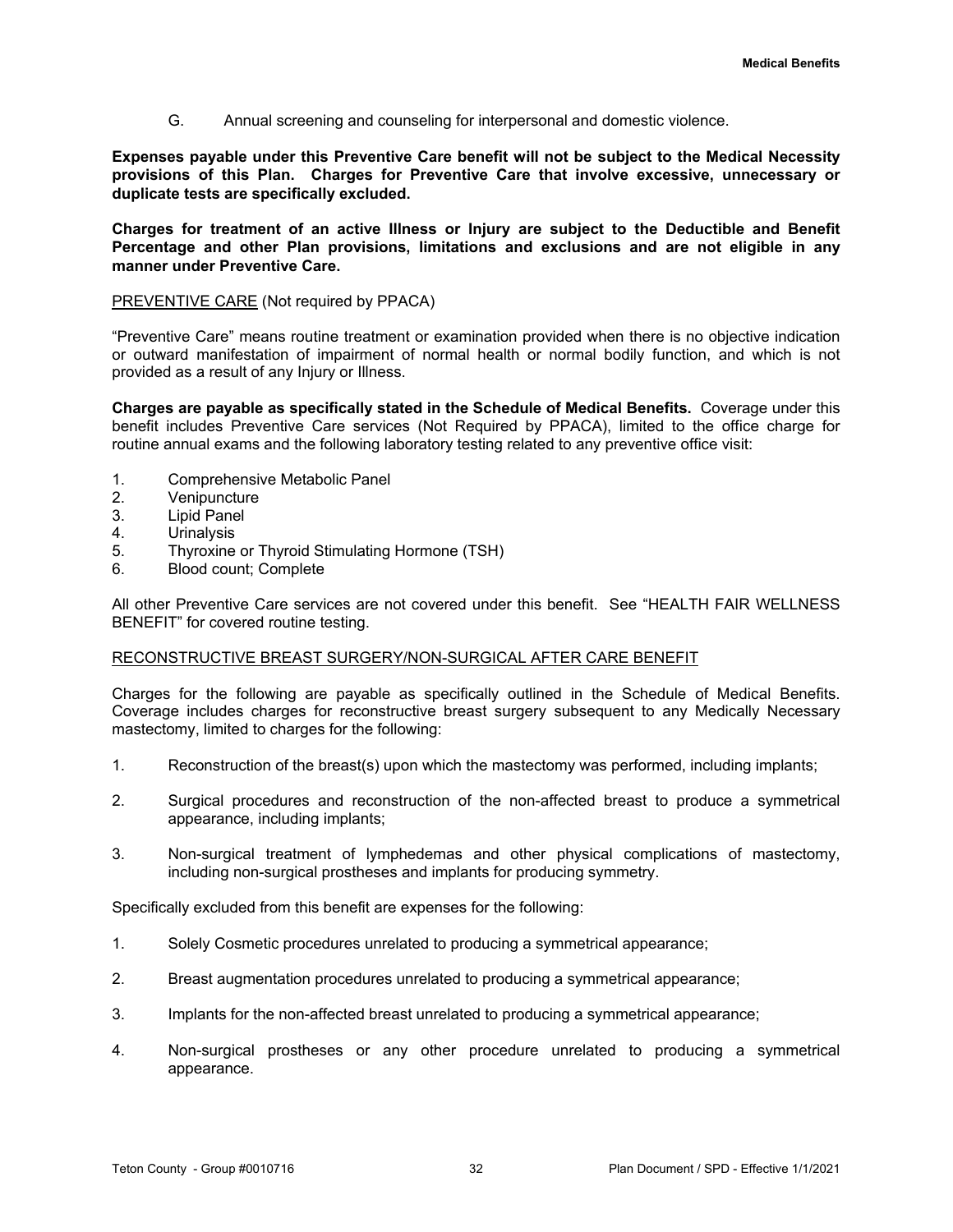G. Annual screening and counseling for interpersonal and domestic violence.

**Expenses payable under this Preventive Care benefit will not be subject to the Medical Necessity provisions of this Plan. Charges for Preventive Care that involve excessive, unnecessary or duplicate tests are specifically excluded.**

**Charges for treatment of an active Illness or Injury are subject to the Deductible and Benefit Percentage and other Plan provisions, limitations and exclusions and are not eligible in any manner under Preventive Care.**

<u>PREVENTIVE CARE</u> (Not required by PPACA)

"Preventive Care" means routine treatment or examination provided when there is no objective indication or outward manifestation of impairment of normal health or normal bodily function, and which is not provided as a result of any Injury or Illness.

**Charges are payable as specifically stated in the Schedule of Medical Benefits.** Coverage under this benefit includes Preventive Care services (Not Required by PPACA), limited to the office charge for routine annual exams and the following laboratory testing related to any preventive office visit:

1. Comprehensive Metabolic Panel
2. Venipuncture
3. Lipid Panel
4. Urinalysis
5. Thyroxine or Thyroid Stimulating Hormone (TSH)
6. Blood count; Complete

All other Preventive Care services are not covered under this benefit. See "HEALTH FAIR WELLNESS BENEFIT" for covered routine testing.

<u>RECONSTRUCTIVE BREAST SURGERY/NON-SURGICAL AFTER CARE BENEFIT</u>

Charges for the following are payable as specifically outlined in the Schedule of Medical Benefits. Coverage includes charges for reconstructive breast surgery subsequent to any Medically Necessary mastectomy, limited to charges for the following:

1. Reconstruction of the breast(s) upon which the mastectomy was performed, including implants;

2. Surgical procedures and reconstruction of the non-affected breast to produce a symmetrical appearance, including implants;

3. Non-surgical treatment of lymphedemas and other physical complications of mastectomy, including non-surgical prostheses and implants for producing symmetry.

Specifically excluded from this benefit are expenses for the following:

1. Solely Cosmetic procedures unrelated to producing a symmetrical appearance;

2. Breast augmentation procedures unrelated to producing a symmetrical appearance;

3. Implants for the non-affected breast unrelated to producing a symmetrical appearance;

4. Non-surgical prostheses or any other procedure unrelated to producing a symmetrical appearance.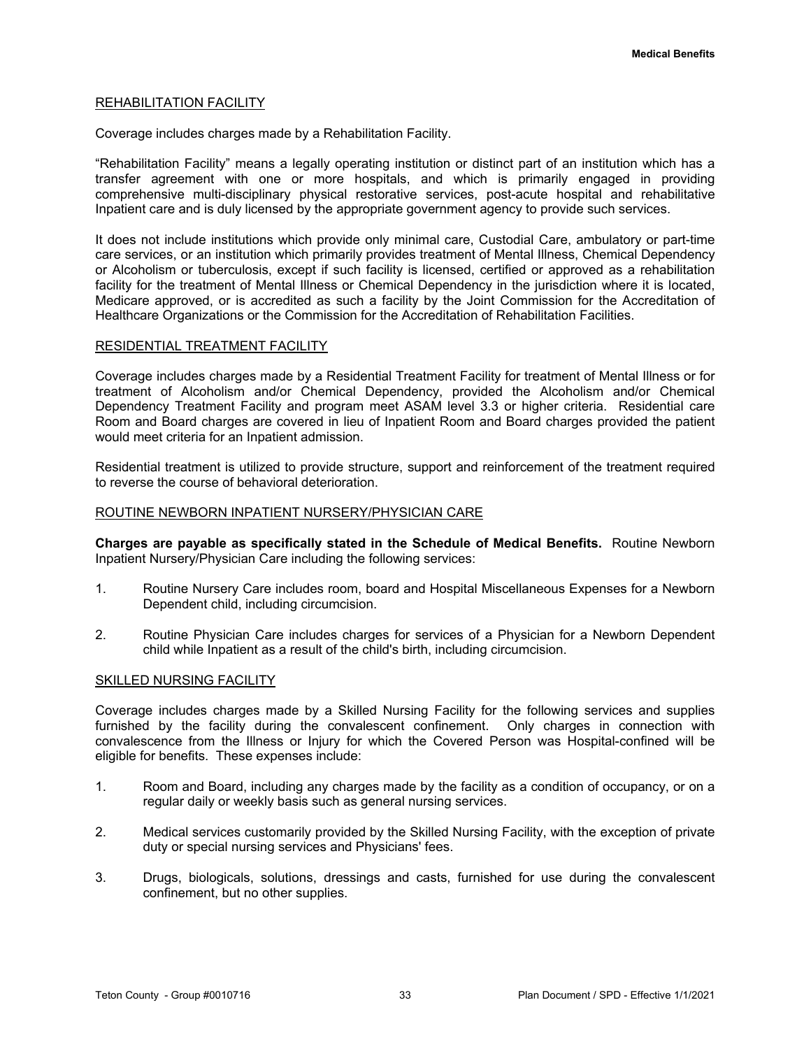## REHABILITATION FACILITY

Coverage includes charges made by a Rehabilitation Facility.

"Rehabilitation Facility" means a legally operating institution or distinct part of an institution which has a transfer agreement with one or more hospitals, and which is primarily engaged in providing comprehensive multi-disciplinary physical restorative services, post-acute hospital and rehabilitative Inpatient care and is duly licensed by the appropriate government agency to provide such services.

It does not include institutions which provide only minimal care, Custodial Care, ambulatory or part-time care services, or an institution which primarily provides treatment of Mental Illness, Chemical Dependency or Alcoholism or tuberculosis, except if such facility is licensed, certified or approved as a rehabilitation facility for the treatment of Mental Illness or Chemical Dependency in the jurisdiction where it is located, Medicare approved, or is accredited as such a facility by the Joint Commission for the Accreditation of Healthcare Organizations or the Commission for the Accreditation of Rehabilitation Facilities.

## RESIDENTIAL TREATMENT FACILITY

Coverage includes charges made by a Residential Treatment Facility for treatment of Mental Illness or for treatment of Alcoholism and/or Chemical Dependency, provided the Alcoholism and/or Chemical Dependency Treatment Facility and program meet ASAM level 3.3 or higher criteria. Residential care Room and Board charges are covered in lieu of Inpatient Room and Board charges provided the patient would meet criteria for an Inpatient admission.

Residential treatment is utilized to provide structure, support and reinforcement of the treatment required to reverse the course of behavioral deterioration.

## ROUTINE NEWBORN INPATIENT NURSERY/PHYSICIAN CARE

**Charges are payable as specifically stated in the Schedule of Medical Benefits.** Routine Newborn Inpatient Nursery/Physician Care including the following services:

1. Routine Nursery Care includes room, board and Hospital Miscellaneous Expenses for a Newborn Dependent child, including circumcision.

2. Routine Physician Care includes charges for services of a Physician for a Newborn Dependent child while Inpatient as a result of the child's birth, including circumcision.

## SKILLED NURSING FACILITY

Coverage includes charges made by a Skilled Nursing Facility for the following services and supplies furnished by the facility during the convalescent confinement. Only charges in connection with convalescence from the Illness or Injury for which the Covered Person was Hospital-confined will be eligible for benefits. These expenses include:

1. Room and Board, including any charges made by the facility as a condition of occupancy, or on a regular daily or weekly basis such as general nursing services.

2. Medical services customarily provided by the Skilled Nursing Facility, with the exception of private duty or special nursing services and Physicians' fees.

3. Drugs, biologicals, solutions, dressings and casts, furnished for use during the convalescent confinement, but no other supplies.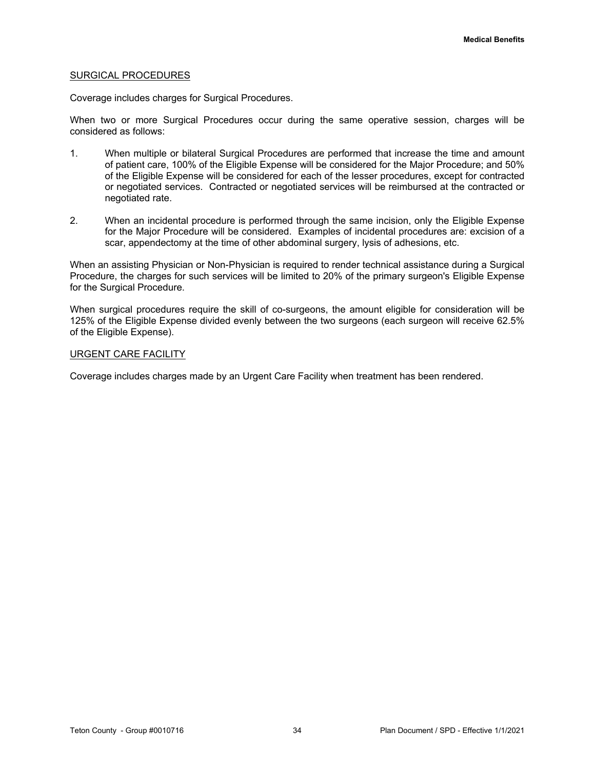## SURGICAL PROCEDURES

Coverage includes charges for Surgical Procedures.

When two or more Surgical Procedures occur during the same operative session, charges will be considered as follows:

1. When multiple or bilateral Surgical Procedures are performed that increase the time and amount of patient care, 100% of the Eligible Expense will be considered for the Major Procedure; and 50% of the Eligible Expense will be considered for each of the lesser procedures, except for contracted or negotiated services. Contracted or negotiated services will be reimbursed at the contracted or negotiated rate.

2. When an incidental procedure is performed through the same incision, only the Eligible Expense for the Major Procedure will be considered. Examples of incidental procedures are: excision of a scar, appendectomy at the time of other abdominal surgery, lysis of adhesions, etc.

When an assisting Physician or Non-Physician is required to render technical assistance during a Surgical Procedure, the charges for such services will be limited to 20% of the primary surgeon's Eligible Expense for the Surgical Procedure.

When surgical procedures require the skill of co-surgeons, the amount eligible for consideration will be 125% of the Eligible Expense divided evenly between the two surgeons (each surgeon will receive 62.5% of the Eligible Expense).

## URGENT CARE FACILITY

Coverage includes charges made by an Urgent Care Facility when treatment has been rendered.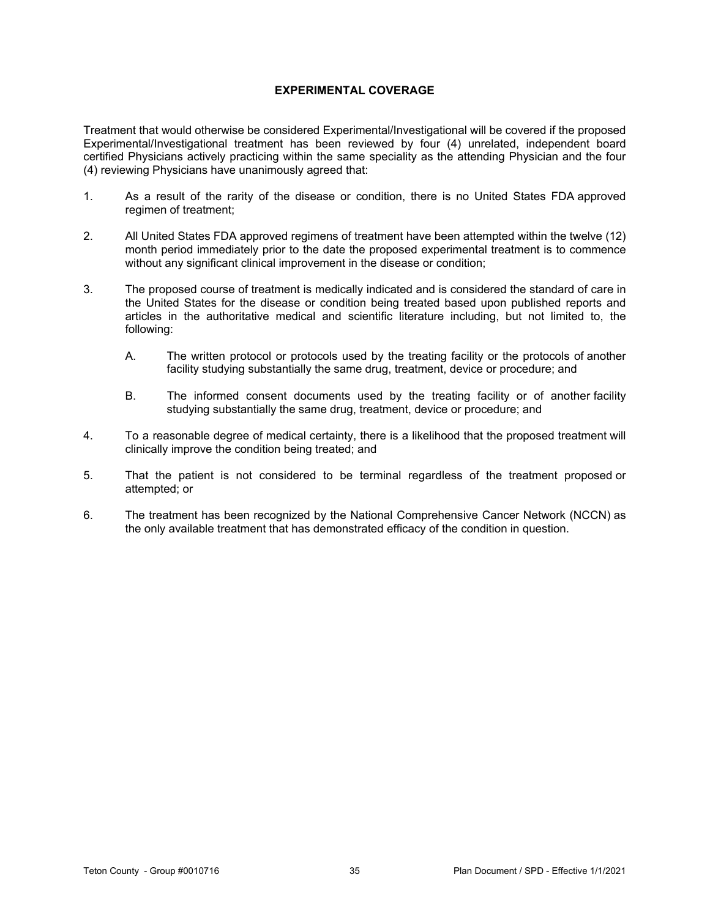## EXPERIMENTAL COVERAGE

Treatment that would otherwise be considered Experimental/Investigational will be covered if the proposed Experimental/Investigational treatment has been reviewed by four (4) unrelated, independent board certified Physicians actively practicing within the same speciality as the attending Physician and the four (4) reviewing Physicians have unanimously agreed that:

1. As a result of the rarity of the disease or condition, there is no United States FDA approved regimen of treatment;

2. All United States FDA approved regimens of treatment have been attempted within the twelve (12) month period immediately prior to the date the proposed experimental treatment is to commence without any significant clinical improvement in the disease or condition;

3. The proposed course of treatment is medically indicated and is considered the standard of care in the United States for the disease or condition being treated based upon published reports and articles in the authoritative medical and scientific literature including, but not limited to, the following:

   A. The written protocol or protocols used by the treating facility or the protocols of another facility studying substantially the same drug, treatment, device or procedure; and

   B. The informed consent documents used by the treating facility or of another facility studying substantially the same drug, treatment, device or procedure; and

4. To a reasonable degree of medical certainty, there is a likelihood that the proposed treatment will clinically improve the condition being treated; and

5. That the patient is not considered to be terminal regardless of the treatment proposed or attempted; or

6. The treatment has been recognized by the National Comprehensive Cancer Network (NCCN) as the only available treatment that has demonstrated efficacy of the condition in question.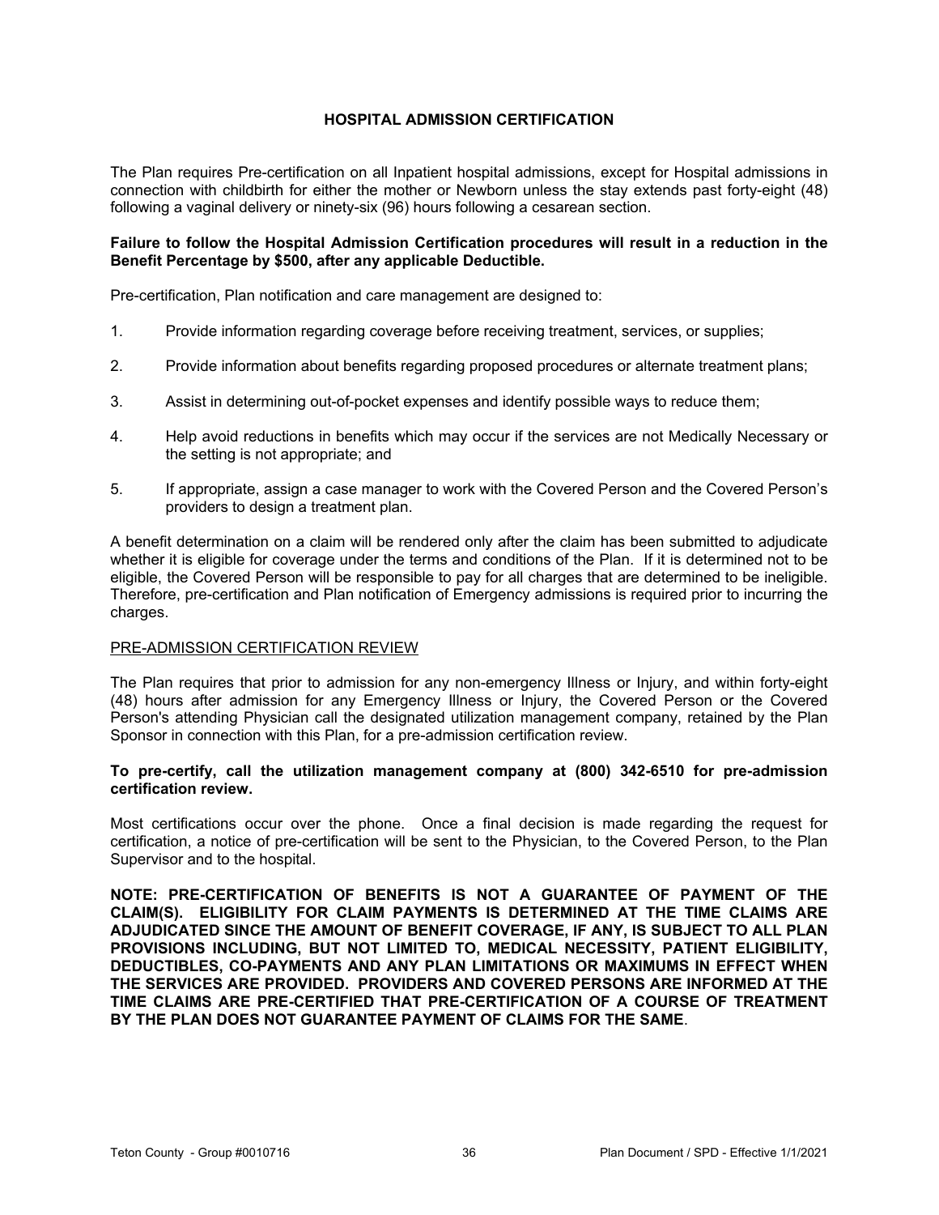## HOSPITAL ADMISSION CERTIFICATION

The Plan requires Pre-certification on all Inpatient hospital admissions, except for Hospital admissions in connection with childbirth for either the mother or Newborn unless the stay extends past forty-eight (48) following a vaginal delivery or ninety-six (96) hours following a cesarean section.

**Failure to follow the Hospital Admission Certification procedures will result in a reduction in the Benefit Percentage by $500, after any applicable Deductible.**

Pre-certification, Plan notification and care management are designed to:

1. Provide information regarding coverage before receiving treatment, services, or supplies;
2. Provide information about benefits regarding proposed procedures or alternate treatment plans;
3. Assist in determining out-of-pocket expenses and identify possible ways to reduce them;
4. Help avoid reductions in benefits which may occur if the services are not Medically Necessary or the setting is not appropriate; and
5. If appropriate, assign a case manager to work with the Covered Person and the Covered Person's providers to design a treatment plan.

A benefit determination on a claim will be rendered only after the claim has been submitted to adjudicate whether it is eligible for coverage under the terms and conditions of the Plan. If it is determined not to be eligible, the Covered Person will be responsible to pay for all charges that are determined to be ineligible. Therefore, pre-certification and Plan notification of Emergency admissions is required prior to incurring the charges.

### PRE-ADMISSION CERTIFICATION REVIEW

The Plan requires that prior to admission for any non-emergency Illness or Injury, and within forty-eight (48) hours after admission for any Emergency Illness or Injury, the Covered Person or the Covered Person's attending Physician call the designated utilization management company, retained by the Plan Sponsor in connection with this Plan, for a pre-admission certification review.

**To pre-certify, call the utilization management company at (800) 342-6510 for pre-admission certification review.**

Most certifications occur over the phone. Once a final decision is made regarding the request for certification, a notice of pre-certification will be sent to the Physician, to the Covered Person, to the Plan Supervisor and to the hospital.

**NOTE: PRE-CERTIFICATION OF BENEFITS IS NOT A GUARANTEE OF PAYMENT OF THE CLAIM(S). ELIGIBILITY FOR CLAIM PAYMENTS IS DETERMINED AT THE TIME CLAIMS ARE ADJUDICATED SINCE THE AMOUNT OF BENEFIT COVERAGE, IF ANY, IS SUBJECT TO ALL PLAN PROVISIONS INCLUDING, BUT NOT LIMITED TO, MEDICAL NECESSITY, PATIENT ELIGIBILITY, DEDUCTIBLES, CO-PAYMENTS AND ANY PLAN LIMITATIONS OR MAXIMUMS IN EFFECT WHEN THE SERVICES ARE PROVIDED. PROVIDERS AND COVERED PERSONS ARE INFORMED AT THE TIME CLAIMS ARE PRE-CERTIFIED THAT PRE-CERTIFICATION OF A COURSE OF TREATMENT BY THE PLAN DOES NOT GUARANTEE PAYMENT OF CLAIMS FOR THE SAME**.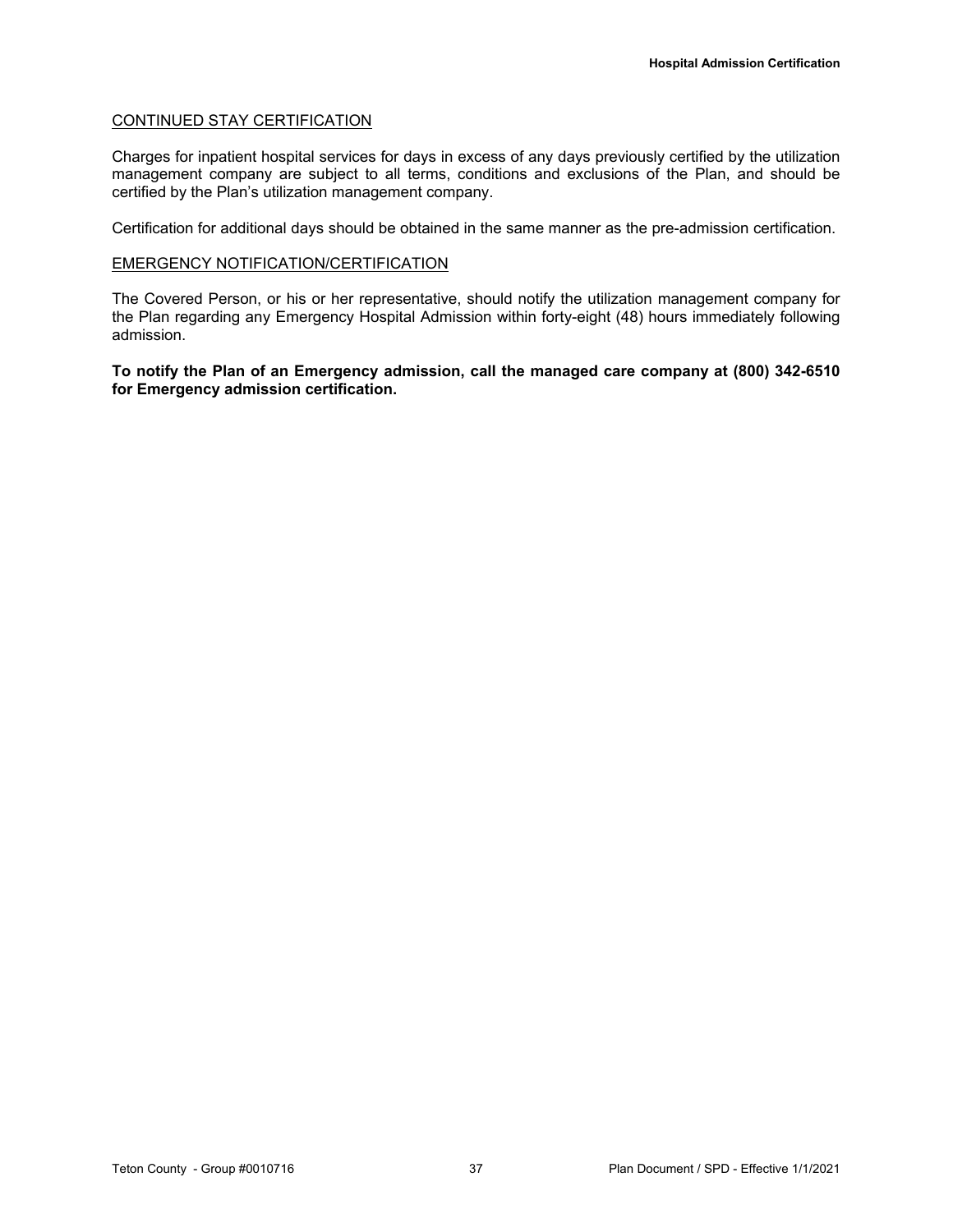## CONTINUED STAY CERTIFICATION

Charges for inpatient hospital services for days in excess of any days previously certified by the utilization management company are subject to all terms, conditions and exclusions of the Plan, and should be certified by the Plan's utilization management company.

Certification for additional days should be obtained in the same manner as the pre-admission certification.

## EMERGENCY NOTIFICATION/CERTIFICATION

The Covered Person, or his or her representative, should notify the utilization management company for the Plan regarding any Emergency Hospital Admission within forty-eight (48) hours immediately following admission.

**To notify the Plan of an Emergency admission, call the managed care company at (800) 342-6510 for Emergency admission certification.**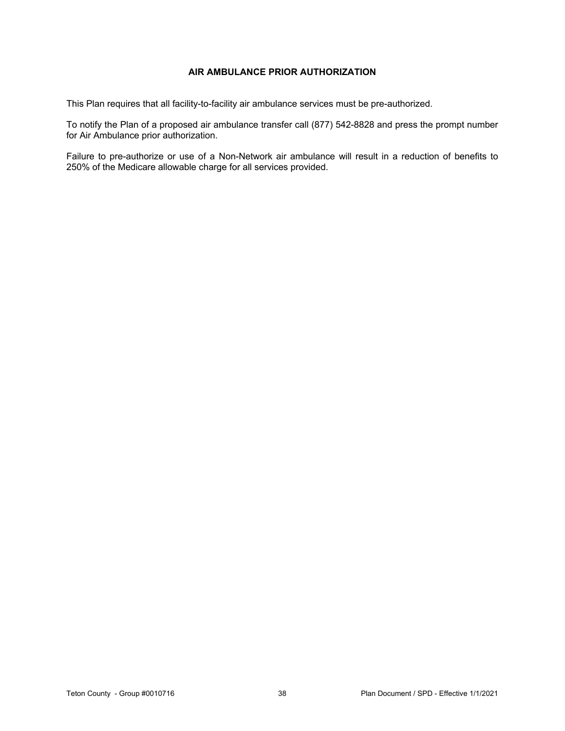## AIR AMBULANCE PRIOR AUTHORIZATION

This Plan requires that all facility-to-facility air ambulance services must be pre-authorized.

To notify the Plan of a proposed air ambulance transfer call (877) 542-8828 and press the prompt number for Air Ambulance prior authorization.

Failure to pre-authorize or use of a Non-Network air ambulance will result in a reduction of benefits to 250% of the Medicare allowable charge for all services provided.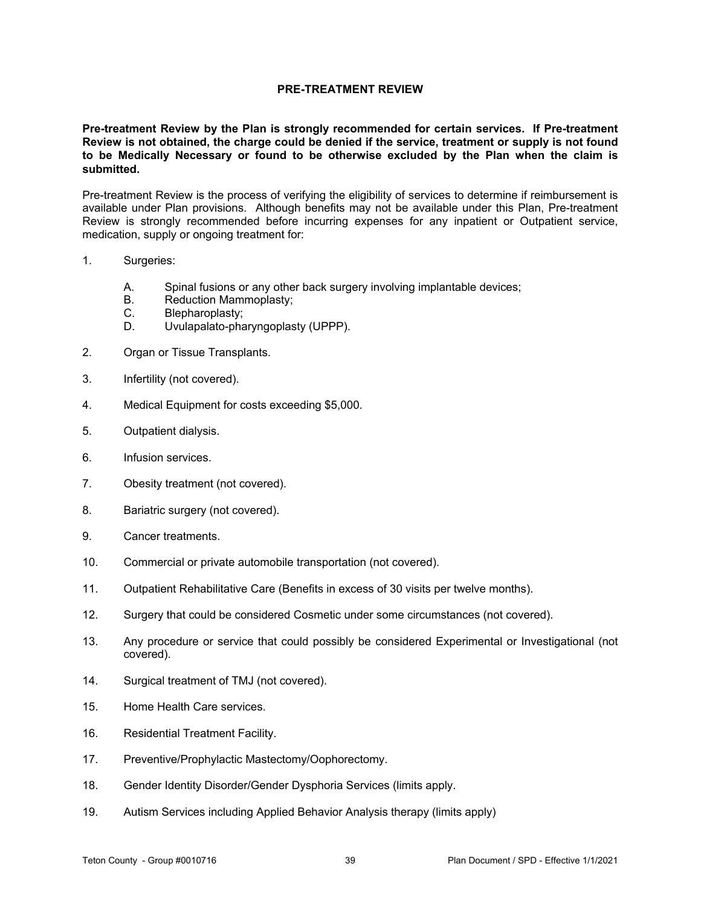## PRE-TREATMENT REVIEW

**Pre-treatment Review by the Plan is strongly recommended for certain services. If Pre-treatment Review is not obtained, the charge could be denied if the service, treatment or supply is not found to be Medically Necessary or found to be otherwise excluded by the Plan when the claim is submitted.**

Pre-treatment Review is the process of verifying the eligibility of services to determine if reimbursement is available under Plan provisions. Although benefits may not be available under this Plan, Pre-treatment Review is strongly recommended before incurring expenses for any inpatient or Outpatient service, medication, supply or ongoing treatment for:

1. Surgeries:
   - A. Spinal fusions or any other back surgery involving implantable devices;
   - B. Reduction Mammoplasty;
   - C. Blepharoplasty;
   - D. Uvulapalato-pharyngoplasty (UPPP).
2. Organ or Tissue Transplants.
3. Infertility (not covered).
4. Medical Equipment for costs exceeding $5,000.
5. Outpatient dialysis.
6. Infusion services.
7. Obesity treatment (not covered).
8. Bariatric surgery (not covered).
9. Cancer treatments.
10. Commercial or private automobile transportation (not covered).
11. Outpatient Rehabilitative Care (Benefits in excess of 30 visits per twelve months).
12. Surgery that could be considered Cosmetic under some circumstances (not covered).
13. Any procedure or service that could possibly be considered Experimental or Investigational (not covered).
14. Surgical treatment of TMJ (not covered).
15. Home Health Care services.
16. Residential Treatment Facility.
17. Preventive/Prophylactic Mastectomy/Oophorectomy.
18. Gender Identity Disorder/Gender Dysphoria Services (limits apply.
19. Autism Services including Applied Behavior Analysis therapy (limits apply)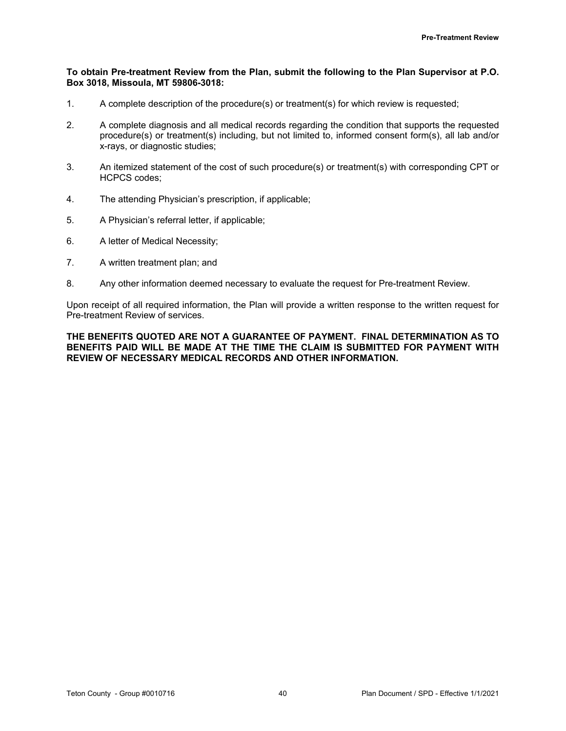**To obtain Pre-treatment Review from the Plan, submit the following to the Plan Supervisor at P.O. Box 3018, Missoula, MT 59806-3018:**

1. A complete description of the procedure(s) or treatment(s) for which review is requested;
2. A complete diagnosis and all medical records regarding the condition that supports the requested procedure(s) or treatment(s) including, but not limited to, informed consent form(s), all lab and/or x-rays, or diagnostic studies;
3. An itemized statement of the cost of such procedure(s) or treatment(s) with corresponding CPT or HCPCS codes;
4. The attending Physician's prescription, if applicable;
5. A Physician's referral letter, if applicable;
6. A letter of Medical Necessity;
7. A written treatment plan; and
8. Any other information deemed necessary to evaluate the request for Pre-treatment Review.

Upon receipt of all required information, the Plan will provide a written response to the written request for Pre-treatment Review of services.

**THE BENEFITS QUOTED ARE NOT A GUARANTEE OF PAYMENT. FINAL DETERMINATION AS TO BENEFITS PAID WILL BE MADE AT THE TIME THE CLAIM IS SUBMITTED FOR PAYMENT WITH REVIEW OF NECESSARY MEDICAL RECORDS AND OTHER INFORMATION.**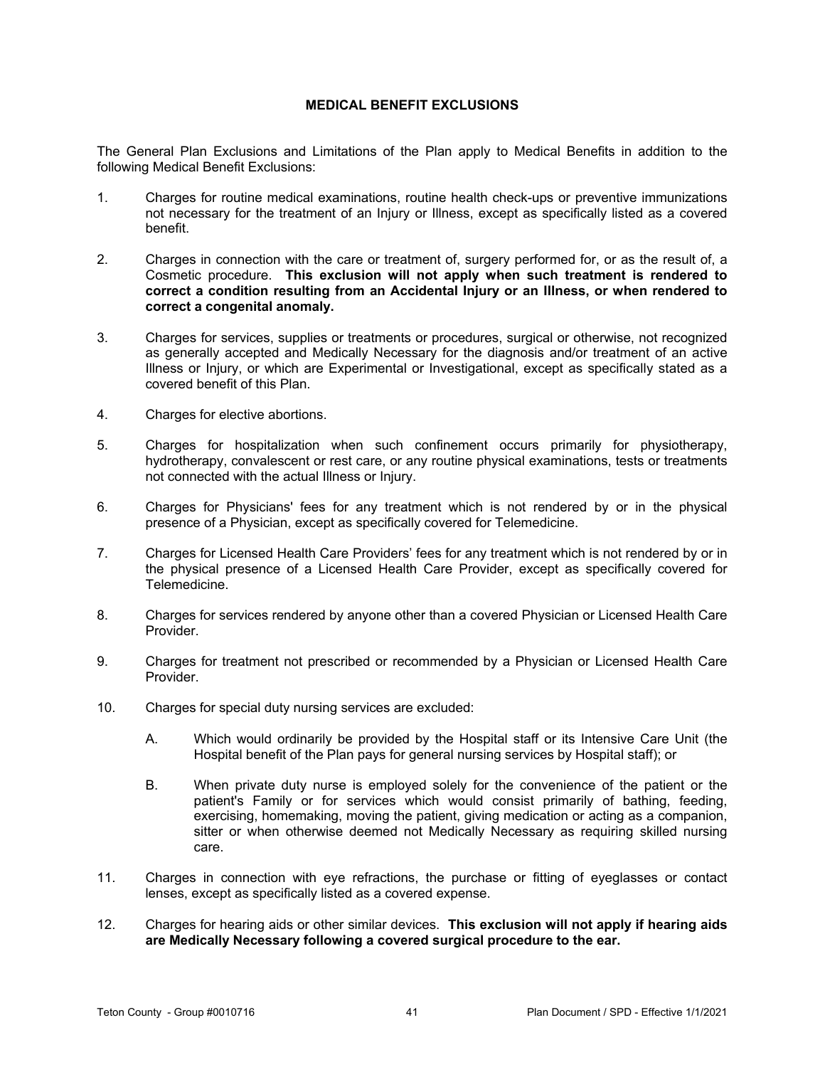## MEDICAL BENEFIT EXCLUSIONS

The General Plan Exclusions and Limitations of the Plan apply to Medical Benefits in addition to the following Medical Benefit Exclusions:

1. Charges for routine medical examinations, routine health check-ups or preventive immunizations not necessary for the treatment of an Injury or Illness, except as specifically listed as a covered benefit.

2. Charges in connection with the care or treatment of, surgery performed for, or as the result of, a Cosmetic procedure. **This exclusion will not apply when such treatment is rendered to correct a condition resulting from an Accidental Injury or an Illness, or when rendered to correct a congenital anomaly.**

3. Charges for services, supplies or treatments or procedures, surgical or otherwise, not recognized as generally accepted and Medically Necessary for the diagnosis and/or treatment of an active Illness or Injury, or which are Experimental or Investigational, except as specifically stated as a covered benefit of this Plan.

4. Charges for elective abortions.

5. Charges for hospitalization when such confinement occurs primarily for physiotherapy, hydrotherapy, convalescent or rest care, or any routine physical examinations, tests or treatments not connected with the actual Illness or Injury.

6. Charges for Physicians' fees for any treatment which is not rendered by or in the physical presence of a Physician, except as specifically covered for Telemedicine.

7. Charges for Licensed Health Care Providers' fees for any treatment which is not rendered by or in the physical presence of a Licensed Health Care Provider, except as specifically covered for Telemedicine.

8. Charges for services rendered by anyone other than a covered Physician or Licensed Health Care Provider.

9. Charges for treatment not prescribed or recommended by a Physician or Licensed Health Care Provider.

10. Charges for special duty nursing services are excluded:

    A. Which would ordinarily be provided by the Hospital staff or its Intensive Care Unit (the Hospital benefit of the Plan pays for general nursing services by Hospital staff); or

    B. When private duty nurse is employed solely for the convenience of the patient or the patient's Family or for services which would consist primarily of bathing, feeding, exercising, homemaking, moving the patient, giving medication or acting as a companion, sitter or when otherwise deemed not Medically Necessary as requiring skilled nursing care.

11. Charges in connection with eye refractions, the purchase or fitting of eyeglasses or contact lenses, except as specifically listed as a covered expense.

12. Charges for hearing aids or other similar devices. **This exclusion will not apply if hearing aids are Medically Necessary following a covered surgical procedure to the ear.**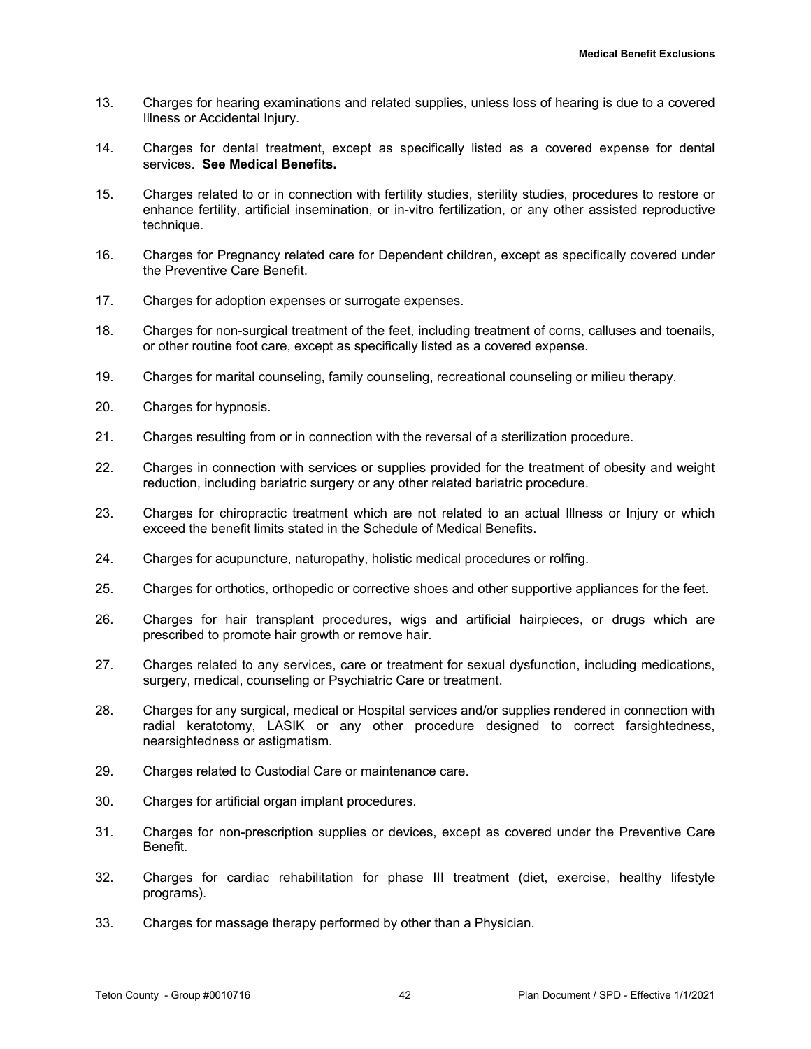13. Charges for hearing examinations and related supplies, unless loss of hearing is due to a covered Illness or Accidental Injury.

14. Charges for dental treatment, except as specifically listed as a covered expense for dental services. **See Medical Benefits.**

15. Charges related to or in connection with fertility studies, sterility studies, procedures to restore or enhance fertility, artificial insemination, or in-vitro fertilization, or any other assisted reproductive technique.

16. Charges for Pregnancy related care for Dependent children, except as specifically covered under the Preventive Care Benefit.

17. Charges for adoption expenses or surrogate expenses.

18. Charges for non-surgical treatment of the feet, including treatment of corns, calluses and toenails, or other routine foot care, except as specifically listed as a covered expense.

19. Charges for marital counseling, family counseling, recreational counseling or milieu therapy.

20. Charges for hypnosis.

21. Charges resulting from or in connection with the reversal of a sterilization procedure.

22. Charges in connection with services or supplies provided for the treatment of obesity and weight reduction, including bariatric surgery or any other related bariatric procedure.

23. Charges for chiropractic treatment which are not related to an actual Illness or Injury or which exceed the benefit limits stated in the Schedule of Medical Benefits.

24. Charges for acupuncture, naturopathy, holistic medical procedures or rolfing.

25. Charges for orthotics, orthopedic or corrective shoes and other supportive appliances for the feet.

26. Charges for hair transplant procedures, wigs and artificial hairpieces, or drugs which are prescribed to promote hair growth or remove hair.

27. Charges related to any services, care or treatment for sexual dysfunction, including medications, surgery, medical, counseling or Psychiatric Care or treatment.

28. Charges for any surgical, medical or Hospital services and/or supplies rendered in connection with radial keratotomy, LASIK or any other procedure designed to correct farsightedness, nearsightedness or astigmatism.

29. Charges related to Custodial Care or maintenance care.

30. Charges for artificial organ implant procedures.

31. Charges for non-prescription supplies or devices, except as covered under the Preventive Care Benefit.

32. Charges for cardiac rehabilitation for phase III treatment (diet, exercise, healthy lifestyle programs).

33. Charges for massage therapy performed by other than a Physician.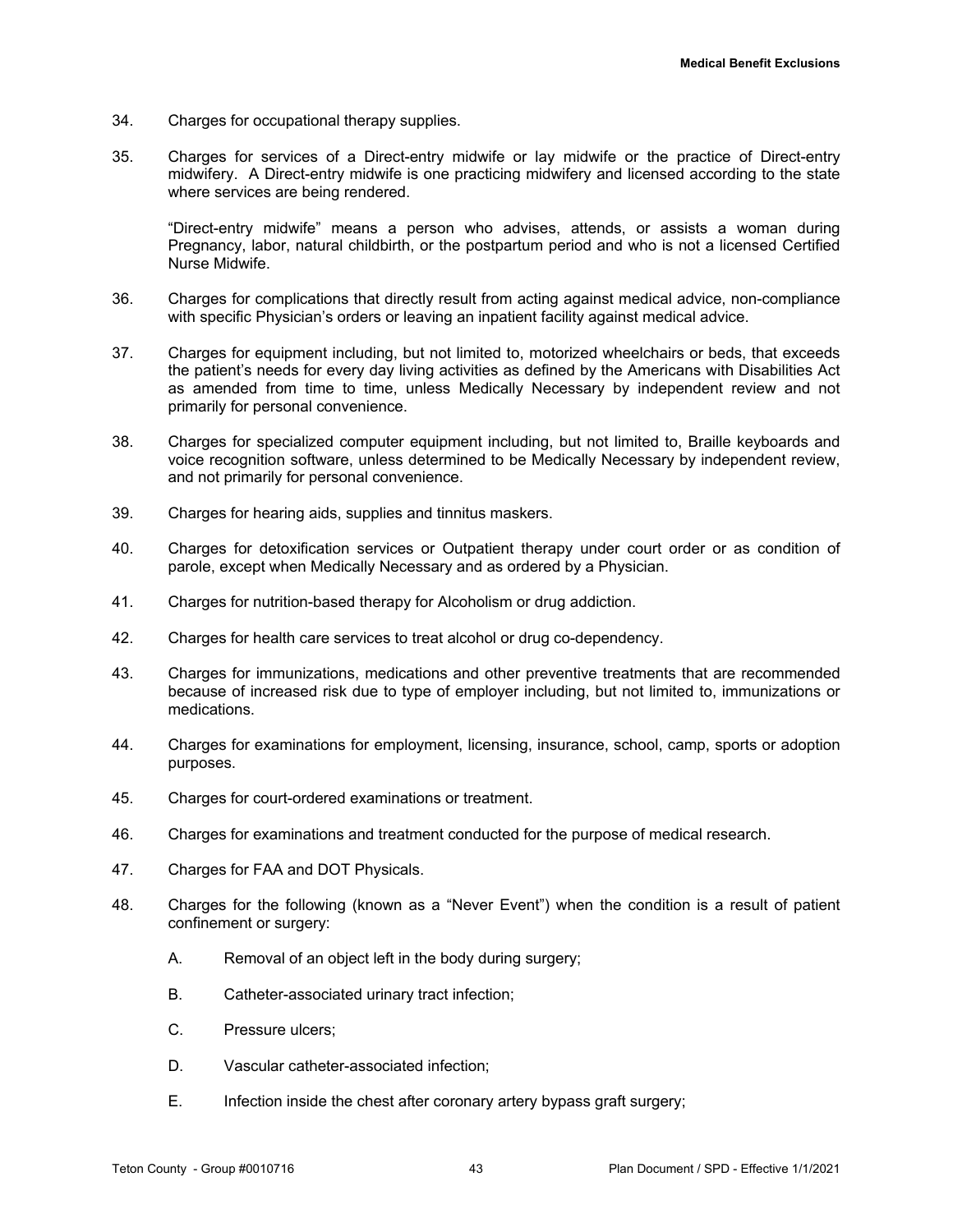34. Charges for occupational therapy supplies.

35. Charges for services of a Direct-entry midwife or lay midwife or the practice of Direct-entry midwifery. A Direct-entry midwife is one practicing midwifery and licensed according to the state where services are being rendered.

    "Direct-entry midwife" means a person who advises, attends, or assists a woman during Pregnancy, labor, natural childbirth, or the postpartum period and who is not a licensed Certified Nurse Midwife.

36. Charges for complications that directly result from acting against medical advice, non-compliance with specific Physician's orders or leaving an inpatient facility against medical advice.

37. Charges for equipment including, but not limited to, motorized wheelchairs or beds, that exceeds the patient's needs for every day living activities as defined by the Americans with Disabilities Act as amended from time to time, unless Medically Necessary by independent review and not primarily for personal convenience.

38. Charges for specialized computer equipment including, but not limited to, Braille keyboards and voice recognition software, unless determined to be Medically Necessary by independent review, and not primarily for personal convenience.

39. Charges for hearing aids, supplies and tinnitus maskers.

40. Charges for detoxification services or Outpatient therapy under court order or as condition of parole, except when Medically Necessary and as ordered by a Physician.

41. Charges for nutrition-based therapy for Alcoholism or drug addiction.

42. Charges for health care services to treat alcohol or drug co-dependency.

43. Charges for immunizations, medications and other preventive treatments that are recommended because of increased risk due to type of employer including, but not limited to, immunizations or medications.

44. Charges for examinations for employment, licensing, insurance, school, camp, sports or adoption purposes.

45. Charges for court-ordered examinations or treatment.

46. Charges for examinations and treatment conducted for the purpose of medical research.

47. Charges for FAA and DOT Physicals.

48. Charges for the following (known as a "Never Event") when the condition is a result of patient confinement or surgery:

    A. Removal of an object left in the body during surgery;

    B. Catheter-associated urinary tract infection;

    C. Pressure ulcers;

    D. Vascular catheter-associated infection;

    E. Infection inside the chest after coronary artery bypass graft surgery;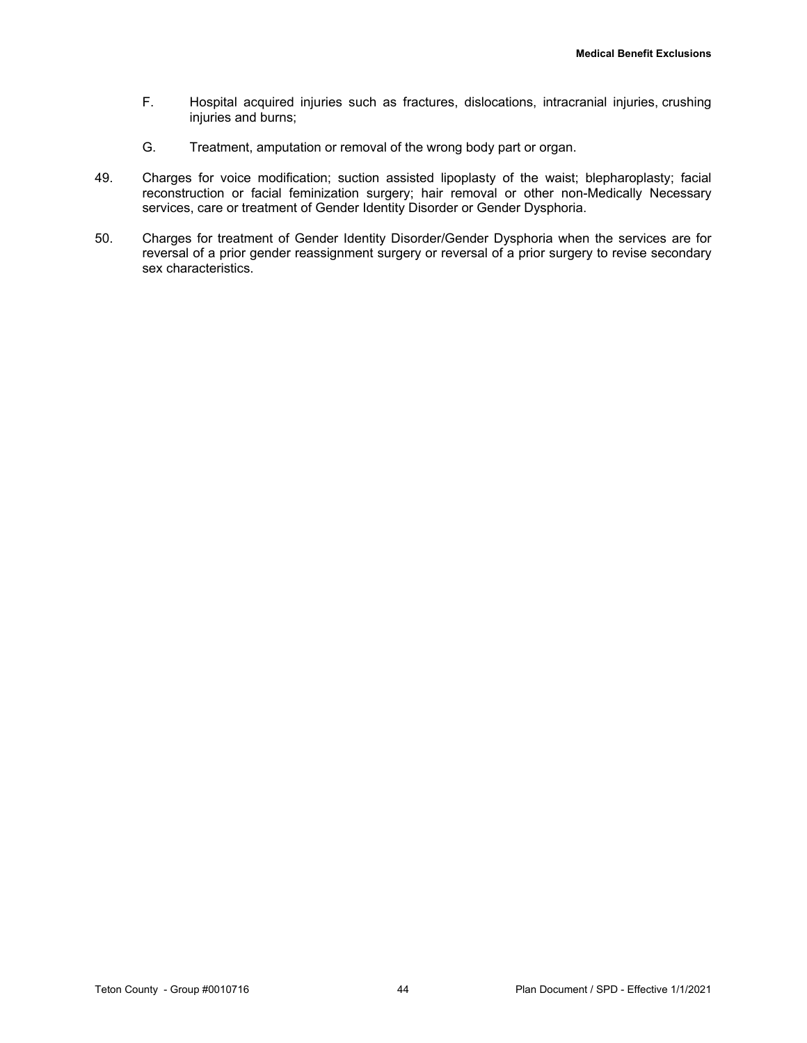F. Hospital acquired injuries such as fractures, dislocations, intracranial injuries, crushing injuries and burns;

G. Treatment, amputation or removal of the wrong body part or organ.

49. Charges for voice modification; suction assisted lipoplasty of the waist; blepharoplasty; facial reconstruction or facial feminization surgery; hair removal or other non-Medically Necessary services, care or treatment of Gender Identity Disorder or Gender Dysphoria.

50. Charges for treatment of Gender Identity Disorder/Gender Dysphoria when the services are for reversal of a prior gender reassignment surgery or reversal of a prior surgery to revise secondary sex characteristics.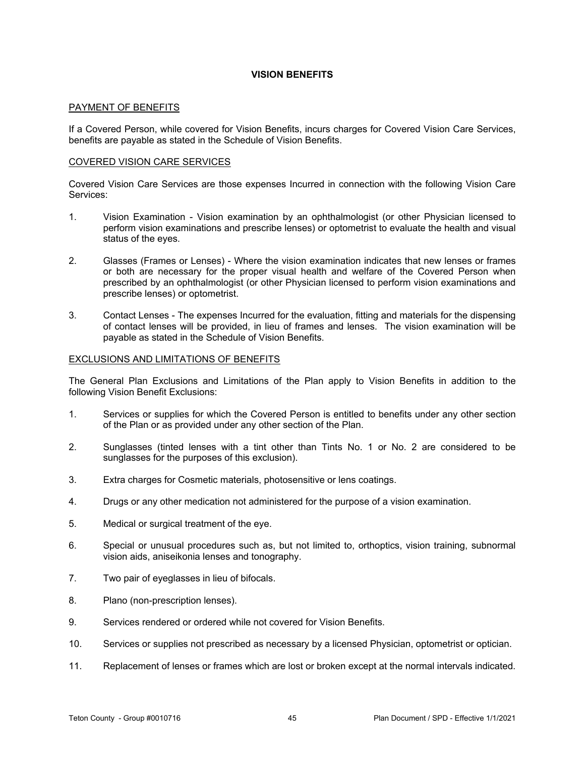# VISION BENEFITS

## PAYMENT OF BENEFITS

If a Covered Person, while covered for Vision Benefits, incurs charges for Covered Vision Care Services, benefits are payable as stated in the Schedule of Vision Benefits.

## COVERED VISION CARE SERVICES

Covered Vision Care Services are those expenses Incurred in connection with the following Vision Care Services:

1. Vision Examination - Vision examination by an ophthalmologist (or other Physician licensed to perform vision examinations and prescribe lenses) or optometrist to evaluate the health and visual status of the eyes.

2. Glasses (Frames or Lenses) - Where the vision examination indicates that new lenses or frames or both are necessary for the proper visual health and welfare of the Covered Person when prescribed by an ophthalmologist (or other Physician licensed to perform vision examinations and prescribe lenses) or optometrist.

3. Contact Lenses - The expenses Incurred for the evaluation, fitting and materials for the dispensing of contact lenses will be provided, in lieu of frames and lenses. The vision examination will be payable as stated in the Schedule of Vision Benefits.

## EXCLUSIONS AND LIMITATIONS OF BENEFITS

The General Plan Exclusions and Limitations of the Plan apply to Vision Benefits in addition to the following Vision Benefit Exclusions:

1. Services or supplies for which the Covered Person is entitled to benefits under any other section of the Plan or as provided under any other section of the Plan.

2. Sunglasses (tinted lenses with a tint other than Tints No. 1 or No. 2 are considered to be sunglasses for the purposes of this exclusion).

3. Extra charges for Cosmetic materials, photosensitive or lens coatings.

4. Drugs or any other medication not administered for the purpose of a vision examination.

5. Medical or surgical treatment of the eye.

6. Special or unusual procedures such as, but not limited to, orthoptics, vision training, subnormal vision aids, aniseikonia lenses and tonography.

7. Two pair of eyeglasses in lieu of bifocals.

8. Plano (non-prescription lenses).

9. Services rendered or ordered while not covered for Vision Benefits.

10. Services or supplies not prescribed as necessary by a licensed Physician, optometrist or optician.

11. Replacement of lenses or frames which are lost or broken except at the normal intervals indicated.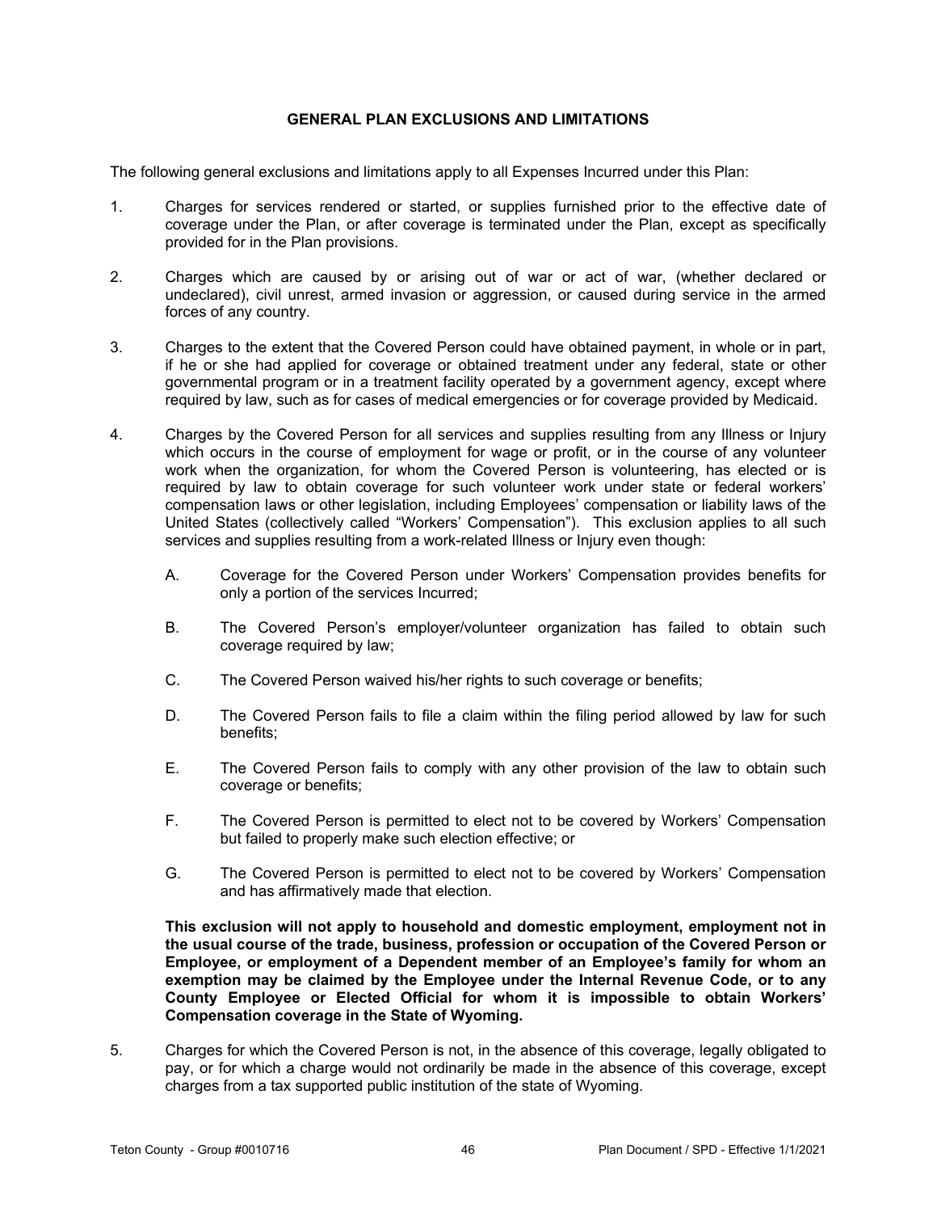## GENERAL PLAN EXCLUSIONS AND LIMITATIONS

The following general exclusions and limitations apply to all Expenses Incurred under this Plan:

1. Charges for services rendered or started, or supplies furnished prior to the effective date of coverage under the Plan, or after coverage is terminated under the Plan, except as specifically provided for in the Plan provisions.

2. Charges which are caused by or arising out of war or act of war, (whether declared or undeclared), civil unrest, armed invasion or aggression, or caused during service in the armed forces of any country.

3. Charges to the extent that the Covered Person could have obtained payment, in whole or in part, if he or she had applied for coverage or obtained treatment under any federal, state or other governmental program or in a treatment facility operated by a government agency, except where required by law, such as for cases of medical emergencies or for coverage provided by Medicaid.

4. Charges by the Covered Person for all services and supplies resulting from any Illness or Injury which occurs in the course of employment for wage or profit, or in the course of any volunteer work when the organization, for whom the Covered Person is volunteering, has elected or is required by law to obtain coverage for such volunteer work under state or federal workers' compensation laws or other legislation, including Employees' compensation or liability laws of the United States (collectively called "Workers' Compensation"). This exclusion applies to all such services and supplies resulting from a work-related Illness or Injury even though:

   A. Coverage for the Covered Person under Workers' Compensation provides benefits for only a portion of the services Incurred;

   B. The Covered Person's employer/volunteer organization has failed to obtain such coverage required by law;

   C. The Covered Person waived his/her rights to such coverage or benefits;

   D. The Covered Person fails to file a claim within the filing period allowed by law for such benefits;

   E. The Covered Person fails to comply with any other provision of the law to obtain such coverage or benefits;

   F. The Covered Person is permitted to elect not to be covered by Workers' Compensation but failed to properly make such election effective; or

   G. The Covered Person is permitted to elect not to be covered by Workers' Compensation and has affirmatively made that election.

   **This exclusion will not apply to household and domestic employment, employment not in the usual course of the trade, business, profession or occupation of the Covered Person or Employee, or employment of a Dependent member of an Employee's family for whom an exemption may be claimed by the Employee under the Internal Revenue Code, or to any County Employee or Elected Official for whom it is impossible to obtain Workers' Compensation coverage in the State of Wyoming.**

5. Charges for which the Covered Person is not, in the absence of this coverage, legally obligated to pay, or for which a charge would not ordinarily be made in the absence of this coverage, except charges from a tax supported public institution of the state of Wyoming.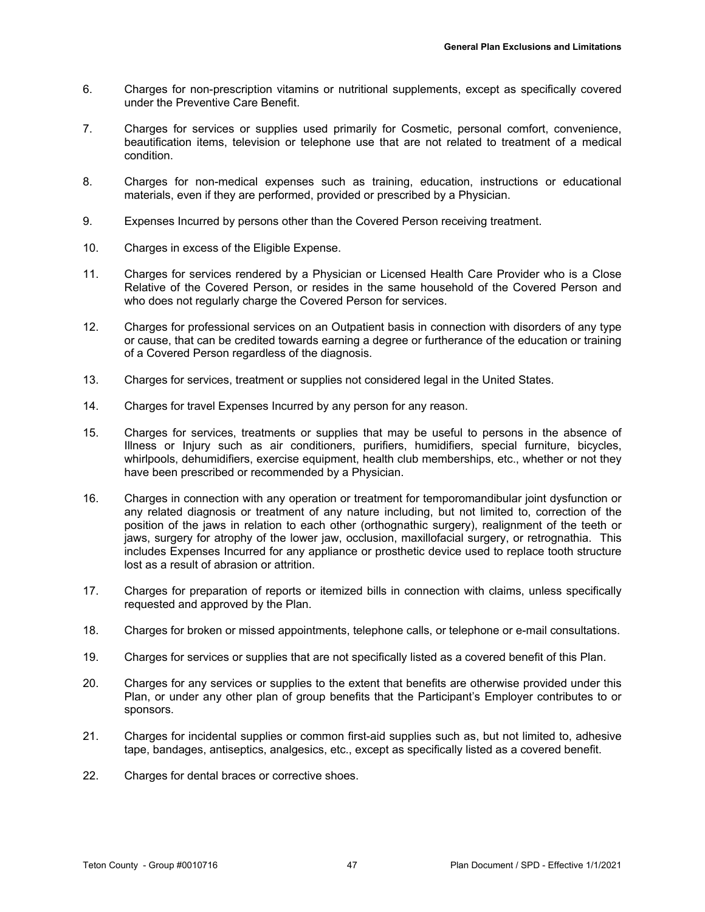6. Charges for non-prescription vitamins or nutritional supplements, except as specifically covered under the Preventive Care Benefit.

7. Charges for services or supplies used primarily for Cosmetic, personal comfort, convenience, beautification items, television or telephone use that are not related to treatment of a medical condition.

8. Charges for non-medical expenses such as training, education, instructions or educational materials, even if they are performed, provided or prescribed by a Physician.

9. Expenses Incurred by persons other than the Covered Person receiving treatment.

10. Charges in excess of the Eligible Expense.

11. Charges for services rendered by a Physician or Licensed Health Care Provider who is a Close Relative of the Covered Person, or resides in the same household of the Covered Person and who does not regularly charge the Covered Person for services.

12. Charges for professional services on an Outpatient basis in connection with disorders of any type or cause, that can be credited towards earning a degree or furtherance of the education or training of a Covered Person regardless of the diagnosis.

13. Charges for services, treatment or supplies not considered legal in the United States.

14. Charges for travel Expenses Incurred by any person for any reason.

15. Charges for services, treatments or supplies that may be useful to persons in the absence of Illness or Injury such as air conditioners, purifiers, humidifiers, special furniture, bicycles, whirlpools, dehumidifiers, exercise equipment, health club memberships, etc., whether or not they have been prescribed or recommended by a Physician.

16. Charges in connection with any operation or treatment for temporomandibular joint dysfunction or any related diagnosis or treatment of any nature including, but not limited to, correction of the position of the jaws in relation to each other (orthognathic surgery), realignment of the teeth or jaws, surgery for atrophy of the lower jaw, occlusion, maxillofacial surgery, or retrognathia. This includes Expenses Incurred for any appliance or prosthetic device used to replace tooth structure lost as a result of abrasion or attrition.

17. Charges for preparation of reports or itemized bills in connection with claims, unless specifically requested and approved by the Plan.

18. Charges for broken or missed appointments, telephone calls, or telephone or e-mail consultations.

19. Charges for services or supplies that are not specifically listed as a covered benefit of this Plan.

20. Charges for any services or supplies to the extent that benefits are otherwise provided under this Plan, or under any other plan of group benefits that the Participant's Employer contributes to or sponsors.

21. Charges for incidental supplies or common first-aid supplies such as, but not limited to, adhesive tape, bandages, antiseptics, analgesics, etc., except as specifically listed as a covered benefit.

22. Charges for dental braces or corrective shoes.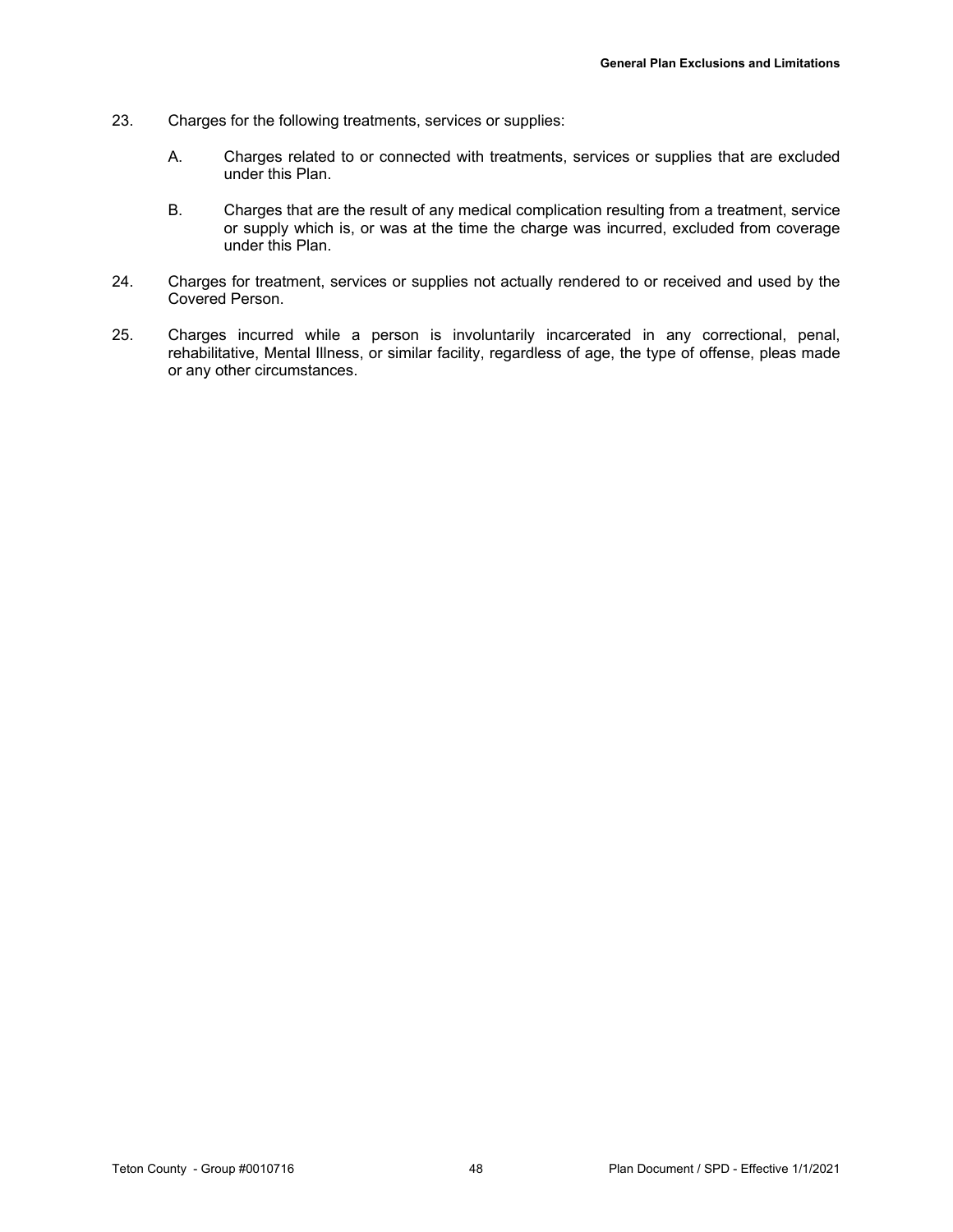23. Charges for the following treatments, services or supplies:

    A. Charges related to or connected with treatments, services or supplies that are excluded under this Plan.

    B. Charges that are the result of any medical complication resulting from a treatment, service or supply which is, or was at the time the charge was incurred, excluded from coverage under this Plan.

24. Charges for treatment, services or supplies not actually rendered to or received and used by the Covered Person.

25. Charges incurred while a person is involuntarily incarcerated in any correctional, penal, rehabilitative, Mental Illness, or similar facility, regardless of age, the type of offense, pleas made or any other circumstances.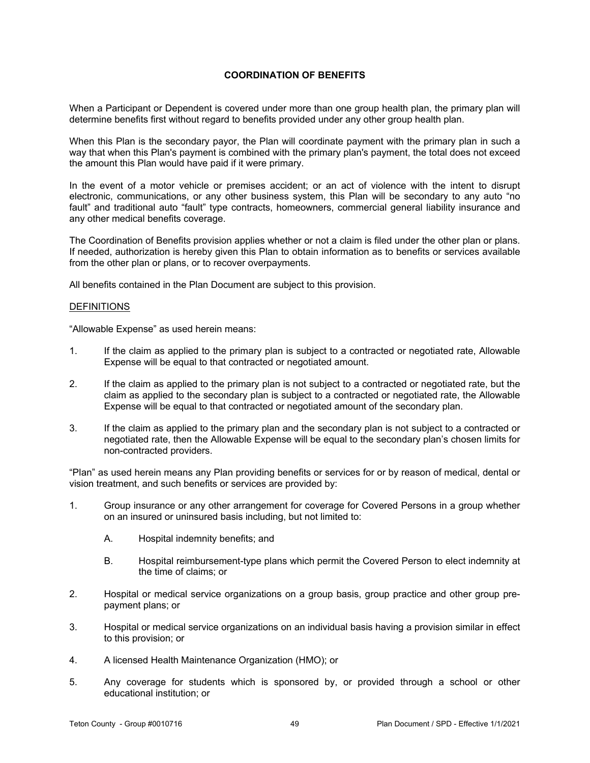## COORDINATION OF BENEFITS

When a Participant or Dependent is covered under more than one group health plan, the primary plan will determine benefits first without regard to benefits provided under any other group health plan.

When this Plan is the secondary payor, the Plan will coordinate payment with the primary plan in such a way that when this Plan's payment is combined with the primary plan's payment, the total does not exceed the amount this Plan would have paid if it were primary.

In the event of a motor vehicle or premises accident; or an act of violence with the intent to disrupt electronic, communications, or any other business system, this Plan will be secondary to any auto "no fault" and traditional auto "fault" type contracts, homeowners, commercial general liability insurance and any other medical benefits coverage.

The Coordination of Benefits provision applies whether or not a claim is filed under the other plan or plans. If needed, authorization is hereby given this Plan to obtain information as to benefits or services available from the other plan or plans, or to recover overpayments.

All benefits contained in the Plan Document are subject to this provision.

### DEFINITIONS

"Allowable Expense" as used herein means:

1. If the claim as applied to the primary plan is subject to a contracted or negotiated rate, Allowable Expense will be equal to that contracted or negotiated amount.
2. If the claim as applied to the primary plan is not subject to a contracted or negotiated rate, but the claim as applied to the secondary plan is subject to a contracted or negotiated rate, the Allowable Expense will be equal to that contracted or negotiated amount of the secondary plan.
3. If the claim as applied to the primary plan and the secondary plan is not subject to a contracted or negotiated rate, then the Allowable Expense will be equal to the secondary plan's chosen limits for non-contracted providers.

"Plan" as used herein means any Plan providing benefits or services for or by reason of medical, dental or vision treatment, and such benefits or services are provided by:

1. Group insurance or any other arrangement for coverage for Covered Persons in a group whether on an insured or uninsured basis including, but not limited to:
   A. Hospital indemnity benefits; and
   B. Hospital reimbursement-type plans which permit the Covered Person to elect indemnity at the time of claims; or
2. Hospital or medical service organizations on a group basis, group practice and other group pre-payment plans; or
3. Hospital or medical service organizations on an individual basis having a provision similar in effect to this provision; or
4. A licensed Health Maintenance Organization (HMO); or
5. Any coverage for students which is sponsored by, or provided through a school or other educational institution; or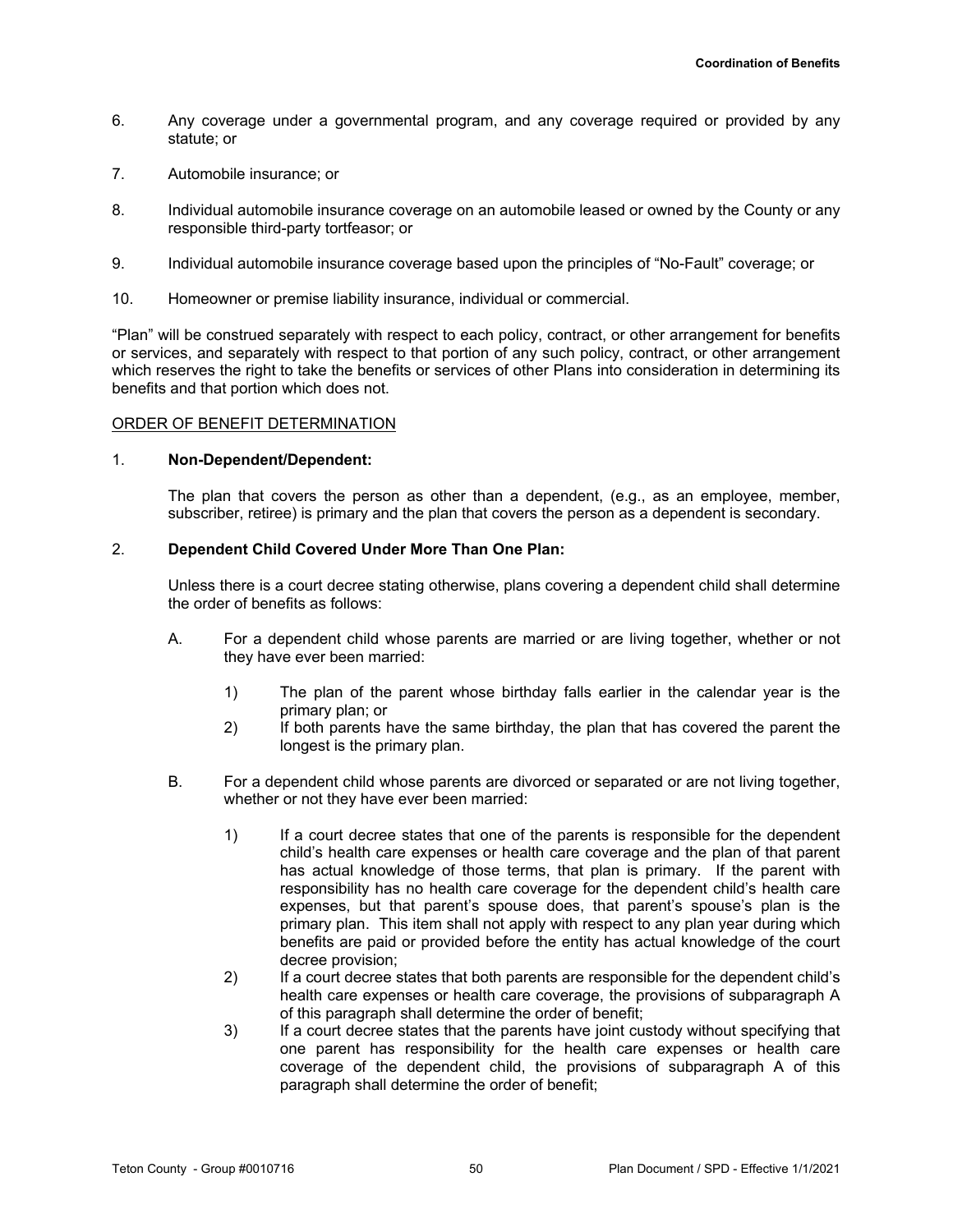6. Any coverage under a governmental program, and any coverage required or provided by any statute; or

7. Automobile insurance; or

8. Individual automobile insurance coverage on an automobile leased or owned by the County or any responsible third-party tortfeasor; or

9. Individual automobile insurance coverage based upon the principles of "No-Fault" coverage; or

10. Homeowner or premise liability insurance, individual or commercial.

"Plan" will be construed separately with respect to each policy, contract, or other arrangement for benefits or services, and separately with respect to that portion of any such policy, contract, or other arrangement which reserves the right to take the benefits or services of other Plans into consideration in determining its benefits and that portion which does not.

ORDER OF BENEFIT DETERMINATION

1. **Non-Dependent/Dependent:**

   The plan that covers the person as other than a dependent, (e.g., as an employee, member, subscriber, retiree) is primary and the plan that covers the person as a dependent is secondary.

2. **Dependent Child Covered Under More Than One Plan:**

   Unless there is a court decree stating otherwise, plans covering a dependent child shall determine the order of benefits as follows:

   A. For a dependent child whose parents are married or are living together, whether or not they have ever been married:

      1) The plan of the parent whose birthday falls earlier in the calendar year is the primary plan; or
      2) If both parents have the same birthday, the plan that has covered the parent the longest is the primary plan.

   B. For a dependent child whose parents are divorced or separated or are not living together, whether or not they have ever been married:

      1) If a court decree states that one of the parents is responsible for the dependent child's health care expenses or health care coverage and the plan of that parent has actual knowledge of those terms, that plan is primary. If the parent with responsibility has no health care coverage for the dependent child's health care expenses, but that parent's spouse does, that parent's spouse's plan is the primary plan. This item shall not apply with respect to any plan year during which benefits are paid or provided before the entity has actual knowledge of the court decree provision;
      2) If a court decree states that both parents are responsible for the dependent child's health care expenses or health care coverage, the provisions of subparagraph A of this paragraph shall determine the order of benefit;
      3) If a court decree states that the parents have joint custody without specifying that one parent has responsibility for the health care expenses or health care coverage of the dependent child, the provisions of subparagraph A of this paragraph shall determine the order of benefit;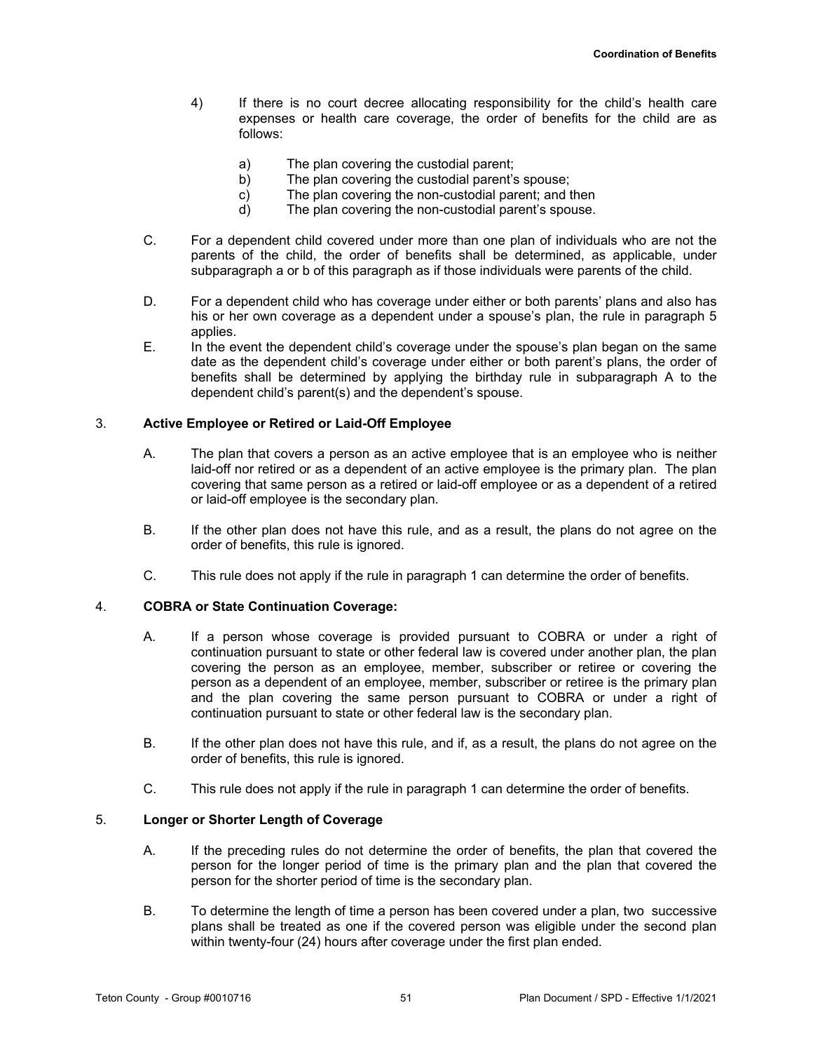4) If there is no court decree allocating responsibility for the child's health care expenses or health care coverage, the order of benefits for the child are as follows:

   a) The plan covering the custodial parent;
   b) The plan covering the custodial parent's spouse;
   c) The plan covering the non-custodial parent; and then
   d) The plan covering the non-custodial parent's spouse.

C. For a dependent child covered under more than one plan of individuals who are not the parents of the child, the order of benefits shall be determined, as applicable, under subparagraph a or b of this paragraph as if those individuals were parents of the child.

D. For a dependent child who has coverage under either or both parents' plans and also has his or her own coverage as a dependent under a spouse's plan, the rule in paragraph 5 applies.

E. In the event the dependent child's coverage under the spouse's plan began on the same date as the dependent child's coverage under either or both parent's plans, the order of benefits shall be determined by applying the birthday rule in subparagraph A to the dependent child's parent(s) and the dependent's spouse.

3. **Active Employee or Retired or Laid-Off Employee**

A. The plan that covers a person as an active employee that is an employee who is neither laid-off nor retired or as a dependent of an active employee is the primary plan. The plan covering that same person as a retired or laid-off employee or as a dependent of a retired or laid-off employee is the secondary plan.

B. If the other plan does not have this rule, and as a result, the plans do not agree on the order of benefits, this rule is ignored.

C. This rule does not apply if the rule in paragraph 1 can determine the order of benefits.

4. **COBRA or State Continuation Coverage:**

A. If a person whose coverage is provided pursuant to COBRA or under a right of continuation pursuant to state or other federal law is covered under another plan, the plan covering the person as an employee, member, subscriber or retiree or covering the person as a dependent of an employee, member, subscriber or retiree is the primary plan and the plan covering the same person pursuant to COBRA or under a right of continuation pursuant to state or other federal law is the secondary plan.

B. If the other plan does not have this rule, and if, as a result, the plans do not agree on the order of benefits, this rule is ignored.

C. This rule does not apply if the rule in paragraph 1 can determine the order of benefits.

5. **Longer or Shorter Length of Coverage**

A. If the preceding rules do not determine the order of benefits, the plan that covered the person for the longer period of time is the primary plan and the plan that covered the person for the shorter period of time is the secondary plan.

B. To determine the length of time a person has been covered under a plan, two successive plans shall be treated as one if the covered person was eligible under the second plan within twenty-four (24) hours after coverage under the first plan ended.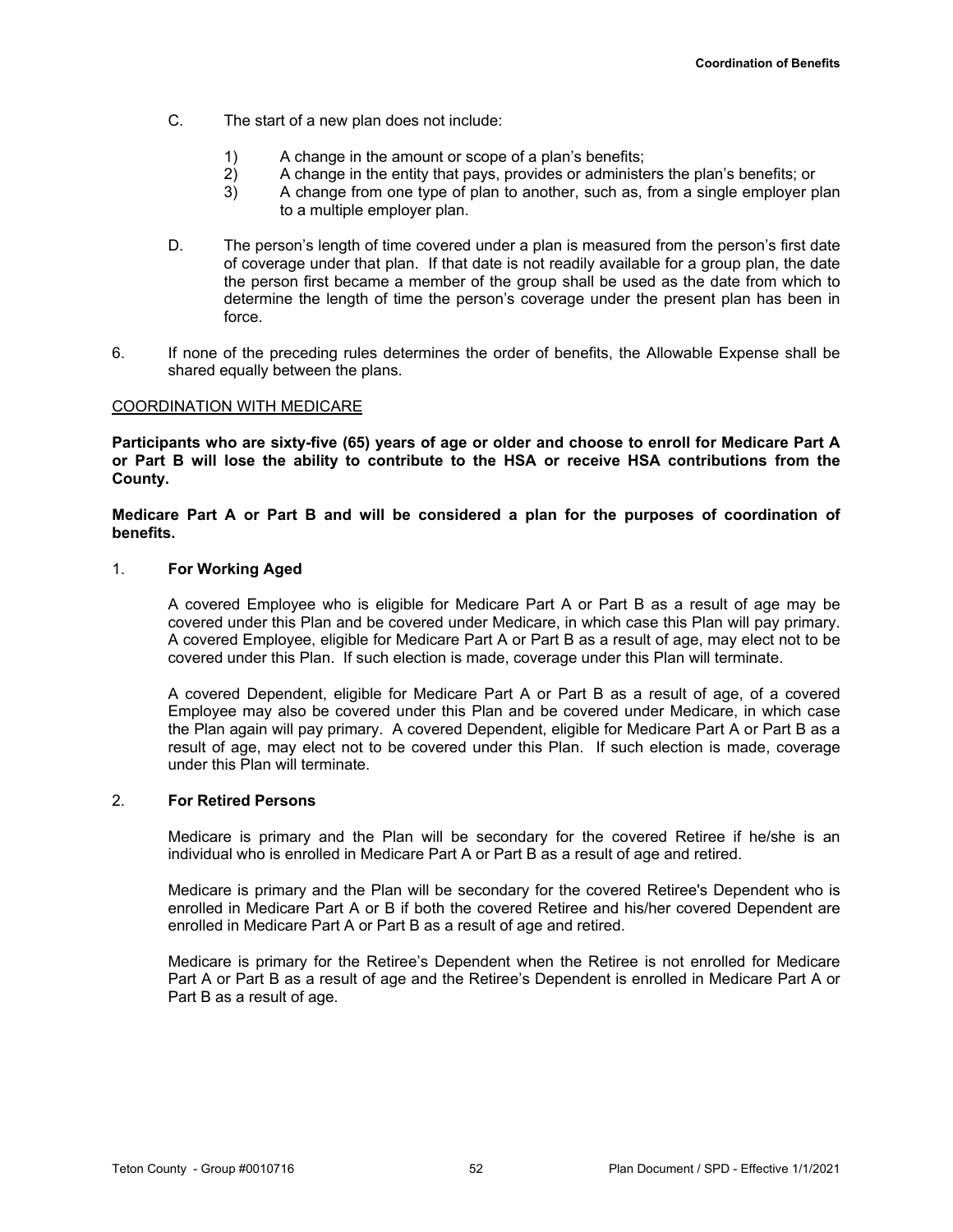C. The start of a new plan does not include:

1) A change in the amount or scope of a plan's benefits;
2) A change in the entity that pays, provides or administers the plan's benefits; or
3) A change from one type of plan to another, such as, from a single employer plan to a multiple employer plan.

D. The person's length of time covered under a plan is measured from the person's first date of coverage under that plan. If that date is not readily available for a group plan, the date the person first became a member of the group shall be used as the date from which to determine the length of time the person's coverage under the present plan has been in force.

6. If none of the preceding rules determines the order of benefits, the Allowable Expense shall be shared equally between the plans.

COORDINATION WITH MEDICARE

**Participants who are sixty-five (65) years of age or older and choose to enroll for Medicare Part A or Part B will lose the ability to contribute to the HSA or receive HSA contributions from the County.**

**Medicare Part A or Part B and will be considered a plan for the purposes of coordination of benefits.**

1. **For Working Aged**

A covered Employee who is eligible for Medicare Part A or Part B as a result of age may be covered under this Plan and be covered under Medicare, in which case this Plan will pay primary. A covered Employee, eligible for Medicare Part A or Part B as a result of age, may elect not to be covered under this Plan. If such election is made, coverage under this Plan will terminate.

A covered Dependent, eligible for Medicare Part A or Part B as a result of age, of a covered Employee may also be covered under this Plan and be covered under Medicare, in which case the Plan again will pay primary. A covered Dependent, eligible for Medicare Part A or Part B as a result of age, may elect not to be covered under this Plan. If such election is made, coverage under this Plan will terminate.

2. **For Retired Persons**

Medicare is primary and the Plan will be secondary for the covered Retiree if he/she is an individual who is enrolled in Medicare Part A or Part B as a result of age and retired.

Medicare is primary and the Plan will be secondary for the covered Retiree's Dependent who is enrolled in Medicare Part A or B if both the covered Retiree and his/her covered Dependent are enrolled in Medicare Part A or Part B as a result of age and retired.

Medicare is primary for the Retiree's Dependent when the Retiree is not enrolled for Medicare Part A or Part B as a result of age and the Retiree's Dependent is enrolled in Medicare Part A or Part B as a result of age.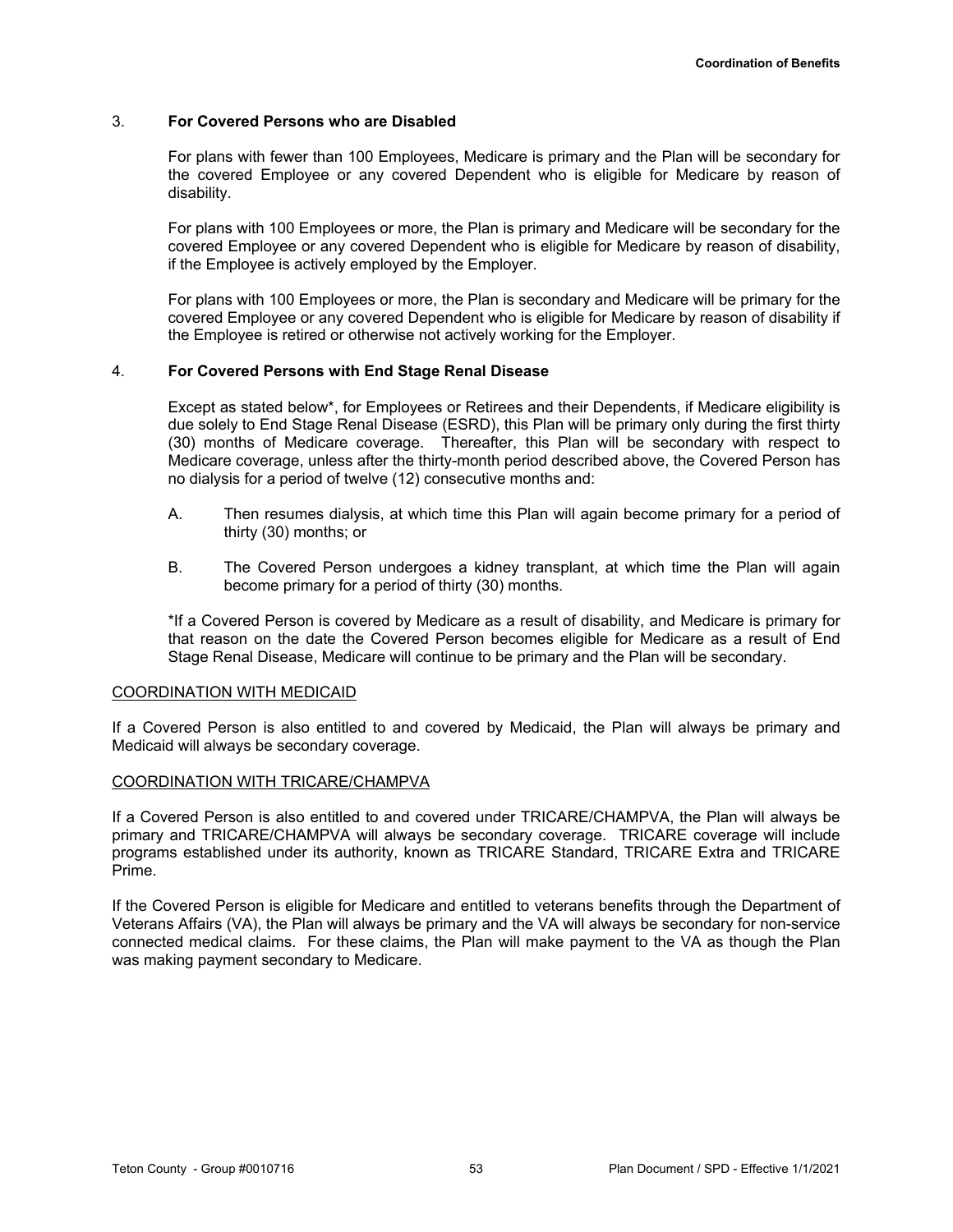3. **For Covered Persons who are Disabled**

   For plans with fewer than 100 Employees, Medicare is primary and the Plan will be secondary for the covered Employee or any covered Dependent who is eligible for Medicare by reason of disability.

   For plans with 100 Employees or more, the Plan is primary and Medicare will be secondary for the covered Employee or any covered Dependent who is eligible for Medicare by reason of disability, if the Employee is actively employed by the Employer.

   For plans with 100 Employees or more, the Plan is secondary and Medicare will be primary for the covered Employee or any covered Dependent who is eligible for Medicare by reason of disability if the Employee is retired or otherwise not actively working for the Employer.

4. **For Covered Persons with End Stage Renal Disease**

   Except as stated below*, for Employees or Retirees and their Dependents, if Medicare eligibility is due solely to End Stage Renal Disease (ESRD), this Plan will be primary only during the first thirty (30) months of Medicare coverage. Thereafter, this Plan will be secondary with respect to Medicare coverage, unless after the thirty-month period described above, the Covered Person has no dialysis for a period of twelve (12) consecutive months and:

   A. Then resumes dialysis, at which time this Plan will again become primary for a period of thirty (30) months; or

   B. The Covered Person undergoes a kidney transplant, at which time the Plan will again become primary for a period of thirty (30) months.

   *If a Covered Person is covered by Medicare as a result of disability, and Medicare is primary for that reason on the date the Covered Person becomes eligible for Medicare as a result of End Stage Renal Disease, Medicare will continue to be primary and the Plan will be secondary.

COORDINATION WITH MEDICAID

If a Covered Person is also entitled to and covered by Medicaid, the Plan will always be primary and Medicaid will always be secondary coverage.

COORDINATION WITH TRICARE/CHAMPVA

If a Covered Person is also entitled to and covered under TRICARE/CHAMPVA, the Plan will always be primary and TRICARE/CHAMPVA will always be secondary coverage. TRICARE coverage will include programs established under its authority, known as TRICARE Standard, TRICARE Extra and TRICARE Prime.

If the Covered Person is eligible for Medicare and entitled to veterans benefits through the Department of Veterans Affairs (VA), the Plan will always be primary and the VA will always be secondary for non-service connected medical claims. For these claims, the Plan will make payment to the VA as though the Plan was making payment secondary to Medicare.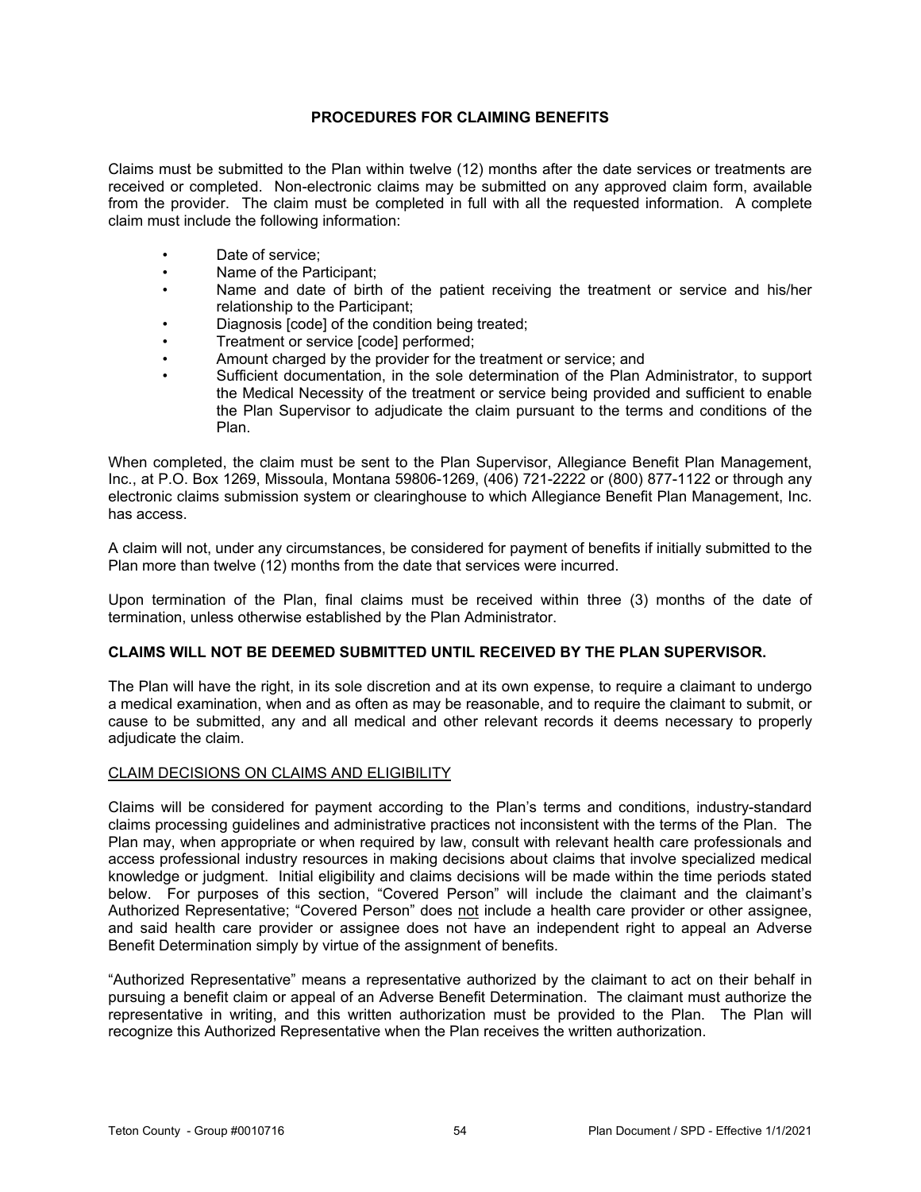## PROCEDURES FOR CLAIMING BENEFITS

Claims must be submitted to the Plan within twelve (12) months after the date services or treatments are received or completed. Non-electronic claims may be submitted on any approved claim form, available from the provider. The claim must be completed in full with all the requested information. A complete claim must include the following information:

- Date of service;
- Name of the Participant;
- Name and date of birth of the patient receiving the treatment or service and his/her relationship to the Participant;
- Diagnosis [code] of the condition being treated;
- Treatment or service [code] performed;
- Amount charged by the provider for the treatment or service; and
- Sufficient documentation, in the sole determination of the Plan Administrator, to support the Medical Necessity of the treatment or service being provided and sufficient to enable the Plan Supervisor to adjudicate the claim pursuant to the terms and conditions of the Plan.

When completed, the claim must be sent to the Plan Supervisor, Allegiance Benefit Plan Management, Inc., at P.O. Box 1269, Missoula, Montana 59806-1269, (406) 721-2222 or (800) 877-1122 or through any electronic claims submission system or clearinghouse to which Allegiance Benefit Plan Management, Inc. has access.

A claim will not, under any circumstances, be considered for payment of benefits if initially submitted to the Plan more than twelve (12) months from the date that services were incurred.

Upon termination of the Plan, final claims must be received within three (3) months of the date of termination, unless otherwise established by the Plan Administrator.

**CLAIMS WILL NOT BE DEEMED SUBMITTED UNTIL RECEIVED BY THE PLAN SUPERVISOR.**

The Plan will have the right, in its sole discretion and at its own expense, to require a claimant to undergo a medical examination, when and as often as may be reasonable, and to require the claimant to submit, or cause to be submitted, any and all medical and other relevant records it deems necessary to properly adjudicate the claim.

### CLAIM DECISIONS ON CLAIMS AND ELIGIBILITY

Claims will be considered for payment according to the Plan's terms and conditions, industry-standard claims processing guidelines and administrative practices not inconsistent with the terms of the Plan. The Plan may, when appropriate or when required by law, consult with relevant health care professionals and access professional industry resources in making decisions about claims that involve specialized medical knowledge or judgment. Initial eligibility and claims decisions will be made within the time periods stated below. For purposes of this section, "Covered Person" will include the claimant and the claimant's Authorized Representative; "Covered Person" does not include a health care provider or other assignee, and said health care provider or assignee does not have an independent right to appeal an Adverse Benefit Determination simply by virtue of the assignment of benefits.

"Authorized Representative" means a representative authorized by the claimant to act on their behalf in pursuing a benefit claim or appeal of an Adverse Benefit Determination. The claimant must authorize the representative in writing, and this written authorization must be provided to the Plan. The Plan will recognize this Authorized Representative when the Plan receives the written authorization.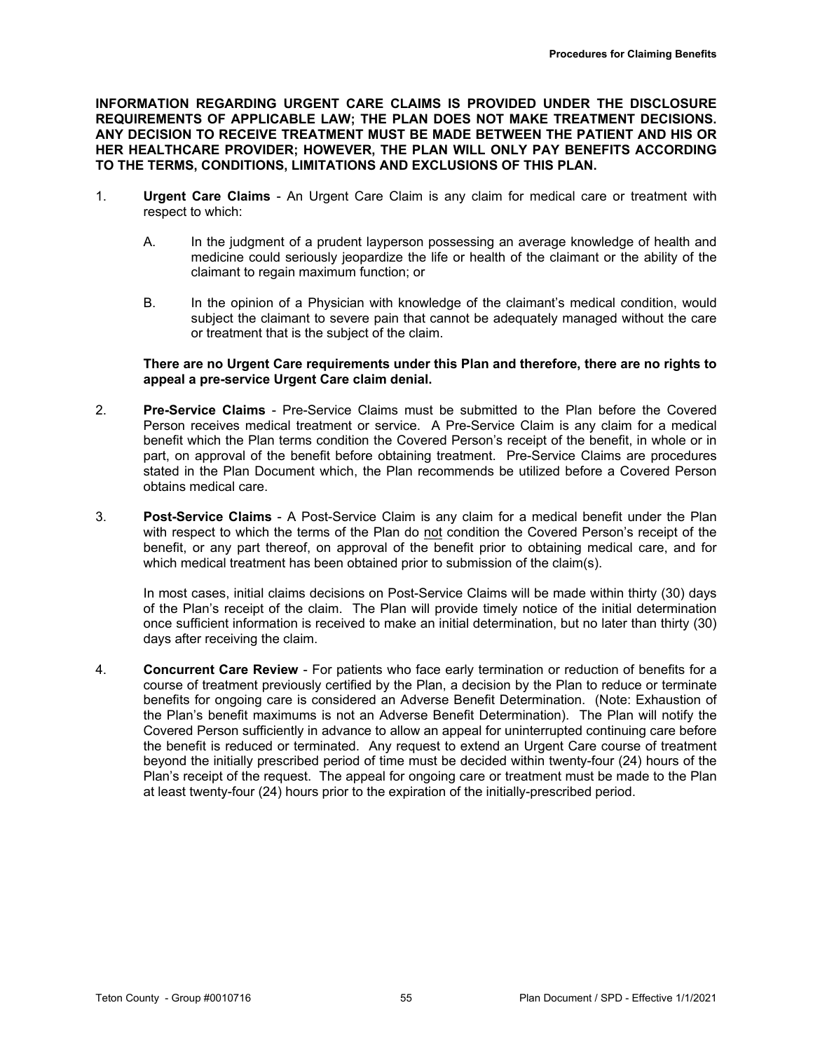**INFORMATION REGARDING URGENT CARE CLAIMS IS PROVIDED UNDER THE DISCLOSURE REQUIREMENTS OF APPLICABLE LAW; THE PLAN DOES NOT MAKE TREATMENT DECISIONS. ANY DECISION TO RECEIVE TREATMENT MUST BE MADE BETWEEN THE PATIENT AND HIS OR HER HEALTHCARE PROVIDER; HOWEVER, THE PLAN WILL ONLY PAY BENEFITS ACCORDING TO THE TERMS, CONDITIONS, LIMITATIONS AND EXCLUSIONS OF THIS PLAN.**

1. **Urgent Care Claims** - An Urgent Care Claim is any claim for medical care or treatment with respect to which:

   A. In the judgment of a prudent layperson possessing an average knowledge of health and medicine could seriously jeopardize the life or health of the claimant or the ability of the claimant to regain maximum function; or

   B. In the opinion of a Physician with knowledge of the claimant's medical condition, would subject the claimant to severe pain that cannot be adequately managed without the care or treatment that is the subject of the claim.

   **There are no Urgent Care requirements under this Plan and therefore, there are no rights to appeal a pre-service Urgent Care claim denial.**

2. **Pre-Service Claims** - Pre-Service Claims must be submitted to the Plan before the Covered Person receives medical treatment or service. A Pre-Service Claim is any claim for a medical benefit which the Plan terms condition the Covered Person's receipt of the benefit, in whole or in part, on approval of the benefit before obtaining treatment. Pre-Service Claims are procedures stated in the Plan Document which, the Plan recommends be utilized before a Covered Person obtains medical care.

3. **Post-Service Claims** - A Post-Service Claim is any claim for a medical benefit under the Plan with respect to which the terms of the Plan do not condition the Covered Person's receipt of the benefit, or any part thereof, on approval of the benefit prior to obtaining medical care, and for which medical treatment has been obtained prior to submission of the claim(s).

   In most cases, initial claims decisions on Post-Service Claims will be made within thirty (30) days of the Plan's receipt of the claim. The Plan will provide timely notice of the initial determination once sufficient information is received to make an initial determination, but no later than thirty (30) days after receiving the claim.

4. **Concurrent Care Review** - For patients who face early termination or reduction of benefits for a course of treatment previously certified by the Plan, a decision by the Plan to reduce or terminate benefits for ongoing care is considered an Adverse Benefit Determination. (Note: Exhaustion of the Plan's benefit maximums is not an Adverse Benefit Determination). The Plan will notify the Covered Person sufficiently in advance to allow an appeal for uninterrupted continuing care before the benefit is reduced or terminated. Any request to extend an Urgent Care course of treatment beyond the initially prescribed period of time must be decided within twenty-four (24) hours of the Plan's receipt of the request. The appeal for ongoing care or treatment must be made to the Plan at least twenty-four (24) hours prior to the expiration of the initially-prescribed period.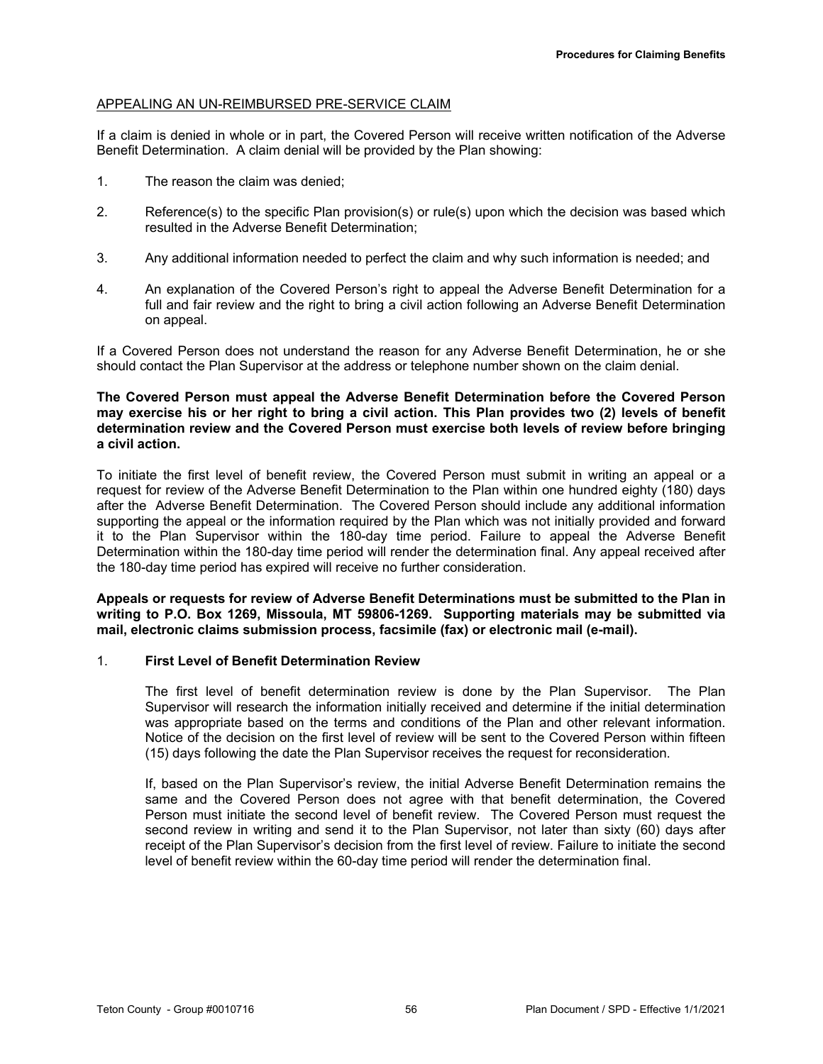## APPEALING AN UN-REIMBURSED PRE-SERVICE CLAIM

If a claim is denied in whole or in part, the Covered Person will receive written notification of the Adverse Benefit Determination. A claim denial will be provided by the Plan showing:

1. The reason the claim was denied;
2. Reference(s) to the specific Plan provision(s) or rule(s) upon which the decision was based which resulted in the Adverse Benefit Determination;
3. Any additional information needed to perfect the claim and why such information is needed; and
4. An explanation of the Covered Person's right to appeal the Adverse Benefit Determination for a full and fair review and the right to bring a civil action following an Adverse Benefit Determination on appeal.

If a Covered Person does not understand the reason for any Adverse Benefit Determination, he or she should contact the Plan Supervisor at the address or telephone number shown on the claim denial.

**The Covered Person must appeal the Adverse Benefit Determination before the Covered Person may exercise his or her right to bring a civil action. This Plan provides two (2) levels of benefit determination review and the Covered Person must exercise both levels of review before bringing a civil action.**

To initiate the first level of benefit review, the Covered Person must submit in writing an appeal or a request for review of the Adverse Benefit Determination to the Plan within one hundred eighty (180) days after the Adverse Benefit Determination. The Covered Person should include any additional information supporting the appeal or the information required by the Plan which was not initially provided and forward it to the Plan Supervisor within the 180-day time period. Failure to appeal the Adverse Benefit Determination within the 180-day time period will render the determination final. Any appeal received after the 180-day time period has expired will receive no further consideration.

**Appeals or requests for review of Adverse Benefit Determinations must be submitted to the Plan in writing to P.O. Box 1269, Missoula, MT 59806-1269. Supporting materials may be submitted via mail, electronic claims submission process, facsimile (fax) or electronic mail (e-mail).**

1. **First Level of Benefit Determination Review**

   The first level of benefit determination review is done by the Plan Supervisor. The Plan Supervisor will research the information initially received and determine if the initial determination was appropriate based on the terms and conditions of the Plan and other relevant information. Notice of the decision on the first level of review will be sent to the Covered Person within fifteen (15) days following the date the Plan Supervisor receives the request for reconsideration.

   If, based on the Plan Supervisor's review, the initial Adverse Benefit Determination remains the same and the Covered Person does not agree with that benefit determination, the Covered Person must initiate the second level of benefit review. The Covered Person must request the second review in writing and send it to the Plan Supervisor, not later than sixty (60) days after receipt of the Plan Supervisor's decision from the first level of review. Failure to initiate the second level of benefit review within the 60-day time period will render the determination final.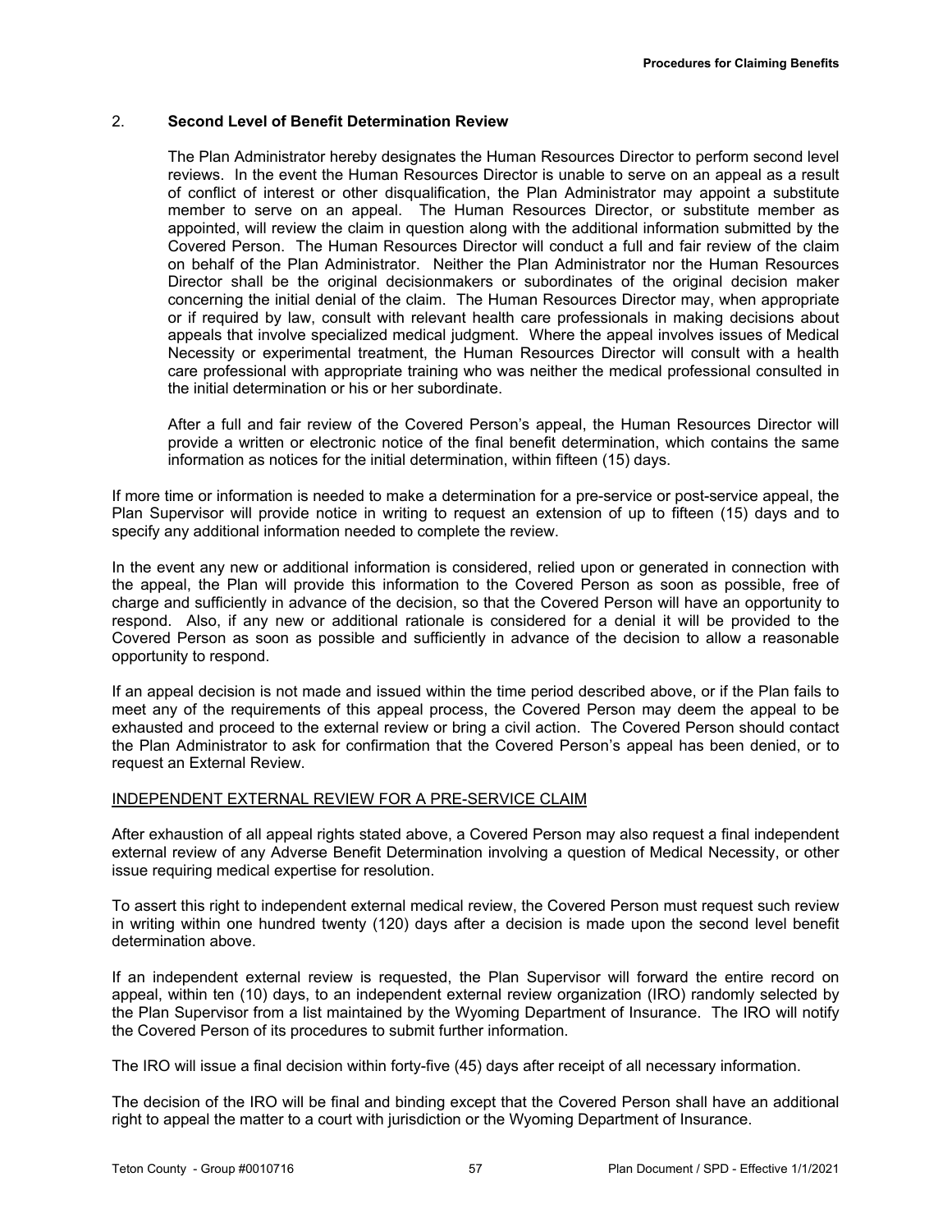2. **Second Level of Benefit Determination Review**

The Plan Administrator hereby designates the Human Resources Director to perform second level reviews. In the event the Human Resources Director is unable to serve on an appeal as a result of conflict of interest or other disqualification, the Plan Administrator may appoint a substitute member to serve on an appeal. The Human Resources Director, or substitute member as appointed, will review the claim in question along with the additional information submitted by the Covered Person. The Human Resources Director will conduct a full and fair review of the claim on behalf of the Plan Administrator. Neither the Plan Administrator nor the Human Resources Director shall be the original decisionmakers or subordinates of the original decision maker concerning the initial denial of the claim. The Human Resources Director may, when appropriate or if required by law, consult with relevant health care professionals in making decisions about appeals that involve specialized medical judgment. Where the appeal involves issues of Medical Necessity or experimental treatment, the Human Resources Director will consult with a health care professional with appropriate training who was neither the medical professional consulted in the initial determination or his or her subordinate.

After a full and fair review of the Covered Person's appeal, the Human Resources Director will provide a written or electronic notice of the final benefit determination, which contains the same information as notices for the initial determination, within fifteen (15) days.

If more time or information is needed to make a determination for a pre-service or post-service appeal, the Plan Supervisor will provide notice in writing to request an extension of up to fifteen (15) days and to specify any additional information needed to complete the review.

In the event any new or additional information is considered, relied upon or generated in connection with the appeal, the Plan will provide this information to the Covered Person as soon as possible, free of charge and sufficiently in advance of the decision, so that the Covered Person will have an opportunity to respond. Also, if any new or additional rationale is considered for a denial it will be provided to the Covered Person as soon as possible and sufficiently in advance of the decision to allow a reasonable opportunity to respond.

If an appeal decision is not made and issued within the time period described above, or if the Plan fails to meet any of the requirements of this appeal process, the Covered Person may deem the appeal to be exhausted and proceed to the external review or bring a civil action. The Covered Person should contact the Plan Administrator to ask for confirmation that the Covered Person's appeal has been denied, or to request an External Review.

INDEPENDENT EXTERNAL REVIEW FOR A PRE-SERVICE CLAIM

After exhaustion of all appeal rights stated above, a Covered Person may also request a final independent external review of any Adverse Benefit Determination involving a question of Medical Necessity, or other issue requiring medical expertise for resolution.

To assert this right to independent external medical review, the Covered Person must request such review in writing within one hundred twenty (120) days after a decision is made upon the second level benefit determination above.

If an independent external review is requested, the Plan Supervisor will forward the entire record on appeal, within ten (10) days, to an independent external review organization (IRO) randomly selected by the Plan Supervisor from a list maintained by the Wyoming Department of Insurance. The IRO will notify the Covered Person of its procedures to submit further information.

The IRO will issue a final decision within forty-five (45) days after receipt of all necessary information.

The decision of the IRO will be final and binding except that the Covered Person shall have an additional right to appeal the matter to a court with jurisdiction or the Wyoming Department of Insurance.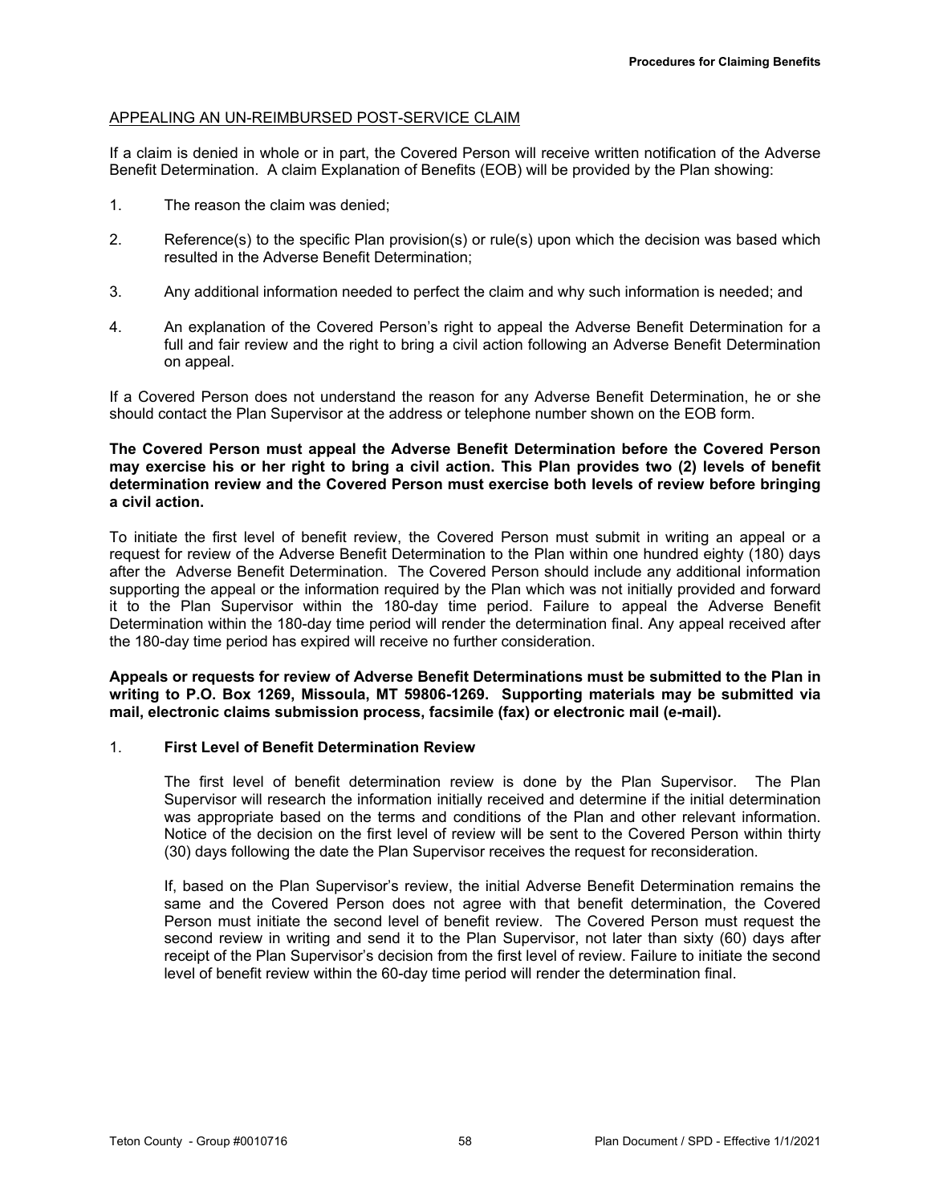## APPEALING AN UN-REIMBURSED POST-SERVICE CLAIM

If a claim is denied in whole or in part, the Covered Person will receive written notification of the Adverse Benefit Determination. A claim Explanation of Benefits (EOB) will be provided by the Plan showing:

1. The reason the claim was denied;
2. Reference(s) to the specific Plan provision(s) or rule(s) upon which the decision was based which resulted in the Adverse Benefit Determination;
3. Any additional information needed to perfect the claim and why such information is needed; and
4. An explanation of the Covered Person's right to appeal the Adverse Benefit Determination for a full and fair review and the right to bring a civil action following an Adverse Benefit Determination on appeal.

If a Covered Person does not understand the reason for any Adverse Benefit Determination, he or she should contact the Plan Supervisor at the address or telephone number shown on the EOB form.

**The Covered Person must appeal the Adverse Benefit Determination before the Covered Person may exercise his or her right to bring a civil action. This Plan provides two (2) levels of benefit determination review and the Covered Person must exercise both levels of review before bringing a civil action.**

To initiate the first level of benefit review, the Covered Person must submit in writing an appeal or a request for review of the Adverse Benefit Determination to the Plan within one hundred eighty (180) days after the Adverse Benefit Determination. The Covered Person should include any additional information supporting the appeal or the information required by the Plan which was not initially provided and forward it to the Plan Supervisor within the 180-day time period. Failure to appeal the Adverse Benefit Determination within the 180-day time period will render the determination final. Any appeal received after the 180-day time period has expired will receive no further consideration.

**Appeals or requests for review of Adverse Benefit Determinations must be submitted to the Plan in writing to P.O. Box 1269, Missoula, MT 59806-1269. Supporting materials may be submitted via mail, electronic claims submission process, facsimile (fax) or electronic mail (e-mail).**

1. **First Level of Benefit Determination Review**

   The first level of benefit determination review is done by the Plan Supervisor. The Plan Supervisor will research the information initially received and determine if the initial determination was appropriate based on the terms and conditions of the Plan and other relevant information. Notice of the decision on the first level of review will be sent to the Covered Person within thirty (30) days following the date the Plan Supervisor receives the request for reconsideration.

   If, based on the Plan Supervisor's review, the initial Adverse Benefit Determination remains the same and the Covered Person does not agree with that benefit determination, the Covered Person must initiate the second level of benefit review. The Covered Person must request the second review in writing and send it to the Plan Supervisor, not later than sixty (60) days after receipt of the Plan Supervisor's decision from the first level of review. Failure to initiate the second level of benefit review within the 60-day time period will render the determination final.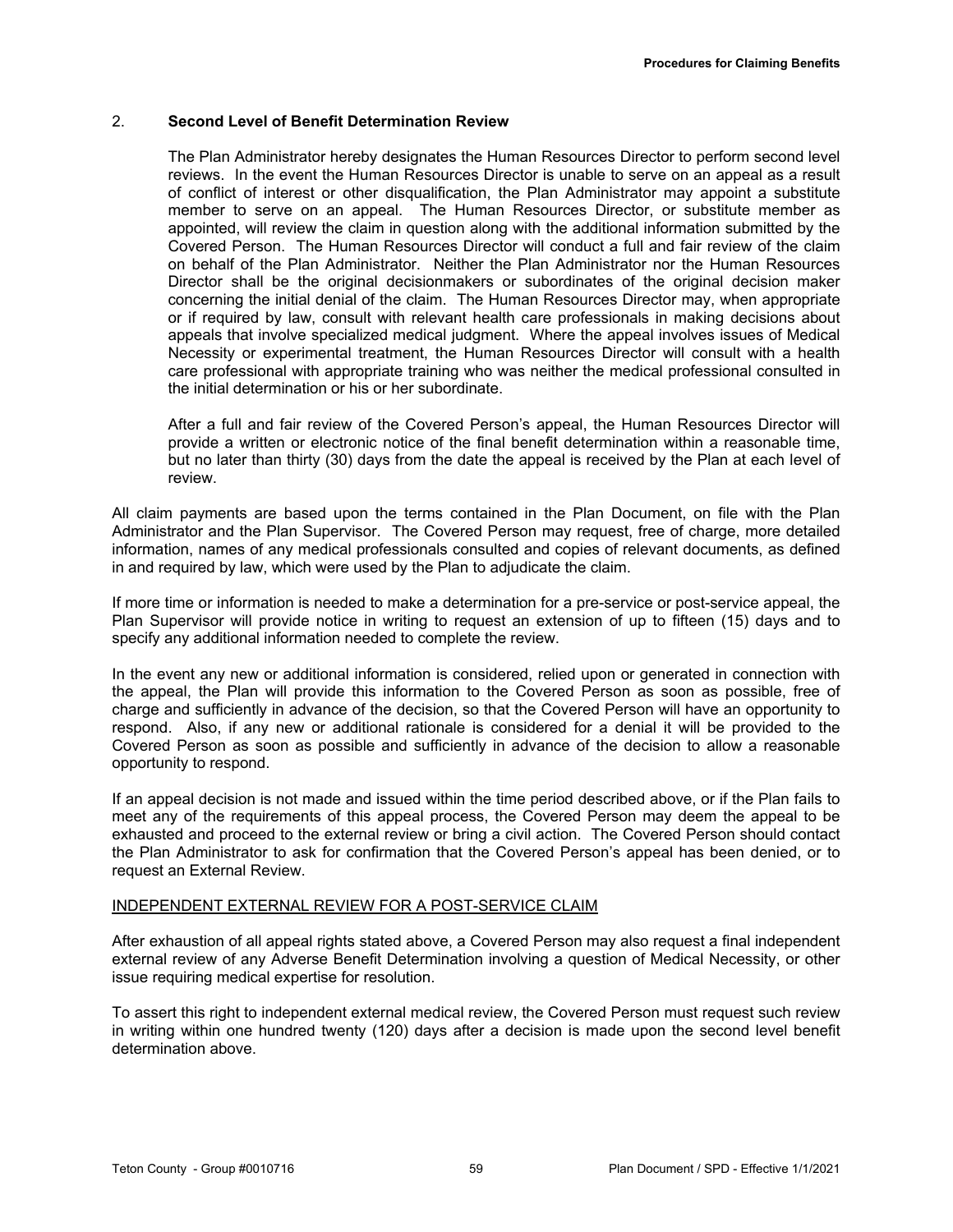2. **Second Level of Benefit Determination Review**

The Plan Administrator hereby designates the Human Resources Director to perform second level reviews. In the event the Human Resources Director is unable to serve on an appeal as a result of conflict of interest or other disqualification, the Plan Administrator may appoint a substitute member to serve on an appeal. The Human Resources Director, or substitute member as appointed, will review the claim in question along with the additional information submitted by the Covered Person. The Human Resources Director will conduct a full and fair review of the claim on behalf of the Plan Administrator. Neither the Plan Administrator nor the Human Resources Director shall be the original decisionmakers or subordinates of the original decision maker concerning the initial denial of the claim. The Human Resources Director may, when appropriate or if required by law, consult with relevant health care professionals in making decisions about appeals that involve specialized medical judgment. Where the appeal involves issues of Medical Necessity or experimental treatment, the Human Resources Director will consult with a health care professional with appropriate training who was neither the medical professional consulted in the initial determination or his or her subordinate.

After a full and fair review of the Covered Person's appeal, the Human Resources Director will provide a written or electronic notice of the final benefit determination within a reasonable time, but no later than thirty (30) days from the date the appeal is received by the Plan at each level of review.

All claim payments are based upon the terms contained in the Plan Document, on file with the Plan Administrator and the Plan Supervisor. The Covered Person may request, free of charge, more detailed information, names of any medical professionals consulted and copies of relevant documents, as defined in and required by law, which were used by the Plan to adjudicate the claim.

If more time or information is needed to make a determination for a pre-service or post-service appeal, the Plan Supervisor will provide notice in writing to request an extension of up to fifteen (15) days and to specify any additional information needed to complete the review.

In the event any new or additional information is considered, relied upon or generated in connection with the appeal, the Plan will provide this information to the Covered Person as soon as possible, free of charge and sufficiently in advance of the decision, so that the Covered Person will have an opportunity to respond. Also, if any new or additional rationale is considered for a denial it will be provided to the Covered Person as soon as possible and sufficiently in advance of the decision to allow a reasonable opportunity to respond.

If an appeal decision is not made and issued within the time period described above, or if the Plan fails to meet any of the requirements of this appeal process, the Covered Person may deem the appeal to be exhausted and proceed to the external review or bring a civil action. The Covered Person should contact the Plan Administrator to ask for confirmation that the Covered Person's appeal has been denied, or to request an External Review.

<u>INDEPENDENT EXTERNAL REVIEW FOR A POST-SERVICE CLAIM</u>

After exhaustion of all appeal rights stated above, a Covered Person may also request a final independent external review of any Adverse Benefit Determination involving a question of Medical Necessity, or other issue requiring medical expertise for resolution.

To assert this right to independent external medical review, the Covered Person must request such review in writing within one hundred twenty (120) days after a decision is made upon the second level benefit determination above.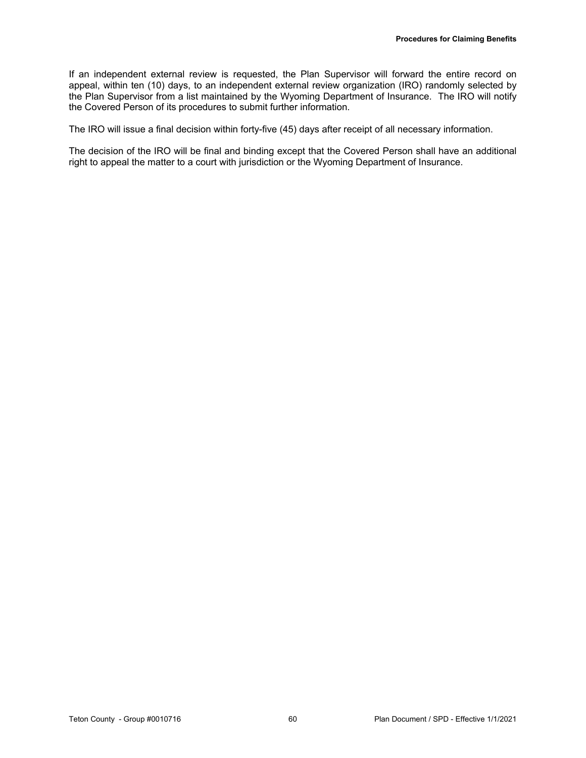If an independent external review is requested, the Plan Supervisor will forward the entire record on appeal, within ten (10) days, to an independent external review organization (IRO) randomly selected by the Plan Supervisor from a list maintained by the Wyoming Department of Insurance. The IRO will notify the Covered Person of its procedures to submit further information.

The IRO will issue a final decision within forty-five (45) days after receipt of all necessary information.

The decision of the IRO will be final and binding except that the Covered Person shall have an additional right to appeal the matter to a court with jurisdiction or the Wyoming Department of Insurance.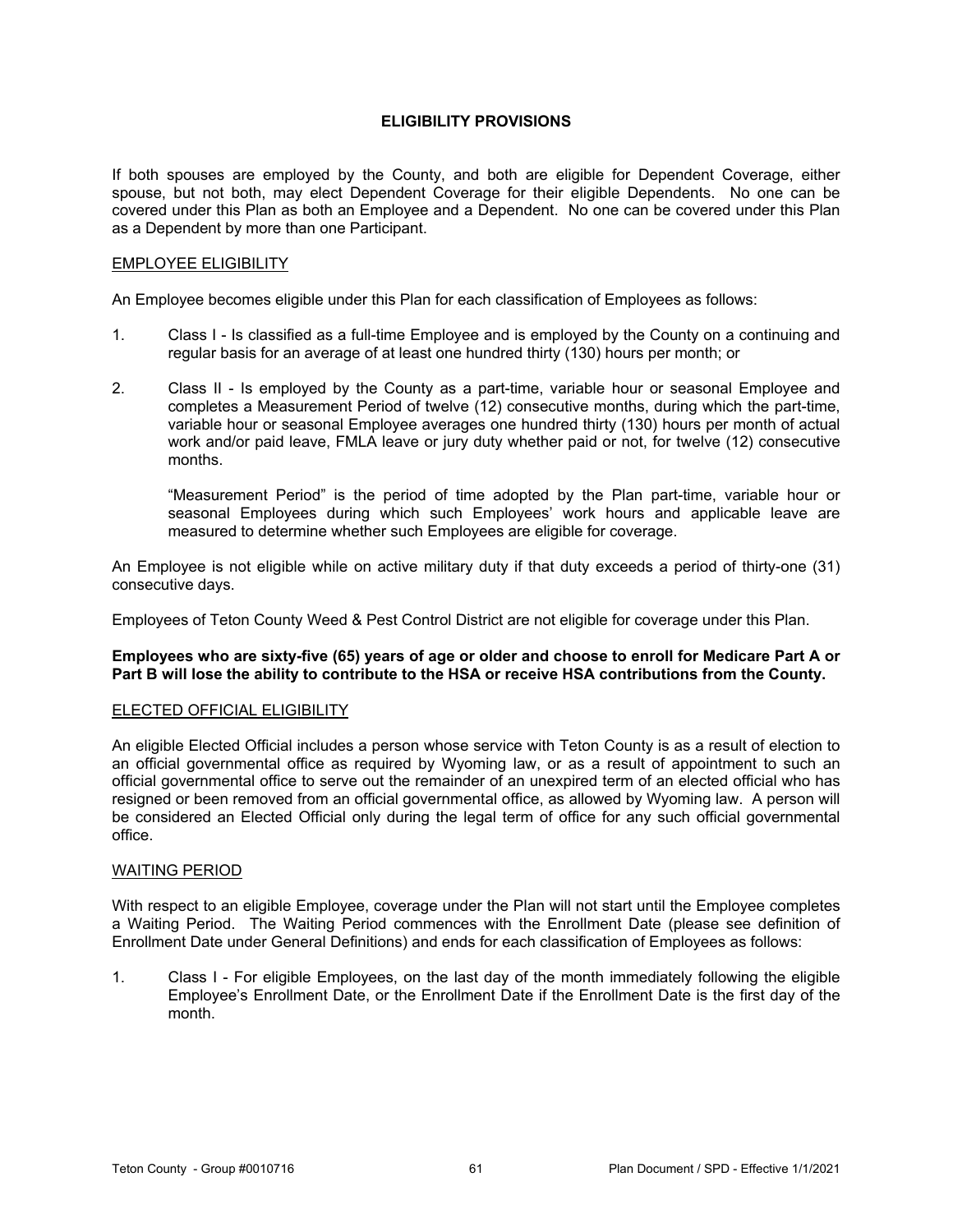## ELIGIBILITY PROVISIONS

If both spouses are employed by the County, and both are eligible for Dependent Coverage, either spouse, but not both, may elect Dependent Coverage for their eligible Dependents. No one can be covered under this Plan as both an Employee and a Dependent. No one can be covered under this Plan as a Dependent by more than one Participant.

### EMPLOYEE ELIGIBILITY

An Employee becomes eligible under this Plan for each classification of Employees as follows:

1. Class I - Is classified as a full-time Employee and is employed by the County on a continuing and regular basis for an average of at least one hundred thirty (130) hours per month; or

2. Class II - Is employed by the County as a part-time, variable hour or seasonal Employee and completes a Measurement Period of twelve (12) consecutive months, during which the part-time, variable hour or seasonal Employee averages one hundred thirty (130) hours per month of actual work and/or paid leave, FMLA leave or jury duty whether paid or not, for twelve (12) consecutive months.

   "Measurement Period" is the period of time adopted by the Plan part-time, variable hour or seasonal Employees during which such Employees' work hours and applicable leave are measured to determine whether such Employees are eligible for coverage.

An Employee is not eligible while on active military duty if that duty exceeds a period of thirty-one (31) consecutive days.

Employees of Teton County Weed & Pest Control District are not eligible for coverage under this Plan.

**Employees who are sixty-five (65) years of age or older and choose to enroll for Medicare Part A or Part B will lose the ability to contribute to the HSA or receive HSA contributions from the County.**

### ELECTED OFFICIAL ELIGIBILITY

An eligible Elected Official includes a person whose service with Teton County is as a result of election to an official governmental office as required by Wyoming law, or as a result of appointment to such an official governmental office to serve out the remainder of an unexpired term of an elected official who has resigned or been removed from an official governmental office, as allowed by Wyoming law. A person will be considered an Elected Official only during the legal term of office for any such official governmental office.

### WAITING PERIOD

With respect to an eligible Employee, coverage under the Plan will not start until the Employee completes a Waiting Period. The Waiting Period commences with the Enrollment Date (please see definition of Enrollment Date under General Definitions) and ends for each classification of Employees as follows:

1. Class I - For eligible Employees, on the last day of the month immediately following the eligible Employee's Enrollment Date, or the Enrollment Date if the Enrollment Date is the first day of the month.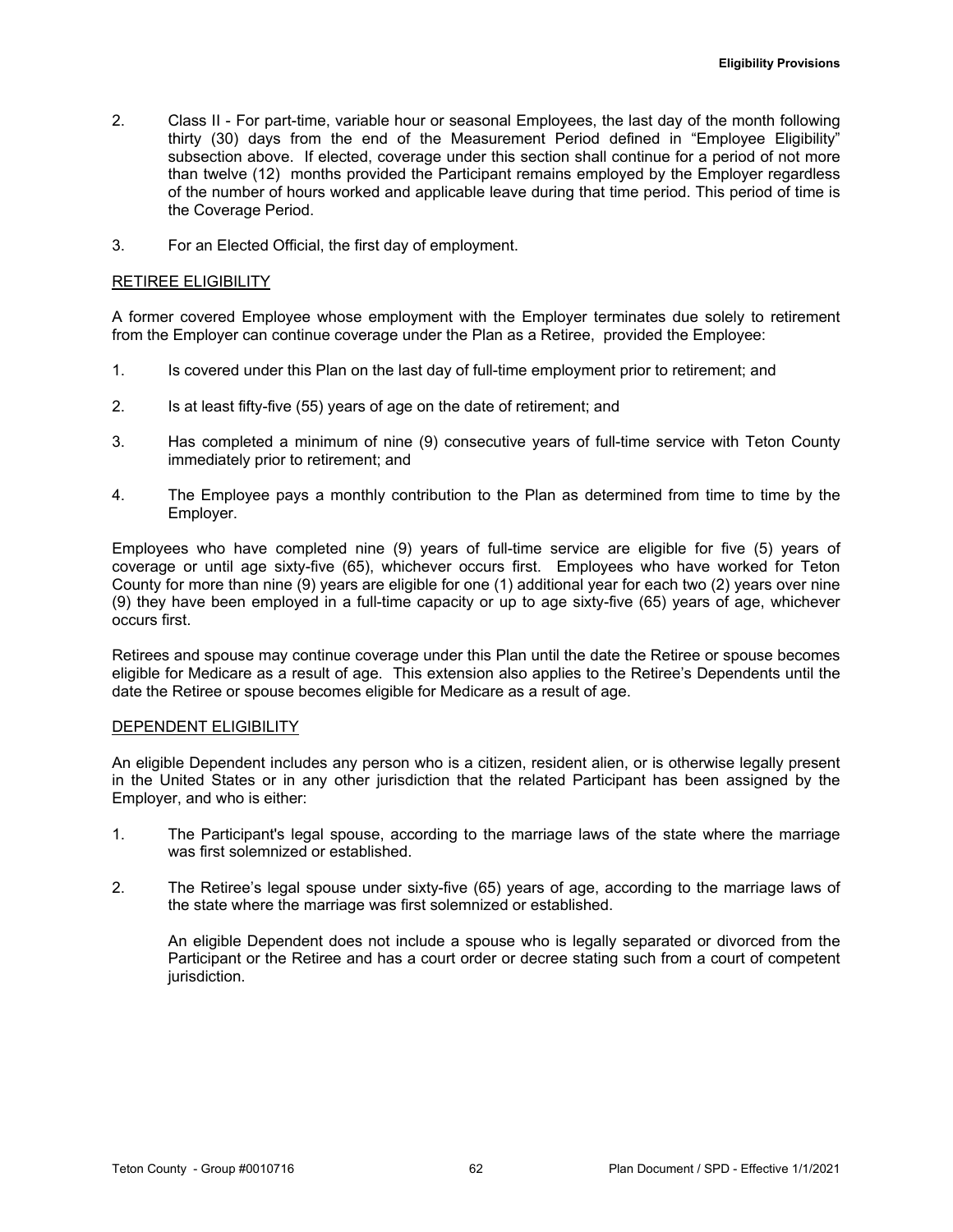2. Class II - For part-time, variable hour or seasonal Employees, the last day of the month following thirty (30) days from the end of the Measurement Period defined in "Employee Eligibility" subsection above. If elected, coverage under this section shall continue for a period of not more than twelve (12) months provided the Participant remains employed by the Employer regardless of the number of hours worked and applicable leave during that time period. This period of time is the Coverage Period.

3. For an Elected Official, the first day of employment.

## RETIREE ELIGIBILITY

A former covered Employee whose employment with the Employer terminates due solely to retirement from the Employer can continue coverage under the Plan as a Retiree, provided the Employee:

1. Is covered under this Plan on the last day of full-time employment prior to retirement; and

2. Is at least fifty-five (55) years of age on the date of retirement; and

3. Has completed a minimum of nine (9) consecutive years of full-time service with Teton County immediately prior to retirement; and

4. The Employee pays a monthly contribution to the Plan as determined from time to time by the Employer.

Employees who have completed nine (9) years of full-time service are eligible for five (5) years of coverage or until age sixty-five (65), whichever occurs first. Employees who have worked for Teton County for more than nine (9) years are eligible for one (1) additional year for each two (2) years over nine (9) they have been employed in a full-time capacity or up to age sixty-five (65) years of age, whichever occurs first.

Retirees and spouse may continue coverage under this Plan until the date the Retiree or spouse becomes eligible for Medicare as a result of age. This extension also applies to the Retiree's Dependents until the date the Retiree or spouse becomes eligible for Medicare as a result of age.

## DEPENDENT ELIGIBILITY

An eligible Dependent includes any person who is a citizen, resident alien, or is otherwise legally present in the United States or in any other jurisdiction that the related Participant has been assigned by the Employer, and who is either:

1. The Participant's legal spouse, according to the marriage laws of the state where the marriage was first solemnized or established.

2. The Retiree's legal spouse under sixty-five (65) years of age, according to the marriage laws of the state where the marriage was first solemnized or established.

   An eligible Dependent does not include a spouse who is legally separated or divorced from the Participant or the Retiree and has a court order or decree stating such from a court of competent jurisdiction.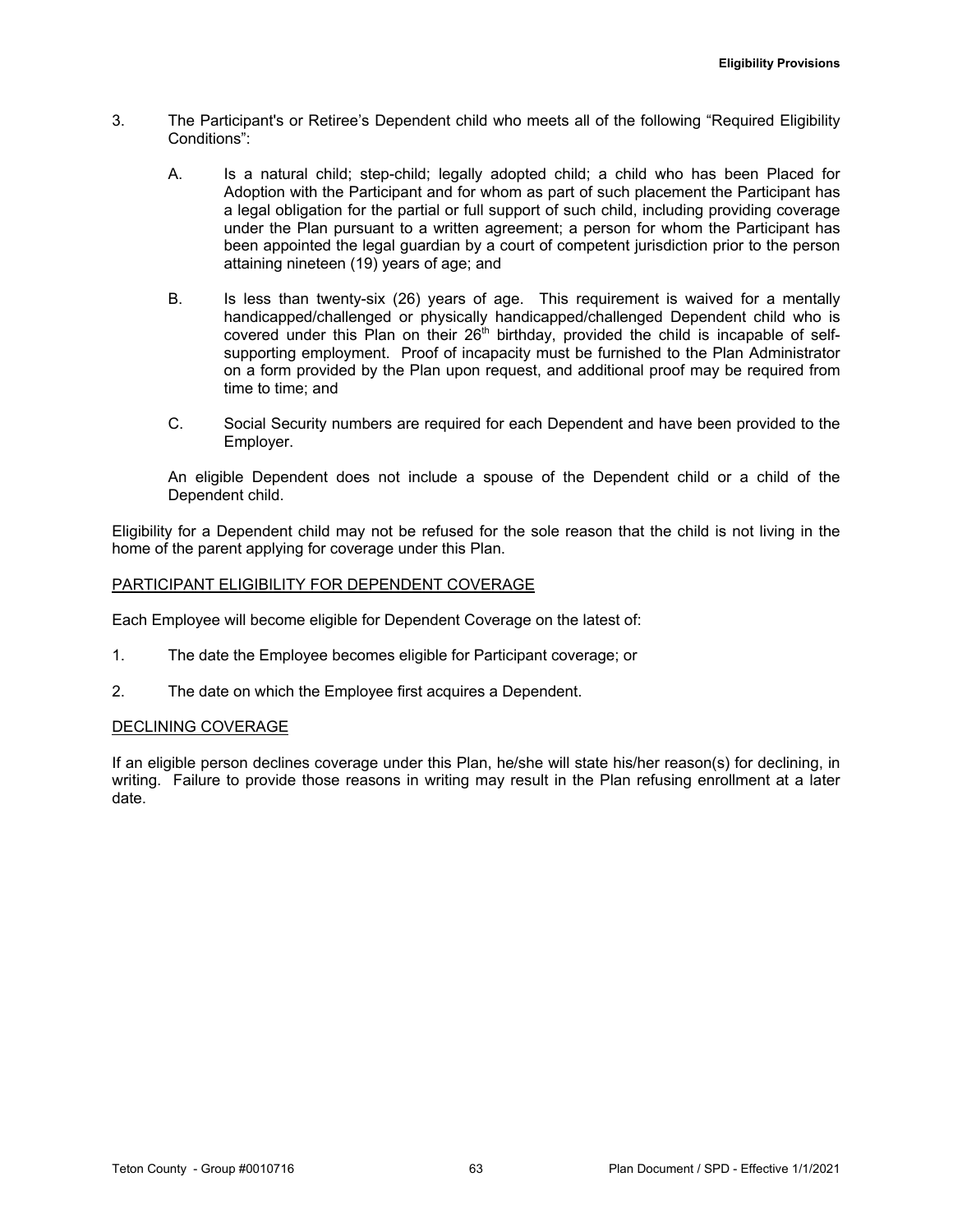3. The Participant's or Retiree's Dependent child who meets all of the following "Required Eligibility Conditions":

   A. Is a natural child; step-child; legally adopted child; a child who has been Placed for Adoption with the Participant and for whom as part of such placement the Participant has a legal obligation for the partial or full support of such child, including providing coverage under the Plan pursuant to a written agreement; a person for whom the Participant has been appointed the legal guardian by a court of competent jurisdiction prior to the person attaining nineteen (19) years of age; and

   B. Is less than twenty-six (26) years of age. This requirement is waived for a mentally handicapped/challenged or physically handicapped/challenged Dependent child who is covered under this Plan on their 26th birthday, provided the child is incapable of self-supporting employment. Proof of incapacity must be furnished to the Plan Administrator on a form provided by the Plan upon request, and additional proof may be required from time to time; and

   C. Social Security numbers are required for each Dependent and have been provided to the Employer.

   An eligible Dependent does not include a spouse of the Dependent child or a child of the Dependent child.

Eligibility for a Dependent child may not be refused for the sole reason that the child is not living in the home of the parent applying for coverage under this Plan.

## PARTICIPANT ELIGIBILITY FOR DEPENDENT COVERAGE

Each Employee will become eligible for Dependent Coverage on the latest of:

1. The date the Employee becomes eligible for Participant coverage; or

2. The date on which the Employee first acquires a Dependent.

## DECLINING COVERAGE

If an eligible person declines coverage under this Plan, he/she will state his/her reason(s) for declining, in writing. Failure to provide those reasons in writing may result in the Plan refusing enrollment at a later date.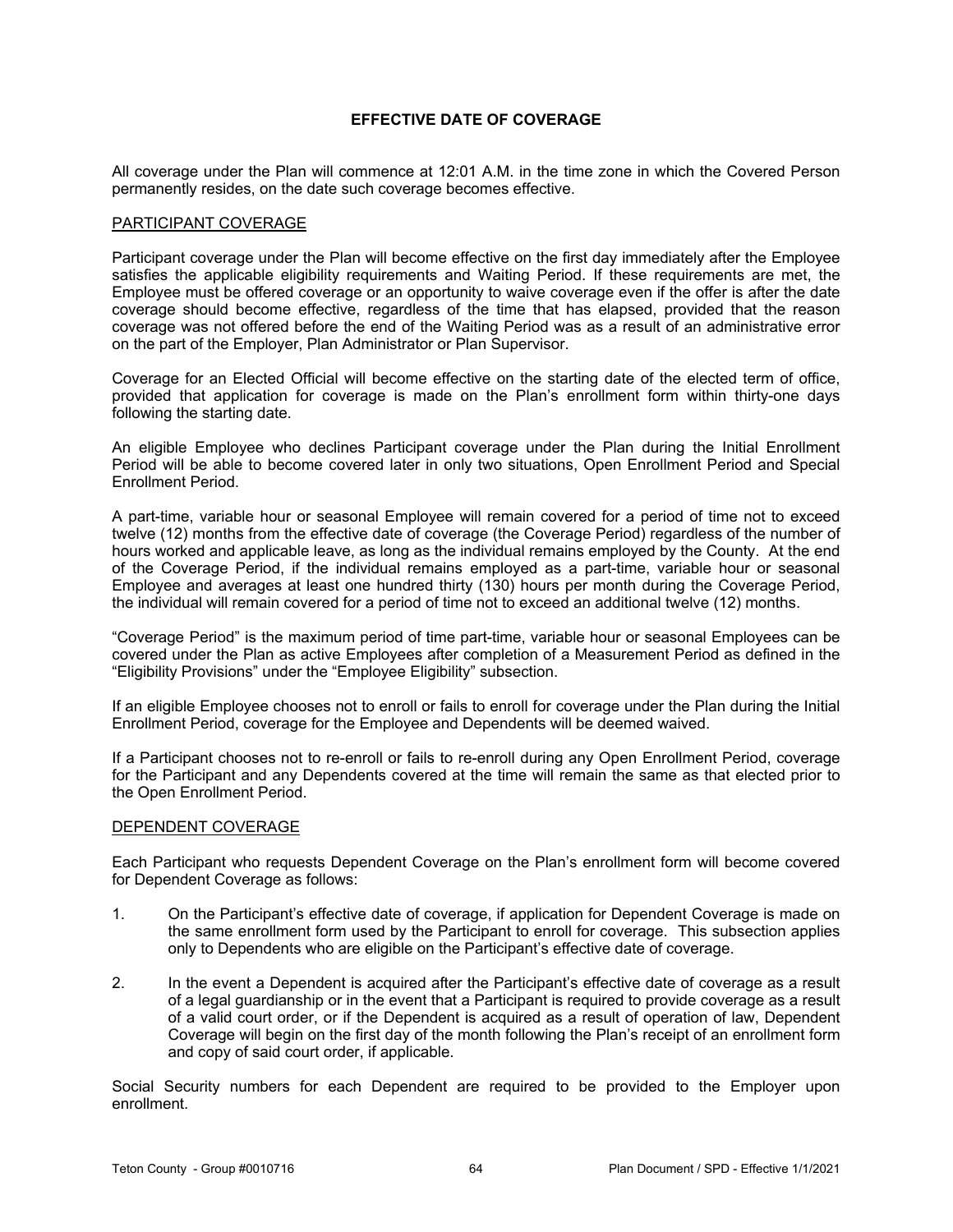## EFFECTIVE DATE OF COVERAGE

All coverage under the Plan will commence at 12:01 A.M. in the time zone in which the Covered Person permanently resides, on the date such coverage becomes effective.

### PARTICIPANT COVERAGE

Participant coverage under the Plan will become effective on the first day immediately after the Employee satisfies the applicable eligibility requirements and Waiting Period. If these requirements are met, the Employee must be offered coverage or an opportunity to waive coverage even if the offer is after the date coverage should become effective, regardless of the time that has elapsed, provided that the reason coverage was not offered before the end of the Waiting Period was as a result of an administrative error on the part of the Employer, Plan Administrator or Plan Supervisor.

Coverage for an Elected Official will become effective on the starting date of the elected term of office, provided that application for coverage is made on the Plan's enrollment form within thirty-one days following the starting date.

An eligible Employee who declines Participant coverage under the Plan during the Initial Enrollment Period will be able to become covered later in only two situations, Open Enrollment Period and Special Enrollment Period.

A part-time, variable hour or seasonal Employee will remain covered for a period of time not to exceed twelve (12) months from the effective date of coverage (the Coverage Period) regardless of the number of hours worked and applicable leave, as long as the individual remains employed by the County. At the end of the Coverage Period, if the individual remains employed as a part-time, variable hour or seasonal Employee and averages at least one hundred thirty (130) hours per month during the Coverage Period, the individual will remain covered for a period of time not to exceed an additional twelve (12) months.

"Coverage Period" is the maximum period of time part-time, variable hour or seasonal Employees can be covered under the Plan as active Employees after completion of a Measurement Period as defined in the "Eligibility Provisions" under the "Employee Eligibility" subsection.

If an eligible Employee chooses not to enroll or fails to enroll for coverage under the Plan during the Initial Enrollment Period, coverage for the Employee and Dependents will be deemed waived.

If a Participant chooses not to re-enroll or fails to re-enroll during any Open Enrollment Period, coverage for the Participant and any Dependents covered at the time will remain the same as that elected prior to the Open Enrollment Period.

### DEPENDENT COVERAGE

Each Participant who requests Dependent Coverage on the Plan's enrollment form will become covered for Dependent Coverage as follows:

1. On the Participant's effective date of coverage, if application for Dependent Coverage is made on the same enrollment form used by the Participant to enroll for coverage. This subsection applies only to Dependents who are eligible on the Participant's effective date of coverage.

2. In the event a Dependent is acquired after the Participant's effective date of coverage as a result of a legal guardianship or in the event that a Participant is required to provide coverage as a result of a valid court order, or if the Dependent is acquired as a result of operation of law, Dependent Coverage will begin on the first day of the month following the Plan's receipt of an enrollment form and copy of said court order, if applicable.

Social Security numbers for each Dependent are required to be provided to the Employer upon enrollment.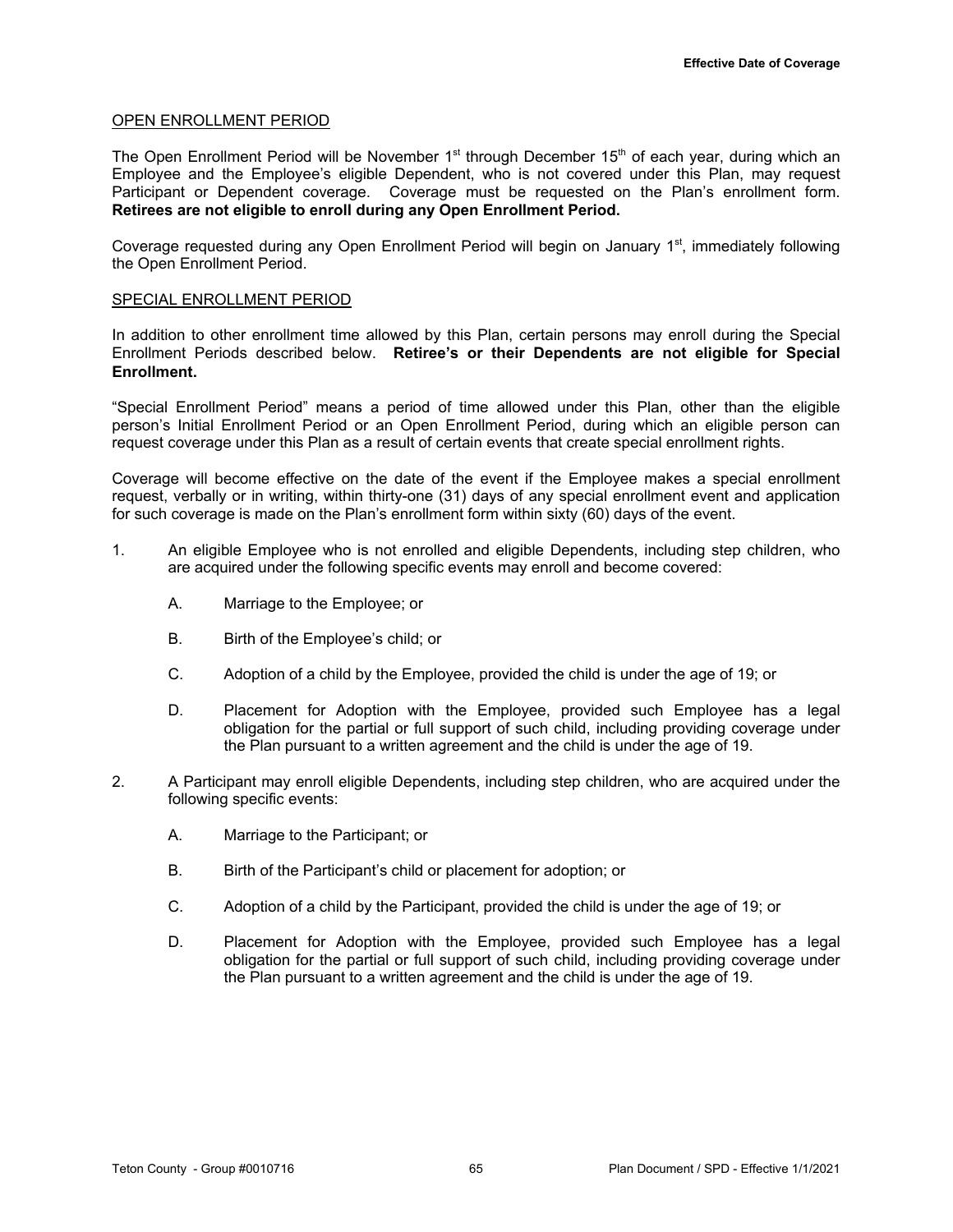OPEN ENROLLMENT PERIOD

The Open Enrollment Period will be November 1st through December 15th of each year, during which an Employee and the Employee's eligible Dependent, who is not covered under this Plan, may request Participant or Dependent coverage. Coverage must be requested on the Plan's enrollment form. **Retirees are not eligible to enroll during any Open Enrollment Period.**

Coverage requested during any Open Enrollment Period will begin on January 1st, immediately following the Open Enrollment Period.

SPECIAL ENROLLMENT PERIOD

In addition to other enrollment time allowed by this Plan, certain persons may enroll during the Special Enrollment Periods described below. **Retiree's or their Dependents are not eligible for Special Enrollment.**

"Special Enrollment Period" means a period of time allowed under this Plan, other than the eligible person's Initial Enrollment Period or an Open Enrollment Period, during which an eligible person can request coverage under this Plan as a result of certain events that create special enrollment rights.

Coverage will become effective on the date of the event if the Employee makes a special enrollment request, verbally or in writing, within thirty-one (31) days of any special enrollment event and application for such coverage is made on the Plan's enrollment form within sixty (60) days of the event.

1. An eligible Employee who is not enrolled and eligible Dependents, including step children, who are acquired under the following specific events may enroll and become covered:

   A. Marriage to the Employee; or

   B. Birth of the Employee's child; or

   C. Adoption of a child by the Employee, provided the child is under the age of 19; or

   D. Placement for Adoption with the Employee, provided such Employee has a legal obligation for the partial or full support of such child, including providing coverage under the Plan pursuant to a written agreement and the child is under the age of 19.

2. A Participant may enroll eligible Dependents, including step children, who are acquired under the following specific events:

   A. Marriage to the Participant; or

   B. Birth of the Participant's child or placement for adoption; or

   C. Adoption of a child by the Participant, provided the child is under the age of 19; or

   D. Placement for Adoption with the Employee, provided such Employee has a legal obligation for the partial or full support of such child, including providing coverage under the Plan pursuant to a written agreement and the child is under the age of 19.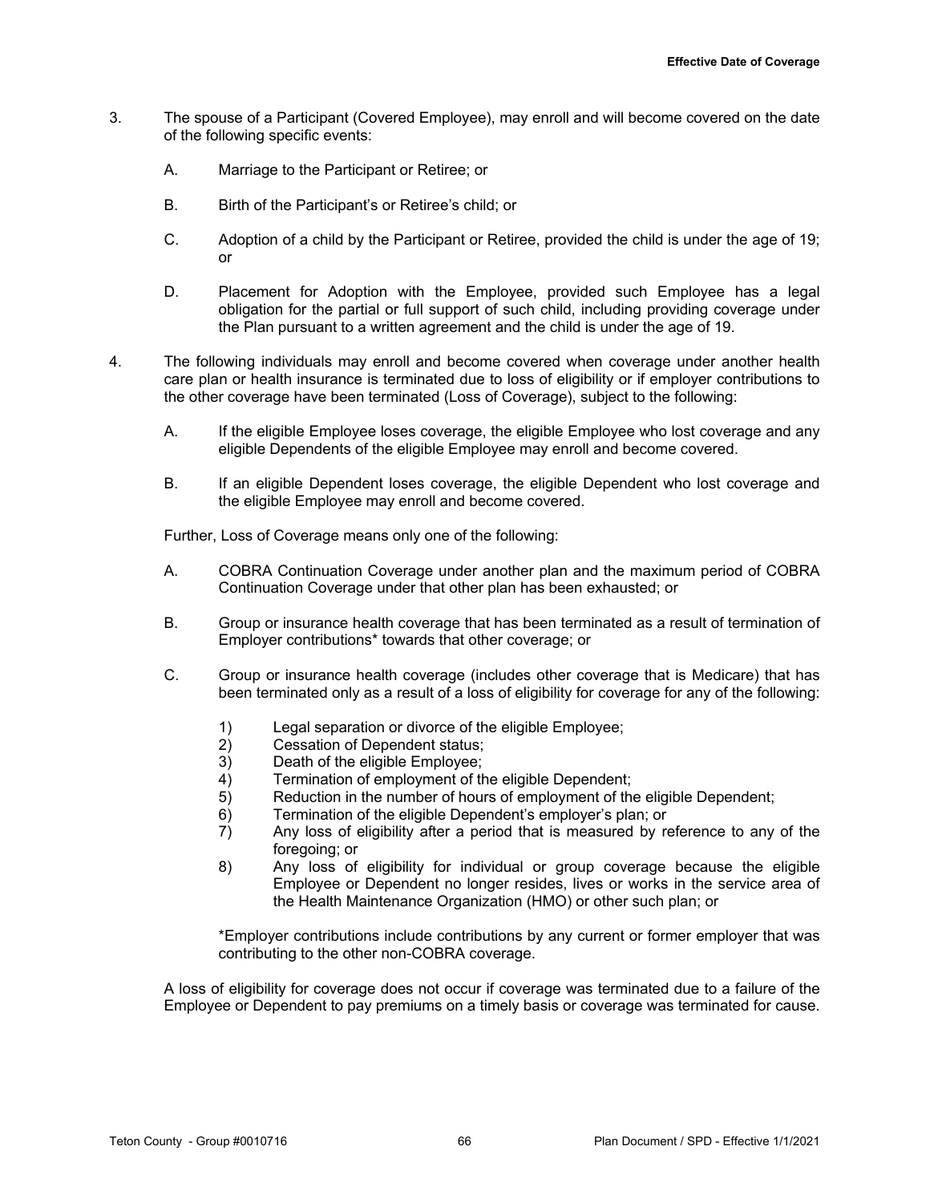3. The spouse of a Participant (Covered Employee), may enroll and will become covered on the date of the following specific events:

   A. Marriage to the Participant or Retiree; or

   B. Birth of the Participant's or Retiree's child; or

   C. Adoption of a child by the Participant or Retiree, provided the child is under the age of 19; or

   D. Placement for Adoption with the Employee, provided such Employee has a legal obligation for the partial or full support of such child, including providing coverage under the Plan pursuant to a written agreement and the child is under the age of 19.

4. The following individuals may enroll and become covered when coverage under another health care plan or health insurance is terminated due to loss of eligibility or if employer contributions to the other coverage have been terminated (Loss of Coverage), subject to the following:

   A. If the eligible Employee loses coverage, the eligible Employee who lost coverage and any eligible Dependents of the eligible Employee may enroll and become covered.

   B. If an eligible Dependent loses coverage, the eligible Dependent who lost coverage and the eligible Employee may enroll and become covered.

   Further, Loss of Coverage means only one of the following:

   A. COBRA Continuation Coverage under another plan and the maximum period of COBRA Continuation Coverage under that other plan has been exhausted; or

   B. Group or insurance health coverage that has been terminated as a result of termination of Employer contributions* towards that other coverage; or

   C. Group or insurance health coverage (includes other coverage that is Medicare) that has been terminated only as a result of a loss of eligibility for coverage for any of the following:

      1) Legal separation or divorce of the eligible Employee;
      2) Cessation of Dependent status;
      3) Death of the eligible Employee;
      4) Termination of employment of the eligible Dependent;
      5) Reduction in the number of hours of employment of the eligible Dependent;
      6) Termination of the eligible Dependent's employer's plan; or
      7) Any loss of eligibility after a period that is measured by reference to any of the foregoing; or
      8) Any loss of eligibility for individual or group coverage because the eligible Employee or Dependent no longer resides, lives or works in the service area of the Health Maintenance Organization (HMO) or other such plan; or

   *Employer contributions include contributions by any current or former employer that was contributing to the other non-COBRA coverage.

   A loss of eligibility for coverage does not occur if coverage was terminated due to a failure of the Employee or Dependent to pay premiums on a timely basis or coverage was terminated for cause.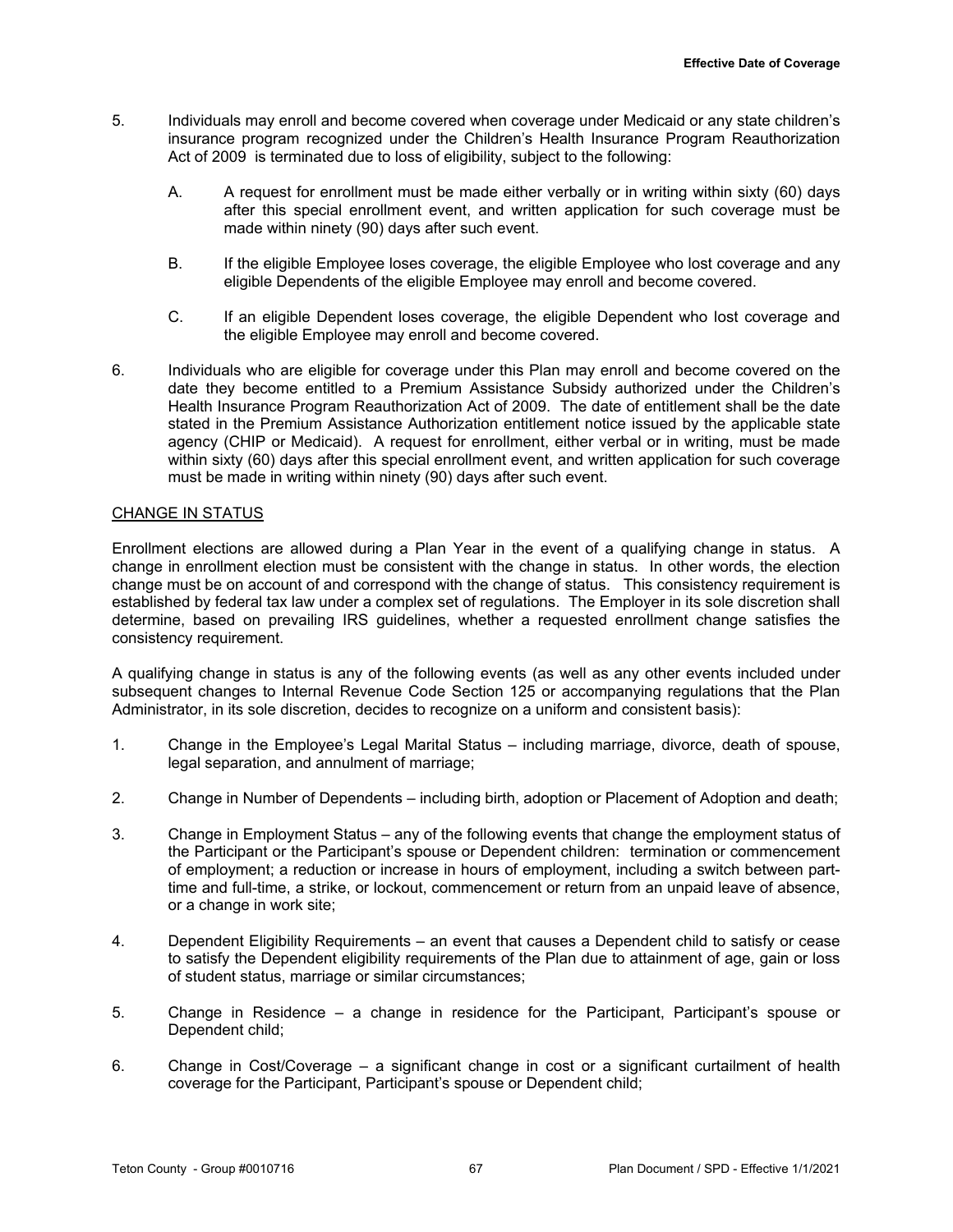5. Individuals may enroll and become covered when coverage under Medicaid or any state children's insurance program recognized under the Children's Health Insurance Program Reauthorization Act of 2009 is terminated due to loss of eligibility, subject to the following:

   A. A request for enrollment must be made either verbally or in writing within sixty (60) days after this special enrollment event, and written application for such coverage must be made within ninety (90) days after such event.

   B. If the eligible Employee loses coverage, the eligible Employee who lost coverage and any eligible Dependents of the eligible Employee may enroll and become covered.

   C. If an eligible Dependent loses coverage, the eligible Dependent who lost coverage and the eligible Employee may enroll and become covered.

6. Individuals who are eligible for coverage under this Plan may enroll and become covered on the date they become entitled to a Premium Assistance Subsidy authorized under the Children's Health Insurance Program Reauthorization Act of 2009. The date of entitlement shall be the date stated in the Premium Assistance Authorization entitlement notice issued by the applicable state agency (CHIP or Medicaid). A request for enrollment, either verbal or in writing, must be made within sixty (60) days after this special enrollment event, and written application for such coverage must be made in writing within ninety (90) days after such event.

## CHANGE IN STATUS

Enrollment elections are allowed during a Plan Year in the event of a qualifying change in status. A change in enrollment election must be consistent with the change in status. In other words, the election change must be on account of and correspond with the change of status. This consistency requirement is established by federal tax law under a complex set of regulations. The Employer in its sole discretion shall determine, based on prevailing IRS guidelines, whether a requested enrollment change satisfies the consistency requirement.

A qualifying change in status is any of the following events (as well as any other events included under subsequent changes to Internal Revenue Code Section 125 or accompanying regulations that the Plan Administrator, in its sole discretion, decides to recognize on a uniform and consistent basis):

1. Change in the Employee's Legal Marital Status – including marriage, divorce, death of spouse, legal separation, and annulment of marriage;

2. Change in Number of Dependents – including birth, adoption or Placement of Adoption and death;

3. Change in Employment Status – any of the following events that change the employment status of the Participant or the Participant's spouse or Dependent children: termination or commencement of employment; a reduction or increase in hours of employment, including a switch between part-time and full-time, a strike, or lockout, commencement or return from an unpaid leave of absence, or a change in work site;

4. Dependent Eligibility Requirements – an event that causes a Dependent child to satisfy or cease to satisfy the Dependent eligibility requirements of the Plan due to attainment of age, gain or loss of student status, marriage or similar circumstances;

5. Change in Residence – a change in residence for the Participant, Participant's spouse or Dependent child;

6. Change in Cost/Coverage – a significant change in cost or a significant curtailment of health coverage for the Participant, Participant's spouse or Dependent child;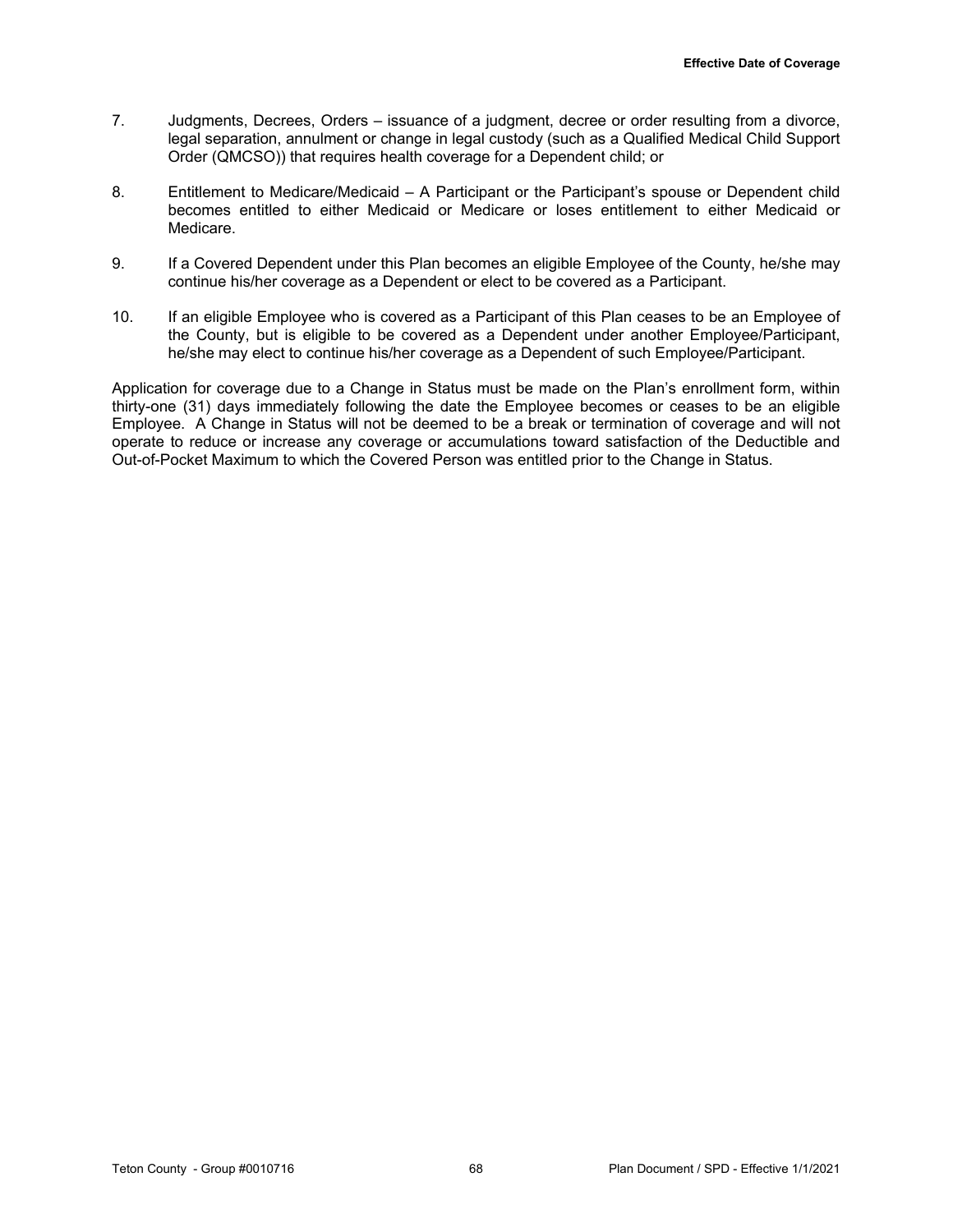7. Judgments, Decrees, Orders – issuance of a judgment, decree or order resulting from a divorce, legal separation, annulment or change in legal custody (such as a Qualified Medical Child Support Order (QMCSO)) that requires health coverage for a Dependent child; or

8. Entitlement to Medicare/Medicaid – A Participant or the Participant's spouse or Dependent child becomes entitled to either Medicaid or Medicare or loses entitlement to either Medicaid or Medicare.

9. If a Covered Dependent under this Plan becomes an eligible Employee of the County, he/she may continue his/her coverage as a Dependent or elect to be covered as a Participant.

10. If an eligible Employee who is covered as a Participant of this Plan ceases to be an Employee of the County, but is eligible to be covered as a Dependent under another Employee/Participant, he/she may elect to continue his/her coverage as a Dependent of such Employee/Participant.

Application for coverage due to a Change in Status must be made on the Plan's enrollment form, within thirty-one (31) days immediately following the date the Employee becomes or ceases to be an eligible Employee. A Change in Status will not be deemed to be a break or termination of coverage and will not operate to reduce or increase any coverage or accumulations toward satisfaction of the Deductible and Out-of-Pocket Maximum to which the Covered Person was entitled prior to the Change in Status.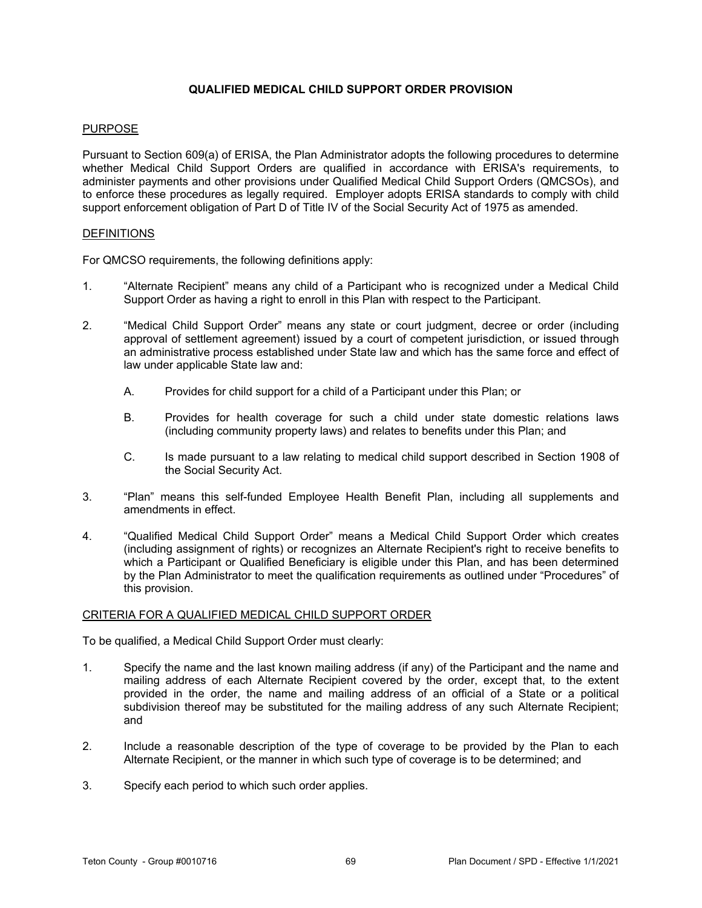# QUALIFIED MEDICAL CHILD SUPPORT ORDER PROVISION

## PURPOSE

Pursuant to Section 609(a) of ERISA, the Plan Administrator adopts the following procedures to determine whether Medical Child Support Orders are qualified in accordance with ERISA's requirements, to administer payments and other provisions under Qualified Medical Child Support Orders (QMCSOs), and to enforce these procedures as legally required. Employer adopts ERISA standards to comply with child support enforcement obligation of Part D of Title IV of the Social Security Act of 1975 as amended.

## DEFINITIONS

For QMCSO requirements, the following definitions apply:

1. "Alternate Recipient" means any child of a Participant who is recognized under a Medical Child Support Order as having a right to enroll in this Plan with respect to the Participant.

2. "Medical Child Support Order" means any state or court judgment, decree or order (including approval of settlement agreement) issued by a court of competent jurisdiction, or issued through an administrative process established under State law and which has the same force and effect of law under applicable State law and:

   A. Provides for child support for a child of a Participant under this Plan; or

   B. Provides for health coverage for such a child under state domestic relations laws (including community property laws) and relates to benefits under this Plan; and

   C. Is made pursuant to a law relating to medical child support described in Section 1908 of the Social Security Act.

3. "Plan" means this self-funded Employee Health Benefit Plan, including all supplements and amendments in effect.

4. "Qualified Medical Child Support Order" means a Medical Child Support Order which creates (including assignment of rights) or recognizes an Alternate Recipient's right to receive benefits to which a Participant or Qualified Beneficiary is eligible under this Plan, and has been determined by the Plan Administrator to meet the qualification requirements as outlined under "Procedures" of this provision.

## CRITERIA FOR A QUALIFIED MEDICAL CHILD SUPPORT ORDER

To be qualified, a Medical Child Support Order must clearly:

1. Specify the name and the last known mailing address (if any) of the Participant and the name and mailing address of each Alternate Recipient covered by the order, except that, to the extent provided in the order, the name and mailing address of an official of a State or a political subdivision thereof may be substituted for the mailing address of any such Alternate Recipient; and

2. Include a reasonable description of the type of coverage to be provided by the Plan to each Alternate Recipient, or the manner in which such type of coverage is to be determined; and

3. Specify each period to which such order applies.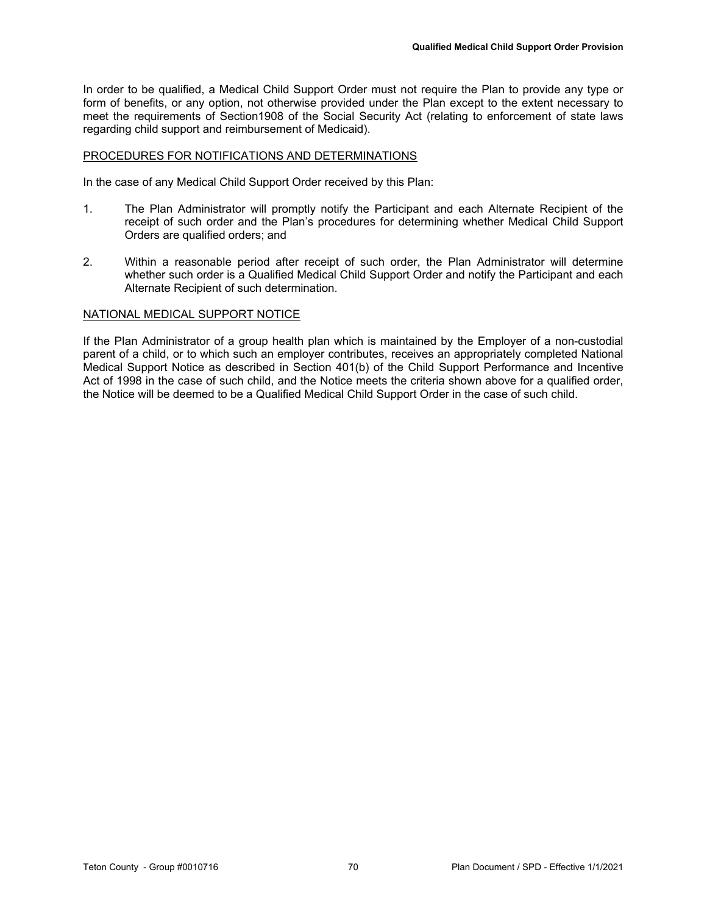In order to be qualified, a Medical Child Support Order must not require the Plan to provide any type or form of benefits, or any option, not otherwise provided under the Plan except to the extent necessary to meet the requirements of Section1908 of the Social Security Act (relating to enforcement of state laws regarding child support and reimbursement of Medicaid).

## PROCEDURES FOR NOTIFICATIONS AND DETERMINATIONS

In the case of any Medical Child Support Order received by this Plan:

1. The Plan Administrator will promptly notify the Participant and each Alternate Recipient of the receipt of such order and the Plan's procedures for determining whether Medical Child Support Orders are qualified orders; and

2. Within a reasonable period after receipt of such order, the Plan Administrator will determine whether such order is a Qualified Medical Child Support Order and notify the Participant and each Alternate Recipient of such determination.

## NATIONAL MEDICAL SUPPORT NOTICE

If the Plan Administrator of a group health plan which is maintained by the Employer of a non-custodial parent of a child, or to which such an employer contributes, receives an appropriately completed National Medical Support Notice as described in Section 401(b) of the Child Support Performance and Incentive Act of 1998 in the case of such child, and the Notice meets the criteria shown above for a qualified order, the Notice will be deemed to be a Qualified Medical Child Support Order in the case of such child.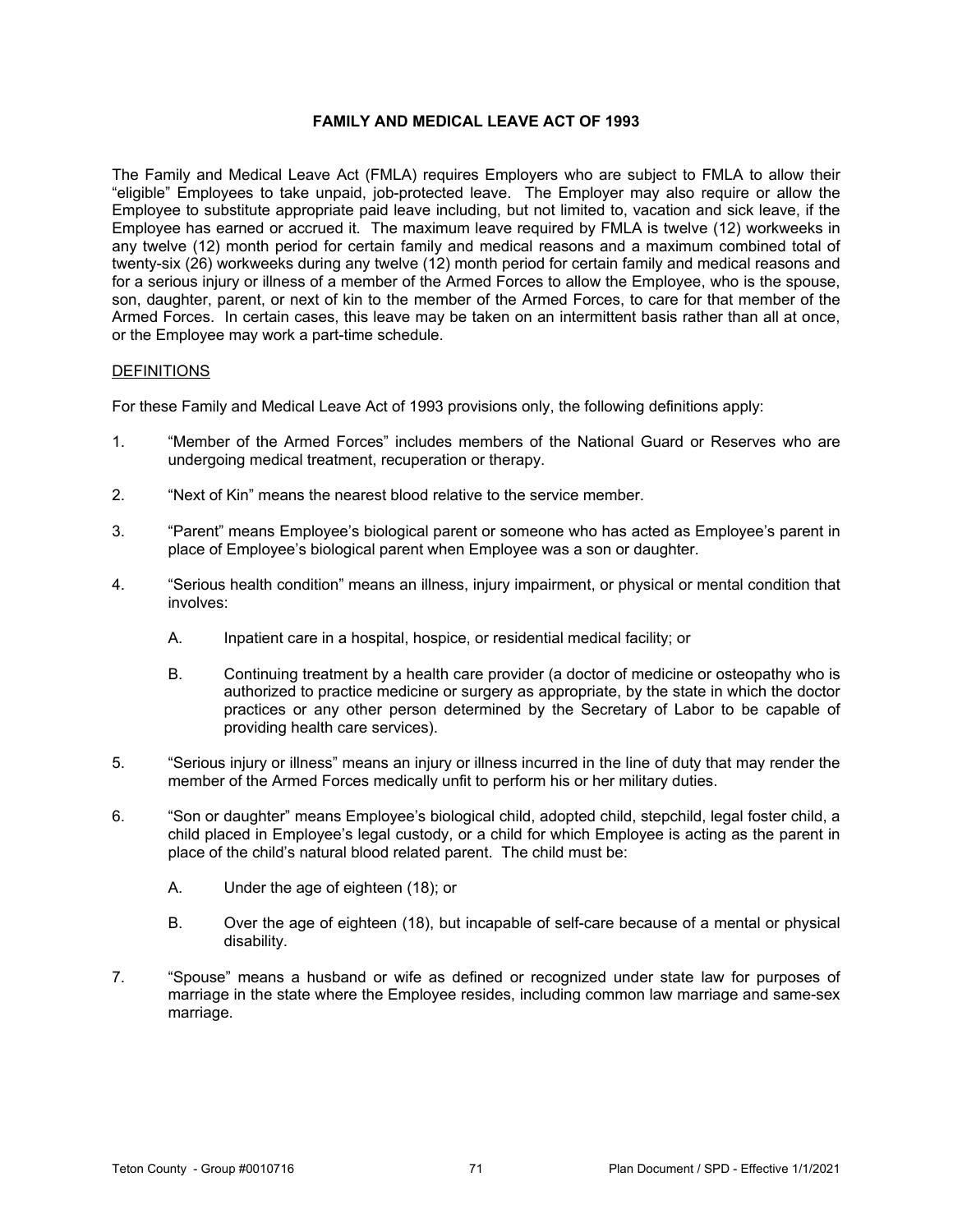## FAMILY AND MEDICAL LEAVE ACT OF 1993

The Family and Medical Leave Act (FMLA) requires Employers who are subject to FMLA to allow their "eligible" Employees to take unpaid, job-protected leave. The Employer may also require or allow the Employee to substitute appropriate paid leave including, but not limited to, vacation and sick leave, if the Employee has earned or accrued it. The maximum leave required by FMLA is twelve (12) workweeks in any twelve (12) month period for certain family and medical reasons and a maximum combined total of twenty-six (26) workweeks during any twelve (12) month period for certain family and medical reasons and for a serious injury or illness of a member of the Armed Forces to allow the Employee, who is the spouse, son, daughter, parent, or next of kin to the member of the Armed Forces, to care for that member of the Armed Forces. In certain cases, this leave may be taken on an intermittent basis rather than all at once, or the Employee may work a part-time schedule.

### DEFINITIONS

For these Family and Medical Leave Act of 1993 provisions only, the following definitions apply:

1. "Member of the Armed Forces" includes members of the National Guard or Reserves who are undergoing medical treatment, recuperation or therapy.

2. "Next of Kin" means the nearest blood relative to the service member.

3. "Parent" means Employee's biological parent or someone who has acted as Employee's parent in place of Employee's biological parent when Employee was a son or daughter.

4. "Serious health condition" means an illness, injury impairment, or physical or mental condition that involves:

   A. Inpatient care in a hospital, hospice, or residential medical facility; or

   B. Continuing treatment by a health care provider (a doctor of medicine or osteopathy who is authorized to practice medicine or surgery as appropriate, by the state in which the doctor practices or any other person determined by the Secretary of Labor to be capable of providing health care services).

5. "Serious injury or illness" means an injury or illness incurred in the line of duty that may render the member of the Armed Forces medically unfit to perform his or her military duties.

6. "Son or daughter" means Employee's biological child, adopted child, stepchild, legal foster child, a child placed in Employee's legal custody, or a child for which Employee is acting as the parent in place of the child's natural blood related parent. The child must be:

   A. Under the age of eighteen (18); or

   B. Over the age of eighteen (18), but incapable of self-care because of a mental or physical disability.

7. "Spouse" means a husband or wife as defined or recognized under state law for purposes of marriage in the state where the Employee resides, including common law marriage and same-sex marriage.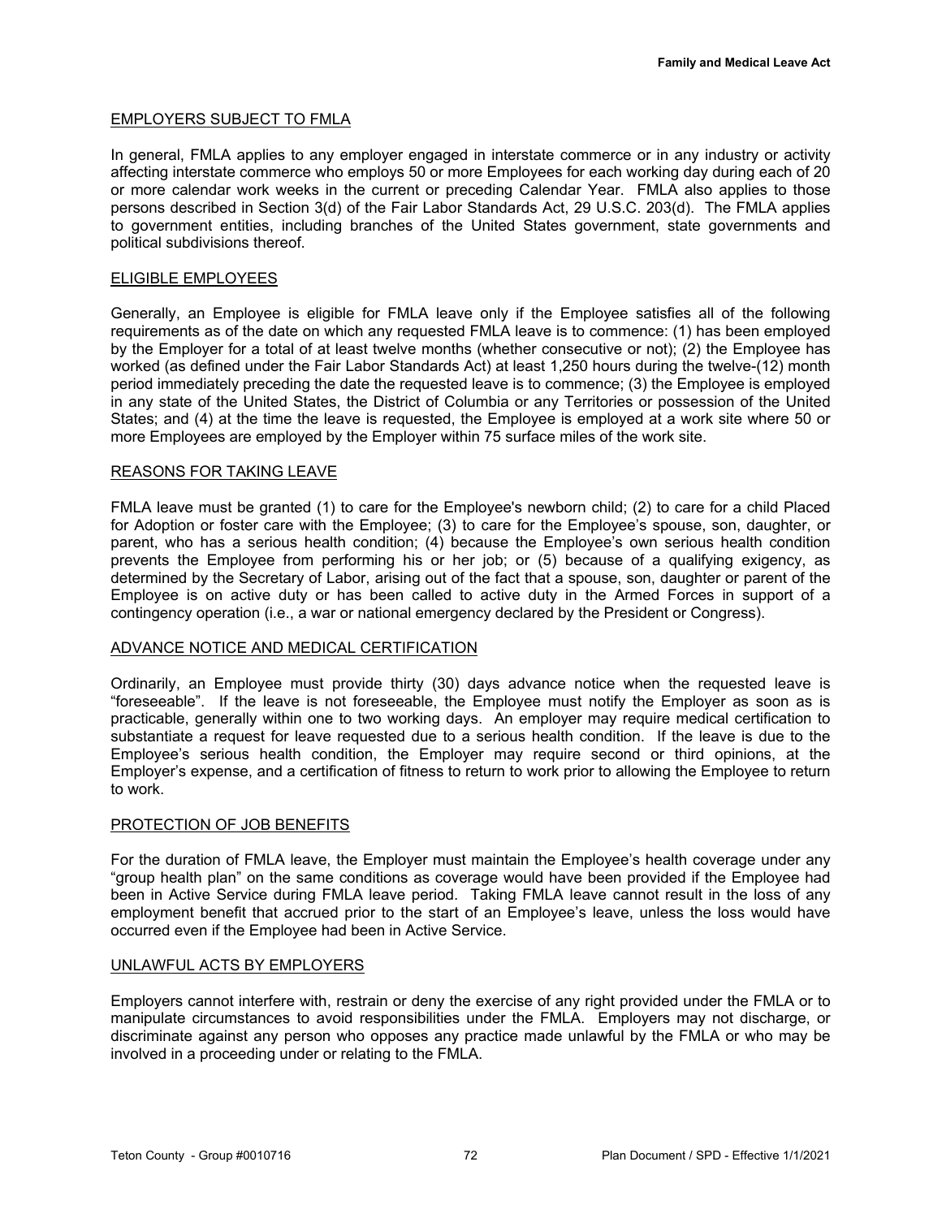## EMPLOYERS SUBJECT TO FMLA

In general, FMLA applies to any employer engaged in interstate commerce or in any industry or activity affecting interstate commerce who employs 50 or more Employees for each working day during each of 20 or more calendar work weeks in the current or preceding Calendar Year. FMLA also applies to those persons described in Section 3(d) of the Fair Labor Standards Act, 29 U.S.C. 203(d). The FMLA applies to government entities, including branches of the United States government, state governments and political subdivisions thereof.

## ELIGIBLE EMPLOYEES

Generally, an Employee is eligible for FMLA leave only if the Employee satisfies all of the following requirements as of the date on which any requested FMLA leave is to commence: (1) has been employed by the Employer for a total of at least twelve months (whether consecutive or not); (2) the Employee has worked (as defined under the Fair Labor Standards Act) at least 1,250 hours during the twelve-(12) month period immediately preceding the date the requested leave is to commence; (3) the Employee is employed in any state of the United States, the District of Columbia or any Territories or possession of the United States; and (4) at the time the leave is requested, the Employee is employed at a work site where 50 or more Employees are employed by the Employer within 75 surface miles of the work site.

## REASONS FOR TAKING LEAVE

FMLA leave must be granted (1) to care for the Employee's newborn child; (2) to care for a child Placed for Adoption or foster care with the Employee; (3) to care for the Employee's spouse, son, daughter, or parent, who has a serious health condition; (4) because the Employee's own serious health condition prevents the Employee from performing his or her job; or (5) because of a qualifying exigency, as determined by the Secretary of Labor, arising out of the fact that a spouse, son, daughter or parent of the Employee is on active duty or has been called to active duty in the Armed Forces in support of a contingency operation (i.e., a war or national emergency declared by the President or Congress).

## ADVANCE NOTICE AND MEDICAL CERTIFICATION

Ordinarily, an Employee must provide thirty (30) days advance notice when the requested leave is "foreseeable". If the leave is not foreseeable, the Employee must notify the Employer as soon as is practicable, generally within one to two working days. An employer may require medical certification to substantiate a request for leave requested due to a serious health condition. If the leave is due to the Employee's serious health condition, the Employer may require second or third opinions, at the Employer's expense, and a certification of fitness to return to work prior to allowing the Employee to return to work.

## PROTECTION OF JOB BENEFITS

For the duration of FMLA leave, the Employer must maintain the Employee's health coverage under any "group health plan" on the same conditions as coverage would have been provided if the Employee had been in Active Service during FMLA leave period. Taking FMLA leave cannot result in the loss of any employment benefit that accrued prior to the start of an Employee's leave, unless the loss would have occurred even if the Employee had been in Active Service.

## UNLAWFUL ACTS BY EMPLOYERS

Employers cannot interfere with, restrain or deny the exercise of any right provided under the FMLA or to manipulate circumstances to avoid responsibilities under the FMLA. Employers may not discharge, or discriminate against any person who opposes any practice made unlawful by the FMLA or who may be involved in a proceeding under or relating to the FMLA.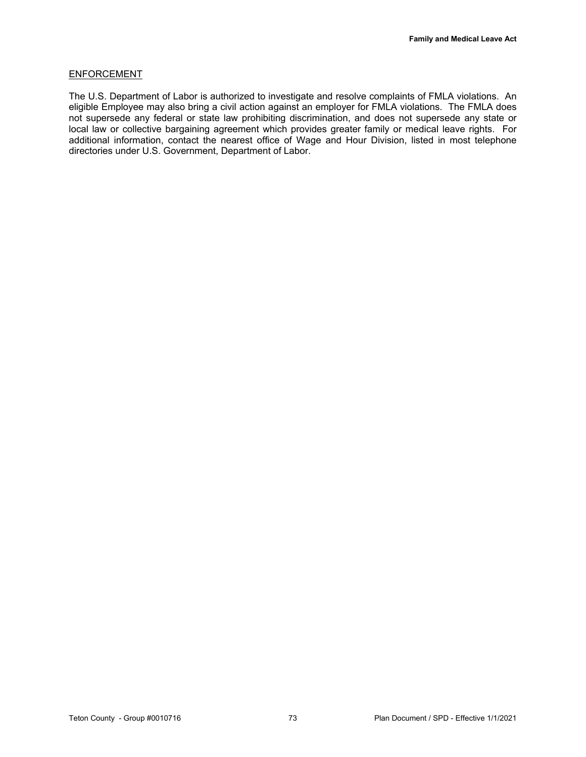## ENFORCEMENT

The U.S. Department of Labor is authorized to investigate and resolve complaints of FMLA violations. An eligible Employee may also bring a civil action against an employer for FMLA violations. The FMLA does not supersede any federal or state law prohibiting discrimination, and does not supersede any state or local law or collective bargaining agreement which provides greater family or medical leave rights. For additional information, contact the nearest office of Wage and Hour Division, listed in most telephone directories under U.S. Government, Department of Labor.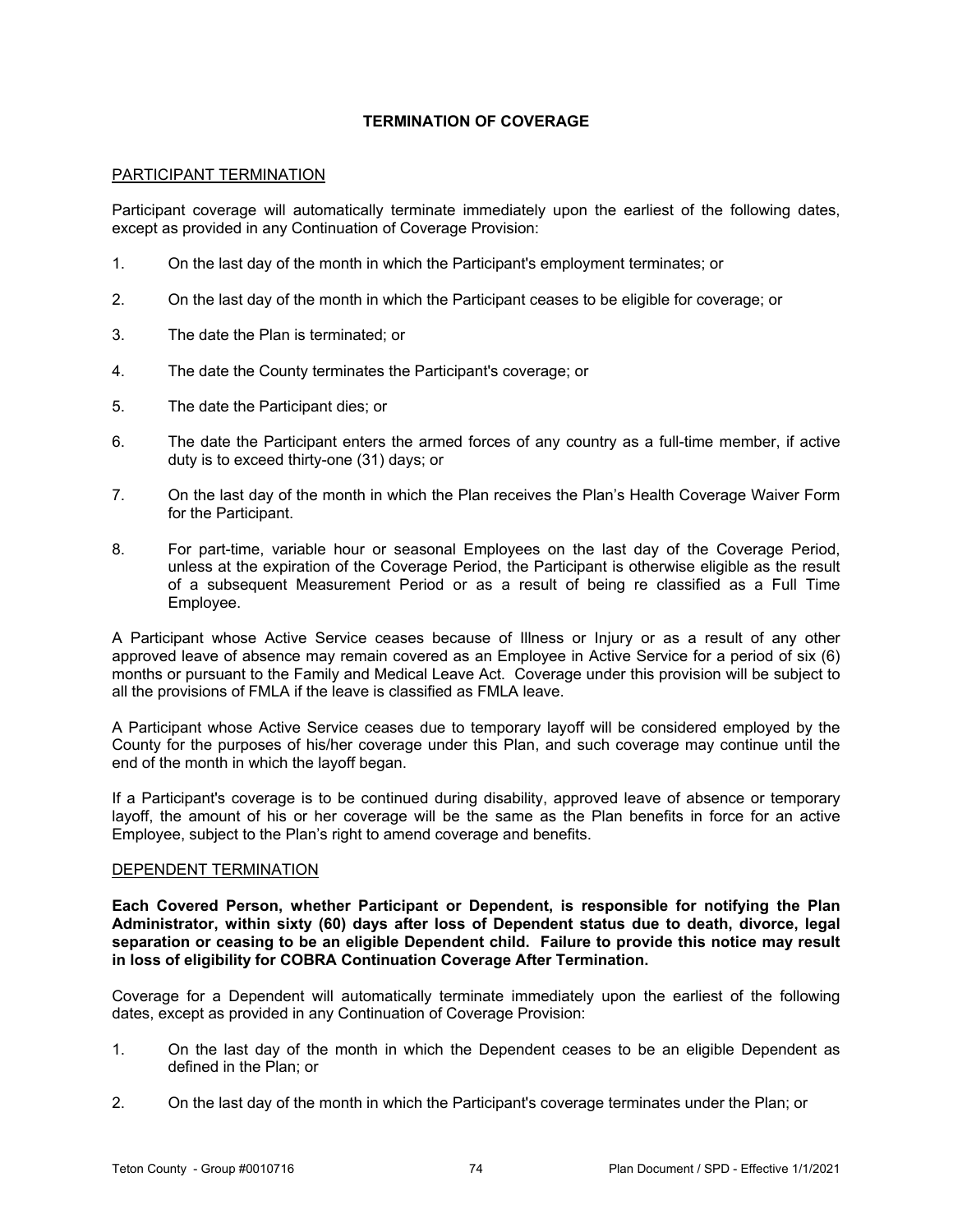## TERMINATION OF COVERAGE

### PARTICIPANT TERMINATION

Participant coverage will automatically terminate immediately upon the earliest of the following dates, except as provided in any Continuation of Coverage Provision:

1. On the last day of the month in which the Participant's employment terminates; or
2. On the last day of the month in which the Participant ceases to be eligible for coverage; or
3. The date the Plan is terminated; or
4. The date the County terminates the Participant's coverage; or
5. The date the Participant dies; or
6. The date the Participant enters the armed forces of any country as a full-time member, if active duty is to exceed thirty-one (31) days; or
7. On the last day of the month in which the Plan receives the Plan's Health Coverage Waiver Form for the Participant.
8. For part-time, variable hour or seasonal Employees on the last day of the Coverage Period, unless at the expiration of the Coverage Period, the Participant is otherwise eligible as the result of a subsequent Measurement Period or as a result of being re classified as a Full Time Employee.

A Participant whose Active Service ceases because of Illness or Injury or as a result of any other approved leave of absence may remain covered as an Employee in Active Service for a period of six (6) months or pursuant to the Family and Medical Leave Act. Coverage under this provision will be subject to all the provisions of FMLA if the leave is classified as FMLA leave.

A Participant whose Active Service ceases due to temporary layoff will be considered employed by the County for the purposes of his/her coverage under this Plan, and such coverage may continue until the end of the month in which the layoff began.

If a Participant's coverage is to be continued during disability, approved leave of absence or temporary layoff, the amount of his or her coverage will be the same as the Plan benefits in force for an active Employee, subject to the Plan's right to amend coverage and benefits.

### DEPENDENT TERMINATION

**Each Covered Person, whether Participant or Dependent, is responsible for notifying the Plan Administrator, within sixty (60) days after loss of Dependent status due to death, divorce, legal separation or ceasing to be an eligible Dependent child. Failure to provide this notice may result in loss of eligibility for COBRA Continuation Coverage After Termination.**

Coverage for a Dependent will automatically terminate immediately upon the earliest of the following dates, except as provided in any Continuation of Coverage Provision:

1. On the last day of the month in which the Dependent ceases to be an eligible Dependent as defined in the Plan; or
2. On the last day of the month in which the Participant's coverage terminates under the Plan; or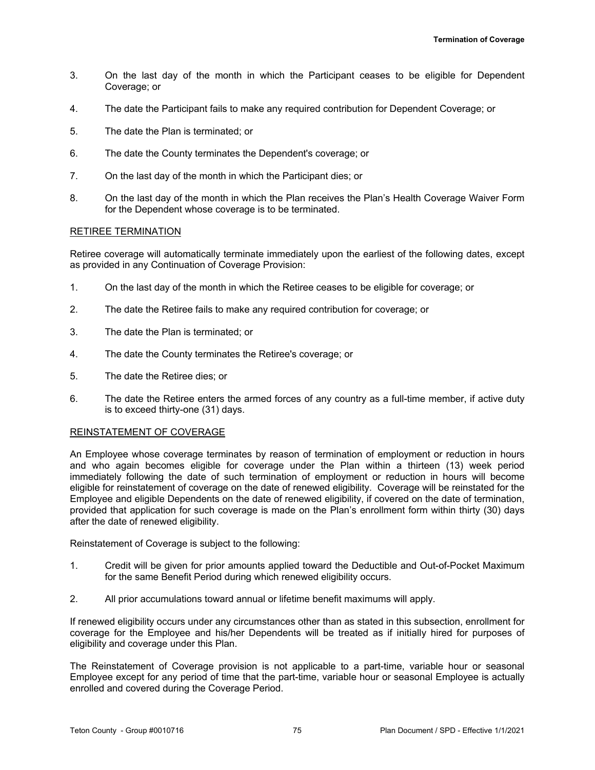3. On the last day of the month in which the Participant ceases to be eligible for Dependent Coverage; or

4. The date the Participant fails to make any required contribution for Dependent Coverage; or

5. The date the Plan is terminated; or

6. The date the County terminates the Dependent's coverage; or

7. On the last day of the month in which the Participant dies; or

8. On the last day of the month in which the Plan receives the Plan's Health Coverage Waiver Form for the Dependent whose coverage is to be terminated.

## RETIREE TERMINATION

Retiree coverage will automatically terminate immediately upon the earliest of the following dates, except as provided in any Continuation of Coverage Provision:

1. On the last day of the month in which the Retiree ceases to be eligible for coverage; or

2. The date the Retiree fails to make any required contribution for coverage; or

3. The date the Plan is terminated; or

4. The date the County terminates the Retiree's coverage; or

5. The date the Retiree dies; or

6. The date the Retiree enters the armed forces of any country as a full-time member, if active duty is to exceed thirty-one (31) days.

## REINSTATEMENT OF COVERAGE

An Employee whose coverage terminates by reason of termination of employment or reduction in hours and who again becomes eligible for coverage under the Plan within a thirteen (13) week period immediately following the date of such termination of employment or reduction in hours will become eligible for reinstatement of coverage on the date of renewed eligibility. Coverage will be reinstated for the Employee and eligible Dependents on the date of renewed eligibility, if covered on the date of termination, provided that application for such coverage is made on the Plan's enrollment form within thirty (30) days after the date of renewed eligibility.

Reinstatement of Coverage is subject to the following:

1. Credit will be given for prior amounts applied toward the Deductible and Out-of-Pocket Maximum for the same Benefit Period during which renewed eligibility occurs.

2. All prior accumulations toward annual or lifetime benefit maximums will apply.

If renewed eligibility occurs under any circumstances other than as stated in this subsection, enrollment for coverage for the Employee and his/her Dependents will be treated as if initially hired for purposes of eligibility and coverage under this Plan.

The Reinstatement of Coverage provision is not applicable to a part-time, variable hour or seasonal Employee except for any period of time that the part-time, variable hour or seasonal Employee is actually enrolled and covered during the Coverage Period.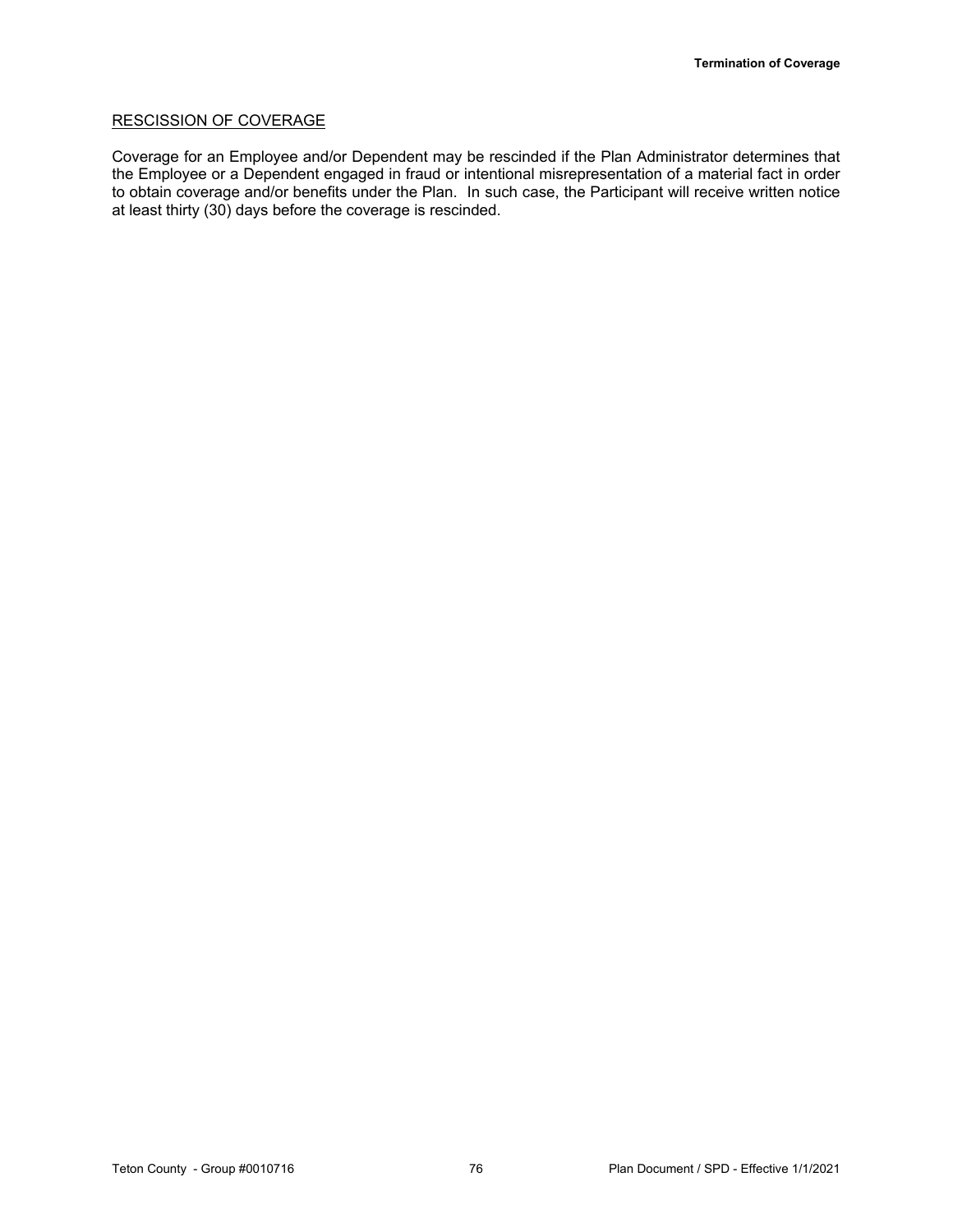## RESCISSION OF COVERAGE

Coverage for an Employee and/or Dependent may be rescinded if the Plan Administrator determines that the Employee or a Dependent engaged in fraud or intentional misrepresentation of a material fact in order to obtain coverage and/or benefits under the Plan. In such case, the Participant will receive written notice at least thirty (30) days before the coverage is rescinded.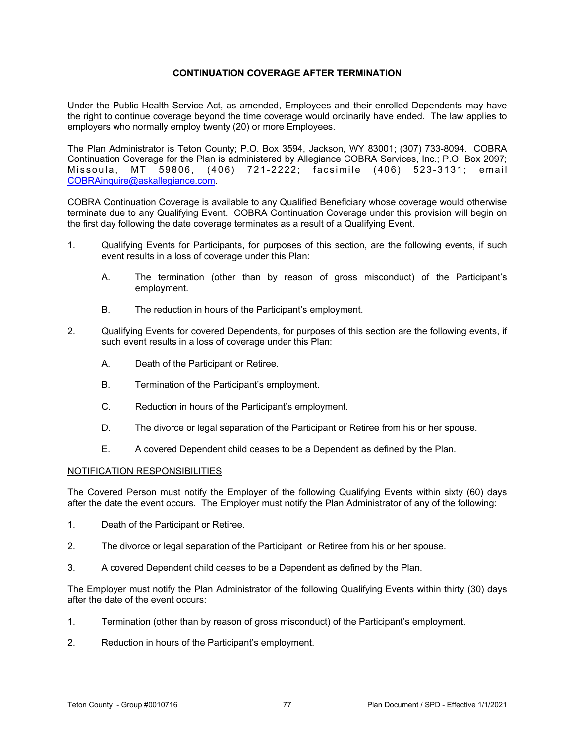## CONTINUATION COVERAGE AFTER TERMINATION

Under the Public Health Service Act, as amended, Employees and their enrolled Dependents may have the right to continue coverage beyond the time coverage would ordinarily have ended. The law applies to employers who normally employ twenty (20) or more Employees.

The Plan Administrator is Teton County; P.O. Box 3594, Jackson, WY 83001; (307) 733-8094. COBRA Continuation Coverage for the Plan is administered by Allegiance COBRA Services, Inc.; P.O. Box 2097; Missoula, MT 59806, (406) 721-2222; facsimile (406) 523-3131; email COBRAinquire@askallegiance.com.

COBRA Continuation Coverage is available to any Qualified Beneficiary whose coverage would otherwise terminate due to any Qualifying Event. COBRA Continuation Coverage under this provision will begin on the first day following the date coverage terminates as a result of a Qualifying Event.

1. Qualifying Events for Participants, for purposes of this section, are the following events, if such event results in a loss of coverage under this Plan:

   A. The termination (other than by reason of gross misconduct) of the Participant's employment.

   B. The reduction in hours of the Participant's employment.

2. Qualifying Events for covered Dependents, for purposes of this section are the following events, if such event results in a loss of coverage under this Plan:

   A. Death of the Participant or Retiree.

   B. Termination of the Participant's employment.

   C. Reduction in hours of the Participant's employment.

   D. The divorce or legal separation of the Participant or Retiree from his or her spouse.

   E. A covered Dependent child ceases to be a Dependent as defined by the Plan.

<u>NOTIFICATION RESPONSIBILITIES</u>

The Covered Person must notify the Employer of the following Qualifying Events within sixty (60) days after the date the event occurs. The Employer must notify the Plan Administrator of any of the following:

1. Death of the Participant or Retiree.

2. The divorce or legal separation of the Participant or Retiree from his or her spouse.

3. A covered Dependent child ceases to be a Dependent as defined by the Plan.

The Employer must notify the Plan Administrator of the following Qualifying Events within thirty (30) days after the date of the event occurs:

1. Termination (other than by reason of gross misconduct) of the Participant's employment.

2. Reduction in hours of the Participant's employment.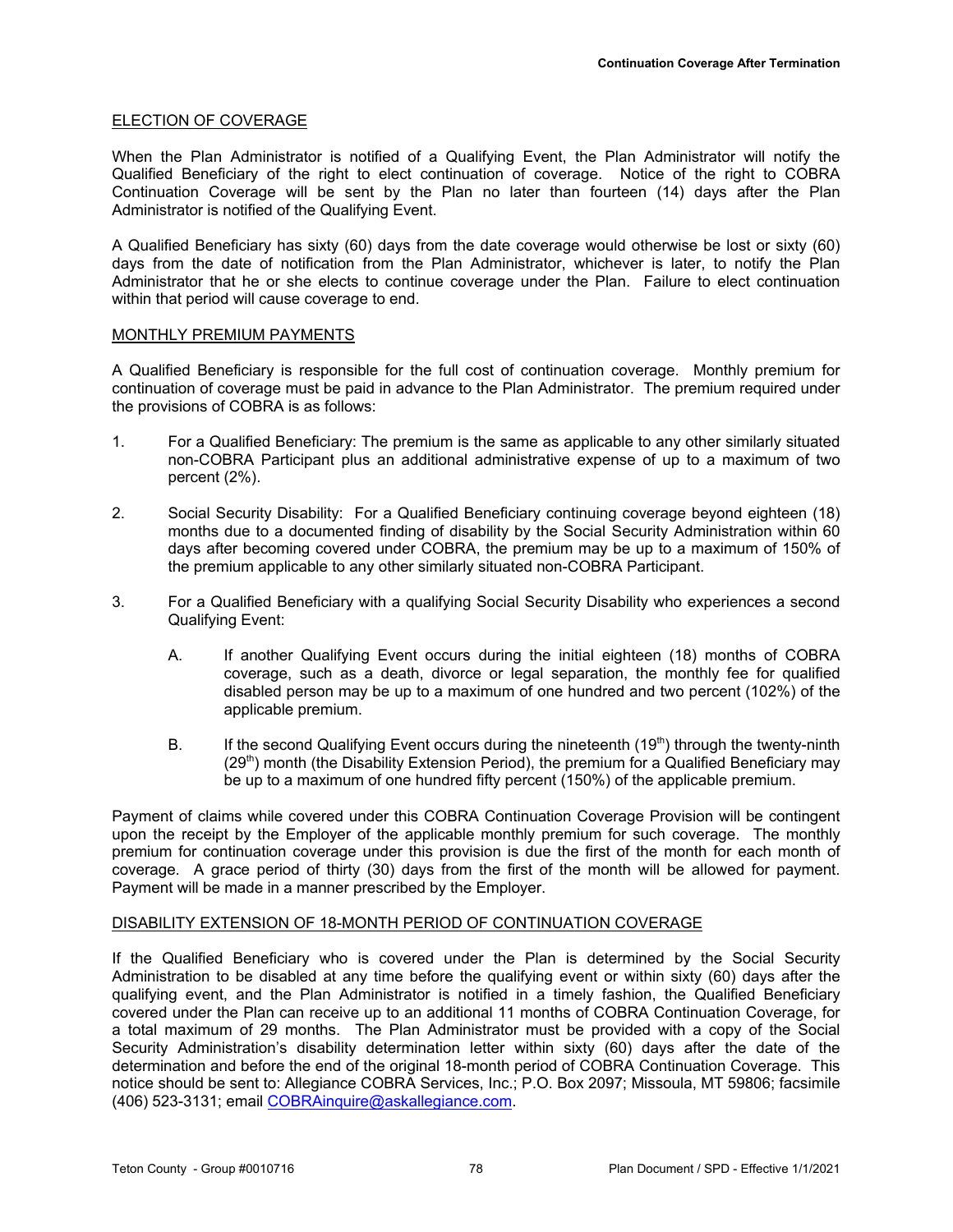ELECTION OF COVERAGE

When the Plan Administrator is notified of a Qualifying Event, the Plan Administrator will notify the Qualified Beneficiary of the right to elect continuation of coverage. Notice of the right to COBRA Continuation Coverage will be sent by the Plan no later than fourteen (14) days after the Plan Administrator is notified of the Qualifying Event.

A Qualified Beneficiary has sixty (60) days from the date coverage would otherwise be lost or sixty (60) days from the date of notification from the Plan Administrator, whichever is later, to notify the Plan Administrator that he or she elects to continue coverage under the Plan. Failure to elect continuation within that period will cause coverage to end.

MONTHLY PREMIUM PAYMENTS

A Qualified Beneficiary is responsible for the full cost of continuation coverage. Monthly premium for continuation of coverage must be paid in advance to the Plan Administrator. The premium required under the provisions of COBRA is as follows:

1. For a Qualified Beneficiary: The premium is the same as applicable to any other similarly situated non-COBRA Participant plus an additional administrative expense of up to a maximum of two percent (2%).

2. Social Security Disability: For a Qualified Beneficiary continuing coverage beyond eighteen (18) months due to a documented finding of disability by the Social Security Administration within 60 days after becoming covered under COBRA, the premium may be up to a maximum of 150% of the premium applicable to any other similarly situated non-COBRA Participant.

3. For a Qualified Beneficiary with a qualifying Social Security Disability who experiences a second Qualifying Event:

   A. If another Qualifying Event occurs during the initial eighteen (18) months of COBRA coverage, such as a death, divorce or legal separation, the monthly fee for qualified disabled person may be up to a maximum of one hundred and two percent (102%) of the applicable premium.

   B. If the second Qualifying Event occurs during the nineteenth ($19^{th}$) through the twenty-ninth ($29^{th}$) month (the Disability Extension Period), the premium for a Qualified Beneficiary may be up to a maximum of one hundred fifty percent (150%) of the applicable premium.

Payment of claims while covered under this COBRA Continuation Coverage Provision will be contingent upon the receipt by the Employer of the applicable monthly premium for such coverage. The monthly premium for continuation coverage under this provision is due the first of the month for each month of coverage. A grace period of thirty (30) days from the first of the month will be allowed for payment. Payment will be made in a manner prescribed by the Employer.

DISABILITY EXTENSION OF 18-MONTH PERIOD OF CONTINUATION COVERAGE

If the Qualified Beneficiary who is covered under the Plan is determined by the Social Security Administration to be disabled at any time before the qualifying event or within sixty (60) days after the qualifying event, and the Plan Administrator is notified in a timely fashion, the Qualified Beneficiary covered under the Plan can receive up to an additional 11 months of COBRA Continuation Coverage, for a total maximum of 29 months. The Plan Administrator must be provided with a copy of the Social Security Administration's disability determination letter within sixty (60) days after the date of the determination and before the end of the original 18-month period of COBRA Continuation Coverage. This notice should be sent to: Allegiance COBRA Services, Inc.; P.O. Box 2097; Missoula, MT 59806; facsimile (406) 523-3131; email COBRAinquire@askallegiance.com.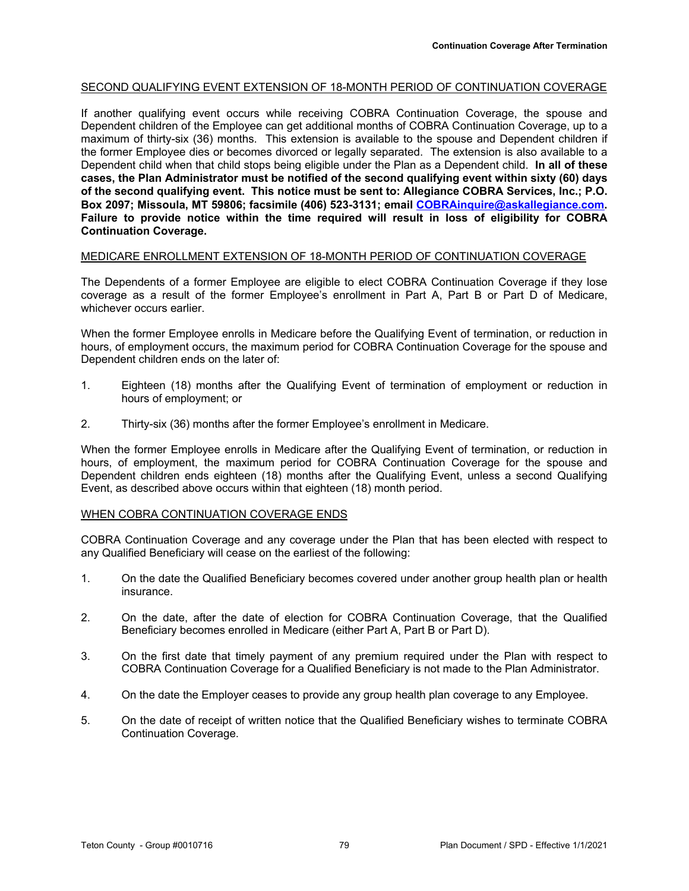## SECOND QUALIFYING EVENT EXTENSION OF 18-MONTH PERIOD OF CONTINUATION COVERAGE

If another qualifying event occurs while receiving COBRA Continuation Coverage, the spouse and Dependent children of the Employee can get additional months of COBRA Continuation Coverage, up to a maximum of thirty-six (36) months. This extension is available to the spouse and Dependent children if the former Employee dies or becomes divorced or legally separated. The extension is also available to a Dependent child when that child stops being eligible under the Plan as a Dependent child. **In all of these cases, the Plan Administrator must be notified of the second qualifying event within sixty (60) days of the second qualifying event. This notice must be sent to: Allegiance COBRA Services, Inc.; P.O. Box 2097; Missoula, MT 59806; facsimile (406) 523-3131; email COBRAinquire@askallegiance.com. Failure to provide notice within the time required will result in loss of eligibility for COBRA Continuation Coverage.**

## MEDICARE ENROLLMENT EXTENSION OF 18-MONTH PERIOD OF CONTINUATION COVERAGE

The Dependents of a former Employee are eligible to elect COBRA Continuation Coverage if they lose coverage as a result of the former Employee's enrollment in Part A, Part B or Part D of Medicare, whichever occurs earlier.

When the former Employee enrolls in Medicare before the Qualifying Event of termination, or reduction in hours, of employment occurs, the maximum period for COBRA Continuation Coverage for the spouse and Dependent children ends on the later of:

1. Eighteen (18) months after the Qualifying Event of termination of employment or reduction in hours of employment; or
2. Thirty-six (36) months after the former Employee's enrollment in Medicare.

When the former Employee enrolls in Medicare after the Qualifying Event of termination, or reduction in hours, of employment, the maximum period for COBRA Continuation Coverage for the spouse and Dependent children ends eighteen (18) months after the Qualifying Event, unless a second Qualifying Event, as described above occurs within that eighteen (18) month period.

## WHEN COBRA CONTINUATION COVERAGE ENDS

COBRA Continuation Coverage and any coverage under the Plan that has been elected with respect to any Qualified Beneficiary will cease on the earliest of the following:

1. On the date the Qualified Beneficiary becomes covered under another group health plan or health insurance.
2. On the date, after the date of election for COBRA Continuation Coverage, that the Qualified Beneficiary becomes enrolled in Medicare (either Part A, Part B or Part D).
3. On the first date that timely payment of any premium required under the Plan with respect to COBRA Continuation Coverage for a Qualified Beneficiary is not made to the Plan Administrator.
4. On the date the Employer ceases to provide any group health plan coverage to any Employee.
5. On the date of receipt of written notice that the Qualified Beneficiary wishes to terminate COBRA Continuation Coverage.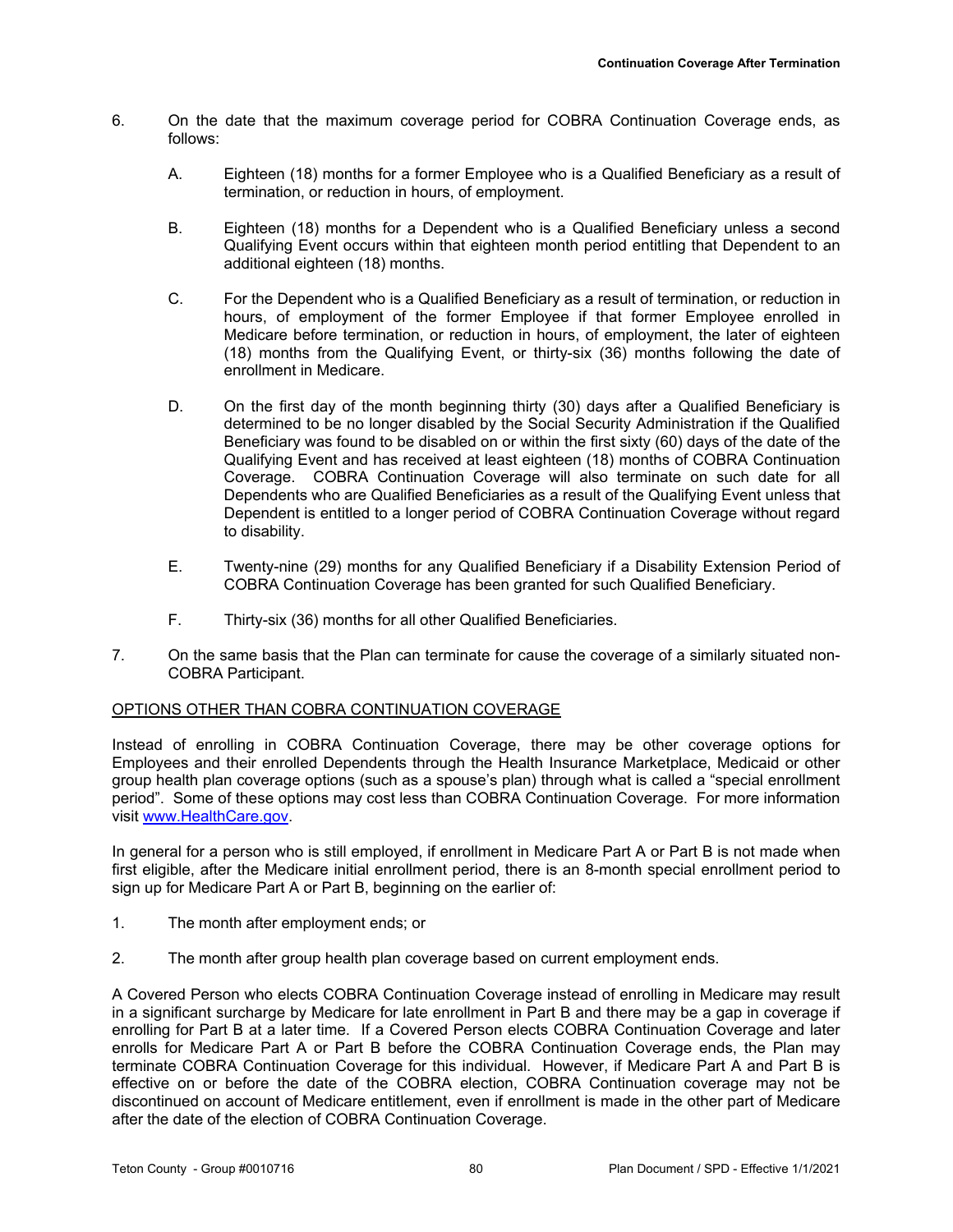6. On the date that the maximum coverage period for COBRA Continuation Coverage ends, as follows:

   A. Eighteen (18) months for a former Employee who is a Qualified Beneficiary as a result of termination, or reduction in hours, of employment.

   B. Eighteen (18) months for a Dependent who is a Qualified Beneficiary unless a second Qualifying Event occurs within that eighteen month period entitling that Dependent to an additional eighteen (18) months.

   C. For the Dependent who is a Qualified Beneficiary as a result of termination, or reduction in hours, of employment of the former Employee if that former Employee enrolled in Medicare before termination, or reduction in hours, of employment, the later of eighteen (18) months from the Qualifying Event, or thirty-six (36) months following the date of enrollment in Medicare.

   D. On the first day of the month beginning thirty (30) days after a Qualified Beneficiary is determined to be no longer disabled by the Social Security Administration if the Qualified Beneficiary was found to be disabled on or within the first sixty (60) days of the date of the Qualifying Event and has received at least eighteen (18) months of COBRA Continuation Coverage. COBRA Continuation Coverage will also terminate on such date for all Dependents who are Qualified Beneficiaries as a result of the Qualifying Event unless that Dependent is entitled to a longer period of COBRA Continuation Coverage without regard to disability.

   E. Twenty-nine (29) months for any Qualified Beneficiary if a Disability Extension Period of COBRA Continuation Coverage has been granted for such Qualified Beneficiary.

   F. Thirty-six (36) months for all other Qualified Beneficiaries.

7. On the same basis that the Plan can terminate for cause the coverage of a similarly situated non-COBRA Participant.

OPTIONS OTHER THAN COBRA CONTINUATION COVERAGE

Instead of enrolling in COBRA Continuation Coverage, there may be other coverage options for Employees and their enrolled Dependents through the Health Insurance Marketplace, Medicaid or other group health plan coverage options (such as a spouse's plan) through what is called a "special enrollment period". Some of these options may cost less than COBRA Continuation Coverage. For more information visit www.HealthCare.gov.

In general for a person who is still employed, if enrollment in Medicare Part A or Part B is not made when first eligible, after the Medicare initial enrollment period, there is an 8-month special enrollment period to sign up for Medicare Part A or Part B, beginning on the earlier of:

1. The month after employment ends; or

2. The month after group health plan coverage based on current employment ends.

A Covered Person who elects COBRA Continuation Coverage instead of enrolling in Medicare may result in a significant surcharge by Medicare for late enrollment in Part B and there may be a gap in coverage if enrolling for Part B at a later time. If a Covered Person elects COBRA Continuation Coverage and later enrolls for Medicare Part A or Part B before the COBRA Continuation Coverage ends, the Plan may terminate COBRA Continuation Coverage for this individual. However, if Medicare Part A and Part B is effective on or before the date of the COBRA election, COBRA Continuation coverage may not be discontinued on account of Medicare entitlement, even if enrollment is made in the other part of Medicare after the date of the election of COBRA Continuation Coverage.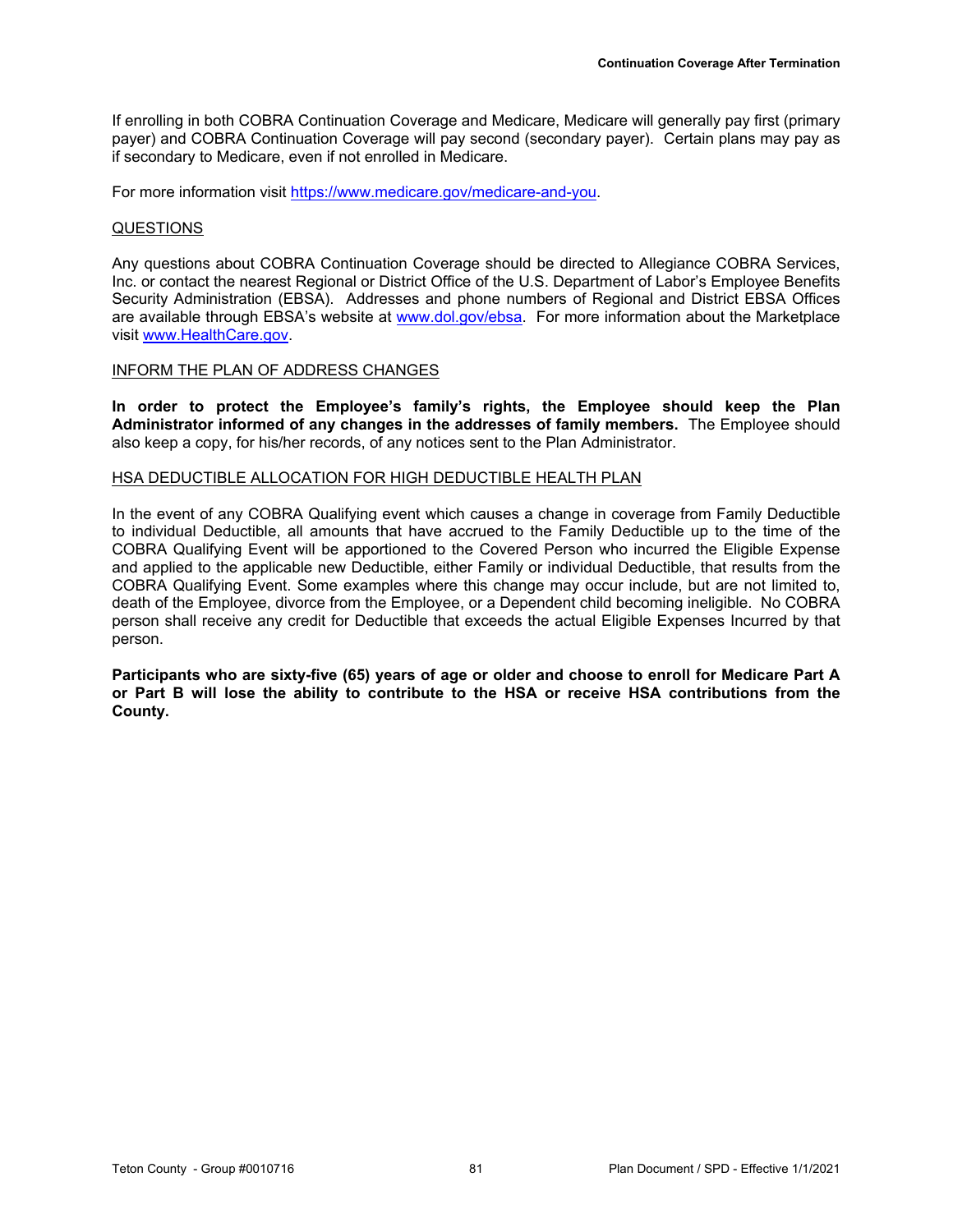If enrolling in both COBRA Continuation Coverage and Medicare, Medicare will generally pay first (primary payer) and COBRA Continuation Coverage will pay second (secondary payer). Certain plans may pay as if secondary to Medicare, even if not enrolled in Medicare.

For more information visit https://www.medicare.gov/medicare-and-you.

## QUESTIONS

Any questions about COBRA Continuation Coverage should be directed to Allegiance COBRA Services, Inc. or contact the nearest Regional or District Office of the U.S. Department of Labor's Employee Benefits Security Administration (EBSA). Addresses and phone numbers of Regional and District EBSA Offices are available through EBSA's website at www.dol.gov/ebsa. For more information about the Marketplace visit www.HealthCare.gov.

## INFORM THE PLAN OF ADDRESS CHANGES

**In order to protect the Employee's family's rights, the Employee should keep the Plan Administrator informed of any changes in the addresses of family members.** The Employee should also keep a copy, for his/her records, of any notices sent to the Plan Administrator.

## HSA DEDUCTIBLE ALLOCATION FOR HIGH DEDUCTIBLE HEALTH PLAN

In the event of any COBRA Qualifying event which causes a change in coverage from Family Deductible to individual Deductible, all amounts that have accrued to the Family Deductible up to the time of the COBRA Qualifying Event will be apportioned to the Covered Person who incurred the Eligible Expense and applied to the applicable new Deductible, either Family or individual Deductible, that results from the COBRA Qualifying Event. Some examples where this change may occur include, but are not limited to, death of the Employee, divorce from the Employee, or a Dependent child becoming ineligible. No COBRA person shall receive any credit for Deductible that exceeds the actual Eligible Expenses Incurred by that person.

**Participants who are sixty-five (65) years of age or older and choose to enroll for Medicare Part A or Part B will lose the ability to contribute to the HSA or receive HSA contributions from the County.**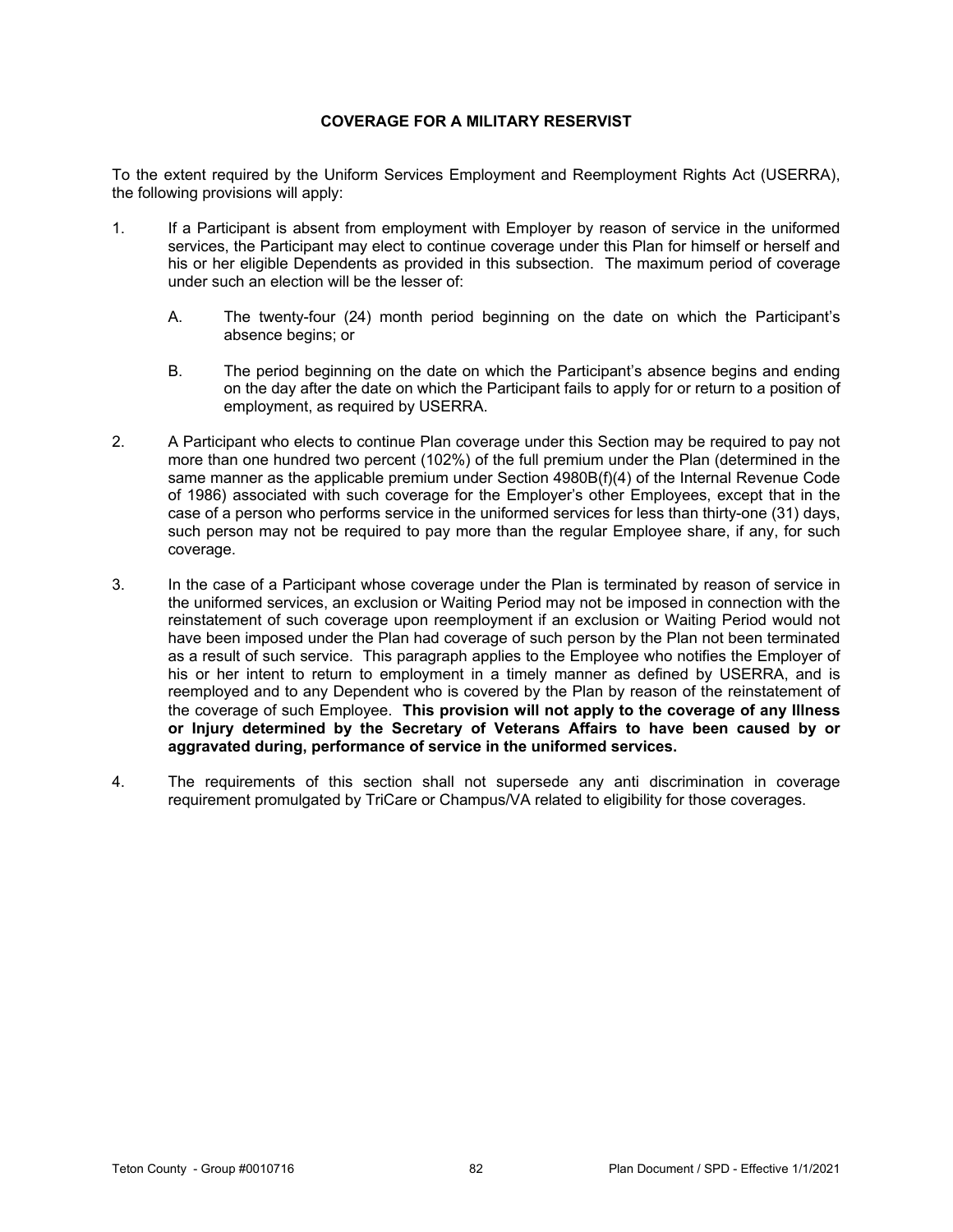## COVERAGE FOR A MILITARY RESERVIST

To the extent required by the Uniform Services Employment and Reemployment Rights Act (USERRA), the following provisions will apply:

1. If a Participant is absent from employment with Employer by reason of service in the uniformed services, the Participant may elect to continue coverage under this Plan for himself or herself and his or her eligible Dependents as provided in this subsection. The maximum period of coverage under such an election will be the lesser of:

   A. The twenty-four (24) month period beginning on the date on which the Participant's absence begins; or

   B. The period beginning on the date on which the Participant's absence begins and ending on the day after the date on which the Participant fails to apply for or return to a position of employment, as required by USERRA.

2. A Participant who elects to continue Plan coverage under this Section may be required to pay not more than one hundred two percent (102%) of the full premium under the Plan (determined in the same manner as the applicable premium under Section 4980B(f)(4) of the Internal Revenue Code of 1986) associated with such coverage for the Employer's other Employees, except that in the case of a person who performs service in the uniformed services for less than thirty-one (31) days, such person may not be required to pay more than the regular Employee share, if any, for such coverage.

3. In the case of a Participant whose coverage under the Plan is terminated by reason of service in the uniformed services, an exclusion or Waiting Period may not be imposed in connection with the reinstatement of such coverage upon reemployment if an exclusion or Waiting Period would not have been imposed under the Plan had coverage of such person by the Plan not been terminated as a result of such service. This paragraph applies to the Employee who notifies the Employer of his or her intent to return to employment in a timely manner as defined by USERRA, and is reemployed and to any Dependent who is covered by the Plan by reason of the reinstatement of the coverage of such Employee. **This provision will not apply to the coverage of any Illness or Injury determined by the Secretary of Veterans Affairs to have been caused by or aggravated during, performance of service in the uniformed services.**

4. The requirements of this section shall not supersede any anti discrimination in coverage requirement promulgated by TriCare or Champus/VA related to eligibility for those coverages.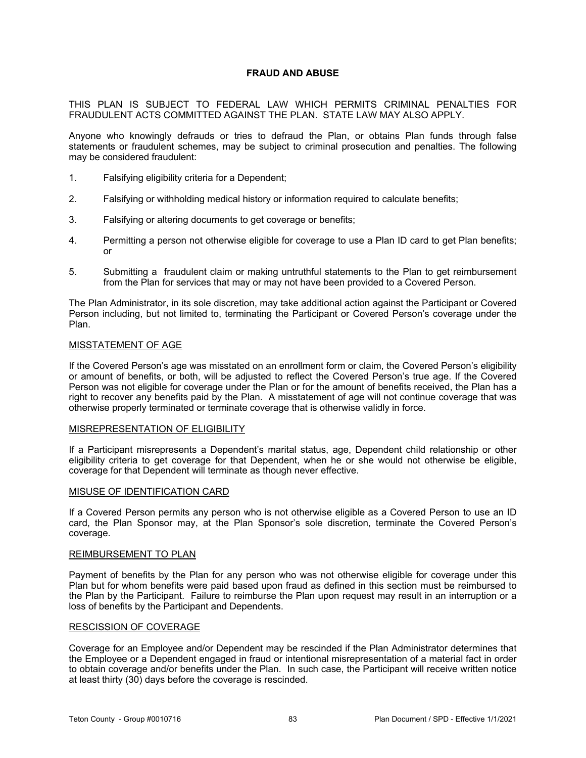## FRAUD AND ABUSE

THIS PLAN IS SUBJECT TO FEDERAL LAW WHICH PERMITS CRIMINAL PENALTIES FOR FRAUDULENT ACTS COMMITTED AGAINST THE PLAN. STATE LAW MAY ALSO APPLY.

Anyone who knowingly defrauds or tries to defraud the Plan, or obtains Plan funds through false statements or fraudulent schemes, may be subject to criminal prosecution and penalties. The following may be considered fraudulent:

1. Falsifying eligibility criteria for a Dependent;
2. Falsifying or withholding medical history or information required to calculate benefits;
3. Falsifying or altering documents to get coverage or benefits;
4. Permitting a person not otherwise eligible for coverage to use a Plan ID card to get Plan benefits; or
5. Submitting a fraudulent claim or making untruthful statements to the Plan to get reimbursement from the Plan for services that may or may not have been provided to a Covered Person.

The Plan Administrator, in its sole discretion, may take additional action against the Participant or Covered Person including, but not limited to, terminating the Participant or Covered Person's coverage under the Plan.

### MISSTATEMENT OF AGE

If the Covered Person's age was misstated on an enrollment form or claim, the Covered Person's eligibility or amount of benefits, or both, will be adjusted to reflect the Covered Person's true age. If the Covered Person was not eligible for coverage under the Plan or for the amount of benefits received, the Plan has a right to recover any benefits paid by the Plan. A misstatement of age will not continue coverage that was otherwise properly terminated or terminate coverage that is otherwise validly in force.

### MISREPRESENTATION OF ELIGIBILITY

If a Participant misrepresents a Dependent's marital status, age, Dependent child relationship or other eligibility criteria to get coverage for that Dependent, when he or she would not otherwise be eligible, coverage for that Dependent will terminate as though never effective.

### MISUSE OF IDENTIFICATION CARD

If a Covered Person permits any person who is not otherwise eligible as a Covered Person to use an ID card, the Plan Sponsor may, at the Plan Sponsor's sole discretion, terminate the Covered Person's coverage.

### REIMBURSEMENT TO PLAN

Payment of benefits by the Plan for any person who was not otherwise eligible for coverage under this Plan but for whom benefits were paid based upon fraud as defined in this section must be reimbursed to the Plan by the Participant. Failure to reimburse the Plan upon request may result in an interruption or a loss of benefits by the Participant and Dependents.

### RESCISSION OF COVERAGE

Coverage for an Employee and/or Dependent may be rescinded if the Plan Administrator determines that the Employee or a Dependent engaged in fraud or intentional misrepresentation of a material fact in order to obtain coverage and/or benefits under the Plan. In such case, the Participant will receive written notice at least thirty (30) days before the coverage is rescinded.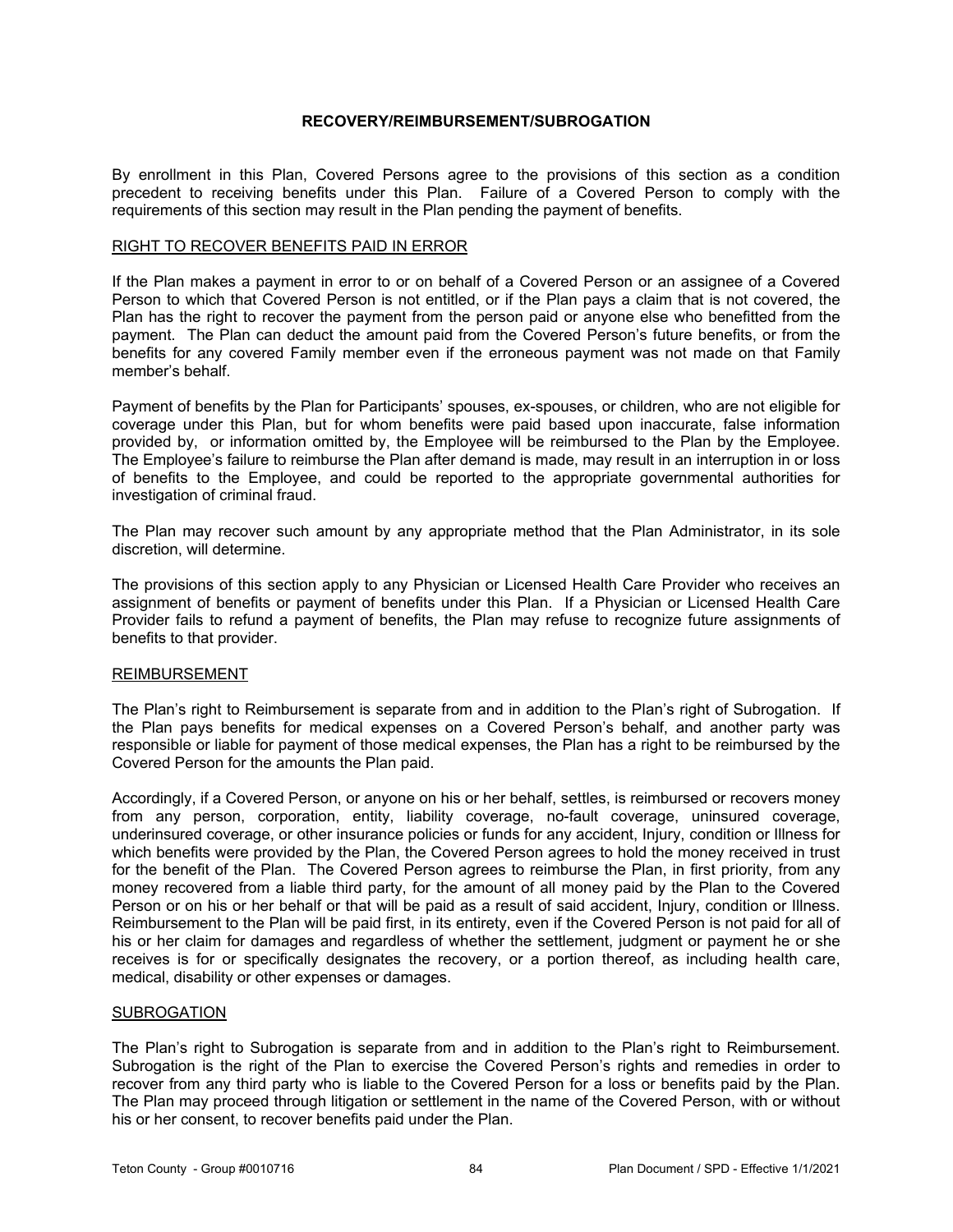## RECOVERY/REIMBURSEMENT/SUBROGATION

By enrollment in this Plan, Covered Persons agree to the provisions of this section as a condition precedent to receiving benefits under this Plan. Failure of a Covered Person to comply with the requirements of this section may result in the Plan pending the payment of benefits.

### RIGHT TO RECOVER BENEFITS PAID IN ERROR

If the Plan makes a payment in error to or on behalf of a Covered Person or an assignee of a Covered Person to which that Covered Person is not entitled, or if the Plan pays a claim that is not covered, the Plan has the right to recover the payment from the person paid or anyone else who benefitted from the payment. The Plan can deduct the amount paid from the Covered Person's future benefits, or from the benefits for any covered Family member even if the erroneous payment was not made on that Family member's behalf.

Payment of benefits by the Plan for Participants' spouses, ex-spouses, or children, who are not eligible for coverage under this Plan, but for whom benefits were paid based upon inaccurate, false information provided by, or information omitted by, the Employee will be reimbursed to the Plan by the Employee. The Employee's failure to reimburse the Plan after demand is made, may result in an interruption in or loss of benefits to the Employee, and could be reported to the appropriate governmental authorities for investigation of criminal fraud.

The Plan may recover such amount by any appropriate method that the Plan Administrator, in its sole discretion, will determine.

The provisions of this section apply to any Physician or Licensed Health Care Provider who receives an assignment of benefits or payment of benefits under this Plan. If a Physician or Licensed Health Care Provider fails to refund a payment of benefits, the Plan may refuse to recognize future assignments of benefits to that provider.

### REIMBURSEMENT

The Plan's right to Reimbursement is separate from and in addition to the Plan's right of Subrogation. If the Plan pays benefits for medical expenses on a Covered Person's behalf, and another party was responsible or liable for payment of those medical expenses, the Plan has a right to be reimbursed by the Covered Person for the amounts the Plan paid.

Accordingly, if a Covered Person, or anyone on his or her behalf, settles, is reimbursed or recovers money from any person, corporation, entity, liability coverage, no-fault coverage, uninsured coverage, underinsured coverage, or other insurance policies or funds for any accident, Injury, condition or Illness for which benefits were provided by the Plan, the Covered Person agrees to hold the money received in trust for the benefit of the Plan. The Covered Person agrees to reimburse the Plan, in first priority, from any money recovered from a liable third party, for the amount of all money paid by the Plan to the Covered Person or on his or her behalf or that will be paid as a result of said accident, Injury, condition or Illness. Reimbursement to the Plan will be paid first, in its entirety, even if the Covered Person is not paid for all of his or her claim for damages and regardless of whether the settlement, judgment or payment he or she receives is for or specifically designates the recovery, or a portion thereof, as including health care, medical, disability or other expenses or damages.

### SUBROGATION

The Plan's right to Subrogation is separate from and in addition to the Plan's right to Reimbursement. Subrogation is the right of the Plan to exercise the Covered Person's rights and remedies in order to recover from any third party who is liable to the Covered Person for a loss or benefits paid by the Plan. The Plan may proceed through litigation or settlement in the name of the Covered Person, with or without his or her consent, to recover benefits paid under the Plan.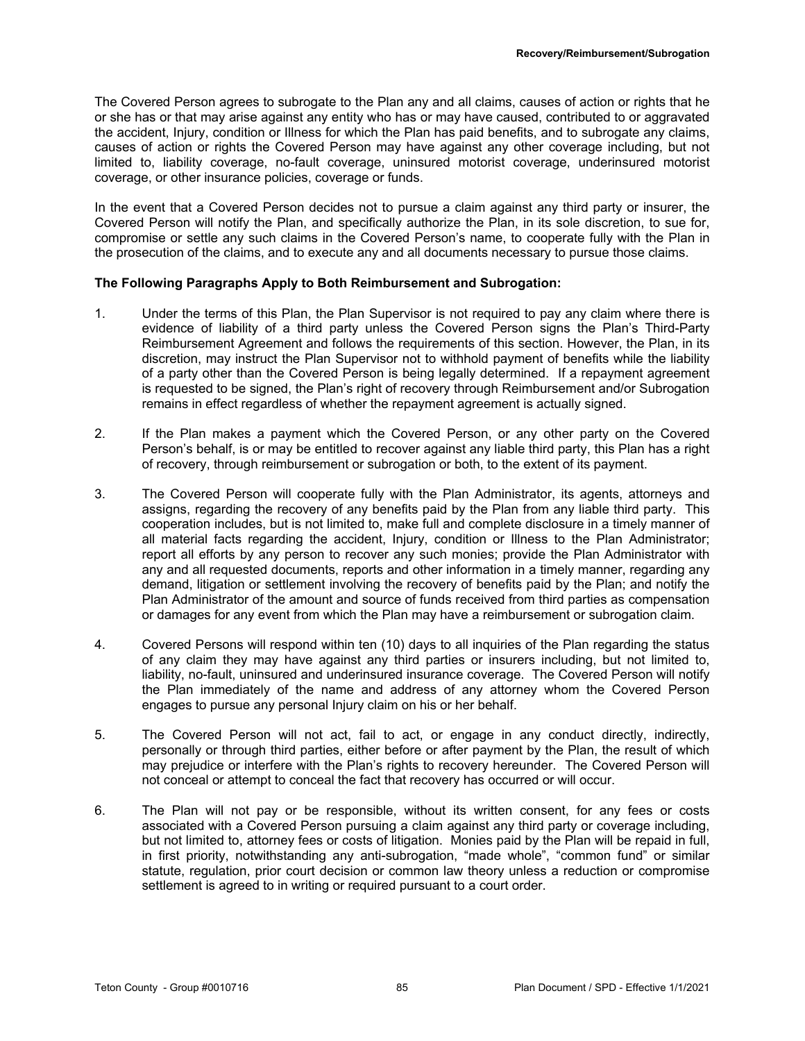The Covered Person agrees to subrogate to the Plan any and all claims, causes of action or rights that he or she has or that may arise against any entity who has or may have caused, contributed to or aggravated the accident, Injury, condition or Illness for which the Plan has paid benefits, and to subrogate any claims, causes of action or rights the Covered Person may have against any other coverage including, but not limited to, liability coverage, no-fault coverage, uninsured motorist coverage, underinsured motorist coverage, or other insurance policies, coverage or funds.

In the event that a Covered Person decides not to pursue a claim against any third party or insurer, the Covered Person will notify the Plan, and specifically authorize the Plan, in its sole discretion, to sue for, compromise or settle any such claims in the Covered Person's name, to cooperate fully with the Plan in the prosecution of the claims, and to execute any and all documents necessary to pursue those claims.

**The Following Paragraphs Apply to Both Reimbursement and Subrogation:**

1. Under the terms of this Plan, the Plan Supervisor is not required to pay any claim where there is evidence of liability of a third party unless the Covered Person signs the Plan's Third-Party Reimbursement Agreement and follows the requirements of this section. However, the Plan, in its discretion, may instruct the Plan Supervisor not to withhold payment of benefits while the liability of a party other than the Covered Person is being legally determined. If a repayment agreement is requested to be signed, the Plan's right of recovery through Reimbursement and/or Subrogation remains in effect regardless of whether the repayment agreement is actually signed.

2. If the Plan makes a payment which the Covered Person, or any other party on the Covered Person's behalf, is or may be entitled to recover against any liable third party, this Plan has a right of recovery, through reimbursement or subrogation or both, to the extent of its payment.

3. The Covered Person will cooperate fully with the Plan Administrator, its agents, attorneys and assigns, regarding the recovery of any benefits paid by the Plan from any liable third party. This cooperation includes, but is not limited to, make full and complete disclosure in a timely manner of all material facts regarding the accident, Injury, condition or Illness to the Plan Administrator; report all efforts by any person to recover any such monies; provide the Plan Administrator with any and all requested documents, reports and other information in a timely manner, regarding any demand, litigation or settlement involving the recovery of benefits paid by the Plan; and notify the Plan Administrator of the amount and source of funds received from third parties as compensation or damages for any event from which the Plan may have a reimbursement or subrogation claim.

4. Covered Persons will respond within ten (10) days to all inquiries of the Plan regarding the status of any claim they may have against any third parties or insurers including, but not limited to, liability, no-fault, uninsured and underinsured insurance coverage. The Covered Person will notify the Plan immediately of the name and address of any attorney whom the Covered Person engages to pursue any personal Injury claim on his or her behalf.

5. The Covered Person will not act, fail to act, or engage in any conduct directly, indirectly, personally or through third parties, either before or after payment by the Plan, the result of which may prejudice or interfere with the Plan's rights to recovery hereunder. The Covered Person will not conceal or attempt to conceal the fact that recovery has occurred or will occur.

6. The Plan will not pay or be responsible, without its written consent, for any fees or costs associated with a Covered Person pursuing a claim against any third party or coverage including, but not limited to, attorney fees or costs of litigation. Monies paid by the Plan will be repaid in full, in first priority, notwithstanding any anti-subrogation, "made whole", "common fund" or similar statute, regulation, prior court decision or common law theory unless a reduction or compromise settlement is agreed to in writing or required pursuant to a court order.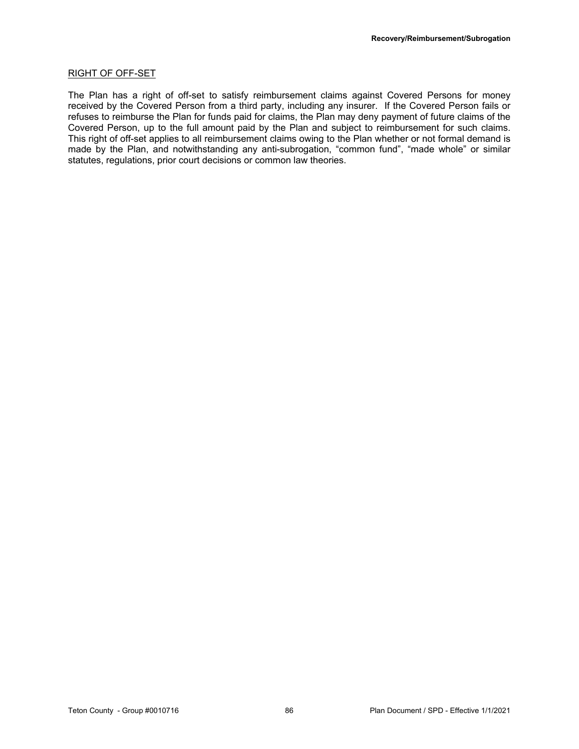RIGHT OF OFF-SET

The Plan has a right of off-set to satisfy reimbursement claims against Covered Persons for money received by the Covered Person from a third party, including any insurer. If the Covered Person fails or refuses to reimburse the Plan for funds paid for claims, the Plan may deny payment of future claims of the Covered Person, up to the full amount paid by the Plan and subject to reimbursement for such claims. This right of off-set applies to all reimbursement claims owing to the Plan whether or not formal demand is made by the Plan, and notwithstanding any anti-subrogation, "common fund", "made whole" or similar statutes, regulations, prior court decisions or common law theories.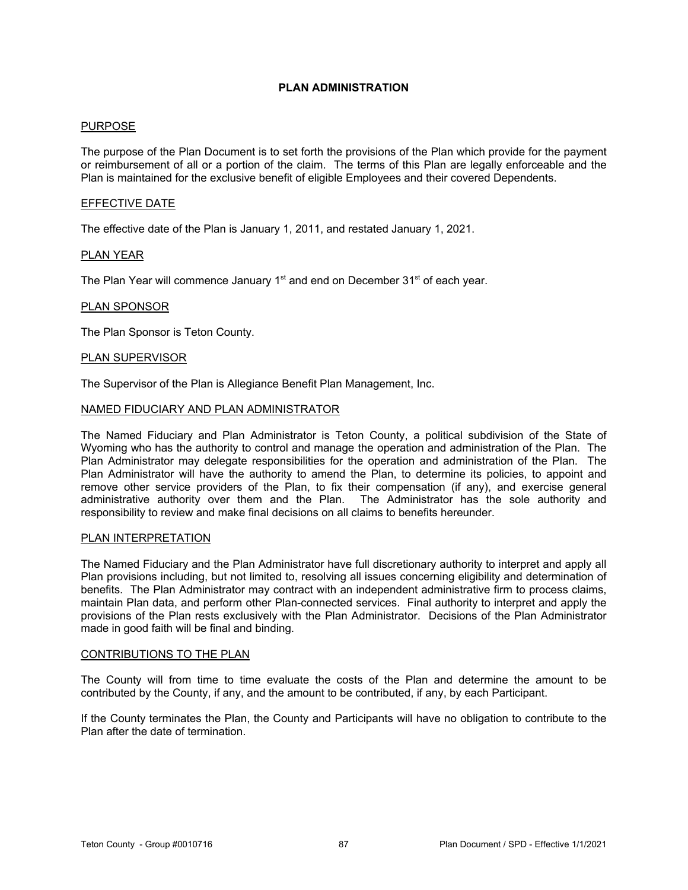## PLAN ADMINISTRATION

### PURPOSE

The purpose of the Plan Document is to set forth the provisions of the Plan which provide for the payment or reimbursement of all or a portion of the claim. The terms of this Plan are legally enforceable and the Plan is maintained for the exclusive benefit of eligible Employees and their covered Dependents.

### EFFECTIVE DATE

The effective date of the Plan is January 1, 2011, and restated January 1, 2021.

### PLAN YEAR

The Plan Year will commence January 1st and end on December 31st of each year.

### PLAN SPONSOR

The Plan Sponsor is Teton County.

### PLAN SUPERVISOR

The Supervisor of the Plan is Allegiance Benefit Plan Management, Inc.

### NAMED FIDUCIARY AND PLAN ADMINISTRATOR

The Named Fiduciary and Plan Administrator is Teton County, a political subdivision of the State of Wyoming who has the authority to control and manage the operation and administration of the Plan. The Plan Administrator may delegate responsibilities for the operation and administration of the Plan. The Plan Administrator will have the authority to amend the Plan, to determine its policies, to appoint and remove other service providers of the Plan, to fix their compensation (if any), and exercise general administrative authority over them and the Plan. The Administrator has the sole authority and responsibility to review and make final decisions on all claims to benefits hereunder.

### PLAN INTERPRETATION

The Named Fiduciary and the Plan Administrator have full discretionary authority to interpret and apply all Plan provisions including, but not limited to, resolving all issues concerning eligibility and determination of benefits. The Plan Administrator may contract with an independent administrative firm to process claims, maintain Plan data, and perform other Plan-connected services. Final authority to interpret and apply the provisions of the Plan rests exclusively with the Plan Administrator. Decisions of the Plan Administrator made in good faith will be final and binding.

### CONTRIBUTIONS TO THE PLAN

The County will from time to time evaluate the costs of the Plan and determine the amount to be contributed by the County, if any, and the amount to be contributed, if any, by each Participant.

If the County terminates the Plan, the County and Participants will have no obligation to contribute to the Plan after the date of termination.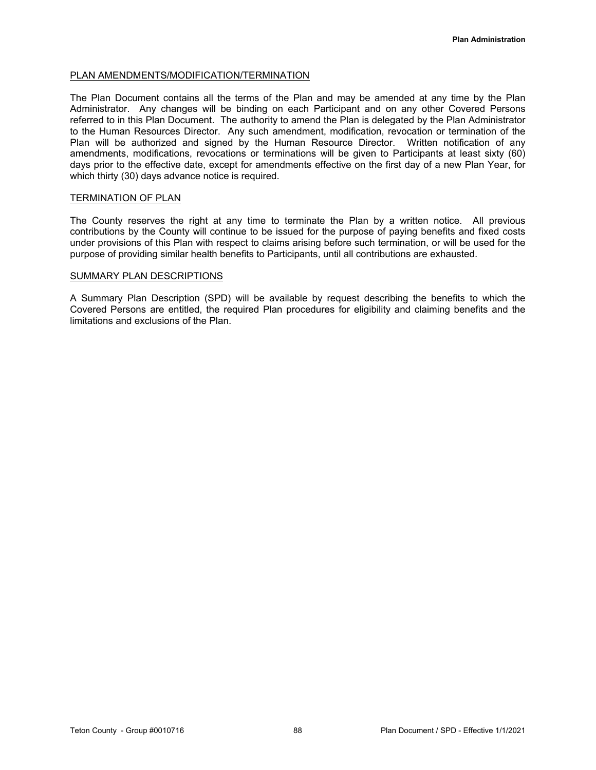## PLAN AMENDMENTS/MODIFICATION/TERMINATION

The Plan Document contains all the terms of the Plan and may be amended at any time by the Plan Administrator. Any changes will be binding on each Participant and on any other Covered Persons referred to in this Plan Document. The authority to amend the Plan is delegated by the Plan Administrator to the Human Resources Director. Any such amendment, modification, revocation or termination of the Plan will be authorized and signed by the Human Resource Director. Written notification of any amendments, modifications, revocations or terminations will be given to Participants at least sixty (60) days prior to the effective date, except for amendments effective on the first day of a new Plan Year, for which thirty (30) days advance notice is required.

## TERMINATION OF PLAN

The County reserves the right at any time to terminate the Plan by a written notice. All previous contributions by the County will continue to be issued for the purpose of paying benefits and fixed costs under provisions of this Plan with respect to claims arising before such termination, or will be used for the purpose of providing similar health benefits to Participants, until all contributions are exhausted.

## SUMMARY PLAN DESCRIPTIONS

A Summary Plan Description (SPD) will be available by request describing the benefits to which the Covered Persons are entitled, the required Plan procedures for eligibility and claiming benefits and the limitations and exclusions of the Plan.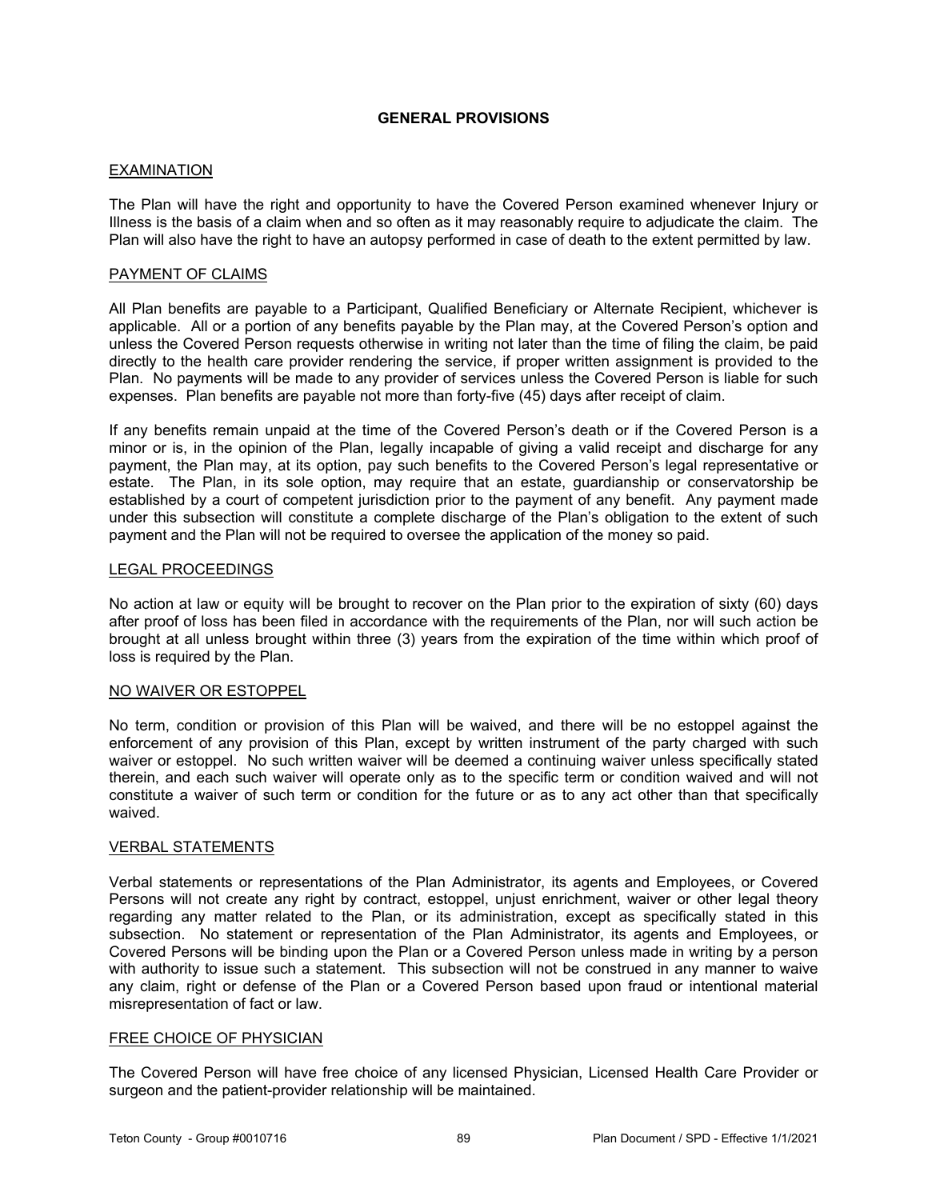# GENERAL PROVISIONS

## EXAMINATION

The Plan will have the right and opportunity to have the Covered Person examined whenever Injury or Illness is the basis of a claim when and so often as it may reasonably require to adjudicate the claim. The Plan will also have the right to have an autopsy performed in case of death to the extent permitted by law.

## PAYMENT OF CLAIMS

All Plan benefits are payable to a Participant, Qualified Beneficiary or Alternate Recipient, whichever is applicable. All or a portion of any benefits payable by the Plan may, at the Covered Person's option and unless the Covered Person requests otherwise in writing not later than the time of filing the claim, be paid directly to the health care provider rendering the service, if proper written assignment is provided to the Plan. No payments will be made to any provider of services unless the Covered Person is liable for such expenses. Plan benefits are payable not more than forty-five (45) days after receipt of claim.

If any benefits remain unpaid at the time of the Covered Person's death or if the Covered Person is a minor or is, in the opinion of the Plan, legally incapable of giving a valid receipt and discharge for any payment, the Plan may, at its option, pay such benefits to the Covered Person's legal representative or estate. The Plan, in its sole option, may require that an estate, guardianship or conservatorship be established by a court of competent jurisdiction prior to the payment of any benefit. Any payment made under this subsection will constitute a complete discharge of the Plan's obligation to the extent of such payment and the Plan will not be required to oversee the application of the money so paid.

## LEGAL PROCEEDINGS

No action at law or equity will be brought to recover on the Plan prior to the expiration of sixty (60) days after proof of loss has been filed in accordance with the requirements of the Plan, nor will such action be brought at all unless brought within three (3) years from the expiration of the time within which proof of loss is required by the Plan.

## NO WAIVER OR ESTOPPEL

No term, condition or provision of this Plan will be waived, and there will be no estoppel against the enforcement of any provision of this Plan, except by written instrument of the party charged with such waiver or estoppel. No such written waiver will be deemed a continuing waiver unless specifically stated therein, and each such waiver will operate only as to the specific term or condition waived and will not constitute a waiver of such term or condition for the future or as to any act other than that specifically waived.

## VERBAL STATEMENTS

Verbal statements or representations of the Plan Administrator, its agents and Employees, or Covered Persons will not create any right by contract, estoppel, unjust enrichment, waiver or other legal theory regarding any matter related to the Plan, or its administration, except as specifically stated in this subsection. No statement or representation of the Plan Administrator, its agents and Employees, or Covered Persons will be binding upon the Plan or a Covered Person unless made in writing by a person with authority to issue such a statement. This subsection will not be construed in any manner to waive any claim, right or defense of the Plan or a Covered Person based upon fraud or intentional material misrepresentation of fact or law.

## FREE CHOICE OF PHYSICIAN

The Covered Person will have free choice of any licensed Physician, Licensed Health Care Provider or surgeon and the patient-provider relationship will be maintained.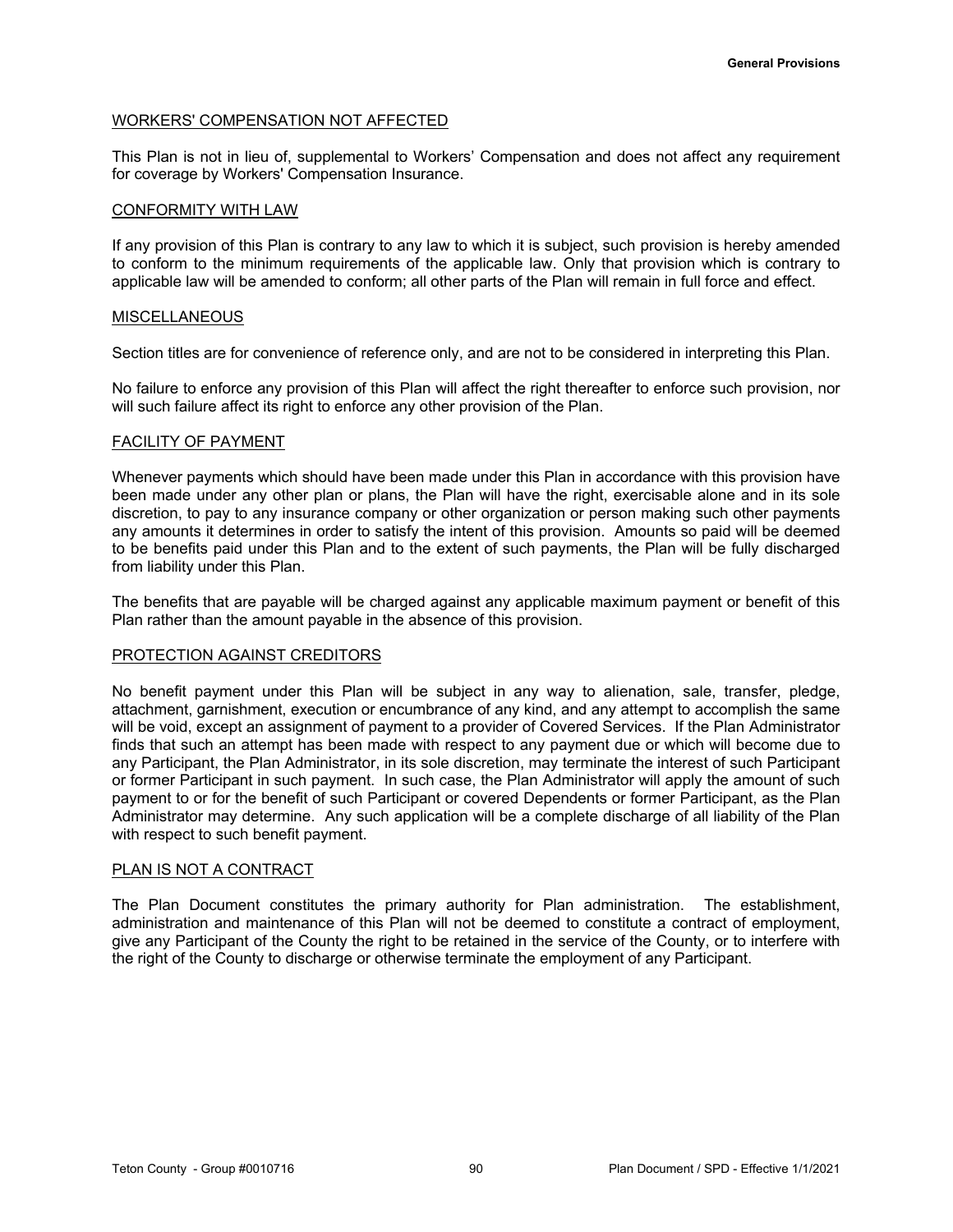## WORKERS' COMPENSATION NOT AFFECTED

This Plan is not in lieu of, supplemental to Workers' Compensation and does not affect any requirement for coverage by Workers' Compensation Insurance.

## CONFORMITY WITH LAW

If any provision of this Plan is contrary to any law to which it is subject, such provision is hereby amended to conform to the minimum requirements of the applicable law. Only that provision which is contrary to applicable law will be amended to conform; all other parts of the Plan will remain in full force and effect.

## MISCELLANEOUS

Section titles are for convenience of reference only, and are not to be considered in interpreting this Plan.

No failure to enforce any provision of this Plan will affect the right thereafter to enforce such provision, nor will such failure affect its right to enforce any other provision of the Plan.

## FACILITY OF PAYMENT

Whenever payments which should have been made under this Plan in accordance with this provision have been made under any other plan or plans, the Plan will have the right, exercisable alone and in its sole discretion, to pay to any insurance company or other organization or person making such other payments any amounts it determines in order to satisfy the intent of this provision. Amounts so paid will be deemed to be benefits paid under this Plan and to the extent of such payments, the Plan will be fully discharged from liability under this Plan.

The benefits that are payable will be charged against any applicable maximum payment or benefit of this Plan rather than the amount payable in the absence of this provision.

## PROTECTION AGAINST CREDITORS

No benefit payment under this Plan will be subject in any way to alienation, sale, transfer, pledge, attachment, garnishment, execution or encumbrance of any kind, and any attempt to accomplish the same will be void, except an assignment of payment to a provider of Covered Services. If the Plan Administrator finds that such an attempt has been made with respect to any payment due or which will become due to any Participant, the Plan Administrator, in its sole discretion, may terminate the interest of such Participant or former Participant in such payment. In such case, the Plan Administrator will apply the amount of such payment to or for the benefit of such Participant or covered Dependents or former Participant, as the Plan Administrator may determine. Any such application will be a complete discharge of all liability of the Plan with respect to such benefit payment.

## PLAN IS NOT A CONTRACT

The Plan Document constitutes the primary authority for Plan administration. The establishment, administration and maintenance of this Plan will not be deemed to constitute a contract of employment, give any Participant of the County the right to be retained in the service of the County, or to interfere with the right of the County to discharge or otherwise terminate the employment of any Participant.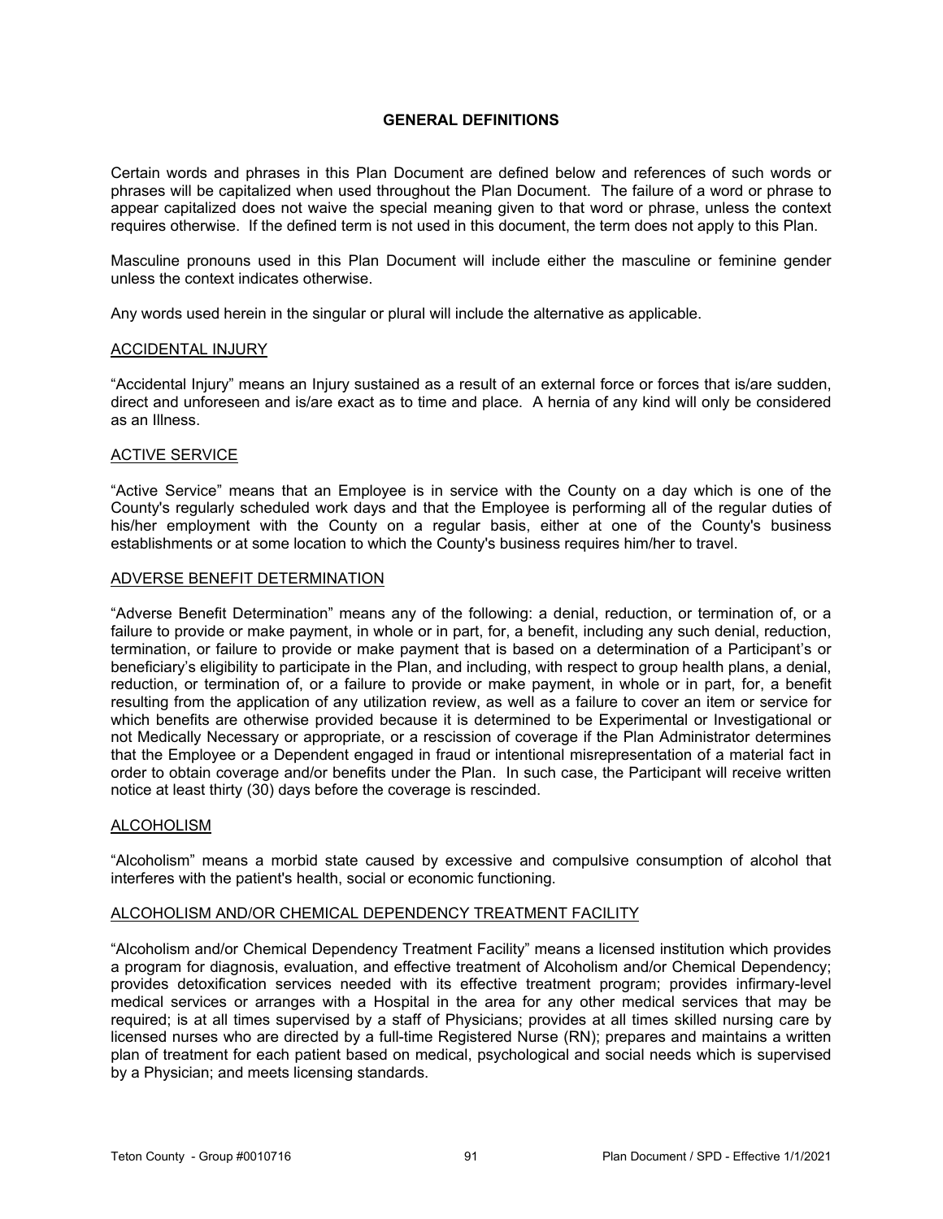## GENERAL DEFINITIONS

Certain words and phrases in this Plan Document are defined below and references of such words or phrases will be capitalized when used throughout the Plan Document. The failure of a word or phrase to appear capitalized does not waive the special meaning given to that word or phrase, unless the context requires otherwise. If the defined term is not used in this document, the term does not apply to this Plan.

Masculine pronouns used in this Plan Document will include either the masculine or feminine gender unless the context indicates otherwise.

Any words used herein in the singular or plural will include the alternative as applicable.

### ACCIDENTAL INJURY

"Accidental Injury" means an Injury sustained as a result of an external force or forces that is/are sudden, direct and unforeseen and is/are exact as to time and place. A hernia of any kind will only be considered as an Illness.

### ACTIVE SERVICE

"Active Service" means that an Employee is in service with the County on a day which is one of the County's regularly scheduled work days and that the Employee is performing all of the regular duties of his/her employment with the County on a regular basis, either at one of the County's business establishments or at some location to which the County's business requires him/her to travel.

### ADVERSE BENEFIT DETERMINATION

"Adverse Benefit Determination" means any of the following: a denial, reduction, or termination of, or a failure to provide or make payment, in whole or in part, for, a benefit, including any such denial, reduction, termination, or failure to provide or make payment that is based on a determination of a Participant's or beneficiary's eligibility to participate in the Plan, and including, with respect to group health plans, a denial, reduction, or termination of, or a failure to provide or make payment, in whole or in part, for, a benefit resulting from the application of any utilization review, as well as a failure to cover an item or service for which benefits are otherwise provided because it is determined to be Experimental or Investigational or not Medically Necessary or appropriate, or a rescission of coverage if the Plan Administrator determines that the Employee or a Dependent engaged in fraud or intentional misrepresentation of a material fact in order to obtain coverage and/or benefits under the Plan. In such case, the Participant will receive written notice at least thirty (30) days before the coverage is rescinded.

### ALCOHOLISM

"Alcoholism" means a morbid state caused by excessive and compulsive consumption of alcohol that interferes with the patient's health, social or economic functioning.

### ALCOHOLISM AND/OR CHEMICAL DEPENDENCY TREATMENT FACILITY

"Alcoholism and/or Chemical Dependency Treatment Facility" means a licensed institution which provides a program for diagnosis, evaluation, and effective treatment of Alcoholism and/or Chemical Dependency; provides detoxification services needed with its effective treatment program; provides infirmary-level medical services or arranges with a Hospital in the area for any other medical services that may be required; is at all times supervised by a staff of Physicians; provides at all times skilled nursing care by licensed nurses who are directed by a full-time Registered Nurse (RN); prepares and maintains a written plan of treatment for each patient based on medical, psychological and social needs which is supervised by a Physician; and meets licensing standards.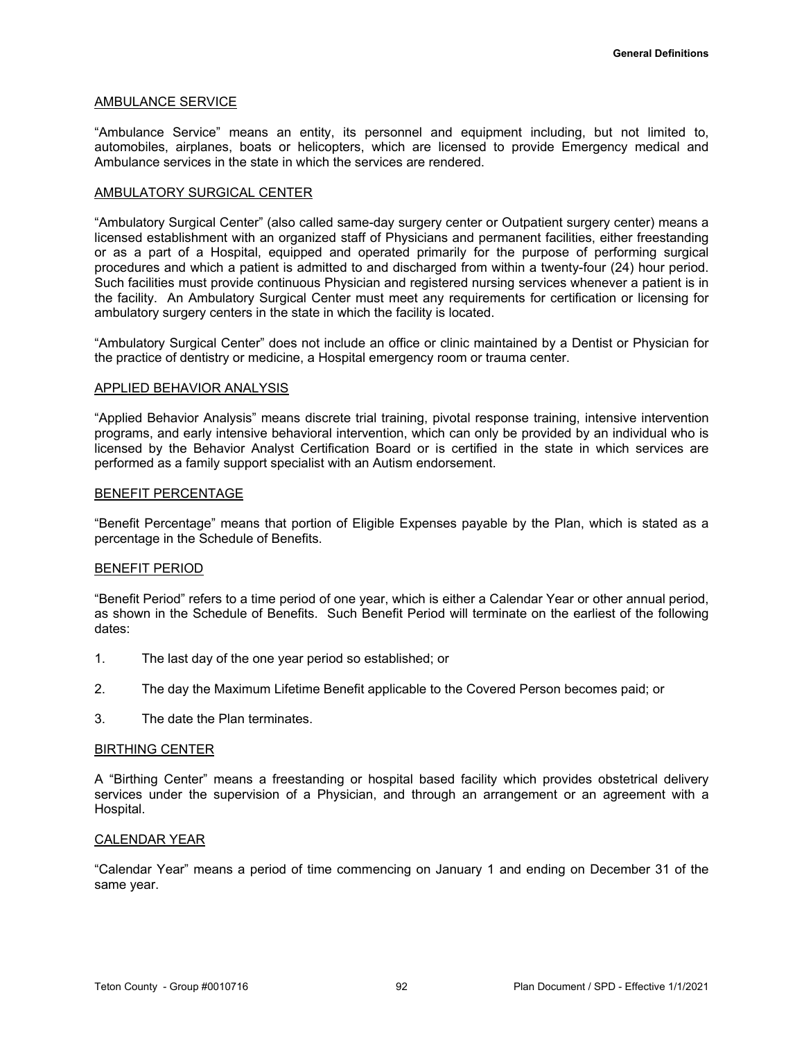#### AMBULANCE SERVICE

"Ambulance Service" means an entity, its personnel and equipment including, but not limited to, automobiles, airplanes, boats or helicopters, which are licensed to provide Emergency medical and Ambulance services in the state in which the services are rendered.

#### AMBULATORY SURGICAL CENTER

"Ambulatory Surgical Center" (also called same-day surgery center or Outpatient surgery center) means a licensed establishment with an organized staff of Physicians and permanent facilities, either freestanding or as a part of a Hospital, equipped and operated primarily for the purpose of performing surgical procedures and which a patient is admitted to and discharged from within a twenty-four (24) hour period. Such facilities must provide continuous Physician and registered nursing services whenever a patient is in the facility. An Ambulatory Surgical Center must meet any requirements for certification or licensing for ambulatory surgery centers in the state in which the facility is located.

"Ambulatory Surgical Center" does not include an office or clinic maintained by a Dentist or Physician for the practice of dentistry or medicine, a Hospital emergency room or trauma center.

#### APPLIED BEHAVIOR ANALYSIS

"Applied Behavior Analysis" means discrete trial training, pivotal response training, intensive intervention programs, and early intensive behavioral intervention, which can only be provided by an individual who is licensed by the Behavior Analyst Certification Board or is certified in the state in which services are performed as a family support specialist with an Autism endorsement.

#### BENEFIT PERCENTAGE

"Benefit Percentage" means that portion of Eligible Expenses payable by the Plan, which is stated as a percentage in the Schedule of Benefits.

#### BENEFIT PERIOD

"Benefit Period" refers to a time period of one year, which is either a Calendar Year or other annual period, as shown in the Schedule of Benefits. Such Benefit Period will terminate on the earliest of the following dates:

1. The last day of the one year period so established; or
2. The day the Maximum Lifetime Benefit applicable to the Covered Person becomes paid; or
3. The date the Plan terminates.

#### BIRTHING CENTER

A "Birthing Center" means a freestanding or hospital based facility which provides obstetrical delivery services under the supervision of a Physician, and through an arrangement or an agreement with a Hospital.

#### CALENDAR YEAR

"Calendar Year" means a period of time commencing on January 1 and ending on December 31 of the same year.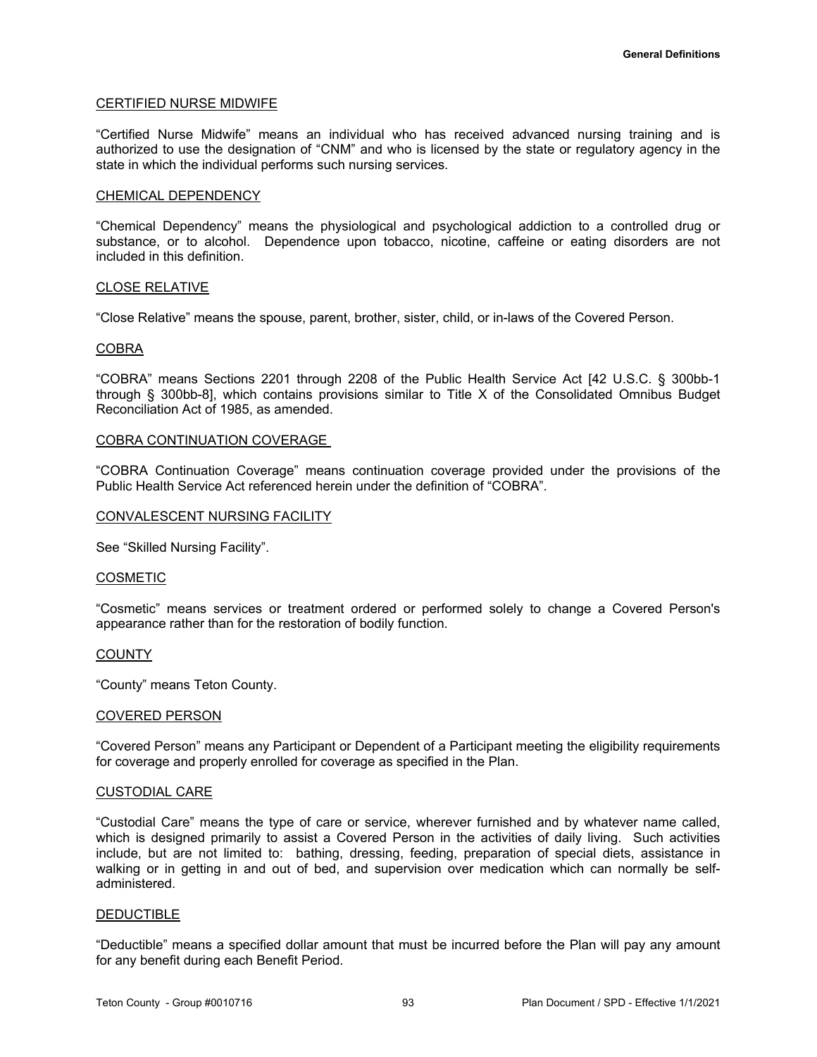#### CERTIFIED NURSE MIDWIFE

"Certified Nurse Midwife" means an individual who has received advanced nursing training and is authorized to use the designation of "CNM" and who is licensed by the state or regulatory agency in the state in which the individual performs such nursing services.

#### CHEMICAL DEPENDENCY

"Chemical Dependency" means the physiological and psychological addiction to a controlled drug or substance, or to alcohol. Dependence upon tobacco, nicotine, caffeine or eating disorders are not included in this definition.

#### CLOSE RELATIVE

"Close Relative" means the spouse, parent, brother, sister, child, or in-laws of the Covered Person.

#### COBRA

"COBRA" means Sections 2201 through 2208 of the Public Health Service Act [42 U.S.C. § 300bb-1 through § 300bb-8], which contains provisions similar to Title X of the Consolidated Omnibus Budget Reconciliation Act of 1985, as amended.

#### COBRA CONTINUATION COVERAGE

"COBRA Continuation Coverage" means continuation coverage provided under the provisions of the Public Health Service Act referenced herein under the definition of "COBRA".

#### CONVALESCENT NURSING FACILITY

See "Skilled Nursing Facility".

#### COSMETIC

"Cosmetic" means services or treatment ordered or performed solely to change a Covered Person's appearance rather than for the restoration of bodily function.

#### COUNTY

"County" means Teton County.

#### COVERED PERSON

"Covered Person" means any Participant or Dependent of a Participant meeting the eligibility requirements for coverage and properly enrolled for coverage as specified in the Plan.

#### CUSTODIAL CARE

"Custodial Care" means the type of care or service, wherever furnished and by whatever name called, which is designed primarily to assist a Covered Person in the activities of daily living. Such activities include, but are not limited to: bathing, dressing, feeding, preparation of special diets, assistance in walking or in getting in and out of bed, and supervision over medication which can normally be self-administered.

#### DEDUCTIBLE

"Deductible" means a specified dollar amount that must be incurred before the Plan will pay any amount for any benefit during each Benefit Period.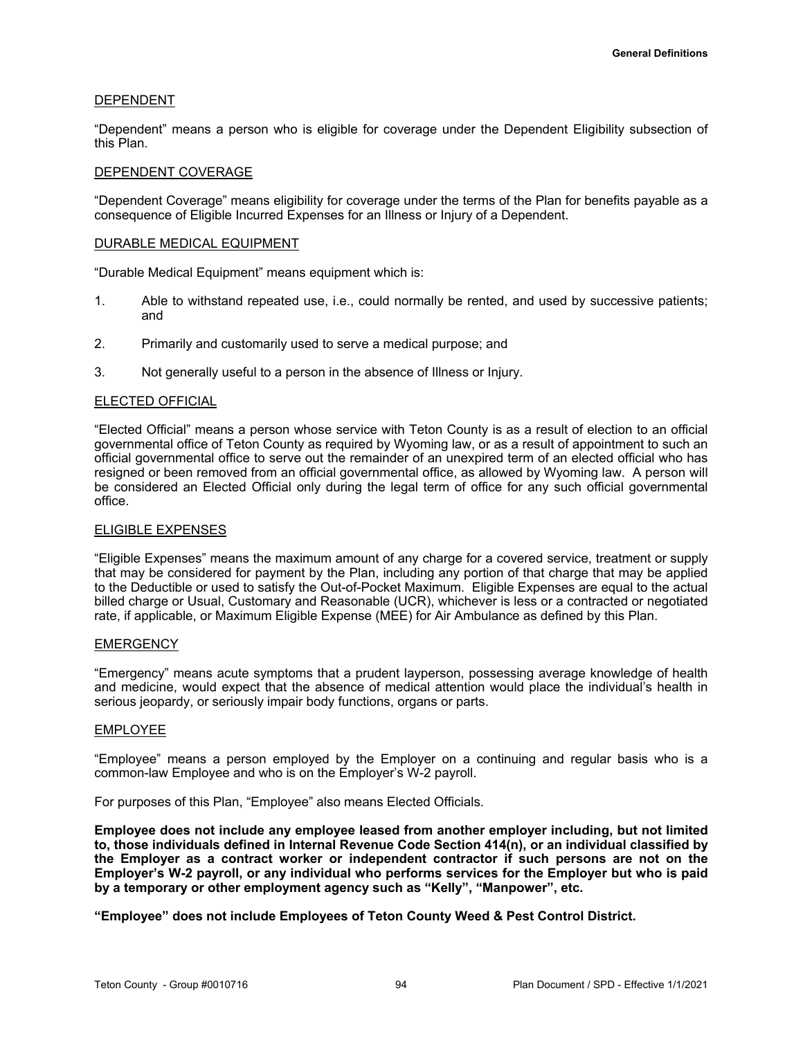## DEPENDENT

"Dependent" means a person who is eligible for coverage under the Dependent Eligibility subsection of this Plan.

## DEPENDENT COVERAGE

"Dependent Coverage" means eligibility for coverage under the terms of the Plan for benefits payable as a consequence of Eligible Incurred Expenses for an Illness or Injury of a Dependent.

## DURABLE MEDICAL EQUIPMENT

"Durable Medical Equipment" means equipment which is:

1. Able to withstand repeated use, i.e., could normally be rented, and used by successive patients; and
2. Primarily and customarily used to serve a medical purpose; and
3. Not generally useful to a person in the absence of Illness or Injury.

## ELECTED OFFICIAL

"Elected Official" means a person whose service with Teton County is as a result of election to an official governmental office of Teton County as required by Wyoming law, or as a result of appointment to such an official governmental office to serve out the remainder of an unexpired term of an elected official who has resigned or been removed from an official governmental office, as allowed by Wyoming law. A person will be considered an Elected Official only during the legal term of office for any such official governmental office.

## ELIGIBLE EXPENSES

"Eligible Expenses" means the maximum amount of any charge for a covered service, treatment or supply that may be considered for payment by the Plan, including any portion of that charge that may be applied to the Deductible or used to satisfy the Out-of-Pocket Maximum. Eligible Expenses are equal to the actual billed charge or Usual, Customary and Reasonable (UCR), whichever is less or a contracted or negotiated rate, if applicable, or Maximum Eligible Expense (MEE) for Air Ambulance as defined by this Plan.

## EMERGENCY

"Emergency" means acute symptoms that a prudent layperson, possessing average knowledge of health and medicine, would expect that the absence of medical attention would place the individual's health in serious jeopardy, or seriously impair body functions, organs or parts.

## EMPLOYEE

"Employee" means a person employed by the Employer on a continuing and regular basis who is a common-law Employee and who is on the Employer's W-2 payroll.

For purposes of this Plan, "Employee" also means Elected Officials.

**Employee does not include any employee leased from another employer including, but not limited to, those individuals defined in Internal Revenue Code Section 414(n), or an individual classified by the Employer as a contract worker or independent contractor if such persons are not on the Employer's W-2 payroll, or any individual who performs services for the Employer but who is paid by a temporary or other employment agency such as "Kelly", "Manpower", etc.**

**"Employee" does not include Employees of Teton County Weed & Pest Control District.**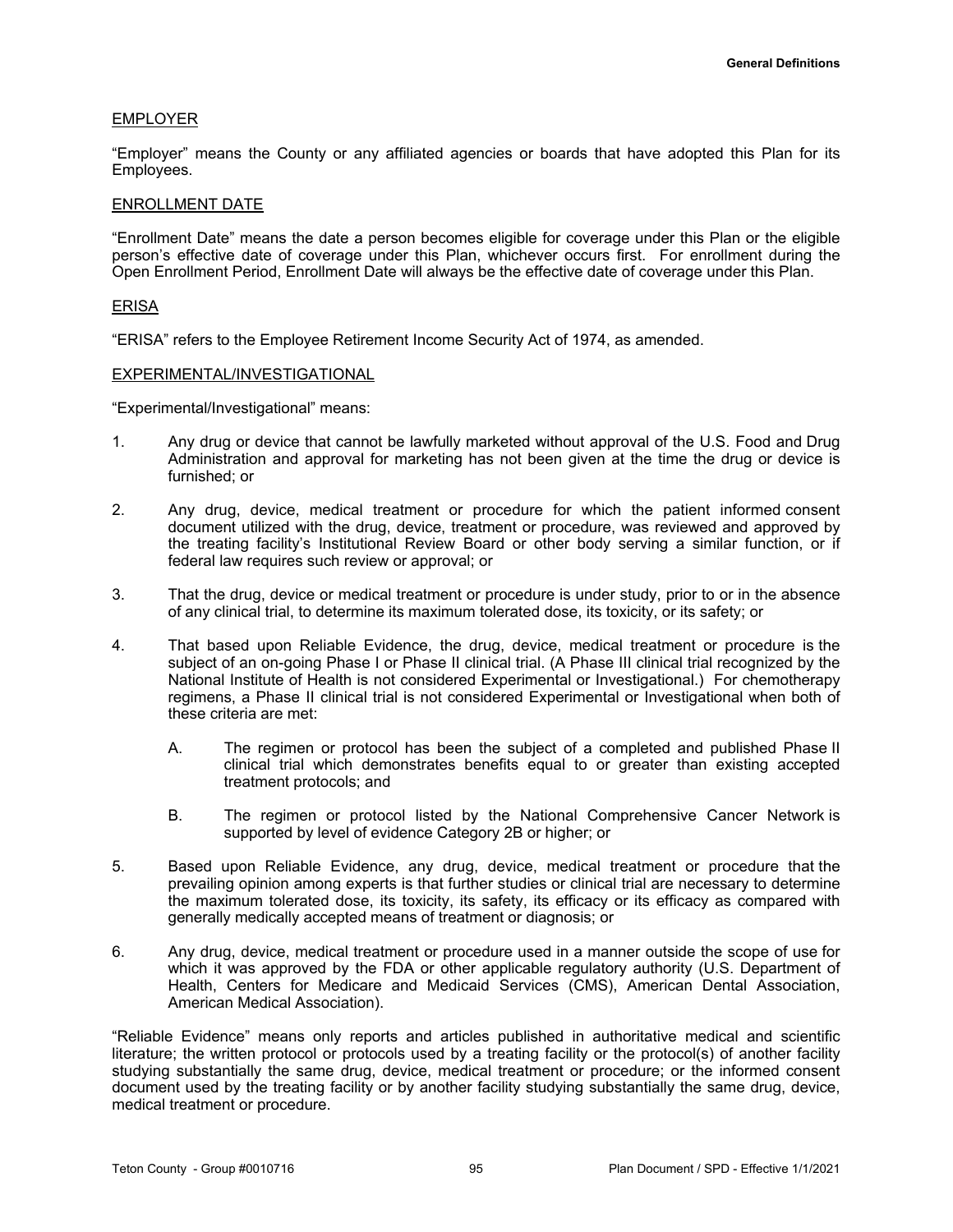## EMPLOYER

"Employer" means the County or any affiliated agencies or boards that have adopted this Plan for its Employees.

## ENROLLMENT DATE

"Enrollment Date" means the date a person becomes eligible for coverage under this Plan or the eligible person's effective date of coverage under this Plan, whichever occurs first. For enrollment during the Open Enrollment Period, Enrollment Date will always be the effective date of coverage under this Plan.

## ERISA

"ERISA" refers to the Employee Retirement Income Security Act of 1974, as amended.

## EXPERIMENTAL/INVESTIGATIONAL

"Experimental/Investigational" means:

1. Any drug or device that cannot be lawfully marketed without approval of the U.S. Food and Drug Administration and approval for marketing has not been given at the time the drug or device is furnished; or

2. Any drug, device, medical treatment or procedure for which the patient informed consent document utilized with the drug, device, treatment or procedure, was reviewed and approved by the treating facility's Institutional Review Board or other body serving a similar function, or if federal law requires such review or approval; or

3. That the drug, device or medical treatment or procedure is under study, prior to or in the absence of any clinical trial, to determine its maximum tolerated dose, its toxicity, or its safety; or

4. That based upon Reliable Evidence, the drug, device, medical treatment or procedure is the subject of an on-going Phase I or Phase II clinical trial. (A Phase III clinical trial recognized by the National Institute of Health is not considered Experimental or Investigational.) For chemotherapy regimens, a Phase II clinical trial is not considered Experimental or Investigational when both of these criteria are met:

   A. The regimen or protocol has been the subject of a completed and published Phase II clinical trial which demonstrates benefits equal to or greater than existing accepted treatment protocols; and

   B. The regimen or protocol listed by the National Comprehensive Cancer Network is supported by level of evidence Category 2B or higher; or

5. Based upon Reliable Evidence, any drug, device, medical treatment or procedure that the prevailing opinion among experts is that further studies or clinical trial are necessary to determine the maximum tolerated dose, its toxicity, its safety, its efficacy or its efficacy as compared with generally medically accepted means of treatment or diagnosis; or

6. Any drug, device, medical treatment or procedure used in a manner outside the scope of use for which it was approved by the FDA or other applicable regulatory authority (U.S. Department of Health, Centers for Medicare and Medicaid Services (CMS), American Dental Association, American Medical Association).

"Reliable Evidence" means only reports and articles published in authoritative medical and scientific literature; the written protocol or protocols used by a treating facility or the protocol(s) of another facility studying substantially the same drug, device, medical treatment or procedure; or the informed consent document used by the treating facility or by another facility studying substantially the same drug, device, medical treatment or procedure.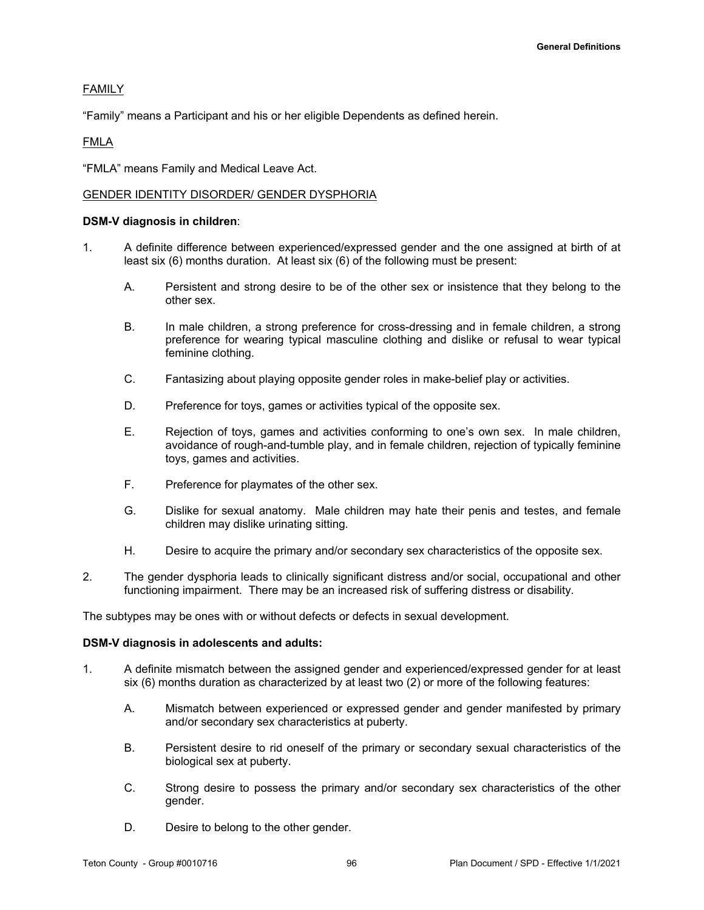FAMILY

"Family" means a Participant and his or her eligible Dependents as defined herein.

FMLA

"FMLA" means Family and Medical Leave Act.

GENDER IDENTITY DISORDER/ GENDER DYSPHORIA

**DSM-V diagnosis in children**:

1. A definite difference between experienced/expressed gender and the one assigned at birth of at least six (6) months duration. At least six (6) of the following must be present:

   A. Persistent and strong desire to be of the other sex or insistence that they belong to the other sex.

   B. In male children, a strong preference for cross-dressing and in female children, a strong preference for wearing typical masculine clothing and dislike or refusal to wear typical feminine clothing.

   C. Fantasizing about playing opposite gender roles in make-belief play or activities.

   D. Preference for toys, games or activities typical of the opposite sex.

   E. Rejection of toys, games and activities conforming to one's own sex. In male children, avoidance of rough-and-tumble play, and in female children, rejection of typically feminine toys, games and activities.

   F. Preference for playmates of the other sex.

   G. Dislike for sexual anatomy. Male children may hate their penis and testes, and female children may dislike urinating sitting.

   H. Desire to acquire the primary and/or secondary sex characteristics of the opposite sex.

2. The gender dysphoria leads to clinically significant distress and/or social, occupational and other functioning impairment. There may be an increased risk of suffering distress or disability.

The subtypes may be ones with or without defects or defects in sexual development.

**DSM-V diagnosis in adolescents and adults:**

1. A definite mismatch between the assigned gender and experienced/expressed gender for at least six (6) months duration as characterized by at least two (2) or more of the following features:

   A. Mismatch between experienced or expressed gender and gender manifested by primary and/or secondary sex characteristics at puberty.

   B. Persistent desire to rid oneself of the primary or secondary sexual characteristics of the biological sex at puberty.

   C. Strong desire to possess the primary and/or secondary sex characteristics of the other gender.

   D. Desire to belong to the other gender.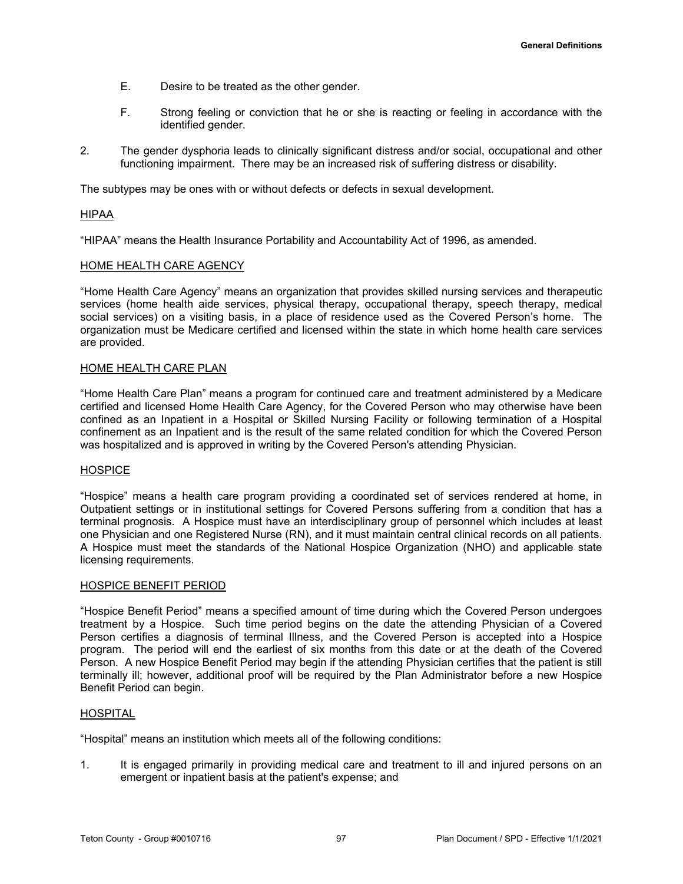E. Desire to be treated as the other gender.

F. Strong feeling or conviction that he or she is reacting or feeling in accordance with the identified gender.

2. The gender dysphoria leads to clinically significant distress and/or social, occupational and other functioning impairment. There may be an increased risk of suffering distress or disability.

The subtypes may be ones with or without defects or defects in sexual development.

<u>HIPAA</u>

"HIPAA" means the Health Insurance Portability and Accountability Act of 1996, as amended.

<u>HOME HEALTH CARE AGENCY</u>

"Home Health Care Agency" means an organization that provides skilled nursing services and therapeutic services (home health aide services, physical therapy, occupational therapy, speech therapy, medical social services) on a visiting basis, in a place of residence used as the Covered Person's home. The organization must be Medicare certified and licensed within the state in which home health care services are provided.

<u>HOME HEALTH CARE PLAN</u>

"Home Health Care Plan" means a program for continued care and treatment administered by a Medicare certified and licensed Home Health Care Agency, for the Covered Person who may otherwise have been confined as an Inpatient in a Hospital or Skilled Nursing Facility or following termination of a Hospital confinement as an Inpatient and is the result of the same related condition for which the Covered Person was hospitalized and is approved in writing by the Covered Person's attending Physician.

<u>HOSPICE</u>

"Hospice" means a health care program providing a coordinated set of services rendered at home, in Outpatient settings or in institutional settings for Covered Persons suffering from a condition that has a terminal prognosis. A Hospice must have an interdisciplinary group of personnel which includes at least one Physician and one Registered Nurse (RN), and it must maintain central clinical records on all patients. A Hospice must meet the standards of the National Hospice Organization (NHO) and applicable state licensing requirements.

<u>HOSPICE BENEFIT PERIOD</u>

"Hospice Benefit Period" means a specified amount of time during which the Covered Person undergoes treatment by a Hospice. Such time period begins on the date the attending Physician of a Covered Person certifies a diagnosis of terminal Illness, and the Covered Person is accepted into a Hospice program. The period will end the earliest of six months from this date or at the death of the Covered Person. A new Hospice Benefit Period may begin if the attending Physician certifies that the patient is still terminally ill; however, additional proof will be required by the Plan Administrator before a new Hospice Benefit Period can begin.

<u>HOSPITAL</u>

"Hospital" means an institution which meets all of the following conditions:

1. It is engaged primarily in providing medical care and treatment to ill and injured persons on an emergent or inpatient basis at the patient's expense; and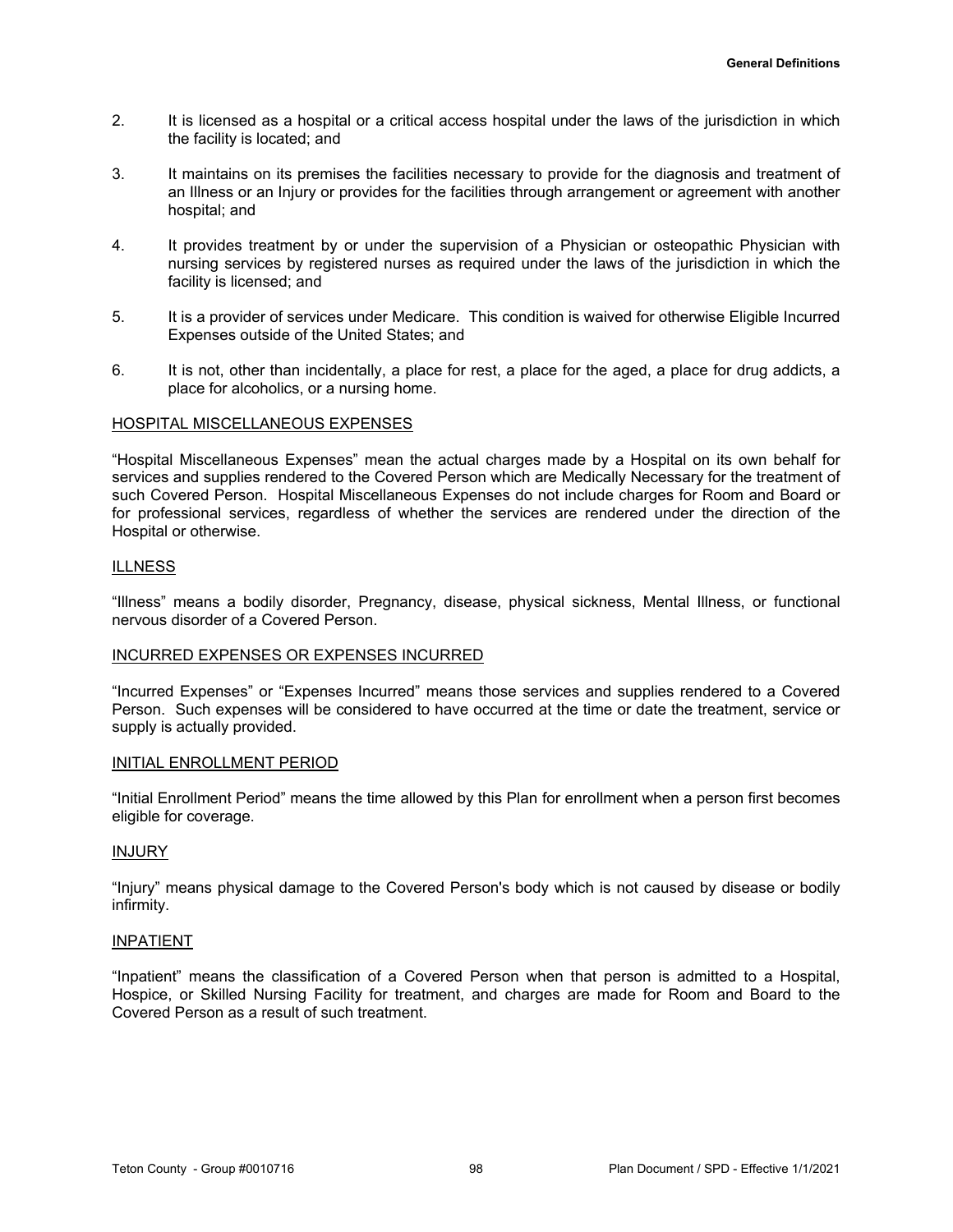2. It is licensed as a hospital or a critical access hospital under the laws of the jurisdiction in which the facility is located; and

3. It maintains on its premises the facilities necessary to provide for the diagnosis and treatment of an Illness or an Injury or provides for the facilities through arrangement or agreement with another hospital; and

4. It provides treatment by or under the supervision of a Physician or osteopathic Physician with nursing services by registered nurses as required under the laws of the jurisdiction in which the facility is licensed; and

5. It is a provider of services under Medicare. This condition is waived for otherwise Eligible Incurred Expenses outside of the United States; and

6. It is not, other than incidentally, a place for rest, a place for the aged, a place for drug addicts, a place for alcoholics, or a nursing home.

HOSPITAL MISCELLANEOUS EXPENSES

"Hospital Miscellaneous Expenses" mean the actual charges made by a Hospital on its own behalf for services and supplies rendered to the Covered Person which are Medically Necessary for the treatment of such Covered Person. Hospital Miscellaneous Expenses do not include charges for Room and Board or for professional services, regardless of whether the services are rendered under the direction of the Hospital or otherwise.

ILLNESS

"Illness" means a bodily disorder, Pregnancy, disease, physical sickness, Mental Illness, or functional nervous disorder of a Covered Person.

INCURRED EXPENSES OR EXPENSES INCURRED

"Incurred Expenses" or "Expenses Incurred" means those services and supplies rendered to a Covered Person. Such expenses will be considered to have occurred at the time or date the treatment, service or supply is actually provided.

INITIAL ENROLLMENT PERIOD

"Initial Enrollment Period" means the time allowed by this Plan for enrollment when a person first becomes eligible for coverage.

INJURY

"Injury" means physical damage to the Covered Person's body which is not caused by disease or bodily infirmity.

INPATIENT

"Inpatient" means the classification of a Covered Person when that person is admitted to a Hospital, Hospice, or Skilled Nursing Facility for treatment, and charges are made for Room and Board to the Covered Person as a result of such treatment.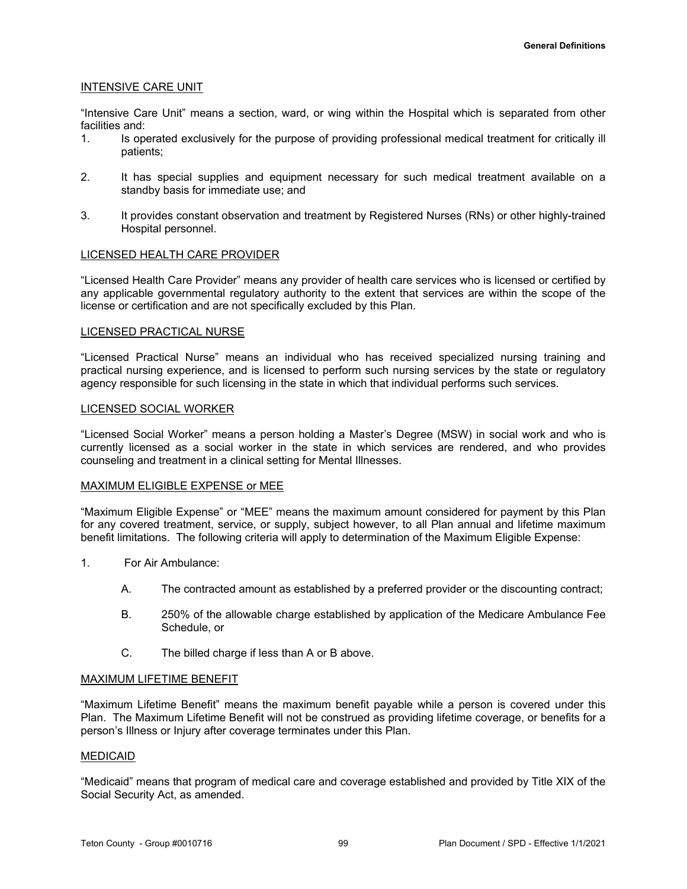#### INTENSIVE CARE UNIT

"Intensive Care Unit" means a section, ward, or wing within the Hospital which is separated from other facilities and:

1. Is operated exclusively for the purpose of providing professional medical treatment for critically ill patients;

2. It has special supplies and equipment necessary for such medical treatment available on a standby basis for immediate use; and

3. It provides constant observation and treatment by Registered Nurses (RNs) or other highly-trained Hospital personnel.

#### LICENSED HEALTH CARE PROVIDER

"Licensed Health Care Provider" means any provider of health care services who is licensed or certified by any applicable governmental regulatory authority to the extent that services are within the scope of the license or certification and are not specifically excluded by this Plan.

#### LICENSED PRACTICAL NURSE

"Licensed Practical Nurse" means an individual who has received specialized nursing training and practical nursing experience, and is licensed to perform such nursing services by the state or regulatory agency responsible for such licensing in the state in which that individual performs such services.

#### LICENSED SOCIAL WORKER

"Licensed Social Worker" means a person holding a Master's Degree (MSW) in social work and who is currently licensed as a social worker in the state in which services are rendered, and who provides counseling and treatment in a clinical setting for Mental Illnesses.

#### MAXIMUM ELIGIBLE EXPENSE or MEE

"Maximum Eligible Expense" or "MEE" means the maximum amount considered for payment by this Plan for any covered treatment, service, or supply, subject however, to all Plan annual and lifetime maximum benefit limitations. The following criteria will apply to determination of the Maximum Eligible Expense:

1. For Air Ambulance:

   A. The contracted amount as established by a preferred provider or the discounting contract;

   B. 250% of the allowable charge established by application of the Medicare Ambulance Fee Schedule, or

   C. The billed charge if less than A or B above.

#### MAXIMUM LIFETIME BENEFIT

"Maximum Lifetime Benefit" means the maximum benefit payable while a person is covered under this Plan. The Maximum Lifetime Benefit will not be construed as providing lifetime coverage, or benefits for a person's Illness or Injury after coverage terminates under this Plan.

#### MEDICAID

"Medicaid" means that program of medical care and coverage established and provided by Title XIX of the Social Security Act, as amended.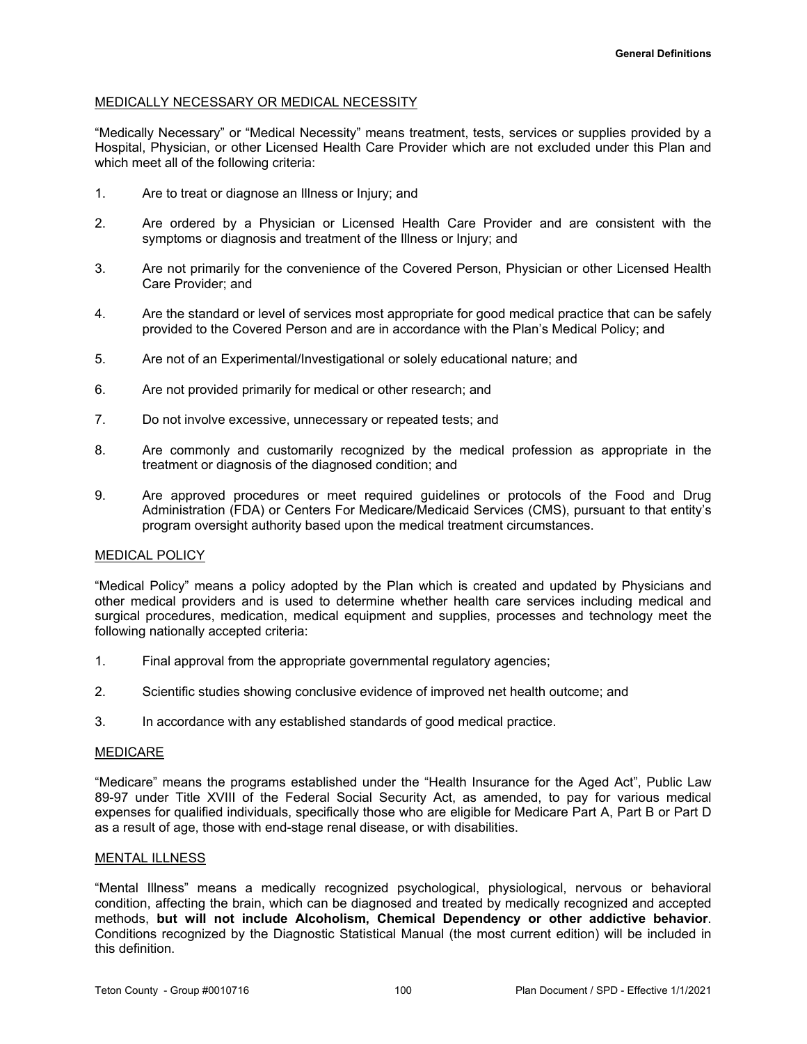## MEDICALLY NECESSARY OR MEDICAL NECESSITY

"Medically Necessary" or "Medical Necessity" means treatment, tests, services or supplies provided by a Hospital, Physician, or other Licensed Health Care Provider which are not excluded under this Plan and which meet all of the following criteria:

1. Are to treat or diagnose an Illness or Injury; and

2. Are ordered by a Physician or Licensed Health Care Provider and are consistent with the symptoms or diagnosis and treatment of the Illness or Injury; and

3. Are not primarily for the convenience of the Covered Person, Physician or other Licensed Health Care Provider; and

4. Are the standard or level of services most appropriate for good medical practice that can be safely provided to the Covered Person and are in accordance with the Plan's Medical Policy; and

5. Are not of an Experimental/Investigational or solely educational nature; and

6. Are not provided primarily for medical or other research; and

7. Do not involve excessive, unnecessary or repeated tests; and

8. Are commonly and customarily recognized by the medical profession as appropriate in the treatment or diagnosis of the diagnosed condition; and

9. Are approved procedures or meet required guidelines or protocols of the Food and Drug Administration (FDA) or Centers For Medicare/Medicaid Services (CMS), pursuant to that entity's program oversight authority based upon the medical treatment circumstances.

## MEDICAL POLICY

"Medical Policy" means a policy adopted by the Plan which is created and updated by Physicians and other medical providers and is used to determine whether health care services including medical and surgical procedures, medication, medical equipment and supplies, processes and technology meet the following nationally accepted criteria:

1. Final approval from the appropriate governmental regulatory agencies;

2. Scientific studies showing conclusive evidence of improved net health outcome; and

3. In accordance with any established standards of good medical practice.

## MEDICARE

"Medicare" means the programs established under the "Health Insurance for the Aged Act", Public Law 89-97 under Title XVIII of the Federal Social Security Act, as amended, to pay for various medical expenses for qualified individuals, specifically those who are eligible for Medicare Part A, Part B or Part D as a result of age, those with end-stage renal disease, or with disabilities.

## MENTAL ILLNESS

"Mental Illness" means a medically recognized psychological, physiological, nervous or behavioral condition, affecting the brain, which can be diagnosed and treated by medically recognized and accepted methods, **but will not include Alcoholism, Chemical Dependency or other addictive behavior**. Conditions recognized by the Diagnostic Statistical Manual (the most current edition) will be included in this definition.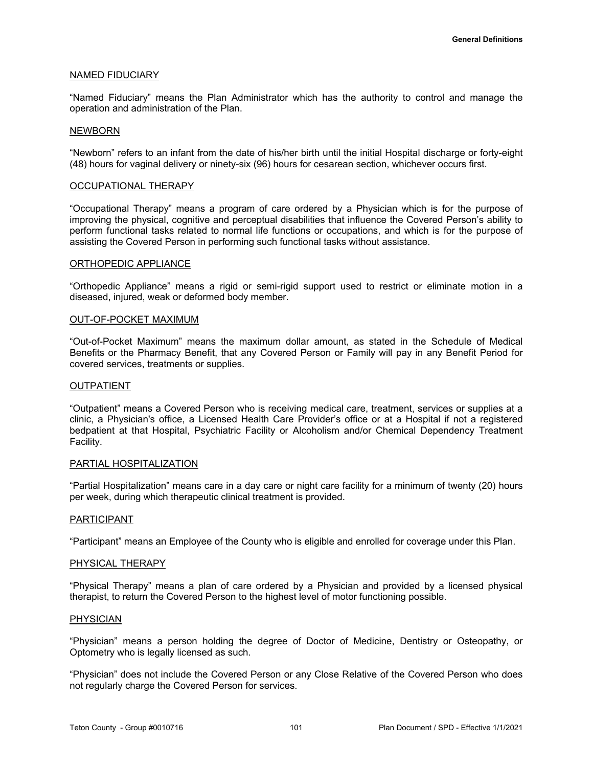## NAMED FIDUCIARY

"Named Fiduciary" means the Plan Administrator which has the authority to control and manage the operation and administration of the Plan.

## NEWBORN

"Newborn" refers to an infant from the date of his/her birth until the initial Hospital discharge or forty-eight (48) hours for vaginal delivery or ninety-six (96) hours for cesarean section, whichever occurs first.

## OCCUPATIONAL THERAPY

"Occupational Therapy" means a program of care ordered by a Physician which is for the purpose of improving the physical, cognitive and perceptual disabilities that influence the Covered Person's ability to perform functional tasks related to normal life functions or occupations, and which is for the purpose of assisting the Covered Person in performing such functional tasks without assistance.

## ORTHOPEDIC APPLIANCE

"Orthopedic Appliance" means a rigid or semi-rigid support used to restrict or eliminate motion in a diseased, injured, weak or deformed body member.

## OUT-OF-POCKET MAXIMUM

"Out-of-Pocket Maximum" means the maximum dollar amount, as stated in the Schedule of Medical Benefits or the Pharmacy Benefit, that any Covered Person or Family will pay in any Benefit Period for covered services, treatments or supplies.

## OUTPATIENT

"Outpatient" means a Covered Person who is receiving medical care, treatment, services or supplies at a clinic, a Physician's office, a Licensed Health Care Provider's office or at a Hospital if not a registered bedpatient at that Hospital, Psychiatric Facility or Alcoholism and/or Chemical Dependency Treatment Facility.

## PARTIAL HOSPITALIZATION

"Partial Hospitalization" means care in a day care or night care facility for a minimum of twenty (20) hours per week, during which therapeutic clinical treatment is provided.

## PARTICIPANT

"Participant" means an Employee of the County who is eligible and enrolled for coverage under this Plan.

## PHYSICAL THERAPY

"Physical Therapy" means a plan of care ordered by a Physician and provided by a licensed physical therapist, to return the Covered Person to the highest level of motor functioning possible.

## PHYSICIAN

"Physician" means a person holding the degree of Doctor of Medicine, Dentistry or Osteopathy, or Optometry who is legally licensed as such.

"Physician" does not include the Covered Person or any Close Relative of the Covered Person who does not regularly charge the Covered Person for services.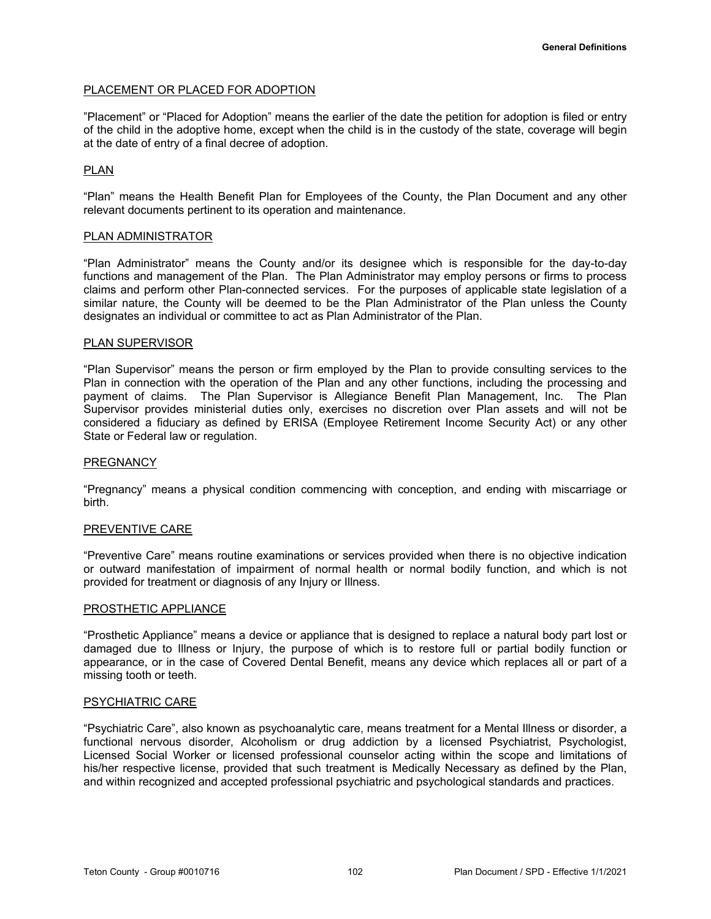PLACEMENT OR PLACED FOR ADOPTION

"Placement" or "Placed for Adoption" means the earlier of the date the petition for adoption is filed or entry of the child in the adoptive home, except when the child is in the custody of the state, coverage will begin at the date of entry of a final decree of adoption.

PLAN

"Plan" means the Health Benefit Plan for Employees of the County, the Plan Document and any other relevant documents pertinent to its operation and maintenance.

PLAN ADMINISTRATOR

"Plan Administrator" means the County and/or its designee which is responsible for the day-to-day functions and management of the Plan. The Plan Administrator may employ persons or firms to process claims and perform other Plan-connected services. For the purposes of applicable state legislation of a similar nature, the County will be deemed to be the Plan Administrator of the Plan unless the County designates an individual or committee to act as Plan Administrator of the Plan.

PLAN SUPERVISOR

"Plan Supervisor" means the person or firm employed by the Plan to provide consulting services to the Plan in connection with the operation of the Plan and any other functions, including the processing and payment of claims. The Plan Supervisor is Allegiance Benefit Plan Management, Inc. The Plan Supervisor provides ministerial duties only, exercises no discretion over Plan assets and will not be considered a fiduciary as defined by ERISA (Employee Retirement Income Security Act) or any other State or Federal law or regulation.

PREGNANCY

"Pregnancy" means a physical condition commencing with conception, and ending with miscarriage or birth.

PREVENTIVE CARE

"Preventive Care" means routine examinations or services provided when there is no objective indication or outward manifestation of impairment of normal health or normal bodily function, and which is not provided for treatment or diagnosis of any Injury or Illness.

PROSTHETIC APPLIANCE

"Prosthetic Appliance" means a device or appliance that is designed to replace a natural body part lost or damaged due to Illness or Injury, the purpose of which is to restore full or partial bodily function or appearance, or in the case of Covered Dental Benefit, means any device which replaces all or part of a missing tooth or teeth.

PSYCHIATRIC CARE

"Psychiatric Care", also known as psychoanalytic care, means treatment for a Mental Illness or disorder, a functional nervous disorder, Alcoholism or drug addiction by a licensed Psychiatrist, Psychologist, Licensed Social Worker or licensed professional counselor acting within the scope and limitations of his/her respective license, provided that such treatment is Medically Necessary as defined by the Plan, and within recognized and accepted professional psychiatric and psychological standards and practices.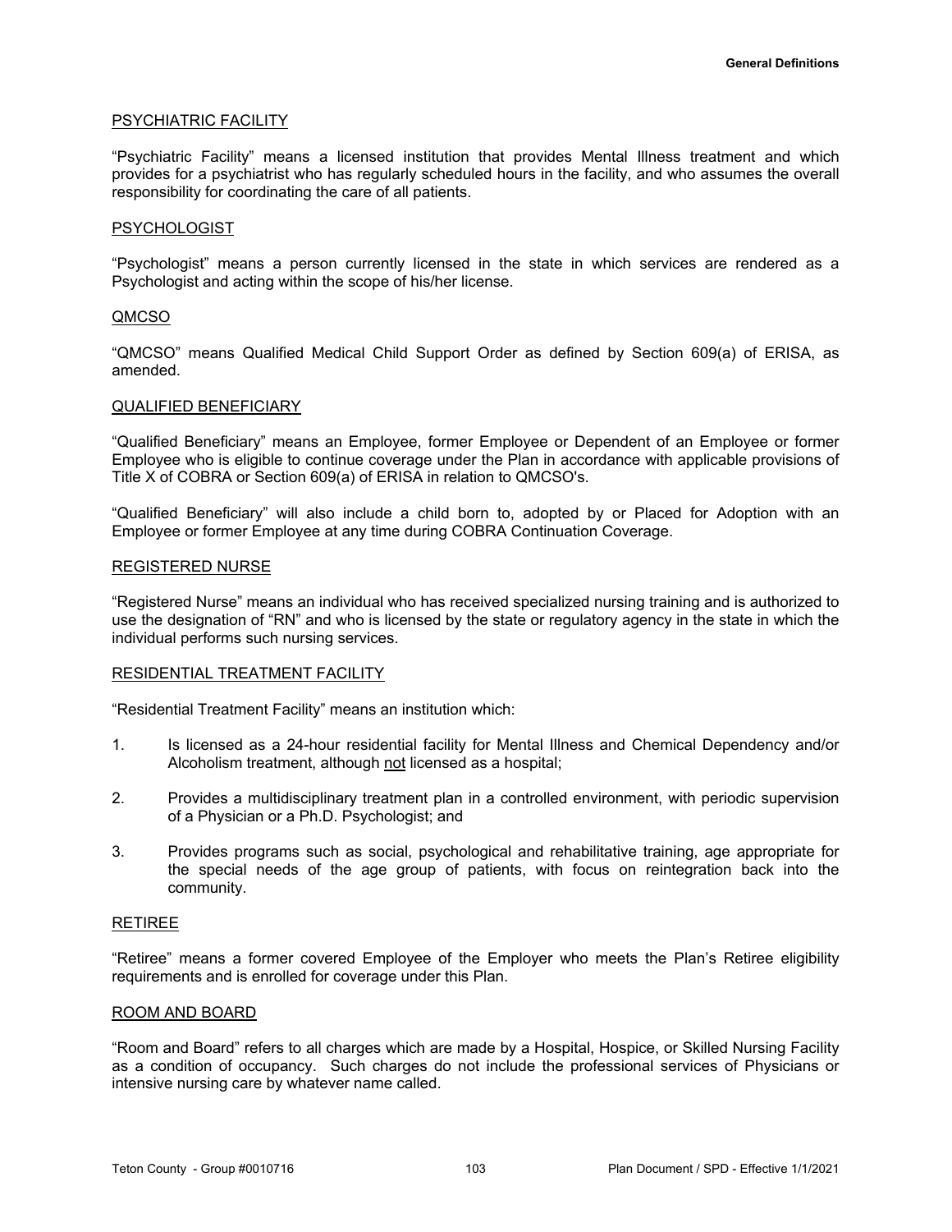PSYCHIATRIC FACILITY

"Psychiatric Facility" means a licensed institution that provides Mental Illness treatment and which provides for a psychiatrist who has regularly scheduled hours in the facility, and who assumes the overall responsibility for coordinating the care of all patients.

PSYCHOLOGIST

"Psychologist" means a person currently licensed in the state in which services are rendered as a Psychologist and acting within the scope of his/her license.

QMCSO

"QMCSO" means Qualified Medical Child Support Order as defined by Section 609(a) of ERISA, as amended.

QUALIFIED BENEFICIARY

"Qualified Beneficiary" means an Employee, former Employee or Dependent of an Employee or former Employee who is eligible to continue coverage under the Plan in accordance with applicable provisions of Title X of COBRA or Section 609(a) of ERISA in relation to QMCSO's.

"Qualified Beneficiary" will also include a child born to, adopted by or Placed for Adoption with an Employee or former Employee at any time during COBRA Continuation Coverage.

REGISTERED NURSE

"Registered Nurse" means an individual who has received specialized nursing training and is authorized to use the designation of "RN" and who is licensed by the state or regulatory agency in the state in which the individual performs such nursing services.

RESIDENTIAL TREATMENT FACILITY

"Residential Treatment Facility" means an institution which:

1. Is licensed as a 24-hour residential facility for Mental Illness and Chemical Dependency and/or Alcoholism treatment, although not licensed as a hospital;
2. Provides a multidisciplinary treatment plan in a controlled environment, with periodic supervision of a Physician or a Ph.D. Psychologist; and
3. Provides programs such as social, psychological and rehabilitative training, age appropriate for the special needs of the age group of patients, with focus on reintegration back into the community.

RETIREE

"Retiree" means a former covered Employee of the Employer who meets the Plan's Retiree eligibility requirements and is enrolled for coverage under this Plan.

ROOM AND BOARD

"Room and Board" refers to all charges which are made by a Hospital, Hospice, or Skilled Nursing Facility as a condition of occupancy. Such charges do not include the professional services of Physicians or intensive nursing care by whatever name called.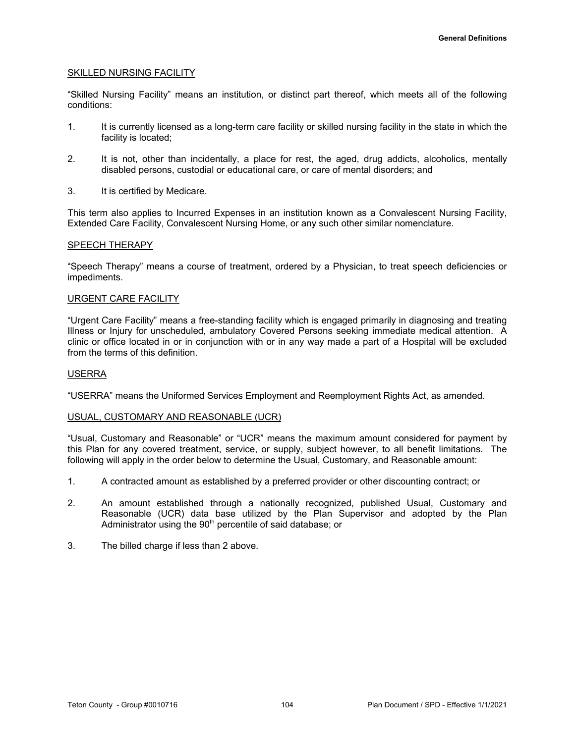## SKILLED NURSING FACILITY

"Skilled Nursing Facility" means an institution, or distinct part thereof, which meets all of the following conditions:

1. It is currently licensed as a long-term care facility or skilled nursing facility in the state in which the facility is located;
2. It is not, other than incidentally, a place for rest, the aged, drug addicts, alcoholics, mentally disabled persons, custodial or educational care, or care of mental disorders; and
3. It is certified by Medicare.

This term also applies to Incurred Expenses in an institution known as a Convalescent Nursing Facility, Extended Care Facility, Convalescent Nursing Home, or any such other similar nomenclature.

## SPEECH THERAPY

"Speech Therapy" means a course of treatment, ordered by a Physician, to treat speech deficiencies or impediments.

## URGENT CARE FACILITY

"Urgent Care Facility" means a free-standing facility which is engaged primarily in diagnosing and treating Illness or Injury for unscheduled, ambulatory Covered Persons seeking immediate medical attention. A clinic or office located in or in conjunction with or in any way made a part of a Hospital will be excluded from the terms of this definition.

## USERRA

"USERRA" means the Uniformed Services Employment and Reemployment Rights Act, as amended.

## USUAL, CUSTOMARY AND REASONABLE (UCR)

"Usual, Customary and Reasonable" or "UCR" means the maximum amount considered for payment by this Plan for any covered treatment, service, or supply, subject however, to all benefit limitations. The following will apply in the order below to determine the Usual, Customary, and Reasonable amount:

1. A contracted amount as established by a preferred provider or other discounting contract; or
2. An amount established through a nationally recognized, published Usual, Customary and Reasonable (UCR) data base utilized by the Plan Supervisor and adopted by the Plan Administrator using the 90th percentile of said database; or
3. The billed charge if less than 2 above.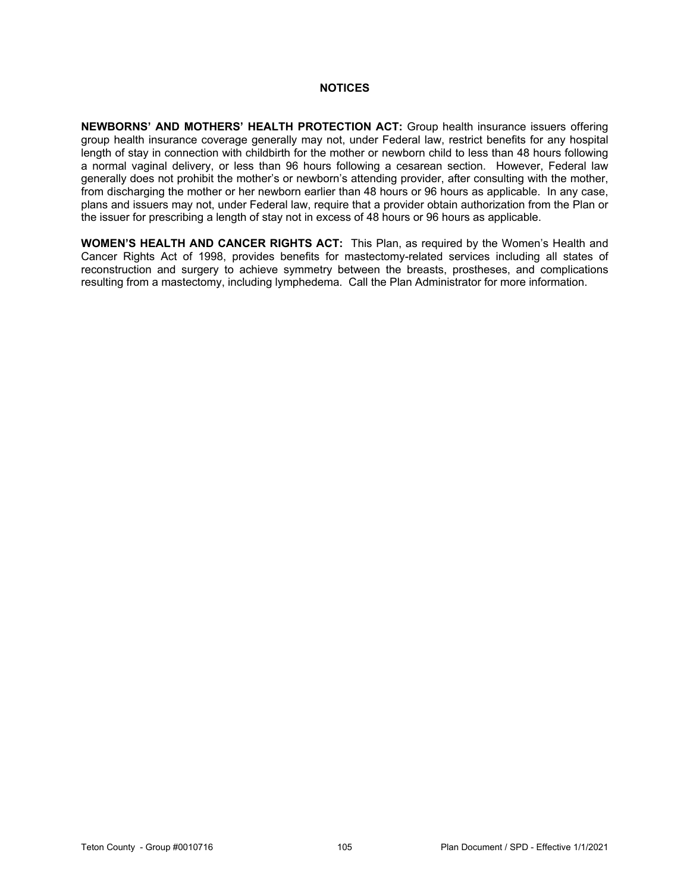# NOTICES

**NEWBORNS' AND MOTHERS' HEALTH PROTECTION ACT:** Group health insurance issuers offering group health insurance coverage generally may not, under Federal law, restrict benefits for any hospital length of stay in connection with childbirth for the mother or newborn child to less than 48 hours following a normal vaginal delivery, or less than 96 hours following a cesarean section. However, Federal law generally does not prohibit the mother's or newborn's attending provider, after consulting with the mother, from discharging the mother or her newborn earlier than 48 hours or 96 hours as applicable. In any case, plans and issuers may not, under Federal law, require that a provider obtain authorization from the Plan or the issuer for prescribing a length of stay not in excess of 48 hours or 96 hours as applicable.

**WOMEN'S HEALTH AND CANCER RIGHTS ACT:** This Plan, as required by the Women's Health and Cancer Rights Act of 1998, provides benefits for mastectomy-related services including all states of reconstruction and surgery to achieve symmetry between the breasts, prostheses, and complications resulting from a mastectomy, including lymphedema. Call the Plan Administrator for more information.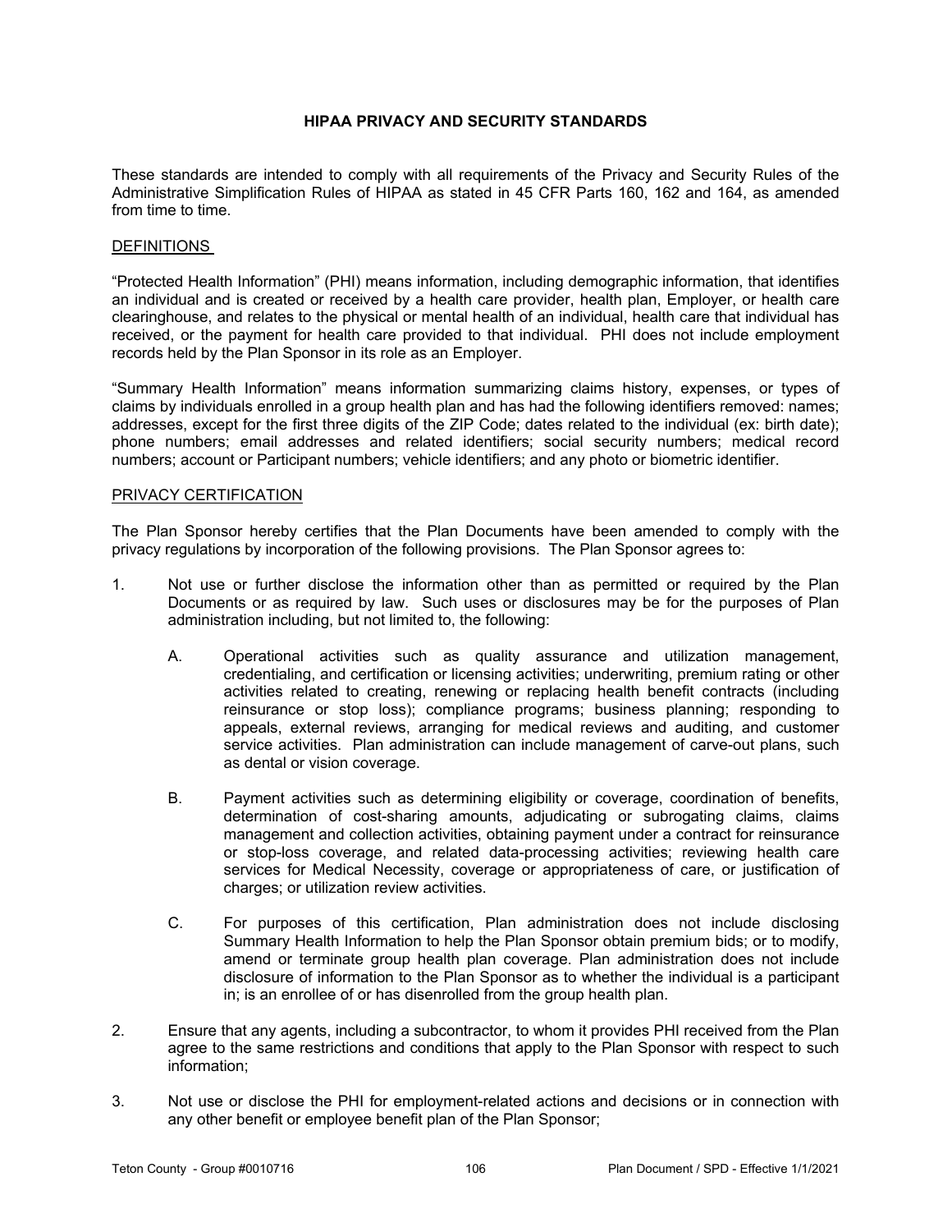# HIPAA PRIVACY AND SECURITY STANDARDS

These standards are intended to comply with all requirements of the Privacy and Security Rules of the Administrative Simplification Rules of HIPAA as stated in 45 CFR Parts 160, 162 and 164, as amended from time to time.

## DEFINITIONS

"Protected Health Information" (PHI) means information, including demographic information, that identifies an individual and is created or received by a health care provider, health plan, Employer, or health care clearinghouse, and relates to the physical or mental health of an individual, health care that individual has received, or the payment for health care provided to that individual. PHI does not include employment records held by the Plan Sponsor in its role as an Employer.

"Summary Health Information" means information summarizing claims history, expenses, or types of claims by individuals enrolled in a group health plan and has had the following identifiers removed: names; addresses, except for the first three digits of the ZIP Code; dates related to the individual (ex: birth date); phone numbers; email addresses and related identifiers; social security numbers; medical record numbers; account or Participant numbers; vehicle identifiers; and any photo or biometric identifier.

## PRIVACY CERTIFICATION

The Plan Sponsor hereby certifies that the Plan Documents have been amended to comply with the privacy regulations by incorporation of the following provisions. The Plan Sponsor agrees to:

1. Not use or further disclose the information other than as permitted or required by the Plan Documents or as required by law. Such uses or disclosures may be for the purposes of Plan administration including, but not limited to, the following:

   A. Operational activities such as quality assurance and utilization management, credentialing, and certification or licensing activities; underwriting, premium rating or other activities related to creating, renewing or replacing health benefit contracts (including reinsurance or stop loss); compliance programs; business planning; responding to appeals, external reviews, arranging for medical reviews and auditing, and customer service activities. Plan administration can include management of carve-out plans, such as dental or vision coverage.

   B. Payment activities such as determining eligibility or coverage, coordination of benefits, determination of cost-sharing amounts, adjudicating or subrogating claims, claims management and collection activities, obtaining payment under a contract for reinsurance or stop-loss coverage, and related data-processing activities; reviewing health care services for Medical Necessity, coverage or appropriateness of care, or justification of charges; or utilization review activities.

   C. For purposes of this certification, Plan administration does not include disclosing Summary Health Information to help the Plan Sponsor obtain premium bids; or to modify, amend or terminate group health plan coverage. Plan administration does not include disclosure of information to the Plan Sponsor as to whether the individual is a participant in; is an enrollee of or has disenrolled from the group health plan.

2. Ensure that any agents, including a subcontractor, to whom it provides PHI received from the Plan agree to the same restrictions and conditions that apply to the Plan Sponsor with respect to such information;

3. Not use or disclose the PHI for employment-related actions and decisions or in connection with any other benefit or employee benefit plan of the Plan Sponsor;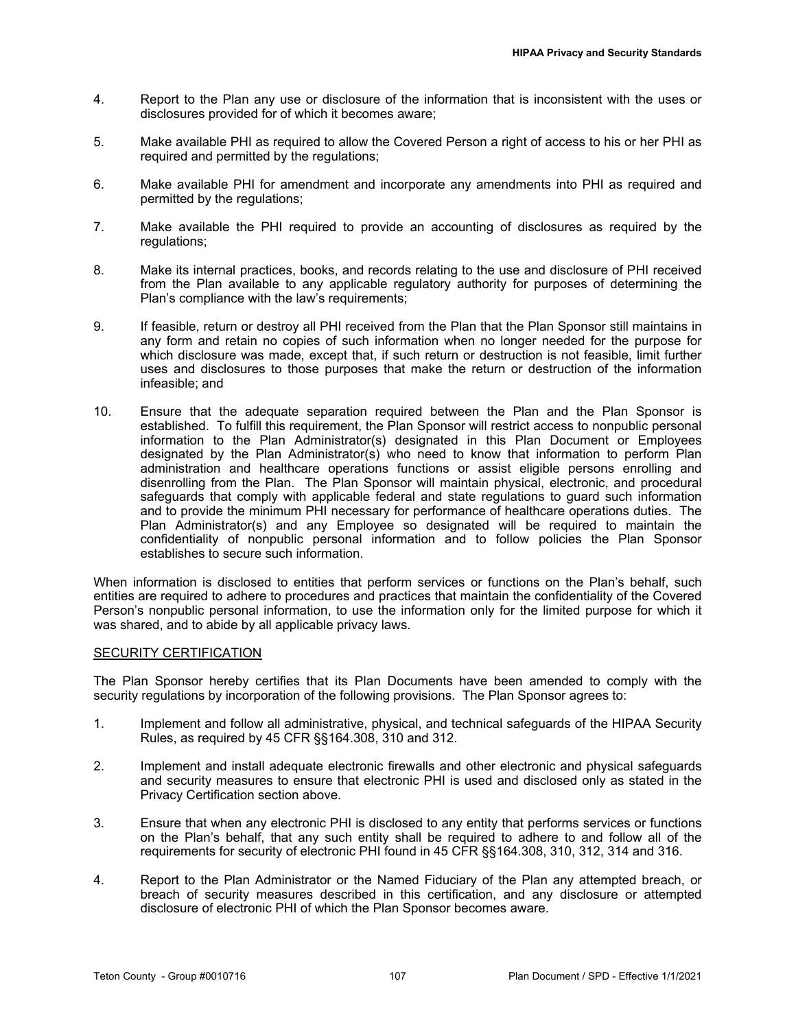4. Report to the Plan any use or disclosure of the information that is inconsistent with the uses or disclosures provided for of which it becomes aware;

5. Make available PHI as required to allow the Covered Person a right of access to his or her PHI as required and permitted by the regulations;

6. Make available PHI for amendment and incorporate any amendments into PHI as required and permitted by the regulations;

7. Make available the PHI required to provide an accounting of disclosures as required by the regulations;

8. Make its internal practices, books, and records relating to the use and disclosure of PHI received from the Plan available to any applicable regulatory authority for purposes of determining the Plan's compliance with the law's requirements;

9. If feasible, return or destroy all PHI received from the Plan that the Plan Sponsor still maintains in any form and retain no copies of such information when no longer needed for the purpose for which disclosure was made, except that, if such return or destruction is not feasible, limit further uses and disclosures to those purposes that make the return or destruction of the information infeasible; and

10. Ensure that the adequate separation required between the Plan and the Plan Sponsor is established. To fulfill this requirement, the Plan Sponsor will restrict access to nonpublic personal information to the Plan Administrator(s) designated in this Plan Document or Employees designated by the Plan Administrator(s) who need to know that information to perform Plan administration and healthcare operations functions or assist eligible persons enrolling and disenrolling from the Plan. The Plan Sponsor will maintain physical, electronic, and procedural safeguards that comply with applicable federal and state regulations to guard such information and to provide the minimum PHI necessary for performance of healthcare operations duties. The Plan Administrator(s) and any Employee so designated will be required to maintain the confidentiality of nonpublic personal information and to follow policies the Plan Sponsor establishes to secure such information.

When information is disclosed to entities that perform services or functions on the Plan's behalf, such entities are required to adhere to procedures and practices that maintain the confidentiality of the Covered Person's nonpublic personal information, to use the information only for the limited purpose for which it was shared, and to abide by all applicable privacy laws.

## SECURITY CERTIFICATION

The Plan Sponsor hereby certifies that its Plan Documents have been amended to comply with the security regulations by incorporation of the following provisions. The Plan Sponsor agrees to:

1. Implement and follow all administrative, physical, and technical safeguards of the HIPAA Security Rules, as required by 45 CFR §§164.308, 310 and 312.

2. Implement and install adequate electronic firewalls and other electronic and physical safeguards and security measures to ensure that electronic PHI is used and disclosed only as stated in the Privacy Certification section above.

3. Ensure that when any electronic PHI is disclosed to any entity that performs services or functions on the Plan's behalf, that any such entity shall be required to adhere to and follow all of the requirements for security of electronic PHI found in 45 CFR §§164.308, 310, 312, 314 and 316.

4. Report to the Plan Administrator or the Named Fiduciary of the Plan any attempted breach, or breach of security measures described in this certification, and any disclosure or attempted disclosure of electronic PHI of which the Plan Sponsor becomes aware.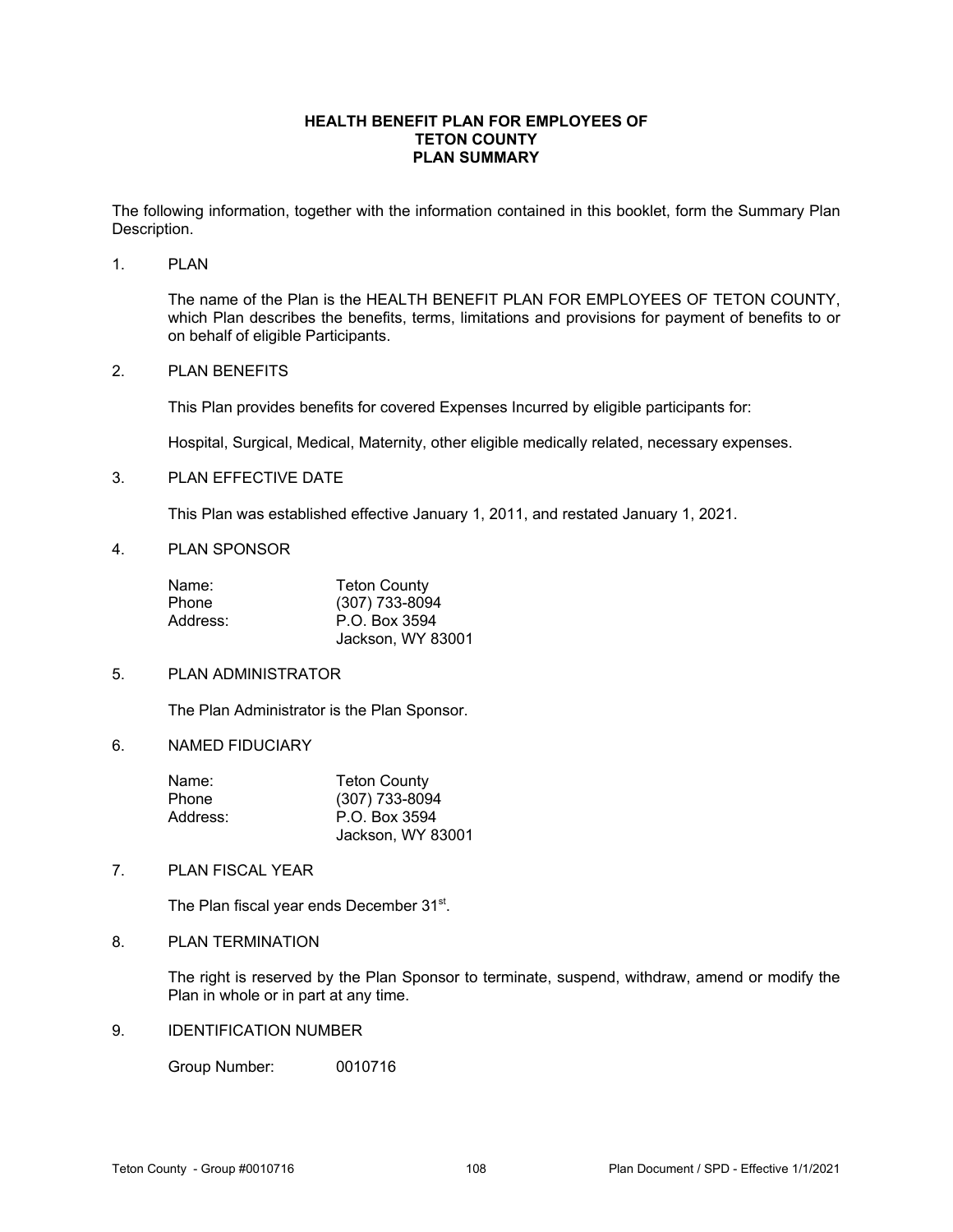# HEALTH BENEFIT PLAN FOR EMPLOYEES OF TETON COUNTY PLAN SUMMARY

The following information, together with the information contained in this booklet, form the Summary Plan Description.

1. PLAN

   The name of the Plan is the HEALTH BENEFIT PLAN FOR EMPLOYEES OF TETON COUNTY, which Plan describes the benefits, terms, limitations and provisions for payment of benefits to or on behalf of eligible Participants.

2. PLAN BENEFITS

   This Plan provides benefits for covered Expenses Incurred by eligible participants for:

   Hospital, Surgical, Medical, Maternity, other eligible medically related, necessary expenses.

3. PLAN EFFECTIVE DATE

   This Plan was established effective January 1, 2011, and restated January 1, 2021.

4. PLAN SPONSOR

   | | |
   |---|---|
   | Name: | Teton County |
   | Phone | (307) 733-8094 |
   | Address: | P.O. Box 3594 |
   | | Jackson, WY 83001 |

5. PLAN ADMINISTRATOR

   The Plan Administrator is the Plan Sponsor.

6. NAMED FIDUCIARY

   | | |
   |---|---|
   | Name: | Teton County |
   | Phone | (307) 733-8094 |
   | Address: | P.O. Box 3594 |
   | | Jackson, WY 83001 |

7. PLAN FISCAL YEAR

   The Plan fiscal year ends December 31st.

8. PLAN TERMINATION

   The right is reserved by the Plan Sponsor to terminate, suspend, withdraw, amend or modify the Plan in whole or in part at any time.

9. IDENTIFICATION NUMBER

   Group Number: 0010716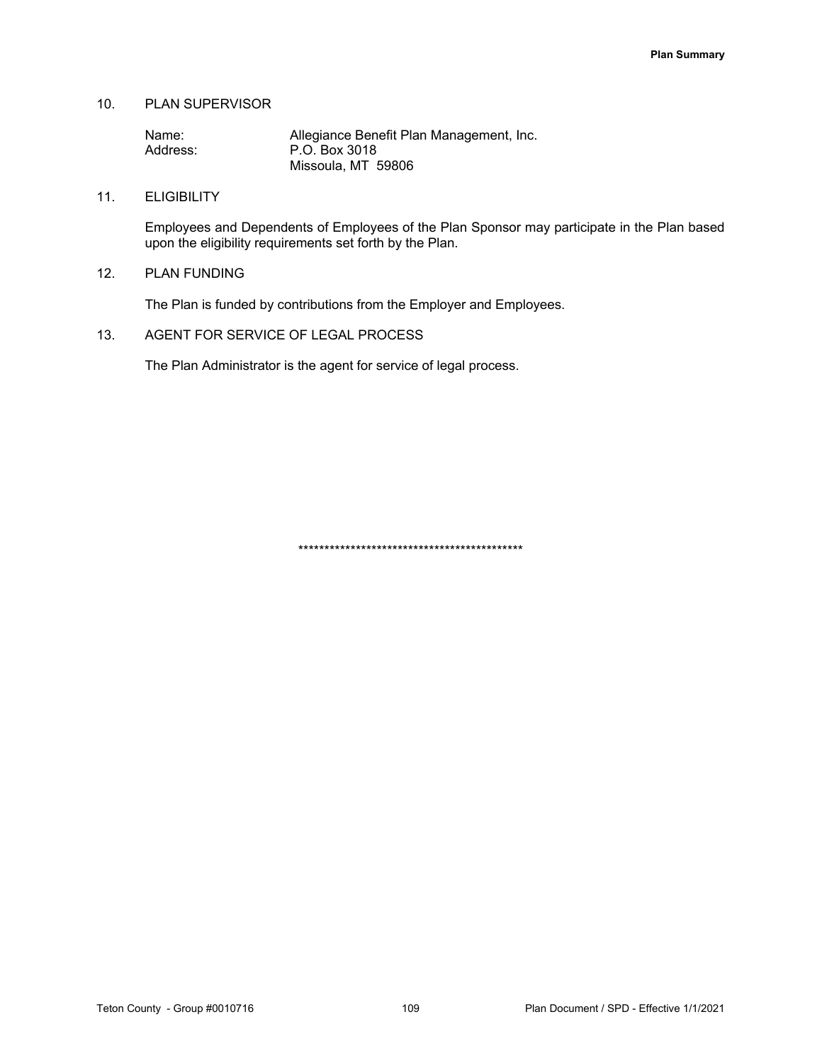10. PLAN SUPERVISOR

| | |
|---|---|
| Name: | Allegiance Benefit Plan Management, Inc. |
| Address: | P.O. Box 3018<br>Missoula, MT  59806 |

11. ELIGIBILITY

Employees and Dependents of Employees of the Plan Sponsor may participate in the Plan based upon the eligibility requirements set forth by the Plan.

12. PLAN FUNDING

The Plan is funded by contributions from the Employer and Employees.

13. AGENT FOR SERVICE OF LEGAL PROCESS

The Plan Administrator is the agent for service of legal process.

*******************************************